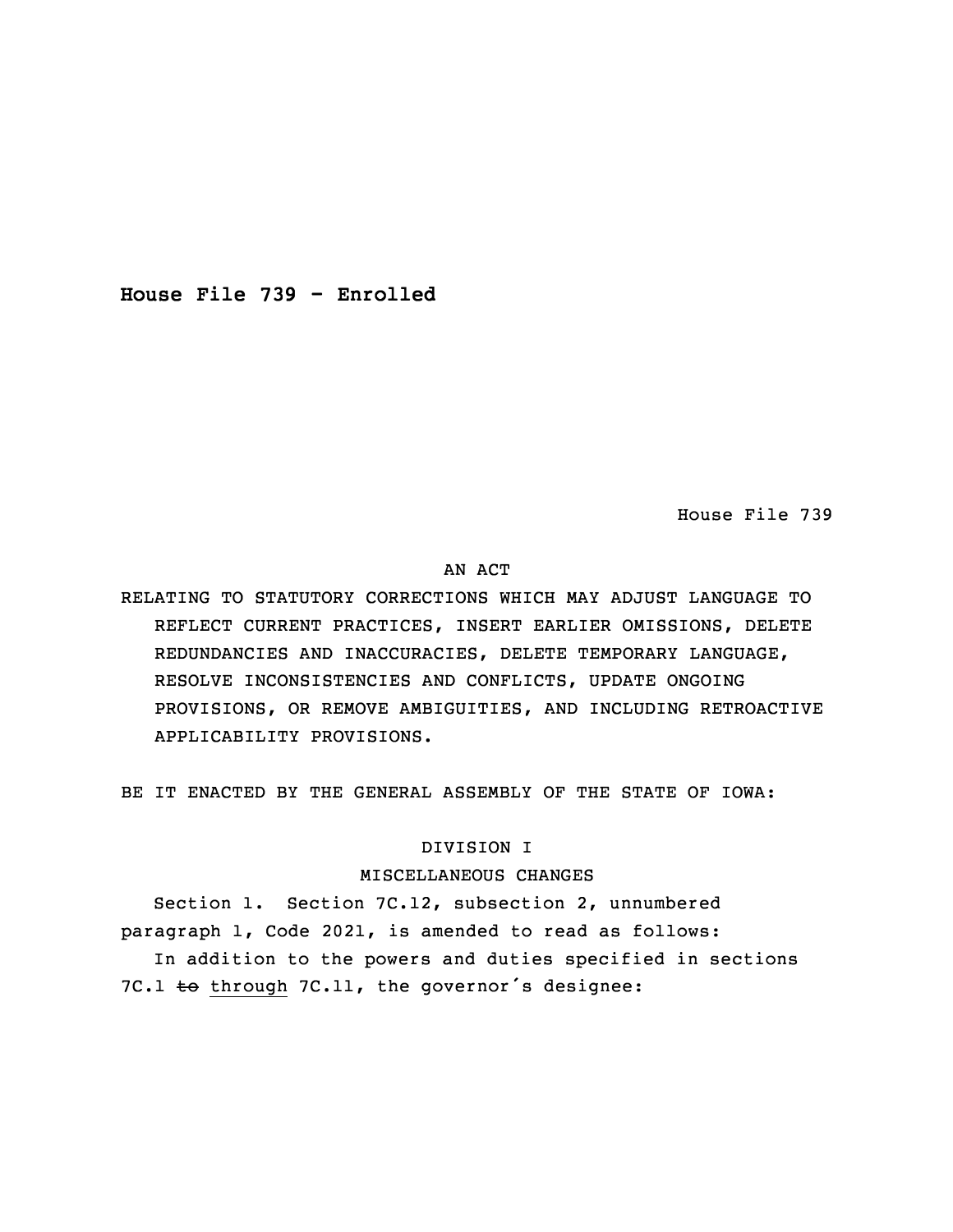**House File 739 - Enrolled**

House File 739

AN ACT

RELATING TO STATUTORY CORRECTIONS WHICH MAY ADJUST LANGUAGE TO REFLECT CURRENT PRACTICES, INSERT EARLIER OMISSIONS, DELETE REDUNDANCIES AND INACCURACIES, DELETE TEMPORARY LANGUAGE, RESOLVE INCONSISTENCIES AND CONFLICTS, UPDATE ONGOING PROVISIONS, OR REMOVE AMBIGUITIES, AND INCLUDING RETROACTIVE APPLICABILITY PROVISIONS.

BE IT ENACTED BY THE GENERAL ASSEMBLY OF THE STATE OF IOWA:

DIVISION I

MISCELLANEOUS CHANGES

Section 1. Section 7C.12, subsection 2, unnumbered paragraph 1, Code 2021, is amended to read as follows:

In addition to the powers and duties specified in sections 7C.1 ~~to~~ through 7C.11, the governor's designee: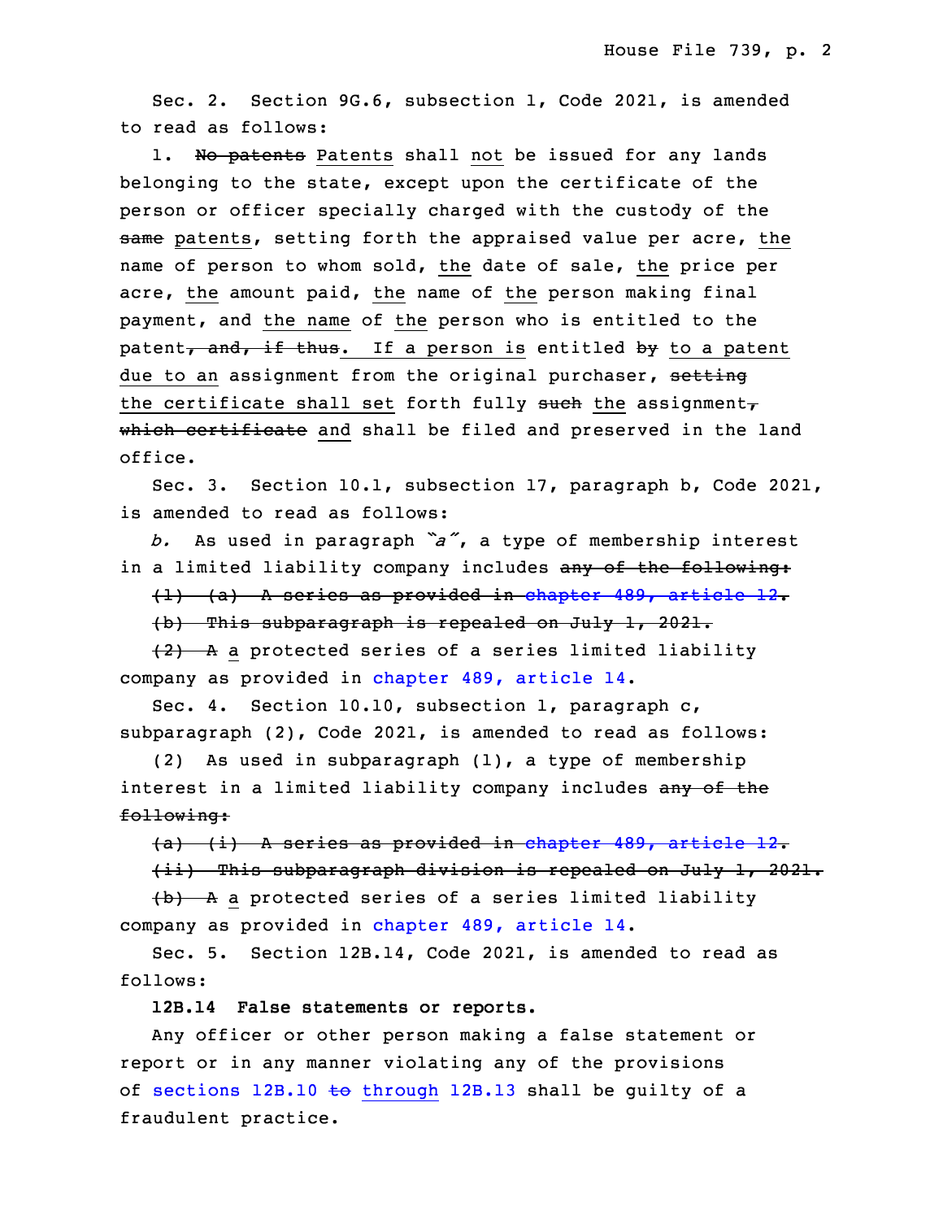Sec. 2. Section 9G.6, subsection 1, Code 2021, is amended to read as follows:

1. ~~No patents~~ <u>Patents</u> shall <u>not</u> be issued for any lands belonging to the state, except upon the certificate of the person or officer specially charged with the custody of the ~~same~~ <u>patents</u>, setting forth the appraised value per acre, <u>the</u> name of person to whom sold, <u>the</u> date of sale, <u>the</u> price per acre, <u>the</u> amount paid, <u>the</u> name of <u>the</u> person making final payment, and <u>the name</u> of <u>the</u> person who is entitled to the patent~~, and, if thus~~<u>. If a person is</u> entitled ~~by~~ <u>to a patent due to an</u> assignment from the original purchaser, ~~setting~~ <u>the certificate shall set</u> forth fully ~~such~~ <u>the</u> assignment~~, which certificate~~ <u>and</u> shall be filed and preserved in the land office.

Sec. 3. Section 10.1, subsection 17, paragraph b, Code 2021, is amended to read as follows:

*b.* As used in paragraph *"a"*, a type of membership interest in a limited liability company includes ~~any of the following:~~

~~(1) (a) A series as provided in chapter 489, article 12.~~

~~(b) This subparagraph is repealed on July 1, 2021.~~

~~(2) A~~ <u>a</u> protected series of a series limited liability company as provided in chapter 489, article 14.

Sec. 4. Section 10.10, subsection 1, paragraph c, subparagraph (2), Code 2021, is amended to read as follows:

(2) As used in subparagraph (1), a type of membership interest in a limited liability company includes ~~any of the following:~~

~~(a) (i) A series as provided in chapter 489, article 12.~~

~~(ii) This subparagraph division is repealed on July 1, 2021.~~

~~(b) A~~ <u>a</u> protected series of a series limited liability company as provided in chapter 489, article 14.

Sec. 5. Section 12B.14, Code 2021, is amended to read as follows:

**12B.14 False statements or reports.**

Any officer or other person making a false statement or report or in any manner violating any of the provisions of sections 12B.10 ~~to~~ <u>through</u> 12B.13 shall be guilty of a fraudulent practice.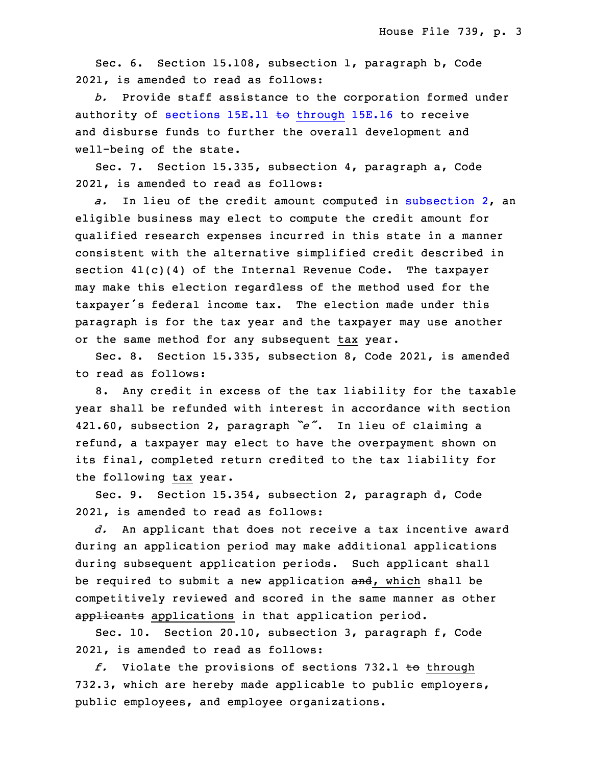Sec. 6. Section 15.108, subsection 1, paragraph b, Code 2021, is amended to read as follows:

*b.* Provide staff assistance to the corporation formed under authority of sections 15E.11 ~~to~~ through 15E.16 to receive and disburse funds to further the overall development and well-being of the state.

Sec. 7. Section 15.335, subsection 4, paragraph a, Code 2021, is amended to read as follows:

*a.* In lieu of the credit amount computed in subsection 2, an eligible business may elect to compute the credit amount for qualified research expenses incurred in this state in a manner consistent with the alternative simplified credit described in section 41(c)(4) of the Internal Revenue Code. The taxpayer may make this election regardless of the method used for the taxpayer's federal income tax. The election made under this paragraph is for the tax year and the taxpayer may use another or the same method for any subsequent tax year.

Sec. 8. Section 15.335, subsection 8, Code 2021, is amended to read as follows:

8. Any credit in excess of the tax liability for the taxable year shall be refunded with interest in accordance with section 421.60, subsection 2, paragraph "*e*". In lieu of claiming a refund, a taxpayer may elect to have the overpayment shown on its final, completed return credited to the tax liability for the following tax year.

Sec. 9. Section 15.354, subsection 2, paragraph d, Code 2021, is amended to read as follows:

*d.* An applicant that does not receive a tax incentive award during an application period may make additional applications during subsequent application periods. Such applicant shall be required to submit a new application ~~and~~, which shall be competitively reviewed and scored in the same manner as other ~~applicants~~ applications in that application period.

Sec. 10. Section 20.10, subsection 3, paragraph f, Code 2021, is amended to read as follows:

*f.* Violate the provisions of sections 732.1 ~~to~~ through 732.3, which are hereby made applicable to public employers, public employees, and employee organizations.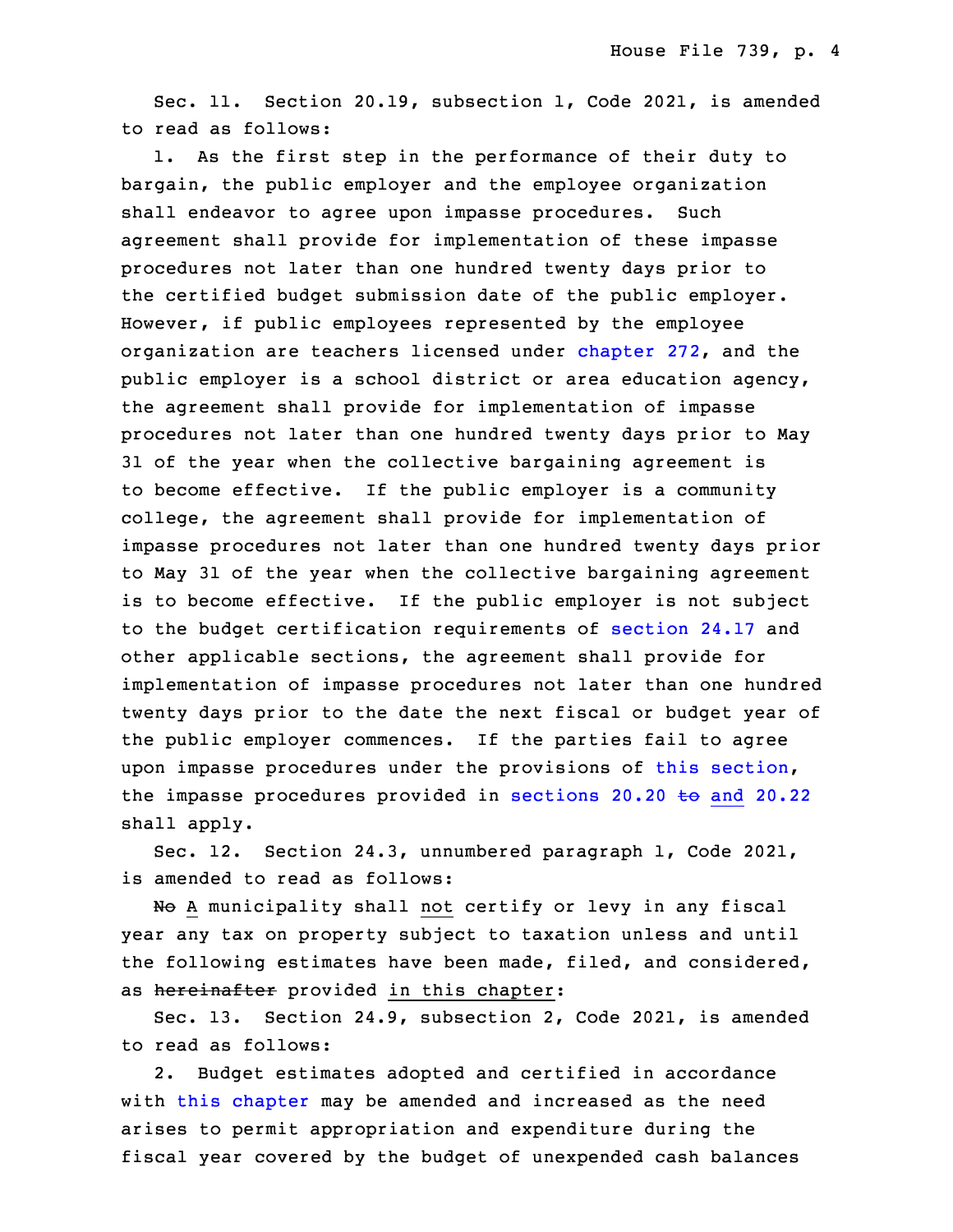Sec. 11. Section 20.19, subsection 1, Code 2021, is amended to read as follows:

1. As the first step in the performance of their duty to bargain, the public employer and the employee organization shall endeavor to agree upon impasse procedures. Such agreement shall provide for implementation of these impasse procedures not later than one hundred twenty days prior to the certified budget submission date of the public employer. However, if public employees represented by the employee organization are teachers licensed under chapter 272, and the public employer is a school district or area education agency, the agreement shall provide for implementation of impasse procedures not later than one hundred twenty days prior to May 31 of the year when the collective bargaining agreement is to become effective. If the public employer is a community college, the agreement shall provide for implementation of impasse procedures not later than one hundred twenty days prior to May 31 of the year when the collective bargaining agreement is to become effective. If the public employer is not subject to the budget certification requirements of section 24.17 and other applicable sections, the agreement shall provide for implementation of impasse procedures not later than one hundred twenty days prior to the date the next fiscal or budget year of the public employer commences. If the parties fail to agree upon impasse procedures under the provisions of this section, the impasse procedures provided in sections 20.20 ~~to~~ <u>and</u> 20.22 shall apply.

Sec. 12. Section 24.3, unnumbered paragraph 1, Code 2021, is amended to read as follows:

~~No~~ <u>A</u> municipality shall <u>not</u> certify or levy in any fiscal year any tax on property subject to taxation unless and until the following estimates have been made, filed, and considered, as ~~hereinafter~~ provided <u>in this chapter</u>:

Sec. 13. Section 24.9, subsection 2, Code 2021, is amended to read as follows:

2. Budget estimates adopted and certified in accordance with this chapter may be amended and increased as the need arises to permit appropriation and expenditure during the fiscal year covered by the budget of unexpended cash balances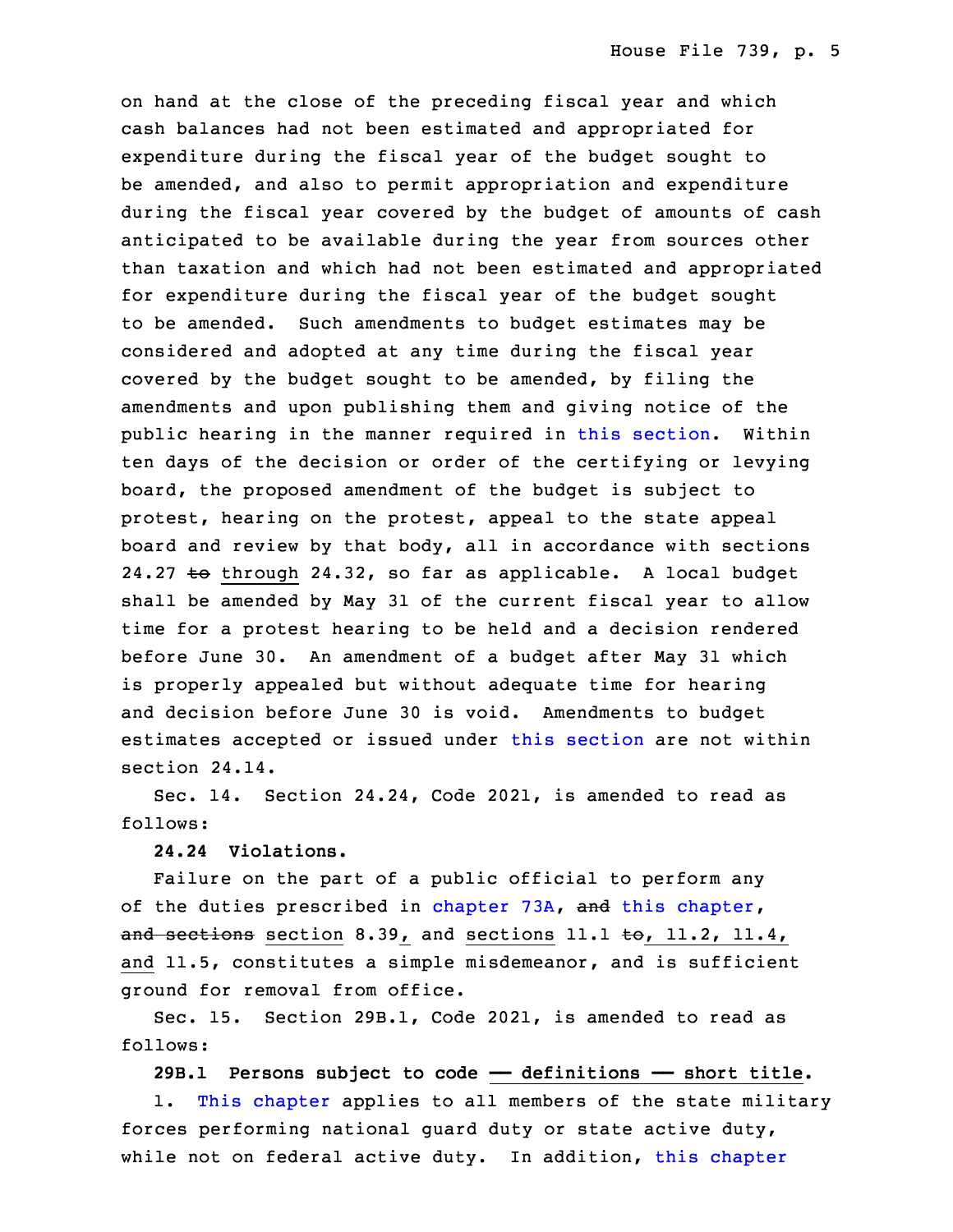on hand at the close of the preceding fiscal year and which cash balances had not been estimated and appropriated for expenditure during the fiscal year of the budget sought to be amended, and also to permit appropriation and expenditure during the fiscal year covered by the budget of amounts of cash anticipated to be available during the year from sources other than taxation and which had not been estimated and appropriated for expenditure during the fiscal year of the budget sought to be amended. Such amendments to budget estimates may be considered and adopted at any time during the fiscal year covered by the budget sought to be amended, by filing the amendments and upon publishing them and giving notice of the public hearing in the manner required in this section. Within ten days of the decision or order of the certifying or levying board, the proposed amendment of the budget is subject to protest, hearing on the protest, appeal to the state appeal board and review by that body, all in accordance with sections 24.27 ~~to~~ through 24.32, so far as applicable. A local budget shall be amended by May 31 of the current fiscal year to allow time for a protest hearing to be held and a decision rendered before June 30. An amendment of a budget after May 31 which is properly appealed but without adequate time for hearing and decision before June 30 is void. Amendments to budget estimates accepted or issued under this section are not within section 24.14.

Sec. 14. Section 24.24, Code 2021, is amended to read as follows:

**24.24 Violations.**

Failure on the part of a public official to perform any of the duties prescribed in chapter 73A, ~~and~~ this chapter, ~~and sections~~ section 8.39, and sections 11.1 ~~to~~, 11.2, 11.4, and 11.5, constitutes a simple misdemeanor, and is sufficient ground for removal from office.

Sec. 15. Section 29B.1, Code 2021, is amended to read as follows:

**29B.1 Persons subject to code — definitions — short title.**

1. This chapter applies to all members of the state military forces performing national guard duty or state active duty, while not on federal active duty. In addition, this chapter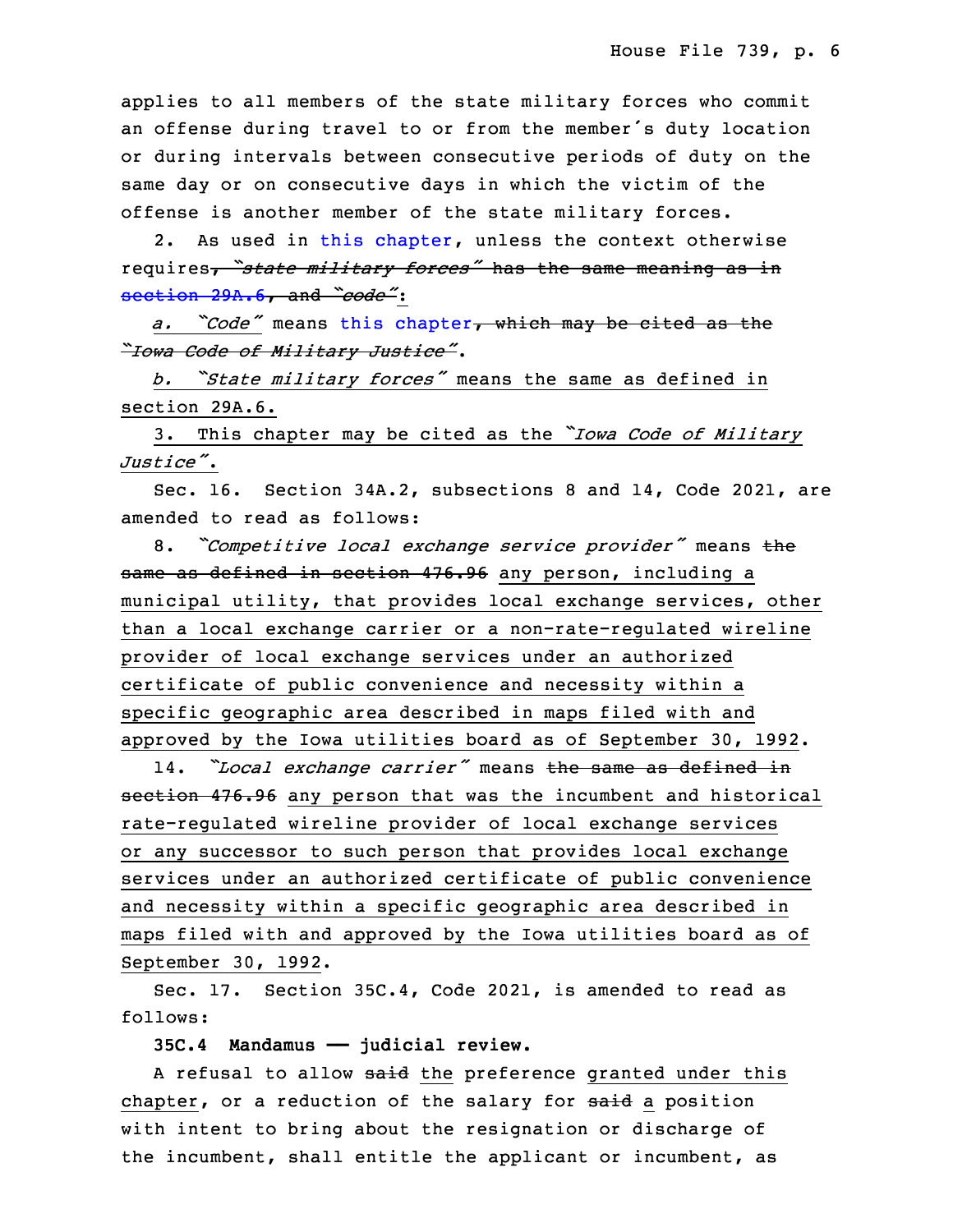applies to all members of the state military forces who commit an offense during travel to or from the member's duty location or during intervals between consecutive periods of duty on the same day or on consecutive days in which the victim of the offense is another member of the state military forces.

2. As used in this chapter, unless the context otherwise requires~~, "state military forces" has the same meaning as in section 29A.6, and "code"~~:

*a. "Code"* means this chapter~~, which may be cited as the "Iowa Code of Military Justice"~~.

*b. "State military forces"* means the same as defined in section 29A.6.

3. This chapter may be cited as the *"Iowa Code of Military Justice"*.

Sec. 16. Section 34A.2, subsections 8 and 14, Code 2021, are amended to read as follows:

8. *"Competitive local exchange service provider"* means ~~the same as defined in section 476.96~~ any person, including a municipal utility, that provides local exchange services, other than a local exchange carrier or a non-rate-regulated wireline provider of local exchange services under an authorized certificate of public convenience and necessity within a specific geographic area described in maps filed with and approved by the Iowa utilities board as of September 30, 1992.

14. *"Local exchange carrier"* means ~~the same as defined in section 476.96~~ any person that was the incumbent and historical rate-regulated wireline provider of local exchange services or any successor to such person that provides local exchange services under an authorized certificate of public convenience and necessity within a specific geographic area described in maps filed with and approved by the Iowa utilities board as of September 30, 1992.

Sec. 17. Section 35C.4, Code 2021, is amended to read as follows:

**35C.4 Mandamus —— judicial review.**

A refusal to allow ~~said~~ the preference granted under this chapter, or a reduction of the salary for ~~said~~ a position with intent to bring about the resignation or discharge of the incumbent, shall entitle the applicant or incumbent, as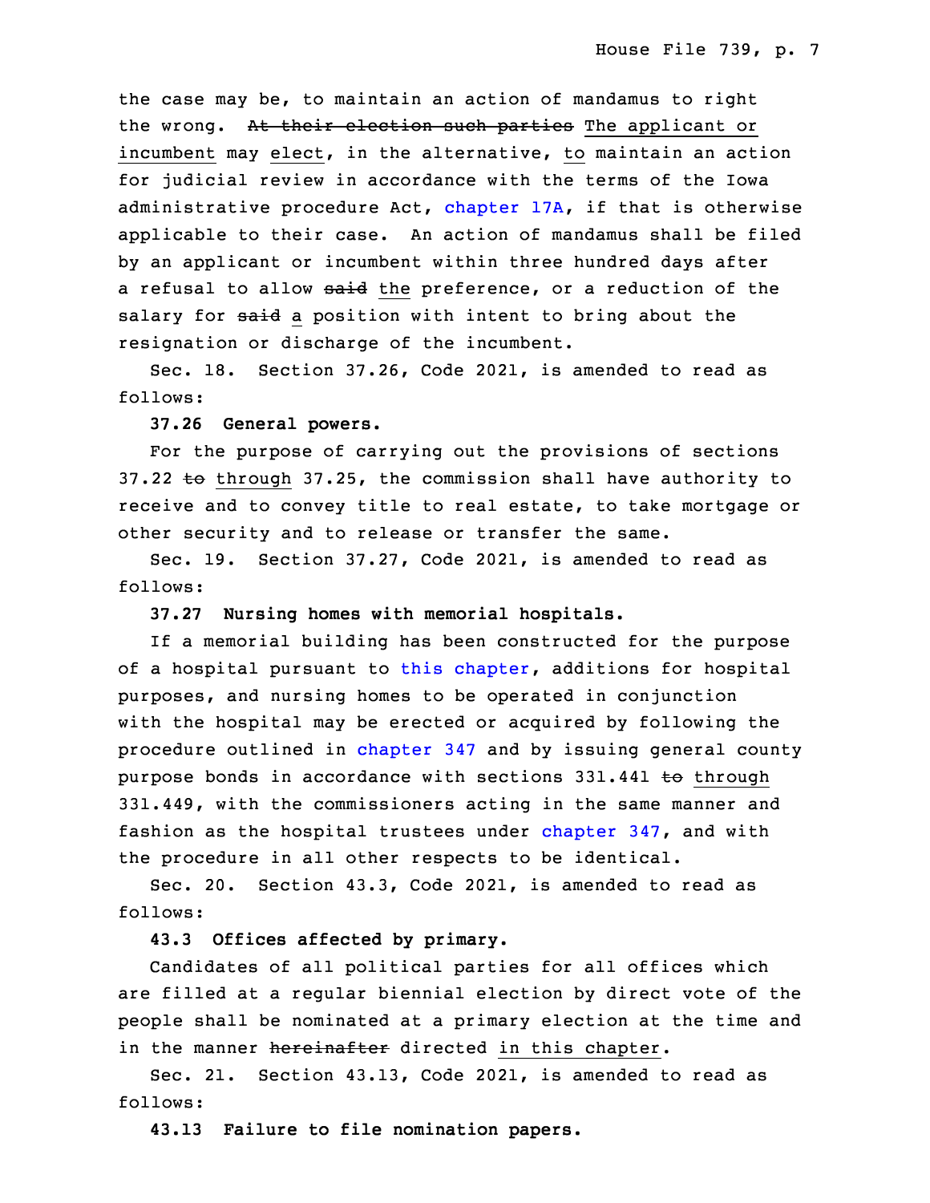the case may be, to maintain an action of mandamus to right the wrong. ~~At their election such parties~~ The applicant or incumbent may elect, in the alternative, to maintain an action for judicial review in accordance with the terms of the Iowa administrative procedure Act, chapter 17A, if that is otherwise applicable to their case. An action of mandamus shall be filed by an applicant or incumbent within three hundred days after a refusal to allow ~~said~~ the preference, or a reduction of the salary for ~~said~~ a position with intent to bring about the resignation or discharge of the incumbent.

Sec. 18. Section 37.26, Code 2021, is amended to read as follows:

**37.26 General powers.**

For the purpose of carrying out the provisions of sections 37.22 ~~to~~ through 37.25, the commission shall have authority to receive and to convey title to real estate, to take mortgage or other security and to release or transfer the same.

Sec. 19. Section 37.27, Code 2021, is amended to read as follows:

**37.27 Nursing homes with memorial hospitals.**

If a memorial building has been constructed for the purpose of a hospital pursuant to this chapter, additions for hospital purposes, and nursing homes to be operated in conjunction with the hospital may be erected or acquired by following the procedure outlined in chapter 347 and by issuing general county purpose bonds in accordance with sections 331.441 ~~to~~ through 331.449, with the commissioners acting in the same manner and fashion as the hospital trustees under chapter 347, and with the procedure in all other respects to be identical.

Sec. 20. Section 43.3, Code 2021, is amended to read as follows:

**43.3 Offices affected by primary.**

Candidates of all political parties for all offices which are filled at a regular biennial election by direct vote of the people shall be nominated at a primary election at the time and in the manner ~~hereinafter~~ directed in this chapter.

Sec. 21. Section 43.13, Code 2021, is amended to read as follows:

**43.13 Failure to file nomination papers.**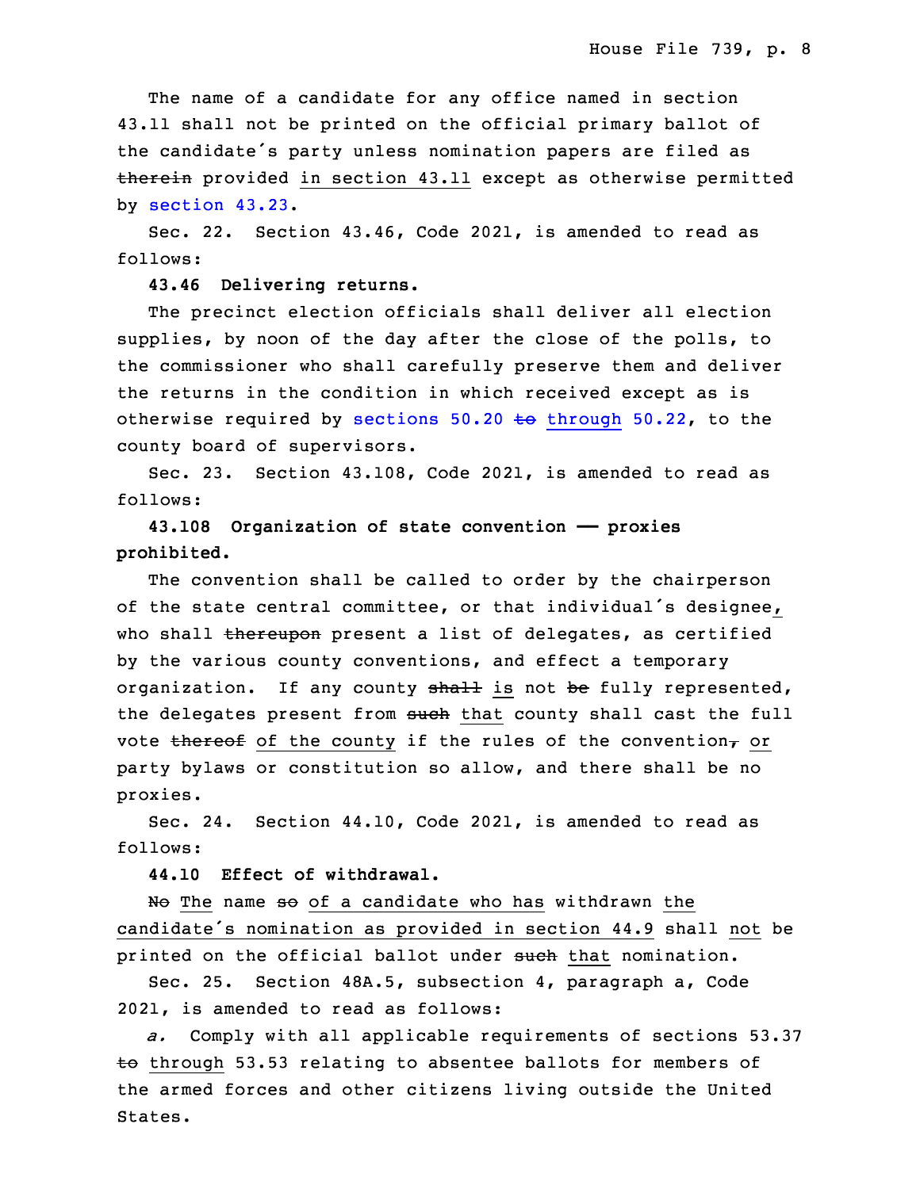The name of a candidate for any office named in section 43.11 shall not be printed on the official primary ballot of the candidate's party unless nomination papers are filed as ~~therein~~ provided in section 43.11 except as otherwise permitted by section 43.23.

Sec. 22. Section 43.46, Code 2021, is amended to read as follows:

**43.46 Delivering returns.**

The precinct election officials shall deliver all election supplies, by noon of the day after the close of the polls, to the commissioner who shall carefully preserve them and deliver the returns in the condition in which received except as is otherwise required by sections 50.20 ~~to~~ through 50.22, to the county board of supervisors.

Sec. 23. Section 43.108, Code 2021, is amended to read as follows:

**43.108 Organization of state convention —— proxies prohibited.**

The convention shall be called to order by the chairperson of the state central committee, or that individual's designee, who shall ~~thereupon~~ present a list of delegates, as certified by the various county conventions, and effect a temporary organization. If any county ~~shall~~ is not ~~be~~ fully represented, the delegates present from ~~such~~ that county shall cast the full vote ~~thereof~~ of the county if the rules of the convention~~,~~ or party bylaws or constitution so allow, and there shall be no proxies.

Sec. 24. Section 44.10, Code 2021, is amended to read as follows:

**44.10 Effect of withdrawal.**

~~No~~ The name ~~so~~ of a candidate who has withdrawn the candidate's nomination as provided in section 44.9 shall not be printed on the official ballot under ~~such~~ that nomination.

Sec. 25. Section 48A.5, subsection 4, paragraph a, Code 2021, is amended to read as follows:

*a.* Comply with all applicable requirements of sections 53.37 ~~to~~ through 53.53 relating to absentee ballots for members of the armed forces and other citizens living outside the United States.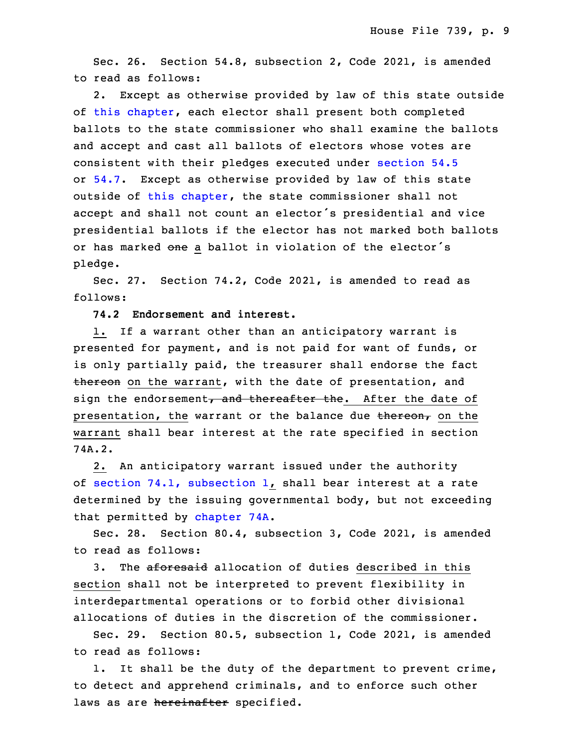Sec. 26. Section 54.8, subsection 2, Code 2021, is amended to read as follows:

2. Except as otherwise provided by law of this state outside of this chapter, each elector shall present both completed ballots to the state commissioner who shall examine the ballots and accept and cast all ballots of electors whose votes are consistent with their pledges executed under section 54.5 or 54.7. Except as otherwise provided by law of this state outside of this chapter, the state commissioner shall not accept and shall not count an elector's presidential and vice presidential ballots if the elector has not marked both ballots or has marked ~~one~~ a ballot in violation of the elector's pledge.

Sec. 27. Section 74.2, Code 2021, is amended to read as follows:

**74.2 Endorsement and interest.**

1. If a warrant other than an anticipatory warrant is presented for payment, and is not paid for want of funds, or is only partially paid, the treasurer shall endorse the fact ~~thereon~~ on the warrant, with the date of presentation, and sign the endorsement~~, and thereafter the~~. After the date of presentation, the warrant or the balance due ~~thereon,~~ on the warrant shall bear interest at the rate specified in section 74A.2.

2. An anticipatory warrant issued under the authority of section 74.1, subsection 1, shall bear interest at a rate determined by the issuing governmental body, but not exceeding that permitted by chapter 74A.

Sec. 28. Section 80.4, subsection 3, Code 2021, is amended to read as follows:

3. The ~~aforesaid~~ allocation of duties described in this section shall not be interpreted to prevent flexibility in interdepartmental operations or to forbid other divisional allocations of duties in the discretion of the commissioner.

Sec. 29. Section 80.5, subsection 1, Code 2021, is amended to read as follows:

1. It shall be the duty of the department to prevent crime, to detect and apprehend criminals, and to enforce such other laws as are ~~hereinafter~~ specified.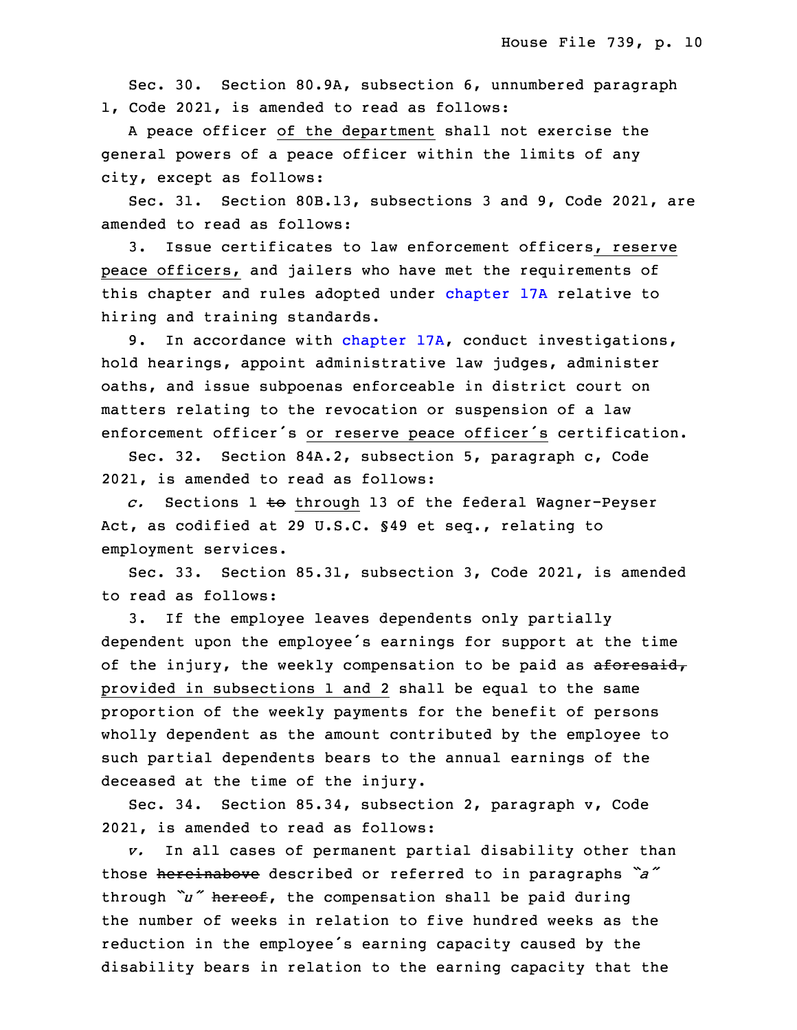Sec. 30. Section 80.9A, subsection 6, unnumbered paragraph 1, Code 2021, is amended to read as follows:

A peace officer of the department shall not exercise the general powers of a peace officer within the limits of any city, except as follows:

Sec. 31. Section 80B.13, subsections 3 and 9, Code 2021, are amended to read as follows:

3. Issue certificates to law enforcement officers, reserve peace officers, and jailers who have met the requirements of this chapter and rules adopted under chapter 17A relative to hiring and training standards.

9. In accordance with chapter 17A, conduct investigations, hold hearings, appoint administrative law judges, administer oaths, and issue subpoenas enforceable in district court on matters relating to the revocation or suspension of a law enforcement officer's or reserve peace officer's certification.

Sec. 32. Section 84A.2, subsection 5, paragraph c, Code 2021, is amended to read as follows:

*c.* Sections 1 ~~to~~ through 13 of the federal Wagner-Peyser Act, as codified at 29 U.S.C. §49 et seq., relating to employment services.

Sec. 33. Section 85.31, subsection 3, Code 2021, is amended to read as follows:

3. If the employee leaves dependents only partially dependent upon the employee's earnings for support at the time of the injury, the weekly compensation to be paid as ~~aforesaid,~~ provided in subsections 1 and 2 shall be equal to the same proportion of the weekly payments for the benefit of persons wholly dependent as the amount contributed by the employee to such partial dependents bears to the annual earnings of the deceased at the time of the injury.

Sec. 34. Section 85.34, subsection 2, paragraph v, Code 2021, is amended to read as follows:

*v.* In all cases of permanent partial disability other than those ~~hereinabove~~ described or referred to in paragraphs *"a"* through *"u"* ~~hereof~~, the compensation shall be paid during the number of weeks in relation to five hundred weeks as the reduction in the employee's earning capacity caused by the disability bears in relation to the earning capacity that the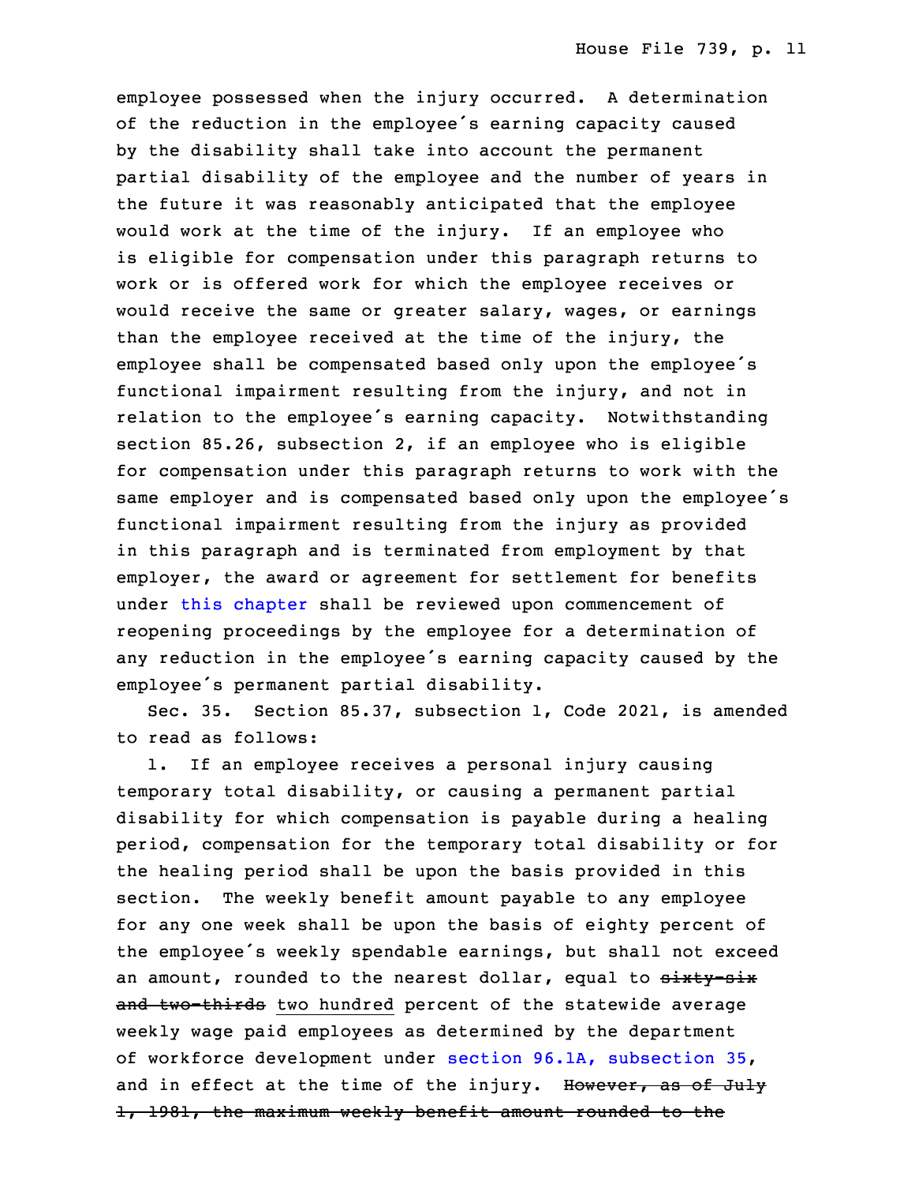employee possessed when the injury occurred. A determination of the reduction in the employee's earning capacity caused by the disability shall take into account the permanent partial disability of the employee and the number of years in the future it was reasonably anticipated that the employee would work at the time of the injury. If an employee who is eligible for compensation under this paragraph returns to work or is offered work for which the employee receives or would receive the same or greater salary, wages, or earnings than the employee received at the time of the injury, the employee shall be compensated based only upon the employee's functional impairment resulting from the injury, and not in relation to the employee's earning capacity. Notwithstanding section 85.26, subsection 2, if an employee who is eligible for compensation under this paragraph returns to work with the same employer and is compensated based only upon the employee's functional impairment resulting from the injury as provided in this paragraph and is terminated from employment by that employer, the award or agreement for settlement for benefits under this chapter shall be reviewed upon commencement of reopening proceedings by the employee for a determination of any reduction in the employee's earning capacity caused by the employee's permanent partial disability.

Sec. 35. Section 85.37, subsection 1, Code 2021, is amended to read as follows:

1. If an employee receives a personal injury causing temporary total disability, or causing a permanent partial disability for which compensation is payable during a healing period, compensation for the temporary total disability or for the healing period shall be upon the basis provided in this section. The weekly benefit amount payable to any employee for any one week shall be upon the basis of eighty percent of the employee's weekly spendable earnings, but shall not exceed an amount, rounded to the nearest dollar, equal to ~~sixty-six and two-thirds~~ two hundred percent of the statewide average weekly wage paid employees as determined by the department of workforce development under section 96.1A, subsection 35, and in effect at the time of the injury. ~~However, as of July 1, 1981, the maximum weekly benefit amount rounded to the~~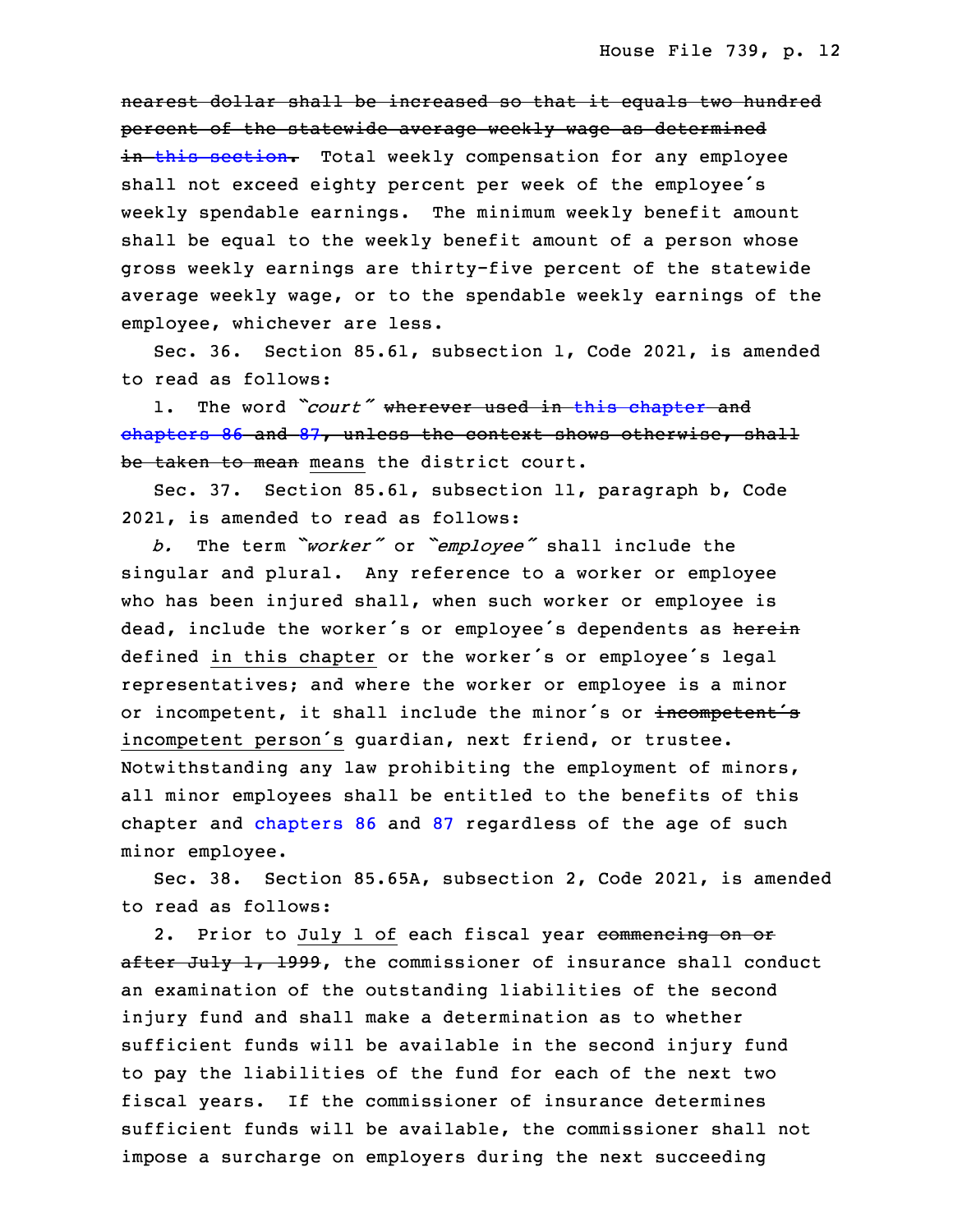~~nearest dollar shall be increased so that it equals two hundred percent of the statewide average weekly wage as determined in this section.~~ Total weekly compensation for any employee shall not exceed eighty percent per week of the employee's weekly spendable earnings. The minimum weekly benefit amount shall be equal to the weekly benefit amount of a person whose gross weekly earnings are thirty-five percent of the statewide average weekly wage, or to the spendable weekly earnings of the employee, whichever are less.

Sec. 36. Section 85.61, subsection 1, Code 2021, is amended to read as follows:

1. The word *"court"* ~~wherever used in this chapter and chapters 86 and 87, unless the context shows otherwise, shall be taken to mean~~ <u>means</u> the district court.

Sec. 37. Section 85.61, subsection 11, paragraph b, Code 2021, is amended to read as follows:

*b.* The term *"worker"* or *"employee"* shall include the singular and plural. Any reference to a worker or employee who has been injured shall, when such worker or employee is dead, include the worker's or employee's dependents as ~~herein~~ defined <u>in this chapter</u> or the worker's or employee's legal representatives; and where the worker or employee is a minor or incompetent, it shall include the minor's or ~~incompetent's~~ <u>incompetent person's</u> guardian, next friend, or trustee. Notwithstanding any law prohibiting the employment of minors, all minor employees shall be entitled to the benefits of this chapter and chapters 86 and 87 regardless of the age of such minor employee.

Sec. 38. Section 85.65A, subsection 2, Code 2021, is amended to read as follows:

2. Prior to <u>July 1 of</u> each fiscal year ~~commencing on or after July 1, 1999~~, the commissioner of insurance shall conduct an examination of the outstanding liabilities of the second injury fund and shall make a determination as to whether sufficient funds will be available in the second injury fund to pay the liabilities of the fund for each of the next two fiscal years. If the commissioner of insurance determines sufficient funds will be available, the commissioner shall not impose a surcharge on employers during the next succeeding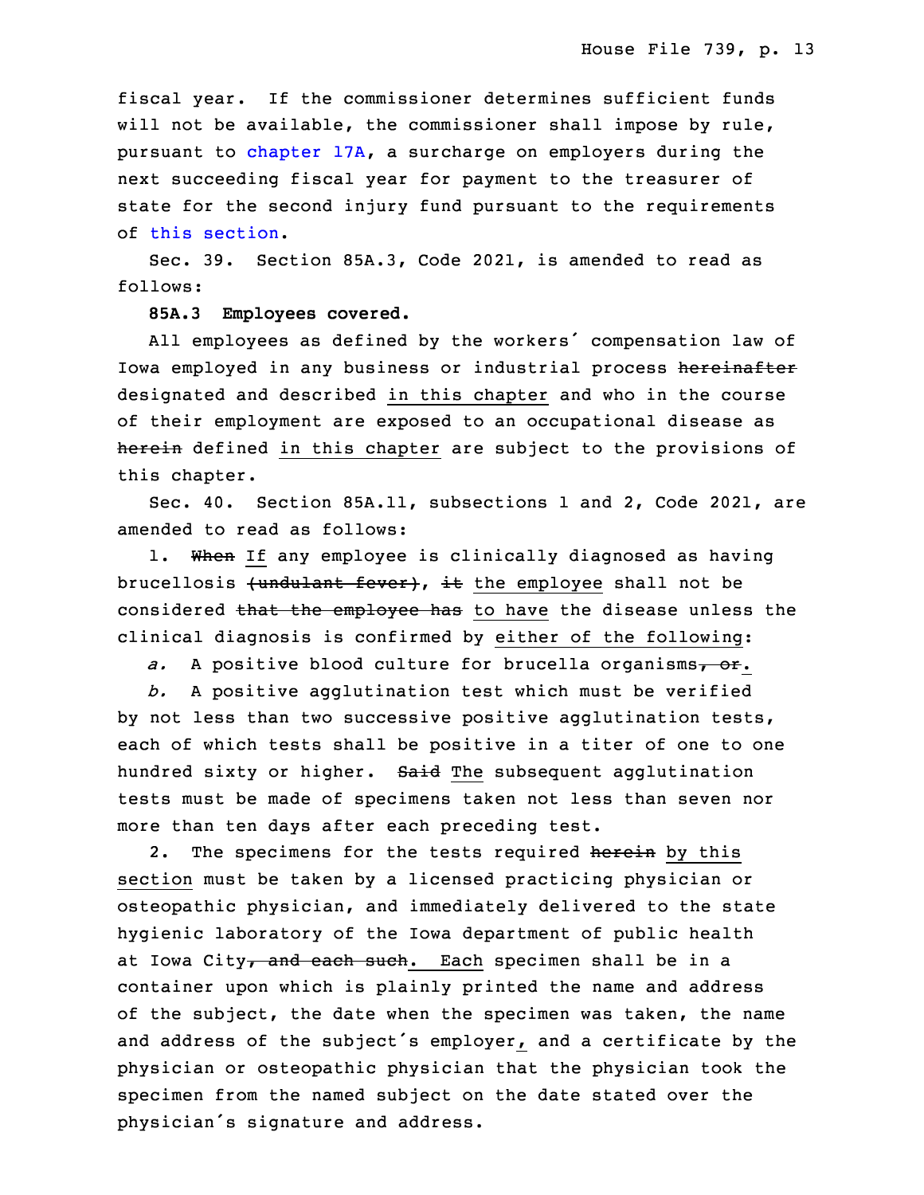fiscal year. If the commissioner determines sufficient funds will not be available, the commissioner shall impose by rule, pursuant to chapter 17A, a surcharge on employers during the next succeeding fiscal year for payment to the treasurer of state for the second injury fund pursuant to the requirements of this section.

Sec. 39. Section 85A.3, Code 2021, is amended to read as follows:

**85A.3 Employees covered.**

All employees as defined by the workers' compensation law of Iowa employed in any business or industrial process ~~hereinafter~~ designated and described in this chapter and who in the course of their employment are exposed to an occupational disease as ~~herein~~ defined in this chapter are subject to the provisions of this chapter.

Sec. 40. Section 85A.11, subsections 1 and 2, Code 2021, are amended to read as follows:

1. ~~When~~ If any employee is clinically diagnosed as having brucellosis ~~(undulant fever)~~, ~~it~~ the employee shall not be considered ~~that the employee has~~ to have the disease unless the clinical diagnosis is confirmed by either of the following:

*a.* A positive blood culture for brucella organisms~~, or~~.

*b.* A positive agglutination test which must be verified by not less than two successive positive agglutination tests, each of which tests shall be positive in a titer of one to one hundred sixty or higher. ~~Said~~ The subsequent agglutination tests must be made of specimens taken not less than seven nor more than ten days after each preceding test.

2. The specimens for the tests required ~~herein~~ by this section must be taken by a licensed practicing physician or osteopathic physician, and immediately delivered to the state hygienic laboratory of the Iowa department of public health at Iowa City~~, and each such~~. Each specimen shall be in a container upon which is plainly printed the name and address of the subject, the date when the specimen was taken, the name and address of the subject's employer, and a certificate by the physician or osteopathic physician that the physician took the specimen from the named subject on the date stated over the physician's signature and address.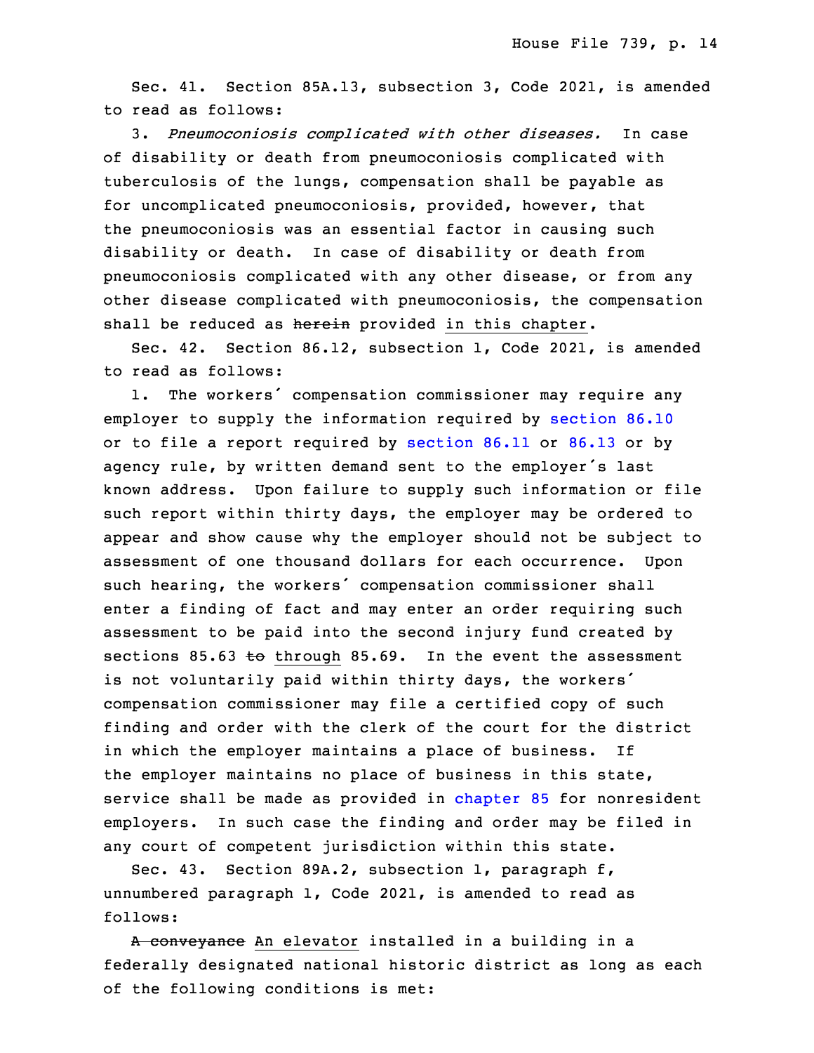Sec. 41. Section 85A.13, subsection 3, Code 2021, is amended to read as follows:

3. *Pneumoconiosis complicated with other diseases.* In case of disability or death from pneumoconiosis complicated with tuberculosis of the lungs, compensation shall be payable as for uncomplicated pneumoconiosis, provided, however, that the pneumoconiosis was an essential factor in causing such disability or death. In case of disability or death from pneumoconiosis complicated with any other disease, or from any other disease complicated with pneumoconiosis, the compensation shall be reduced as ~~herein~~ provided in this chapter.

Sec. 42. Section 86.12, subsection 1, Code 2021, is amended to read as follows:

1. The workers' compensation commissioner may require any employer to supply the information required by section 86.10 or to file a report required by section 86.11 or 86.13 or by agency rule, by written demand sent to the employer's last known address. Upon failure to supply such information or file such report within thirty days, the employer may be ordered to appear and show cause why the employer should not be subject to assessment of one thousand dollars for each occurrence. Upon such hearing, the workers' compensation commissioner shall enter a finding of fact and may enter an order requiring such assessment to be paid into the second injury fund created by sections 85.63 ~~to~~ through 85.69. In the event the assessment is not voluntarily paid within thirty days, the workers' compensation commissioner may file a certified copy of such finding and order with the clerk of the court for the district in which the employer maintains a place of business. If the employer maintains no place of business in this state, service shall be made as provided in chapter 85 for nonresident employers. In such case the finding and order may be filed in any court of competent jurisdiction within this state.

Sec. 43. Section 89A.2, subsection 1, paragraph f, unnumbered paragraph 1, Code 2021, is amended to read as follows:

~~A conveyance~~ An elevator installed in a building in a federally designated national historic district as long as each of the following conditions is met: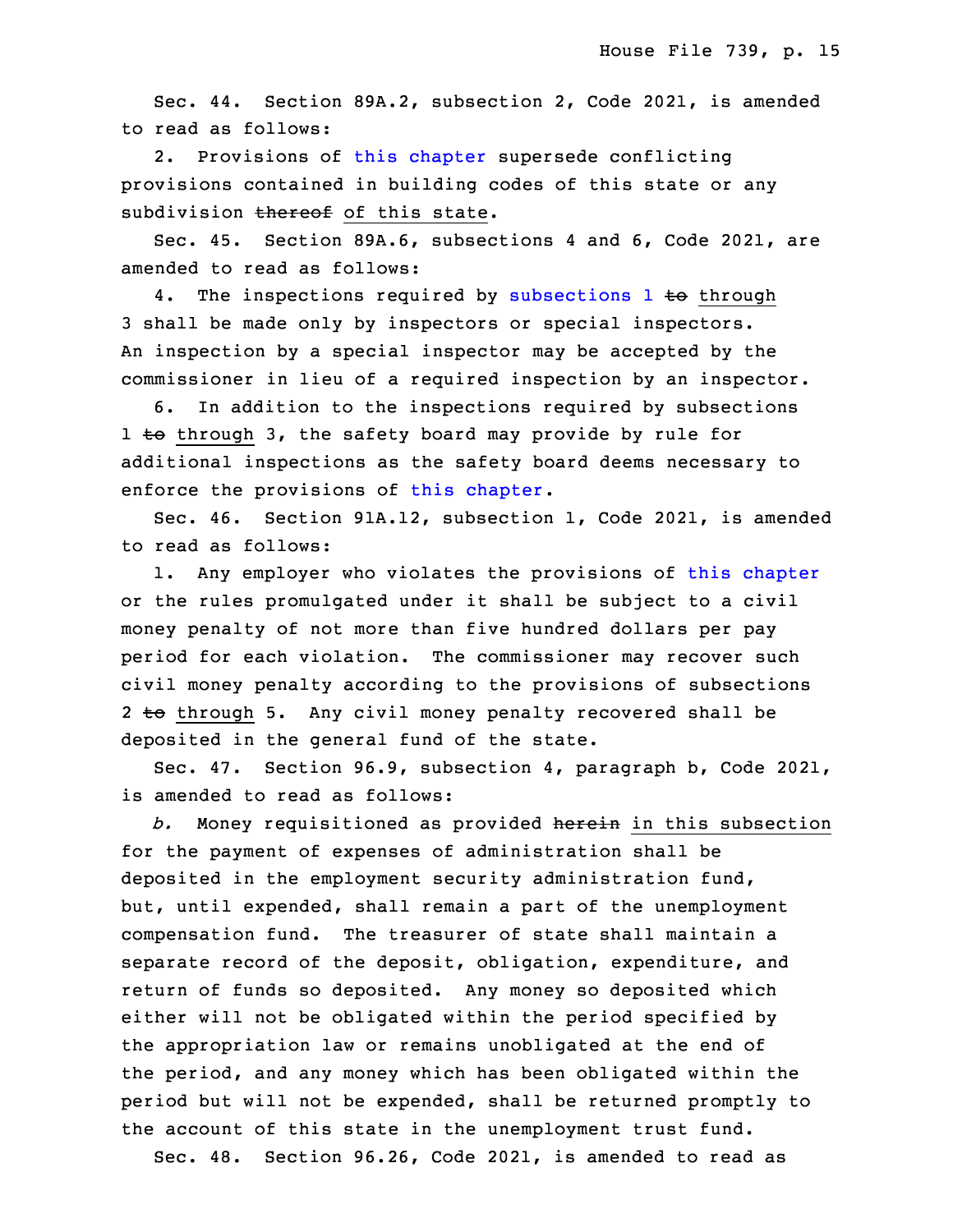Sec. 44. Section 89A.2, subsection 2, Code 2021, is amended to read as follows:

2. Provisions of this chapter supersede conflicting provisions contained in building codes of this state or any subdivision ~~thereof~~ of this state.

Sec. 45. Section 89A.6, subsections 4 and 6, Code 2021, are amended to read as follows:

4. The inspections required by subsections 1 ~~to~~ through 3 shall be made only by inspectors or special inspectors. An inspection by a special inspector may be accepted by the commissioner in lieu of a required inspection by an inspector.

6. In addition to the inspections required by subsections 1 ~~to~~ through 3, the safety board may provide by rule for additional inspections as the safety board deems necessary to enforce the provisions of this chapter.

Sec. 46. Section 91A.12, subsection 1, Code 2021, is amended to read as follows:

1. Any employer who violates the provisions of this chapter or the rules promulgated under it shall be subject to a civil money penalty of not more than five hundred dollars per pay period for each violation. The commissioner may recover such civil money penalty according to the provisions of subsections 2 ~~to~~ through 5. Any civil money penalty recovered shall be deposited in the general fund of the state.

Sec. 47. Section 96.9, subsection 4, paragraph b, Code 2021, is amended to read as follows:

*b.* Money requisitioned as provided ~~herein~~ in this subsection for the payment of expenses of administration shall be deposited in the employment security administration fund, but, until expended, shall remain a part of the unemployment compensation fund. The treasurer of state shall maintain a separate record of the deposit, obligation, expenditure, and return of funds so deposited. Any money so deposited which either will not be obligated within the period specified by the appropriation law or remains unobligated at the end of the period, and any money which has been obligated within the period but will not be expended, shall be returned promptly to the account of this state in the unemployment trust fund.

Sec. 48. Section 96.26, Code 2021, is amended to read as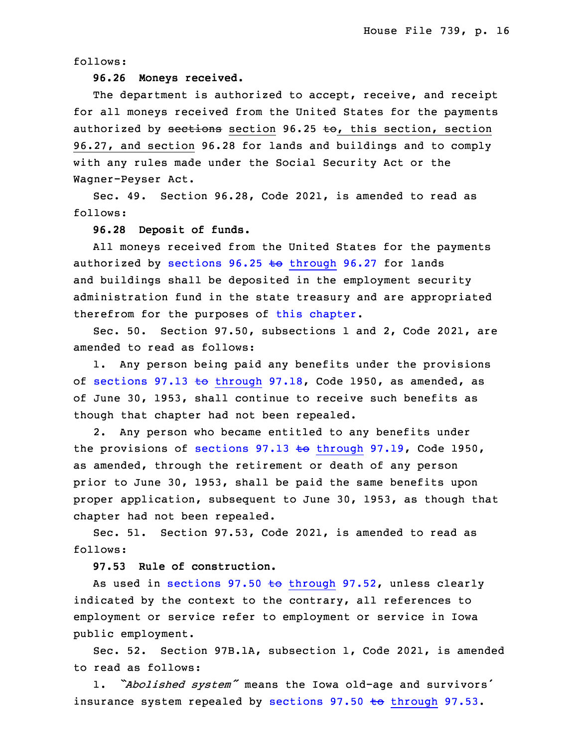follows:

**96.26 Moneys received.**

The department is authorized to accept, receive, and receipt for all moneys received from the United States for the payments authorized by ~~sections~~ section 96.25 ~~to~~, this section, section 96.27, and section 96.28 for lands and buildings and to comply with any rules made under the Social Security Act or the Wagner-Peyser Act.

Sec. 49. Section 96.28, Code 2021, is amended to read as follows:

**96.28 Deposit of funds.**

All moneys received from the United States for the payments authorized by sections 96.25 ~~to~~ through 96.27 for lands and buildings shall be deposited in the employment security administration fund in the state treasury and are appropriated therefrom for the purposes of this chapter.

Sec. 50. Section 97.50, subsections 1 and 2, Code 2021, are amended to read as follows:

1. Any person being paid any benefits under the provisions of sections 97.13 ~~to~~ through 97.18, Code 1950, as amended, as of June 30, 1953, shall continue to receive such benefits as though that chapter had not been repealed.

2. Any person who became entitled to any benefits under the provisions of sections 97.13 ~~to~~ through 97.19, Code 1950, as amended, through the retirement or death of any person prior to June 30, 1953, shall be paid the same benefits upon proper application, subsequent to June 30, 1953, as though that chapter had not been repealed.

Sec. 51. Section 97.53, Code 2021, is amended to read as follows:

**97.53 Rule of construction.**

As used in sections 97.50 ~~to~~ through 97.52, unless clearly indicated by the context to the contrary, all references to employment or service refer to employment or service in Iowa public employment.

Sec. 52. Section 97B.1A, subsection 1, Code 2021, is amended to read as follows:

1. *"Abolished system"* means the Iowa old-age and survivors' insurance system repealed by sections 97.50 ~~to~~ through 97.53.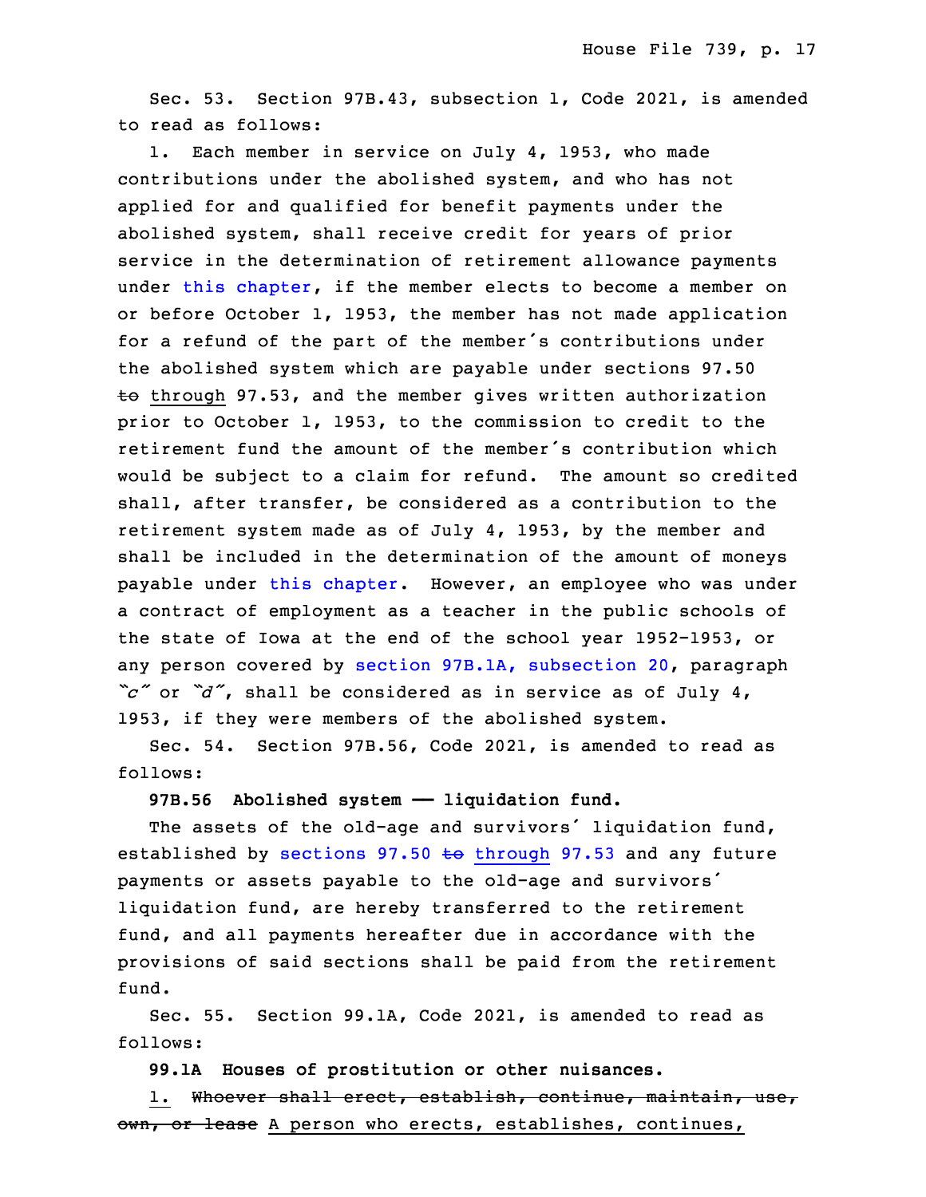Sec. 53. Section 97B.43, subsection 1, Code 2021, is amended to read as follows:

1. Each member in service on July 4, 1953, who made contributions under the abolished system, and who has not applied for and qualified for benefit payments under the abolished system, shall receive credit for years of prior service in the determination of retirement allowance payments under this chapter, if the member elects to become a member on or before October 1, 1953, the member has not made application for a refund of the part of the member's contributions under the abolished system which are payable under sections 97.50 ~~to~~ through 97.53, and the member gives written authorization prior to October 1, 1953, to the commission to credit to the retirement fund the amount of the member's contribution which would be subject to a claim for refund. The amount so credited shall, after transfer, be considered as a contribution to the retirement system made as of July 4, 1953, by the member and shall be included in the determination of the amount of moneys payable under this chapter. However, an employee who was under a contract of employment as a teacher in the public schools of the state of Iowa at the end of the school year 1952-1953, or any person covered by section 97B.1A, subsection 20, paragraph *"c"* or *"d"*, shall be considered as in service as of July 4, 1953, if they were members of the abolished system.

Sec. 54. Section 97B.56, Code 2021, is amended to read as follows:

**97B.56 Abolished system — liquidation fund.**

The assets of the old-age and survivors' liquidation fund, established by sections 97.50 ~~to~~ through 97.53 and any future payments or assets payable to the old-age and survivors' liquidation fund, are hereby transferred to the retirement fund, and all payments hereafter due in accordance with the provisions of said sections shall be paid from the retirement fund.

Sec. 55. Section 99.1A, Code 2021, is amended to read as follows:

**99.1A Houses of prostitution or other nuisances.**

1. ~~Whoever shall erect, establish, continue, maintain, use, own, or lease~~ A person who erects, establishes, continues,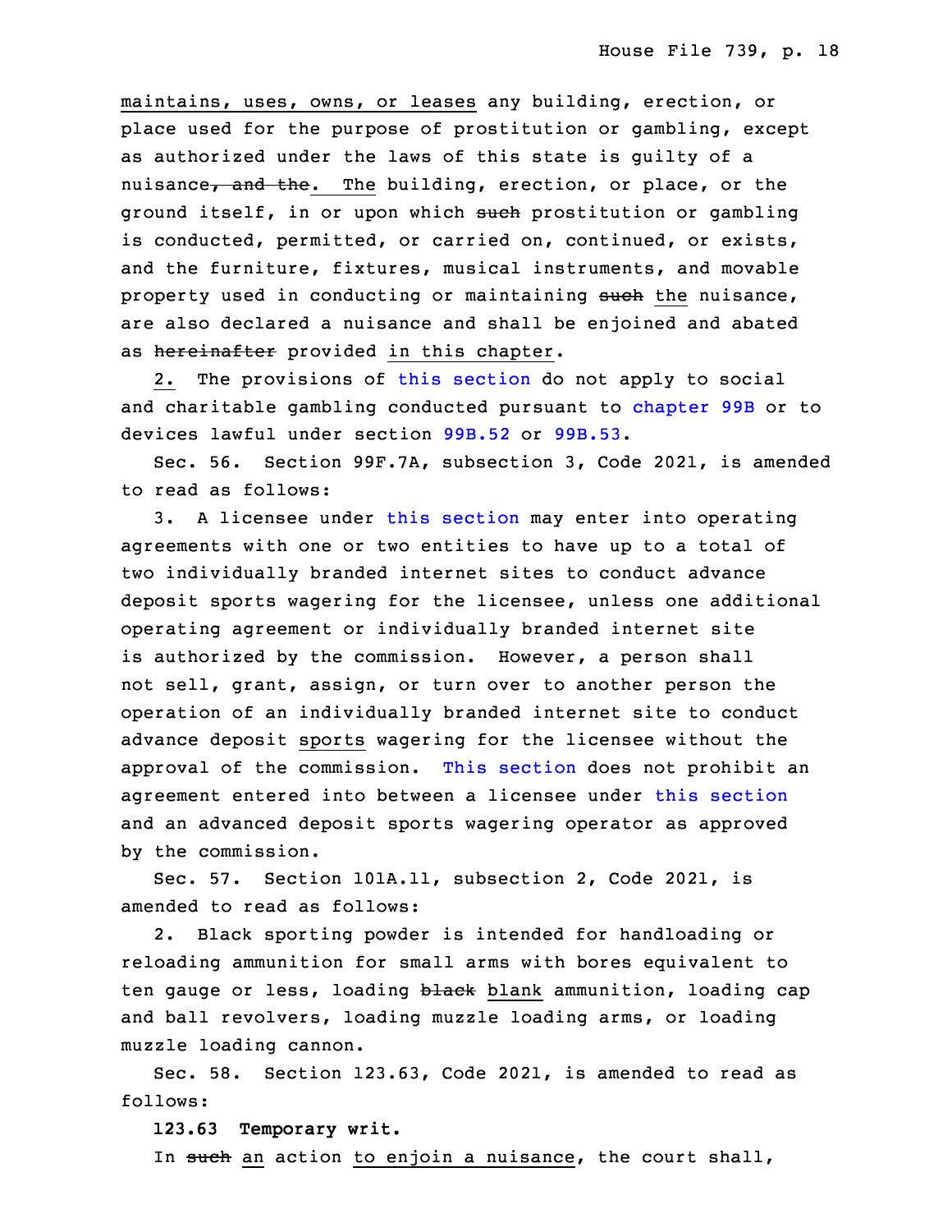maintains, uses, owns, or leases any building, erection, or place used for the purpose of prostitution or gambling, except as authorized under the laws of this state is guilty of a nuisance~~, and the~~. The building, erection, or place, or the ground itself, in or upon which ~~such~~ prostitution or gambling is conducted, permitted, or carried on, continued, or exists, and the furniture, fixtures, musical instruments, and movable property used in conducting or maintaining ~~such~~ the nuisance, are also declared a nuisance and shall be enjoined and abated as ~~hereinafter~~ provided in this chapter.

2. The provisions of this section do not apply to social and charitable gambling conducted pursuant to chapter 99B or to devices lawful under section 99B.52 or 99B.53.

Sec. 56. Section 99F.7A, subsection 3, Code 2021, is amended to read as follows:

3. A licensee under this section may enter into operating agreements with one or two entities to have up to a total of two individually branded internet sites to conduct advance deposit sports wagering for the licensee, unless one additional operating agreement or individually branded internet site is authorized by the commission. However, a person shall not sell, grant, assign, or turn over to another person the operation of an individually branded internet site to conduct advance deposit sports wagering for the licensee without the approval of the commission. This section does not prohibit an agreement entered into between a licensee under this section and an advanced deposit sports wagering operator as approved by the commission.

Sec. 57. Section 101A.11, subsection 2, Code 2021, is amended to read as follows:

2. Black sporting powder is intended for handloading or reloading ammunition for small arms with bores equivalent to ten gauge or less, loading ~~black~~ blank ammunition, loading cap and ball revolvers, loading muzzle loading arms, or loading muzzle loading cannon.

Sec. 58. Section 123.63, Code 2021, is amended to read as follows:

**123.63 Temporary writ.**

In ~~such~~ an action to enjoin a nuisance, the court shall,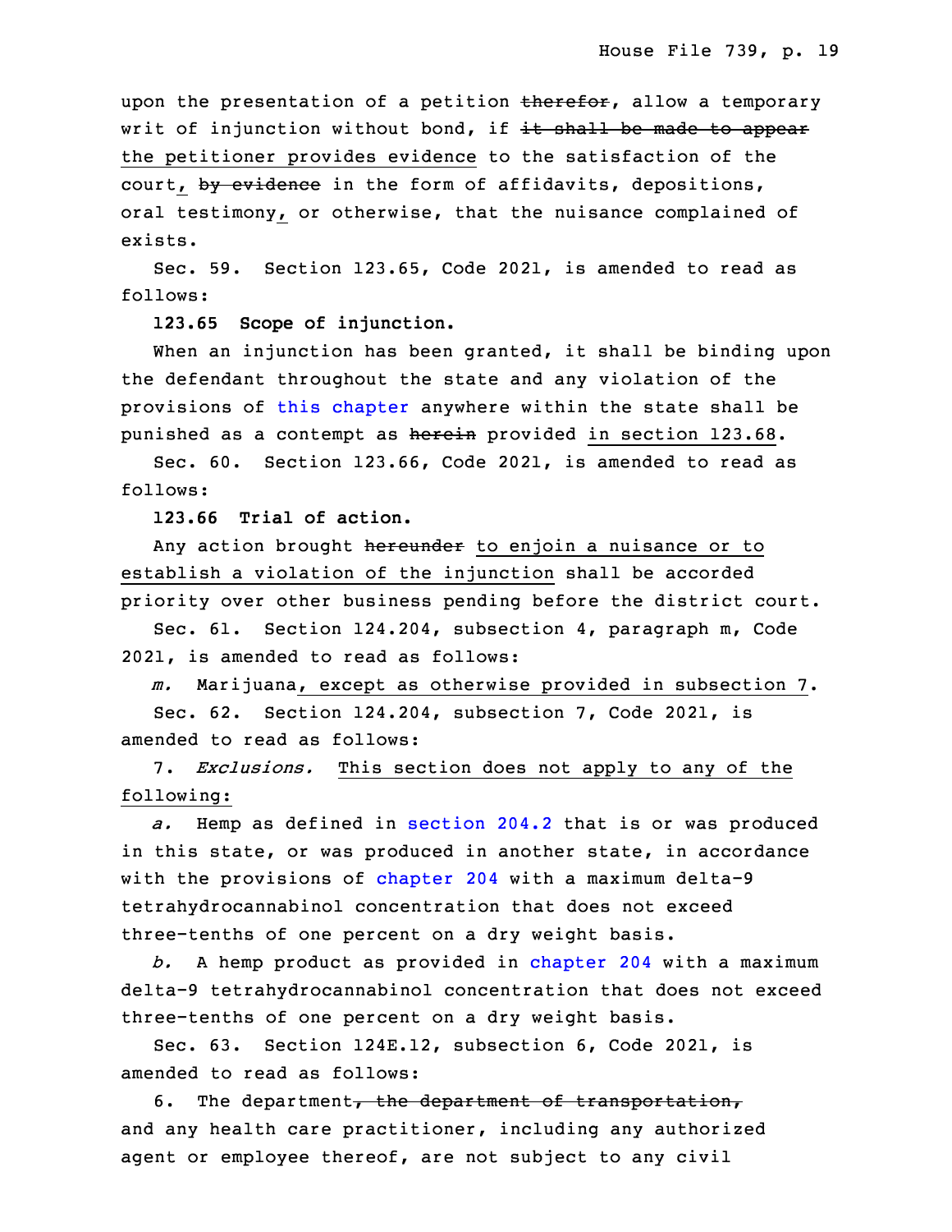upon the presentation of a petition ~~therefor~~, allow a temporary writ of injunction without bond, if ~~it shall be made to appear~~ the petitioner provides evidence to the satisfaction of the court, ~~by evidence~~ in the form of affidavits, depositions, oral testimony, or otherwise, that the nuisance complained of exists.

Sec. 59. Section 123.65, Code 2021, is amended to read as follows:

**123.65 Scope of injunction.**

When an injunction has been granted, it shall be binding upon the defendant throughout the state and any violation of the provisions of this chapter anywhere within the state shall be punished as a contempt as ~~herein~~ provided in section 123.68.

Sec. 60. Section 123.66, Code 2021, is amended to read as follows:

**123.66 Trial of action.**

Any action brought ~~hereunder~~ to enjoin a nuisance or to establish a violation of the injunction shall be accorded priority over other business pending before the district court.

Sec. 61. Section 124.204, subsection 4, paragraph m, Code 2021, is amended to read as follows:

*m.* Marijuana, except as otherwise provided in subsection 7.

Sec. 62. Section 124.204, subsection 7, Code 2021, is amended to read as follows:

7. *Exclusions.* This section does not apply to any of the following:

*a.* Hemp as defined in section 204.2 that is or was produced in this state, or was produced in another state, in accordance with the provisions of chapter 204 with a maximum delta-9 tetrahydrocannabinol concentration that does not exceed three-tenths of one percent on a dry weight basis.

*b.* A hemp product as provided in chapter 204 with a maximum delta-9 tetrahydrocannabinol concentration that does not exceed three-tenths of one percent on a dry weight basis.

Sec. 63. Section 124E.12, subsection 6, Code 2021, is amended to read as follows:

6. The department~~, the department of transportation,~~ and any health care practitioner, including any authorized agent or employee thereof, are not subject to any civil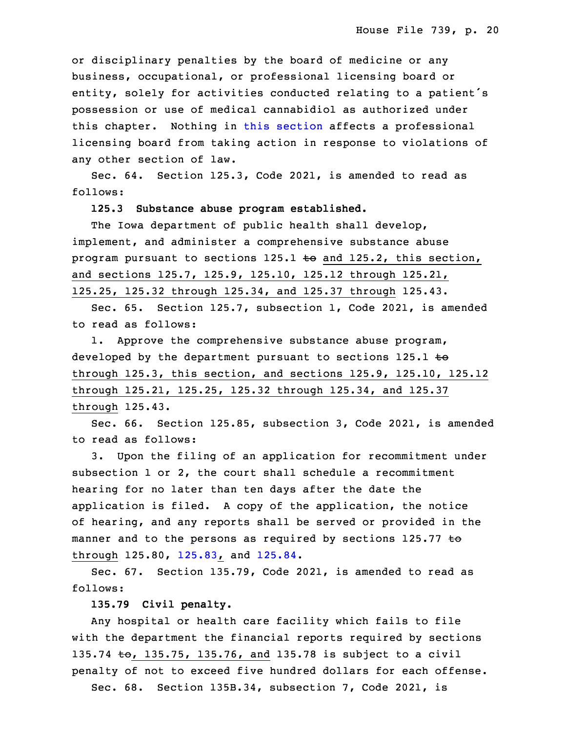or disciplinary penalties by the board of medicine or any business, occupational, or professional licensing board or entity, solely for activities conducted relating to a patient's possession or use of medical cannabidiol as authorized under this chapter. Nothing in this section affects a professional licensing board from taking action in response to violations of any other section of law.

Sec. 64. Section 125.3, Code 2021, is amended to read as follows:

**125.3 Substance abuse program established.**

The Iowa department of public health shall develop, implement, and administer a comprehensive substance abuse program pursuant to sections 125.1 ~~to~~ and 125.2, this section, and sections 125.7, 125.9, 125.10, 125.12 through 125.21, 125.25, 125.32 through 125.34, and 125.37 through 125.43.

Sec. 65. Section 125.7, subsection 1, Code 2021, is amended to read as follows:

1. Approve the comprehensive substance abuse program, developed by the department pursuant to sections 125.1 ~~to~~ through 125.3, this section, and sections 125.9, 125.10, 125.12 through 125.21, 125.25, 125.32 through 125.34, and 125.37 through 125.43.

Sec. 66. Section 125.85, subsection 3, Code 2021, is amended to read as follows:

3. Upon the filing of an application for recommitment under subsection 1 or 2, the court shall schedule a recommitment hearing for no later than ten days after the date the application is filed. A copy of the application, the notice of hearing, and any reports shall be served or provided in the manner and to the persons as required by sections 125.77 ~~to~~ through 125.80, 125.83, and 125.84.

Sec. 67. Section 135.79, Code 2021, is amended to read as follows:

**135.79 Civil penalty.**

Any hospital or health care facility which fails to file with the department the financial reports required by sections 135.74 ~~to~~, 135.75, 135.76, and 135.78 is subject to a civil penalty of not to exceed five hundred dollars for each offense.

Sec. 68. Section 135B.34, subsection 7, Code 2021, is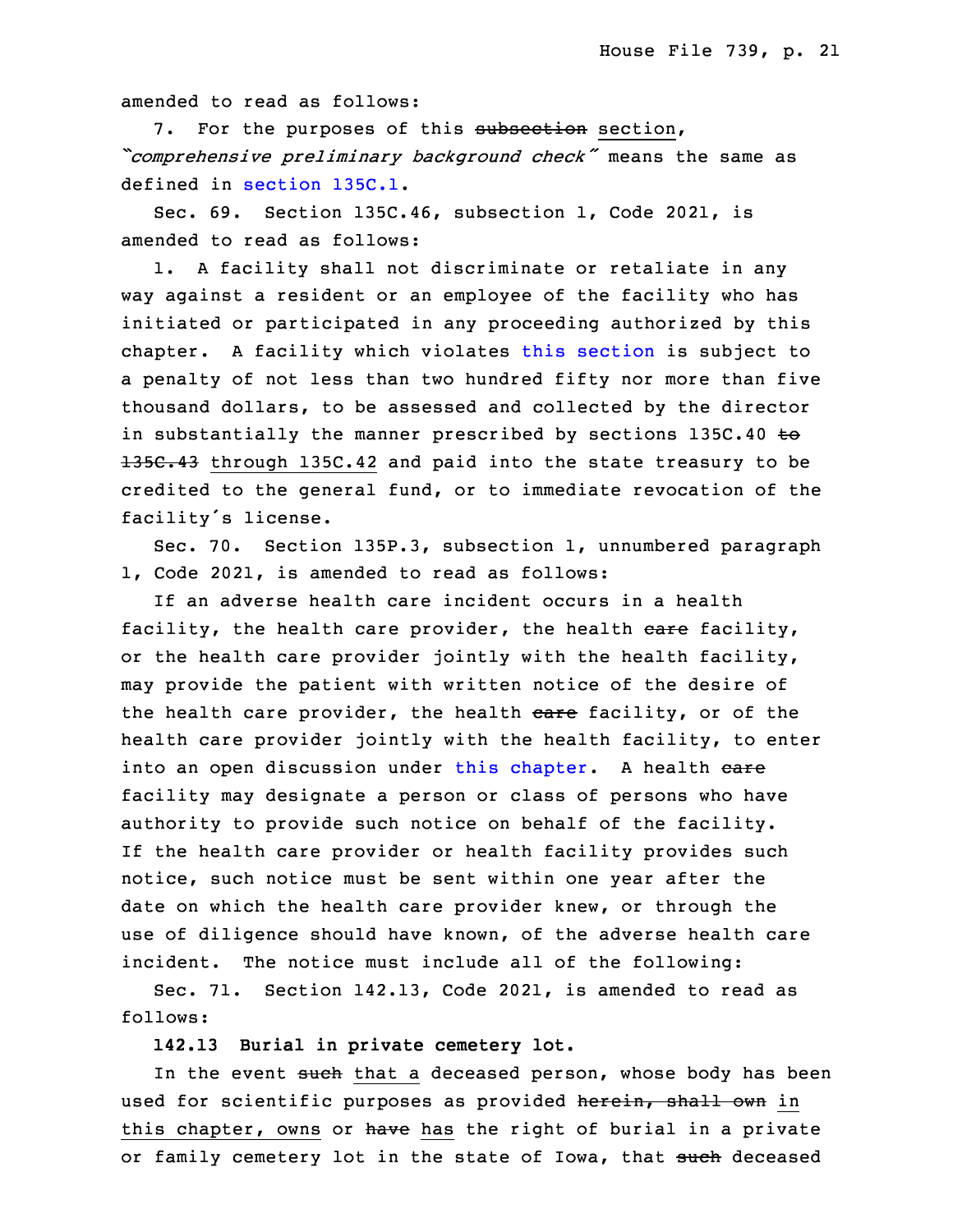amended to read as follows:

7. For the purposes of this ~~subsection~~ <u>section</u>, *"comprehensive preliminary background check"* means the same as defined in section 135C.1.

Sec. 69. Section 135C.46, subsection 1, Code 2021, is amended to read as follows:

1. A facility shall not discriminate or retaliate in any way against a resident or an employee of the facility who has initiated or participated in any proceeding authorized by this chapter. A facility which violates this section is subject to a penalty of not less than two hundred fifty nor more than five thousand dollars, to be assessed and collected by the director in substantially the manner prescribed by sections 135C.40 ~~to 135C.43~~ <u>through 135C.42</u> and paid into the state treasury to be credited to the general fund, or to immediate revocation of the facility's license.

Sec. 70. Section 135P.3, subsection 1, unnumbered paragraph 1, Code 2021, is amended to read as follows:

If an adverse health care incident occurs in a health facility, the health care provider, the health ~~care~~ facility, or the health care provider jointly with the health facility, may provide the patient with written notice of the desire of the health care provider, the health ~~care~~ facility, or of the health care provider jointly with the health facility, to enter into an open discussion under this chapter. A health ~~care~~ facility may designate a person or class of persons who have authority to provide such notice on behalf of the facility. If the health care provider or health facility provides such notice, such notice must be sent within one year after the date on which the health care provider knew, or through the use of diligence should have known, of the adverse health care incident. The notice must include all of the following:

Sec. 71. Section 142.13, Code 2021, is amended to read as follows:

**142.13 Burial in private cemetery lot.**

In the event ~~such~~ <u>that a</u> deceased person, whose body has been used for scientific purposes as provided ~~herein, shall own~~ <u>in this chapter, owns</u> or ~~have~~ <u>has</u> the right of burial in a private or family cemetery lot in the state of Iowa, that ~~such~~ deceased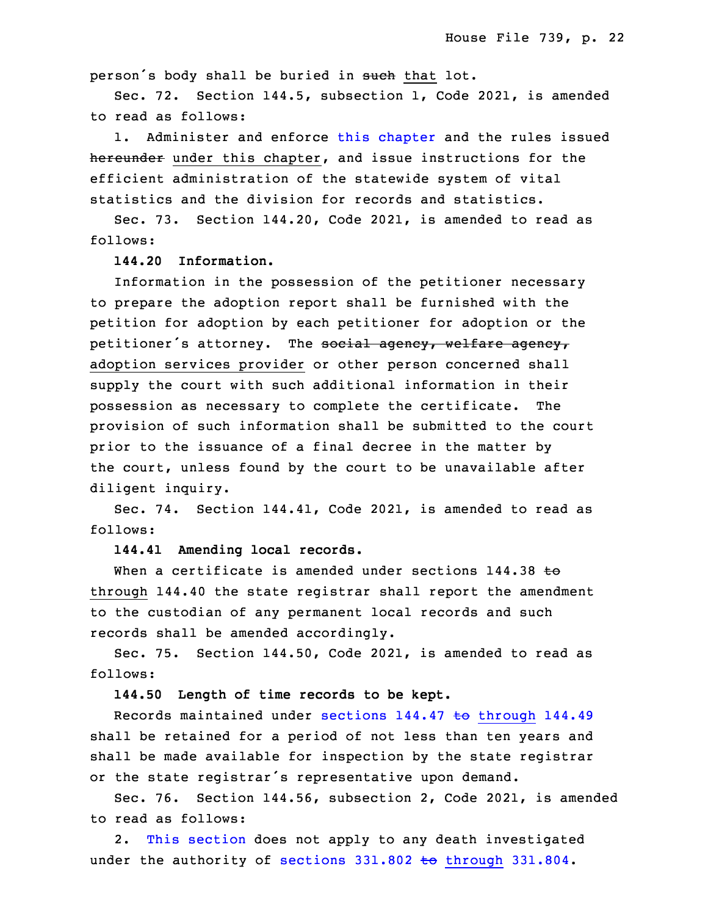person's body shall be buried in ~~such~~ that lot.

Sec. 72. Section 144.5, subsection 1, Code 2021, is amended to read as follows:

1. Administer and enforce this chapter and the rules issued ~~hereunder~~ under this chapter, and issue instructions for the efficient administration of the statewide system of vital statistics and the division for records and statistics.

Sec. 73. Section 144.20, Code 2021, is amended to read as follows:

**144.20 Information.**

Information in the possession of the petitioner necessary to prepare the adoption report shall be furnished with the petition for adoption by each petitioner for adoption or the petitioner's attorney. The ~~social agency, welfare agency,~~ adoption services provider or other person concerned shall supply the court with such additional information in their possession as necessary to complete the certificate. The provision of such information shall be submitted to the court prior to the issuance of a final decree in the matter by the court, unless found by the court to be unavailable after diligent inquiry.

Sec. 74. Section 144.41, Code 2021, is amended to read as follows:

**144.41 Amending local records.**

When a certificate is amended under sections 144.38 ~~to~~ through 144.40 the state registrar shall report the amendment to the custodian of any permanent local records and such records shall be amended accordingly.

Sec. 75. Section 144.50, Code 2021, is amended to read as follows:

**144.50 Length of time records to be kept.**

Records maintained under sections 144.47 ~~to~~ through 144.49 shall be retained for a period of not less than ten years and shall be made available for inspection by the state registrar or the state registrar's representative upon demand.

Sec. 76. Section 144.56, subsection 2, Code 2021, is amended to read as follows:

2. This section does not apply to any death investigated under the authority of sections 331.802 ~~to~~ through 331.804.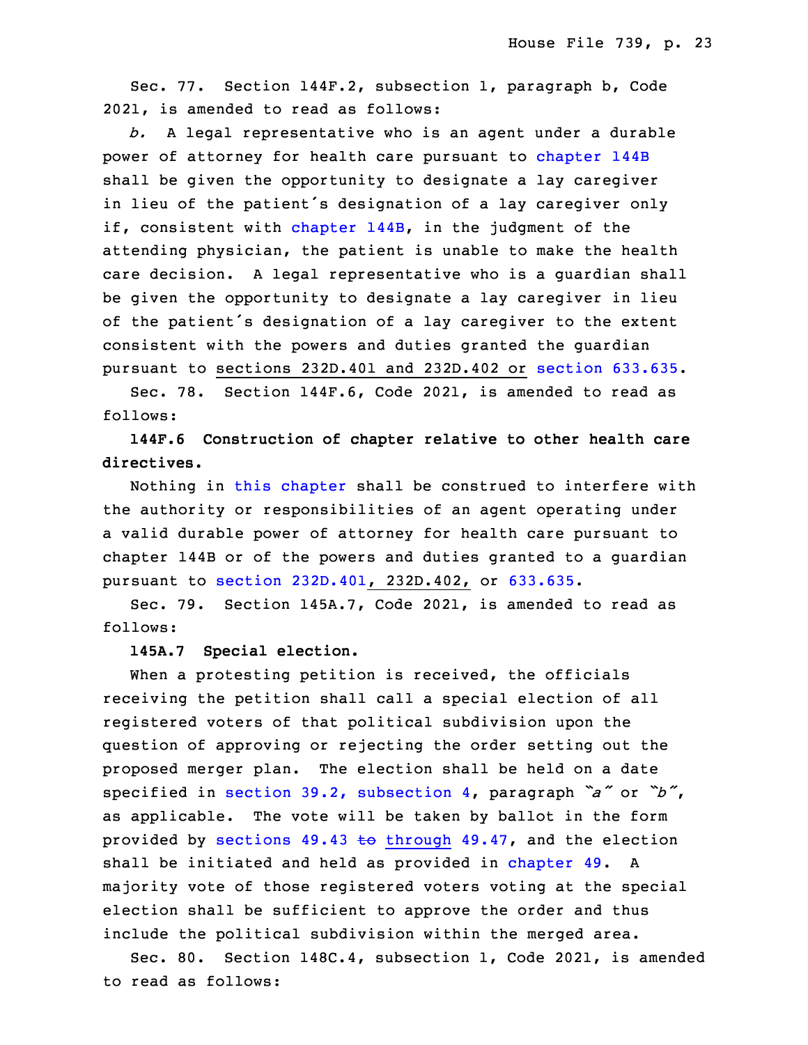Sec. 77. Section 144F.2, subsection 1, paragraph b, Code 2021, is amended to read as follows:

*b.* A legal representative who is an agent under a durable power of attorney for health care pursuant to chapter 144B shall be given the opportunity to designate a lay caregiver in lieu of the patient's designation of a lay caregiver only if, consistent with chapter 144B, in the judgment of the attending physician, the patient is unable to make the health care decision. A legal representative who is a guardian shall be given the opportunity to designate a lay caregiver in lieu of the patient's designation of a lay caregiver to the extent consistent with the powers and duties granted the guardian pursuant to sections 232D.401 and 232D.402 or section 633.635.

Sec. 78. Section 144F.6, Code 2021, is amended to read as follows:

**144F.6 Construction of chapter relative to other health care directives.**

Nothing in this chapter shall be construed to interfere with the authority or responsibilities of an agent operating under a valid durable power of attorney for health care pursuant to chapter 144B or of the powers and duties granted to a guardian pursuant to section 232D.401, 232D.402, or 633.635.

Sec. 79. Section 145A.7, Code 2021, is amended to read as follows:

**145A.7 Special election.**

When a protesting petition is received, the officials receiving the petition shall call a special election of all registered voters of that political subdivision upon the question of approving or rejecting the order setting out the proposed merger plan. The election shall be held on a date specified in section 39.2, subsection 4, paragraph *"a"* or *"b"*, as applicable. The vote will be taken by ballot in the form provided by sections 49.43 ~~to~~ through 49.47, and the election shall be initiated and held as provided in chapter 49. A majority vote of those registered voters voting at the special election shall be sufficient to approve the order and thus include the political subdivision within the merged area.

Sec. 80. Section 148C.4, subsection 1, Code 2021, is amended to read as follows: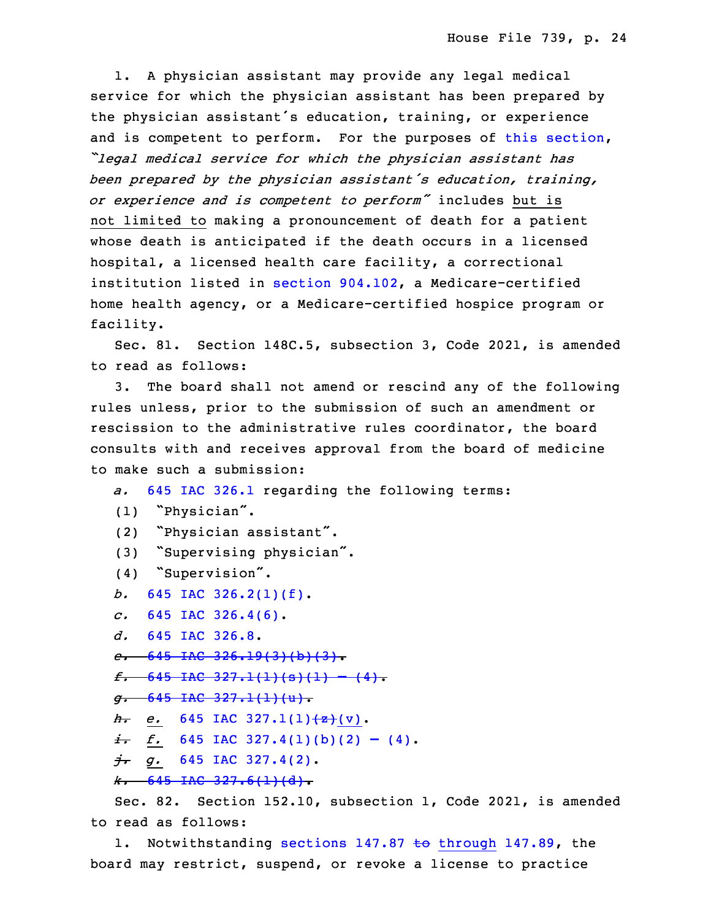1. A physician assistant may provide any legal medical service for which the physician assistant has been prepared by the physician assistant's education, training, or experience and is competent to perform. For the purposes of this section, *"legal medical service for which the physician assistant has been prepared by the physician assistant's education, training, or experience and is competent to perform"* includes but is not limited to making a pronouncement of death for a patient whose death is anticipated if the death occurs in a licensed hospital, a licensed health care facility, a correctional institution listed in section 904.102, a Medicare-certified home health agency, or a Medicare-certified hospice program or facility.

Sec. 81. Section 148C.5, subsection 3, Code 2021, is amended to read as follows:

3. The board shall not amend or rescind any of the following rules unless, prior to the submission of such an amendment or rescission to the administrative rules coordinator, the board consults with and receives approval from the board of medicine to make such a submission:

*a.* 645 IAC 326.1 regarding the following terms:

(1) "Physician".

(2) "Physician assistant".

(3) "Supervising physician".

(4) "Supervision".

*b.* 645 IAC 326.2(1)(f).

*c.* 645 IAC 326.4(6).

*d.* 645 IAC 326.8.

~~*e.* 645 IAC 326.19(3)(b)(3).~~

~~*f.* 645 IAC 327.1(1)(s)(1) — (4).~~

~~*g.* 645 IAC 327.1(1)(u).~~

~~*h.*~~ *e.* 645 IAC 327.1(1)~~(z)~~(v).

~~*i.*~~ *f.* 645 IAC 327.4(1)(b)(2) — (4).

~~*j.*~~ *g.* 645 IAC 327.4(2).

~~*k.* 645 IAC 327.6(1)(d).~~

Sec. 82. Section 152.10, subsection 1, Code 2021, is amended to read as follows:

1. Notwithstanding sections 147.87 ~~to~~ through 147.89, the board may restrict, suspend, or revoke a license to practice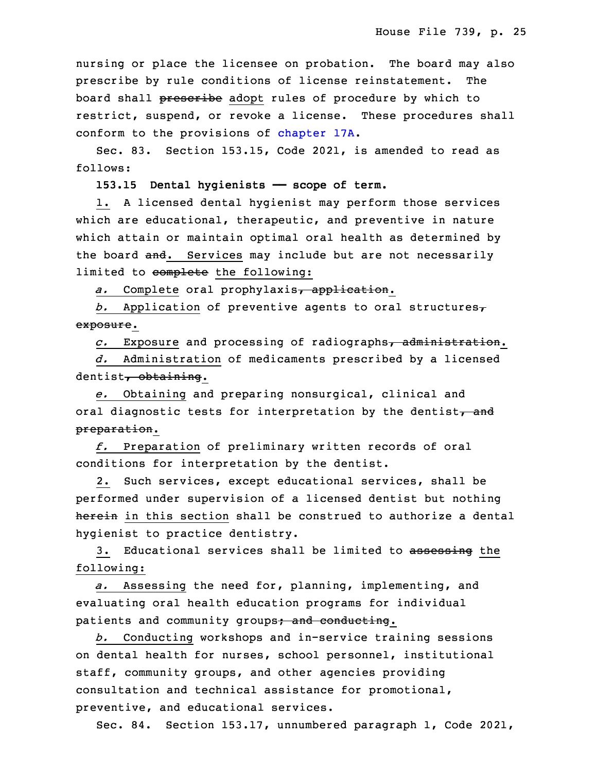nursing or place the licensee on probation. The board may also prescribe by rule conditions of license reinstatement. The board shall ~~prescribe~~ adopt rules of procedure by which to restrict, suspend, or revoke a license. These procedures shall conform to the provisions of chapter 17A.

Sec. 83. Section 153.15, Code 2021, is amended to read as follows:

**153.15 Dental hygienists —— scope of term.**

1. A licensed dental hygienist may perform those services which are educational, therapeutic, and preventive in nature which attain or maintain optimal oral health as determined by the board ~~and~~. Services may include but are not necessarily limited to ~~complete~~ the following:

*a.* Complete oral prophylaxis~~, application~~.

*b.* Application of preventive agents to oral structures~~, exposure~~.

*c.* Exposure and processing of radiographs~~, administration~~.

*d.* Administration of medicaments prescribed by a licensed dentist~~, obtaining~~.

*e.* Obtaining and preparing nonsurgical, clinical and oral diagnostic tests for interpretation by the dentist~~, and preparation~~.

*f.* Preparation of preliminary written records of oral conditions for interpretation by the dentist.

2. Such services, except educational services, shall be performed under supervision of a licensed dentist but nothing ~~herein~~ in this section shall be construed to authorize a dental hygienist to practice dentistry.

3. Educational services shall be limited to ~~assessing~~ the following:

*a.* Assessing the need for, planning, implementing, and evaluating oral health education programs for individual patients and community groups~~; and conducting~~.

*b.* Conducting workshops and in-service training sessions on dental health for nurses, school personnel, institutional staff, community groups, and other agencies providing consultation and technical assistance for promotional, preventive, and educational services.

Sec. 84. Section 153.17, unnumbered paragraph 1, Code 2021,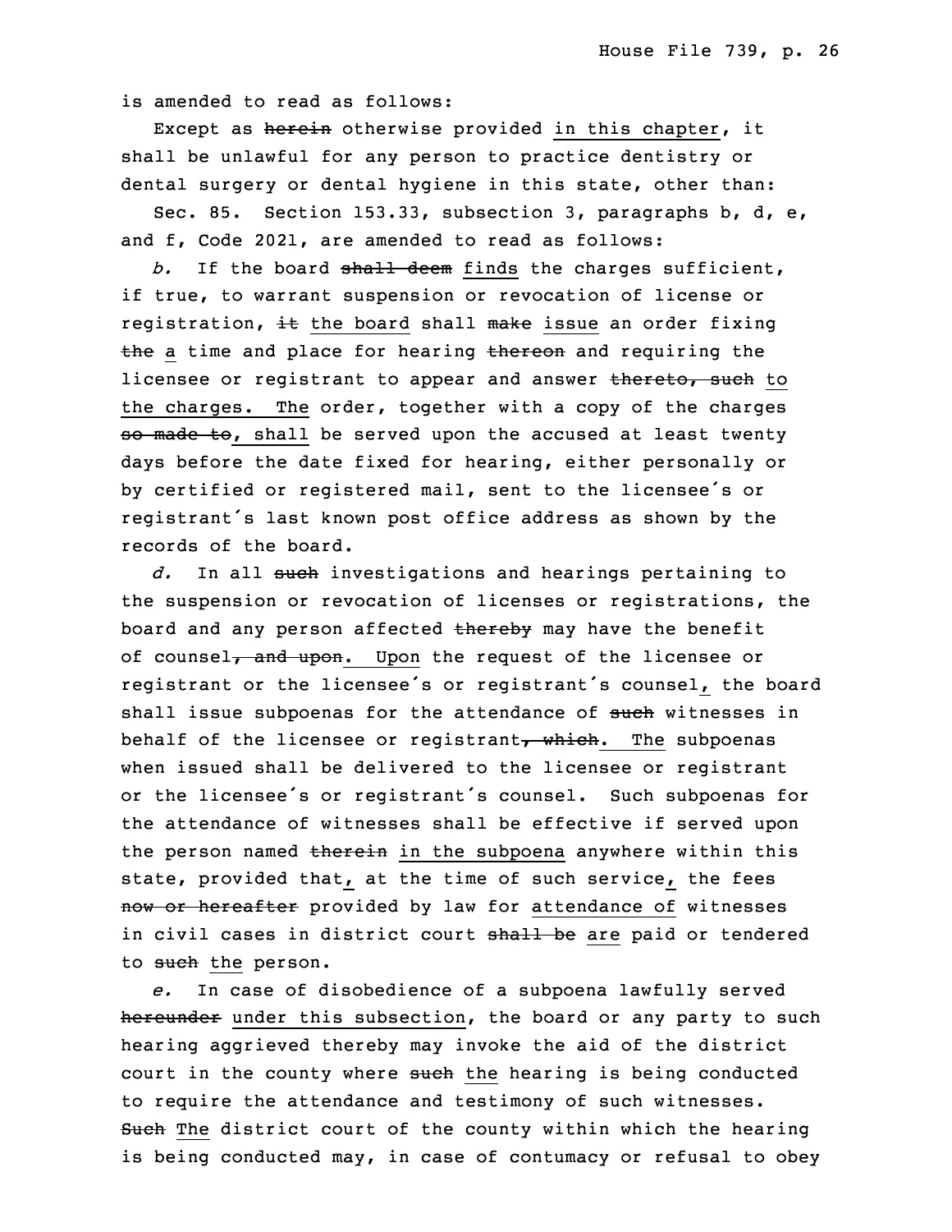is amended to read as follows:

Except as ~~herein~~ otherwise provided in this chapter, it shall be unlawful for any person to practice dentistry or dental surgery or dental hygiene in this state, other than:

Sec. 85. Section 153.33, subsection 3, paragraphs b, d, e, and f, Code 2021, are amended to read as follows:

*b.* If the board ~~shall deem~~ finds the charges sufficient, if true, to warrant suspension or revocation of license or registration, ~~it~~ the board shall ~~make~~ issue an order fixing ~~the~~ a time and place for hearing ~~thereon~~ and requiring the licensee or registrant to appear and answer ~~thereto, such~~ to the charges. The order, together with a copy of the charges ~~so made to~~, shall be served upon the accused at least twenty days before the date fixed for hearing, either personally or by certified or registered mail, sent to the licensee's or registrant's last known post office address as shown by the records of the board.

*d.* In all ~~such~~ investigations and hearings pertaining to the suspension or revocation of licenses or registrations, the board and any person affected ~~thereby~~ may have the benefit of counsel~~, and upon~~. Upon the request of the licensee or registrant or the licensee's or registrant's counsel, the board shall issue subpoenas for the attendance of ~~such~~ witnesses in behalf of the licensee or registrant~~, which~~. The subpoenas when issued shall be delivered to the licensee or registrant or the licensee's or registrant's counsel. Such subpoenas for the attendance of witnesses shall be effective if served upon the person named ~~therein~~ in the subpoena anywhere within this state, provided that, at the time of such service, the fees ~~now or hereafter~~ provided by law for attendance of witnesses in civil cases in district court ~~shall be~~ are paid or tendered to ~~such~~ the person.

*e.* In case of disobedience of a subpoena lawfully served ~~hereunder~~ under this subsection, the board or any party to such hearing aggrieved thereby may invoke the aid of the district court in the county where ~~such~~ the hearing is being conducted to require the attendance and testimony of such witnesses. ~~Such~~ The district court of the county within which the hearing is being conducted may, in case of contumacy or refusal to obey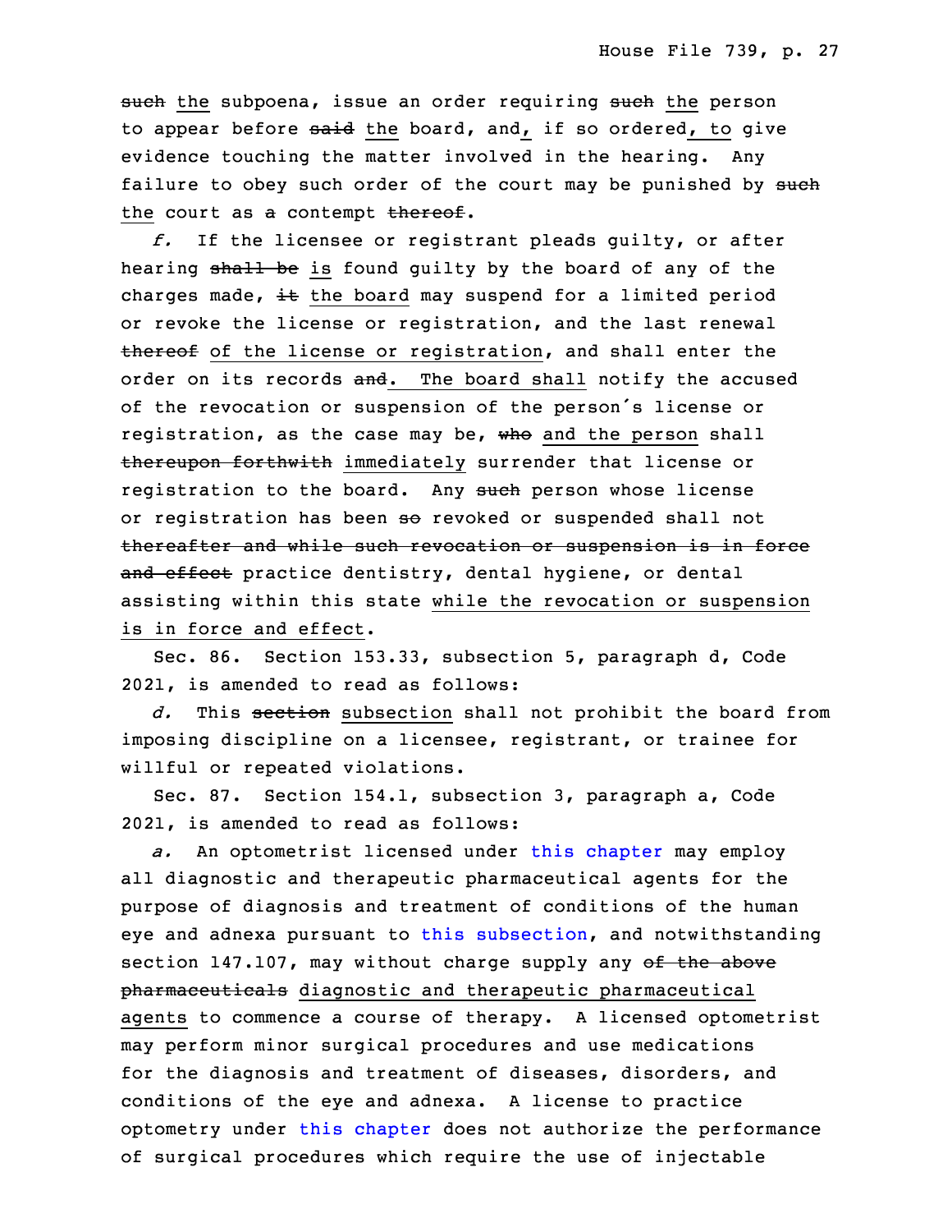~~such~~ the subpoena, issue an order requiring ~~such~~ the person to appear before ~~said~~ the board, and, if so ordered, to give evidence touching the matter involved in the hearing. Any failure to obey such order of the court may be punished by ~~such~~ the court as ~~a~~ contempt ~~thereof~~.

*f.* If the licensee or registrant pleads guilty, or after hearing ~~shall be~~ is found guilty by the board of any of the charges made, ~~it~~ the board may suspend for a limited period or revoke the license or registration, and the last renewal ~~thereof~~ of the license or registration, and shall enter the order on its records ~~and~~. The board shall notify the accused of the revocation or suspension of the person's license or registration, as the case may be, ~~who~~ and the person shall ~~thereupon forthwith~~ immediately surrender that license or registration to the board. Any ~~such~~ person whose license or registration has been ~~so~~ revoked or suspended shall not ~~thereafter and while such revocation or suspension is in force and effect~~ practice dentistry, dental hygiene, or dental assisting within this state while the revocation or suspension is in force and effect.

Sec. 86. Section 153.33, subsection 5, paragraph d, Code 2021, is amended to read as follows:

*d.* This ~~section~~ subsection shall not prohibit the board from imposing discipline on a licensee, registrant, or trainee for willful or repeated violations.

Sec. 87. Section 154.1, subsection 3, paragraph a, Code 2021, is amended to read as follows:

*a.* An optometrist licensed under this chapter may employ all diagnostic and therapeutic pharmaceutical agents for the purpose of diagnosis and treatment of conditions of the human eye and adnexa pursuant to this subsection, and notwithstanding section 147.107, may without charge supply any ~~of the above pharmaceuticals~~ diagnostic and therapeutic pharmaceutical agents to commence a course of therapy. A licensed optometrist may perform minor surgical procedures and use medications for the diagnosis and treatment of diseases, disorders, and conditions of the eye and adnexa. A license to practice optometry under this chapter does not authorize the performance of surgical procedures which require the use of injectable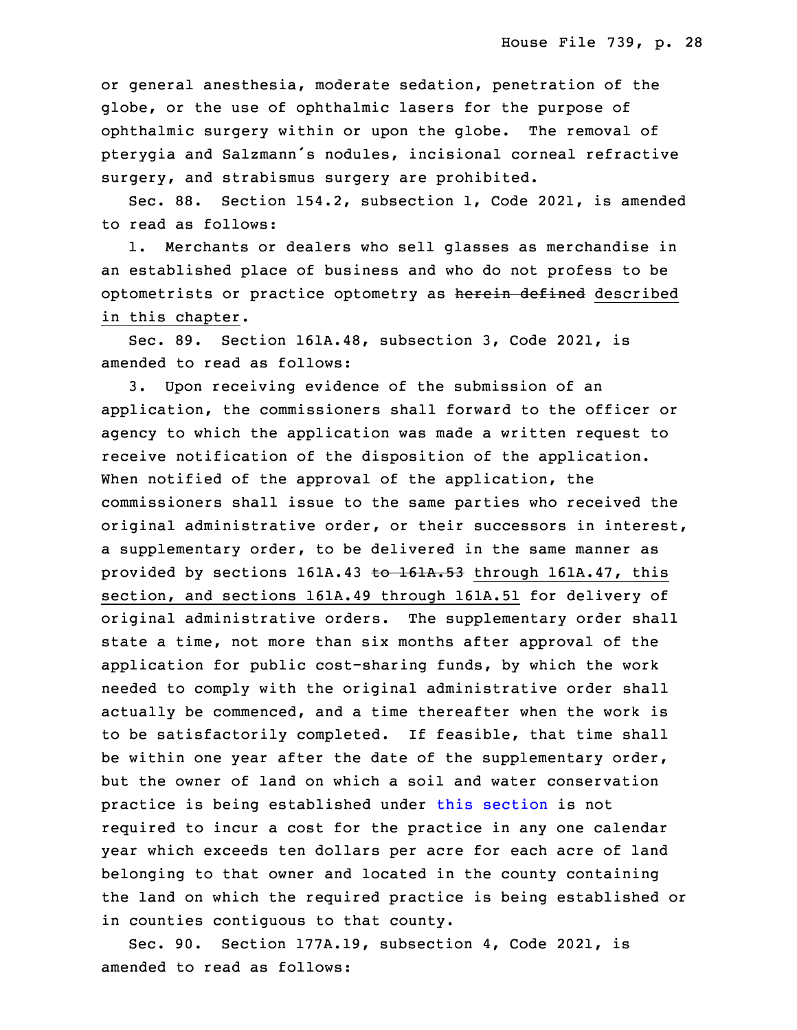or general anesthesia, moderate sedation, penetration of the globe, or the use of ophthalmic lasers for the purpose of ophthalmic surgery within or upon the globe. The removal of pterygia and Salzmann's nodules, incisional corneal refractive surgery, and strabismus surgery are prohibited.

Sec. 88. Section 154.2, subsection 1, Code 2021, is amended to read as follows:

1. Merchants or dealers who sell glasses as merchandise in an established place of business and who do not profess to be optometrists or practice optometry as ~~herein defined~~ described in this chapter.

Sec. 89. Section 161A.48, subsection 3, Code 2021, is amended to read as follows:

3. Upon receiving evidence of the submission of an application, the commissioners shall forward to the officer or agency to which the application was made a written request to receive notification of the disposition of the application. When notified of the approval of the application, the commissioners shall issue to the same parties who received the original administrative order, or their successors in interest, a supplementary order, to be delivered in the same manner as provided by sections 161A.43 ~~to 161A.53~~ through 161A.47, this section, and sections 161A.49 through 161A.51 for delivery of original administrative orders. The supplementary order shall state a time, not more than six months after approval of the application for public cost-sharing funds, by which the work needed to comply with the original administrative order shall actually be commenced, and a time thereafter when the work is to be satisfactorily completed. If feasible, that time shall be within one year after the date of the supplementary order, but the owner of land on which a soil and water conservation practice is being established under this section is not required to incur a cost for the practice in any one calendar year which exceeds ten dollars per acre for each acre of land belonging to that owner and located in the county containing the land on which the required practice is being established or in counties contiguous to that county.

Sec. 90. Section 177A.19, subsection 4, Code 2021, is amended to read as follows: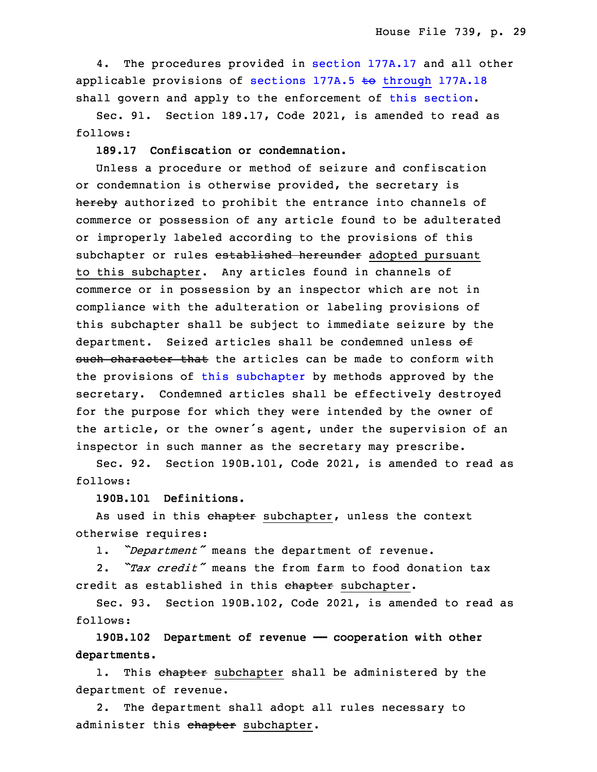4. The procedures provided in section 177A.17 and all other applicable provisions of sections 177A.5 ~~to~~ through 177A.18 shall govern and apply to the enforcement of this section.

Sec. 91. Section 189.17, Code 2021, is amended to read as follows:

**189.17 Confiscation or condemnation.**

Unless a procedure or method of seizure and confiscation or condemnation is otherwise provided, the secretary is ~~hereby~~ authorized to prohibit the entrance into channels of commerce or possession of any article found to be adulterated or improperly labeled according to the provisions of this subchapter or rules ~~established hereunder~~ adopted pursuant to this subchapter. Any articles found in channels of commerce or in possession by an inspector which are not in compliance with the adulteration or labeling provisions of this subchapter shall be subject to immediate seizure by the department. Seized articles shall be condemned unless ~~of such character that~~ the articles can be made to conform with the provisions of this subchapter by methods approved by the secretary. Condemned articles shall be effectively destroyed for the purpose for which they were intended by the owner of the article, or the owner's agent, under the supervision of an inspector in such manner as the secretary may prescribe.

Sec. 92. Section 190B.101, Code 2021, is amended to read as follows:

**190B.101 Definitions.**

As used in this ~~chapter~~ subchapter, unless the context otherwise requires:

1. *"Department"* means the department of revenue.

2. *"Tax credit"* means the from farm to food donation tax credit as established in this ~~chapter~~ subchapter.

Sec. 93. Section 190B.102, Code 2021, is amended to read as follows:

**190B.102 Department of revenue — cooperation with other departments.**

1. This ~~chapter~~ subchapter shall be administered by the department of revenue.

2. The department shall adopt all rules necessary to administer this ~~chapter~~ subchapter.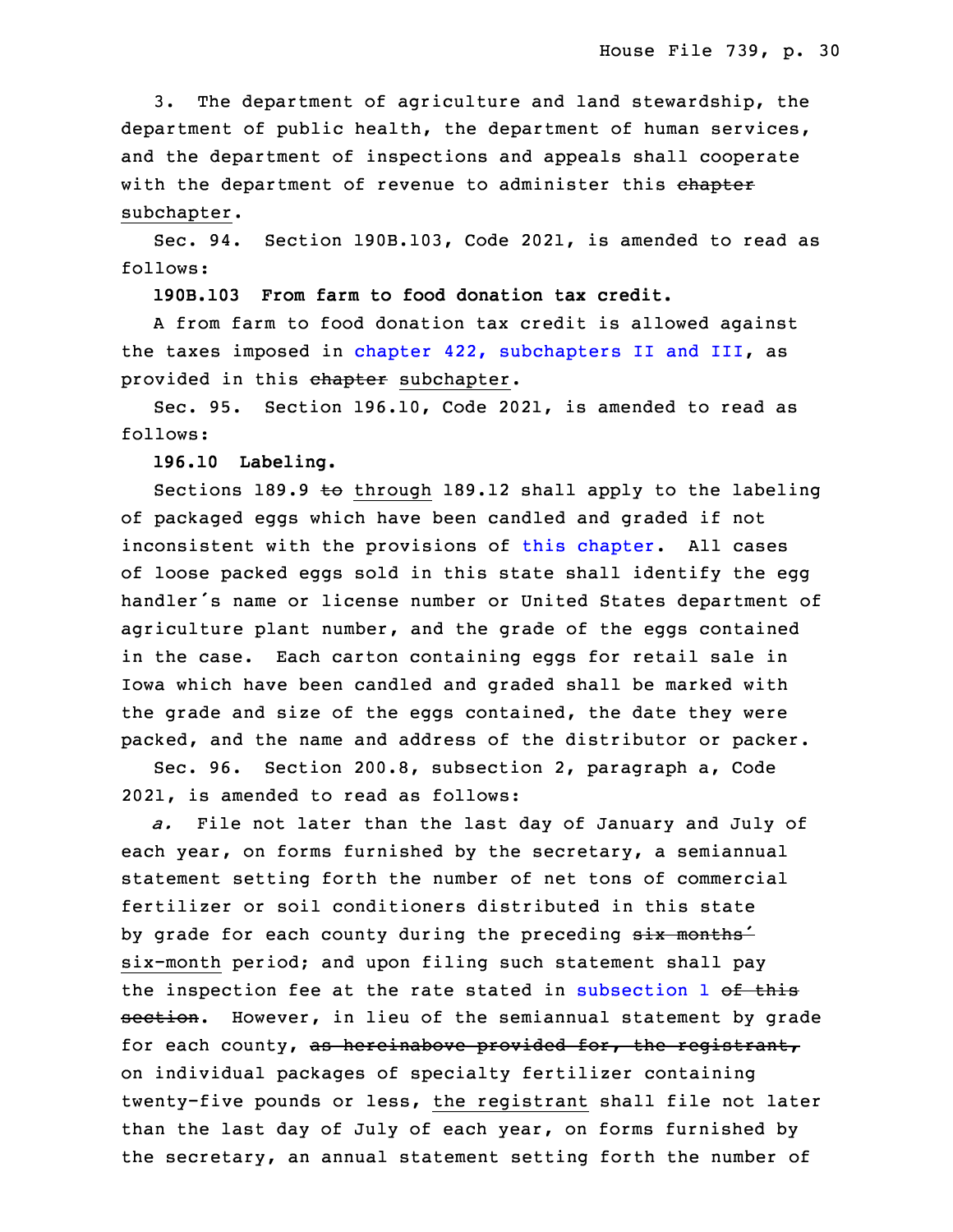3. The department of agriculture and land stewardship, the department of public health, the department of human services, and the department of inspections and appeals shall cooperate with the department of revenue to administer this ~~chapter~~ subchapter.

Sec. 94. Section 190B.103, Code 2021, is amended to read as follows:

**190B.103 From farm to food donation tax credit.**

A from farm to food donation tax credit is allowed against the taxes imposed in chapter 422, subchapters II and III, as provided in this ~~chapter~~ subchapter.

Sec. 95. Section 196.10, Code 2021, is amended to read as follows:

**196.10 Labeling.**

Sections 189.9 ~~to~~ through 189.12 shall apply to the labeling of packaged eggs which have been candled and graded if not inconsistent with the provisions of this chapter. All cases of loose packed eggs sold in this state shall identify the egg handler's name or license number or United States department of agriculture plant number, and the grade of the eggs contained in the case. Each carton containing eggs for retail sale in Iowa which have been candled and graded shall be marked with the grade and size of the eggs contained, the date they were packed, and the name and address of the distributor or packer.

Sec. 96. Section 200.8, subsection 2, paragraph a, Code 2021, is amended to read as follows:

*a.* File not later than the last day of January and July of each year, on forms furnished by the secretary, a semiannual statement setting forth the number of net tons of commercial fertilizer or soil conditioners distributed in this state by grade for each county during the preceding ~~six months'~~ six-month period; and upon filing such statement shall pay the inspection fee at the rate stated in subsection 1 ~~of this section~~. However, in lieu of the semiannual statement by grade for each county, ~~as hereinabove provided for, the registrant,~~ on individual packages of specialty fertilizer containing twenty-five pounds or less, the registrant shall file not later than the last day of July of each year, on forms furnished by the secretary, an annual statement setting forth the number of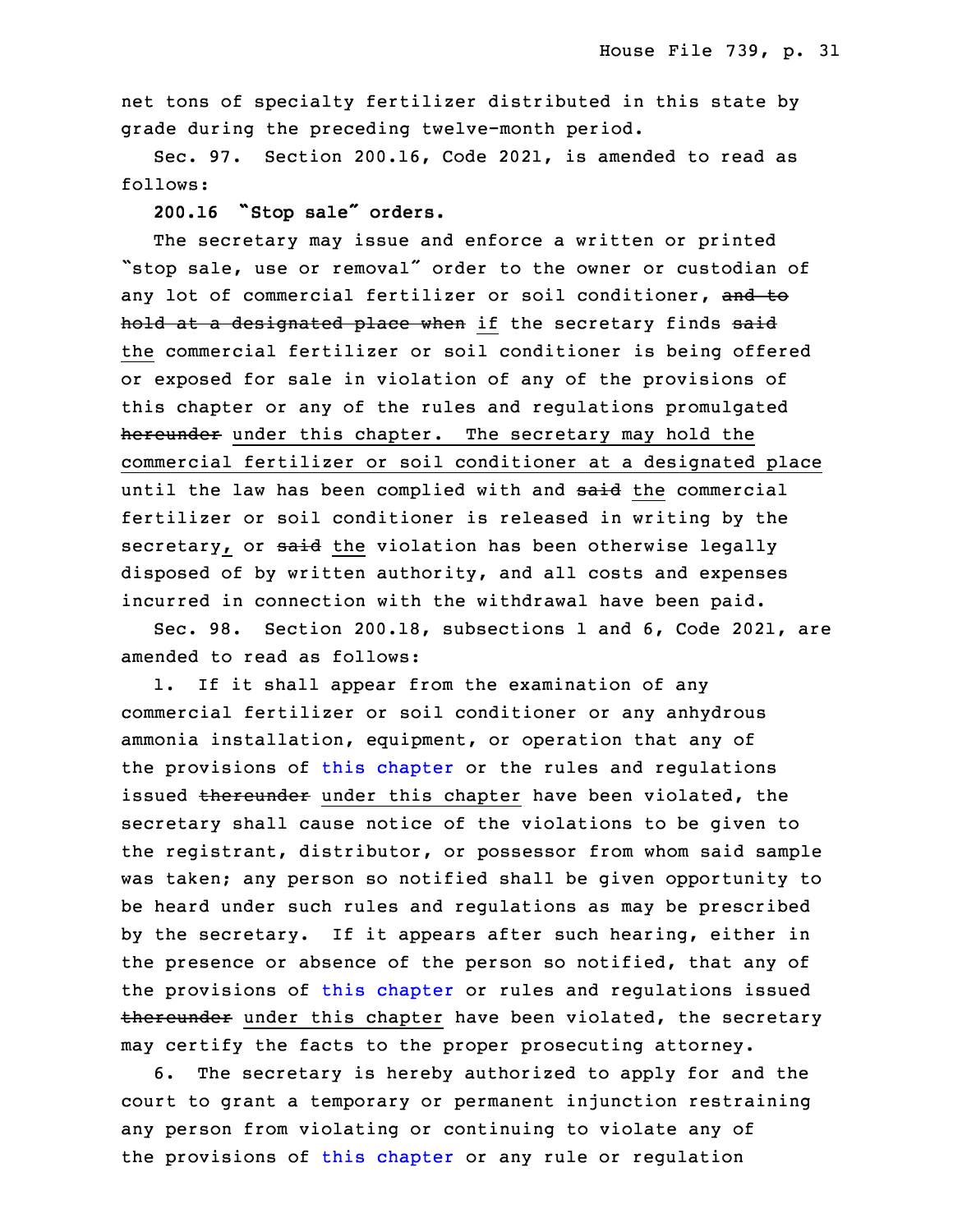net tons of specialty fertilizer distributed in this state by grade during the preceding twelve-month period.

Sec. 97. Section 200.16, Code 2021, is amended to read as follows:

**200.16 "Stop sale" orders.**

The secretary may issue and enforce a written or printed "stop sale, use or removal" order to the owner or custodian of any lot of commercial fertilizer or soil conditioner, ~~and to hold at a designated place when~~ if the secretary finds ~~said~~ the commercial fertilizer or soil conditioner is being offered or exposed for sale in violation of any of the provisions of this chapter or any of the rules and regulations promulgated ~~hereunder~~ under this chapter. The secretary may hold the commercial fertilizer or soil conditioner at a designated place until the law has been complied with and ~~said~~ the commercial fertilizer or soil conditioner is released in writing by the secretary, or ~~said~~ the violation has been otherwise legally disposed of by written authority, and all costs and expenses incurred in connection with the withdrawal have been paid.

Sec. 98. Section 200.18, subsections 1 and 6, Code 2021, are amended to read as follows:

1. If it shall appear from the examination of any commercial fertilizer or soil conditioner or any anhydrous ammonia installation, equipment, or operation that any of the provisions of this chapter or the rules and regulations issued ~~thereunder~~ under this chapter have been violated, the secretary shall cause notice of the violations to be given to the registrant, distributor, or possessor from whom said sample was taken; any person so notified shall be given opportunity to be heard under such rules and regulations as may be prescribed by the secretary. If it appears after such hearing, either in the presence or absence of the person so notified, that any of the provisions of this chapter or rules and regulations issued ~~thereunder~~ under this chapter have been violated, the secretary may certify the facts to the proper prosecuting attorney.

6. The secretary is hereby authorized to apply for and the court to grant a temporary or permanent injunction restraining any person from violating or continuing to violate any of the provisions of this chapter or any rule or regulation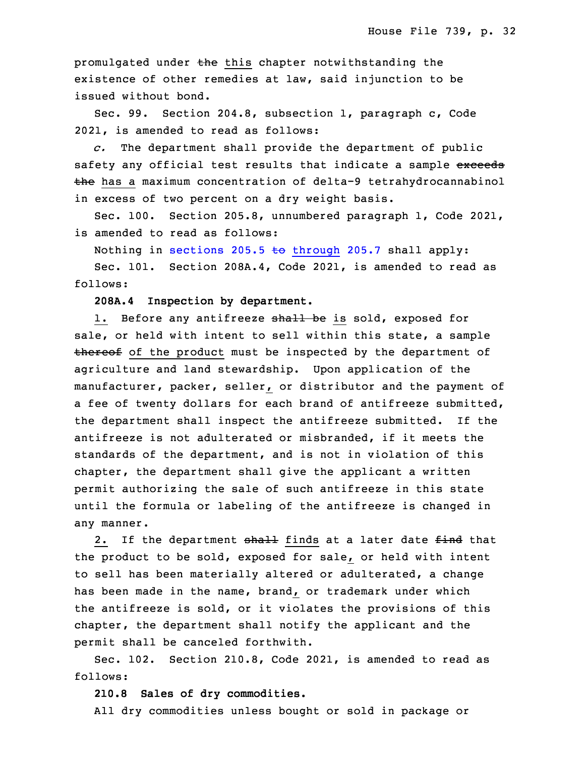promulgated under ~~the~~ <u>this</u> chapter notwithstanding the existence of other remedies at law, said injunction to be issued without bond.

Sec. 99. Section 204.8, subsection 1, paragraph c, Code 2021, is amended to read as follows:

*c.* The department shall provide the department of public safety any official test results that indicate a sample ~~exceeds the~~ <u>has a</u> maximum concentration of delta-9 tetrahydrocannabinol in excess of two percent on a dry weight basis.

Sec. 100. Section 205.8, unnumbered paragraph 1, Code 2021, is amended to read as follows:

Nothing in sections 205.5 ~~to~~ <u>through</u> 205.7 shall apply:

Sec. 101. Section 208A.4, Code 2021, is amended to read as follows:

**208A.4 Inspection by department.**

<u>1.</u> Before any antifreeze ~~shall be~~ <u>is</u> sold, exposed for sale, or held with intent to sell within this state, a sample ~~thereof~~ <u>of the product</u> must be inspected by the department of agriculture and land stewardship. Upon application of the manufacturer, packer, seller<u>,</u> or distributor and the payment of a fee of twenty dollars for each brand of antifreeze submitted, the department shall inspect the antifreeze submitted. If the antifreeze is not adulterated or misbranded, if it meets the standards of the department, and is not in violation of this chapter, the department shall give the applicant a written permit authorizing the sale of such antifreeze in this state until the formula or labeling of the antifreeze is changed in any manner.

<u>2.</u> If the department ~~shall~~ <u>finds</u> at a later date ~~find~~ that the product to be sold, exposed for sale<u>,</u> or held with intent to sell has been materially altered or adulterated, a change has been made in the name, brand<u>,</u> or trademark under which the antifreeze is sold, or it violates the provisions of this chapter, the department shall notify the applicant and the permit shall be canceled forthwith.

Sec. 102. Section 210.8, Code 2021, is amended to read as follows:

**210.8 Sales of dry commodities.**

All dry commodities unless bought or sold in package or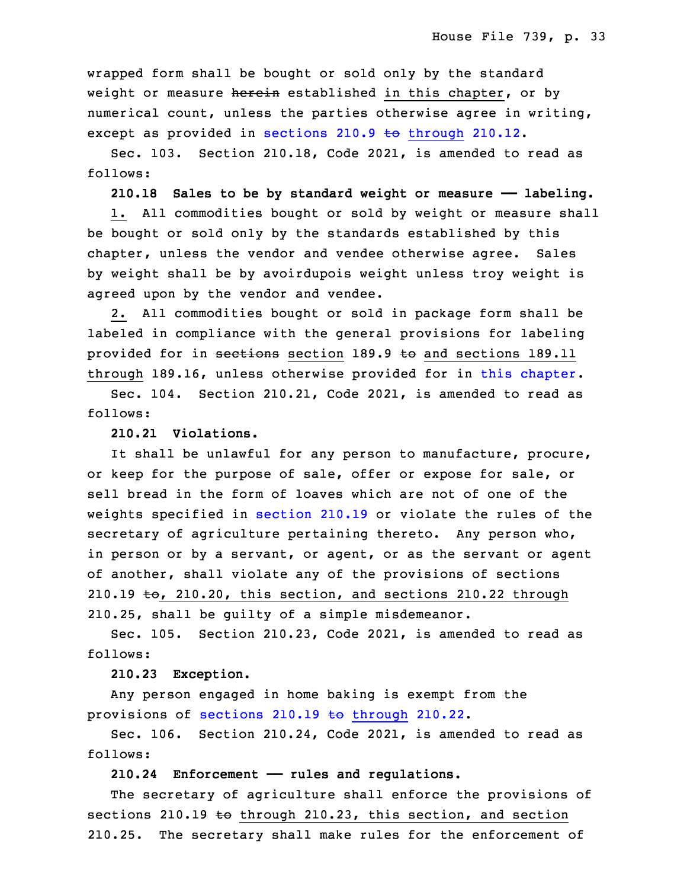wrapped form shall be bought or sold only by the standard weight or measure ~~herein~~ established in this chapter, or by numerical count, unless the parties otherwise agree in writing, except as provided in sections 210.9 ~~to~~ through 210.12.

Sec. 103. Section 210.18, Code 2021, is amended to read as follows:

**210.18 Sales to be by standard weight or measure —— labeling.**

1. All commodities bought or sold by weight or measure shall be bought or sold only by the standards established by this chapter, unless the vendor and vendee otherwise agree. Sales by weight shall be by avoirdupois weight unless troy weight is agreed upon by the vendor and vendee.

2. All commodities bought or sold in package form shall be labeled in compliance with the general provisions for labeling provided for in ~~sections~~ section 189.9 ~~to~~ and sections 189.11 through 189.16, unless otherwise provided for in this chapter.

Sec. 104. Section 210.21, Code 2021, is amended to read as follows:

**210.21 Violations.**

It shall be unlawful for any person to manufacture, procure, or keep for the purpose of sale, offer or expose for sale, or sell bread in the form of loaves which are not of one of the weights specified in section 210.19 or violate the rules of the secretary of agriculture pertaining thereto. Any person who, in person or by a servant, or agent, or as the servant or agent of another, shall violate any of the provisions of sections 210.19 ~~to~~, 210.20, this section, and sections 210.22 through 210.25, shall be guilty of a simple misdemeanor.

Sec. 105. Section 210.23, Code 2021, is amended to read as follows:

**210.23 Exception.**

Any person engaged in home baking is exempt from the provisions of sections 210.19 ~~to~~ through 210.22.

Sec. 106. Section 210.24, Code 2021, is amended to read as follows:

**210.24 Enforcement —— rules and regulations.**

The secretary of agriculture shall enforce the provisions of sections 210.19 ~~to~~ through 210.23, this section, and section 210.25. The secretary shall make rules for the enforcement of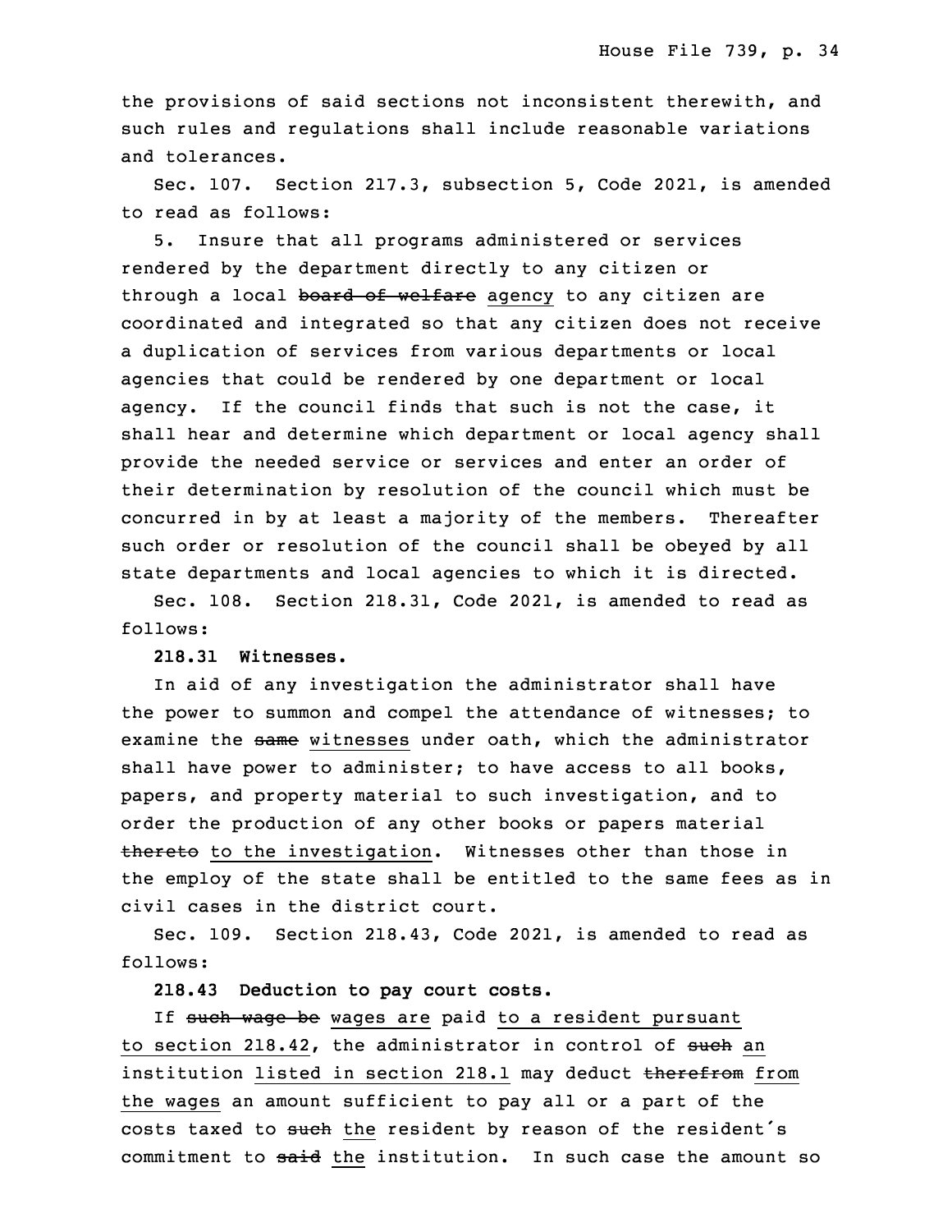the provisions of said sections not inconsistent therewith, and such rules and regulations shall include reasonable variations and tolerances.

Sec. 107. Section 217.3, subsection 5, Code 2021, is amended to read as follows:

5. Insure that all programs administered or services rendered by the department directly to any citizen or through a local ~~board of welfare~~ agency to any citizen are coordinated and integrated so that any citizen does not receive a duplication of services from various departments or local agencies that could be rendered by one department or local agency. If the council finds that such is not the case, it shall hear and determine which department or local agency shall provide the needed service or services and enter an order of their determination by resolution of the council which must be concurred in by at least a majority of the members. Thereafter such order or resolution of the council shall be obeyed by all state departments and local agencies to which it is directed.

Sec. 108. Section 218.31, Code 2021, is amended to read as follows:

**218.31 Witnesses.**

In aid of any investigation the administrator shall have the power to summon and compel the attendance of witnesses; to examine the ~~same~~ witnesses under oath, which the administrator shall have power to administer; to have access to all books, papers, and property material to such investigation, and to order the production of any other books or papers material ~~thereto~~ to the investigation. Witnesses other than those in the employ of the state shall be entitled to the same fees as in civil cases in the district court.

Sec. 109. Section 218.43, Code 2021, is amended to read as follows:

**218.43 Deduction to pay court costs.**

If ~~such wage be~~ wages are paid to a resident pursuant to section 218.42, the administrator in control of ~~such~~ an institution listed in section 218.1 may deduct ~~therefrom~~ from the wages an amount sufficient to pay all or a part of the costs taxed to ~~such~~ the resident by reason of the resident's commitment to ~~said~~ the institution. In such case the amount so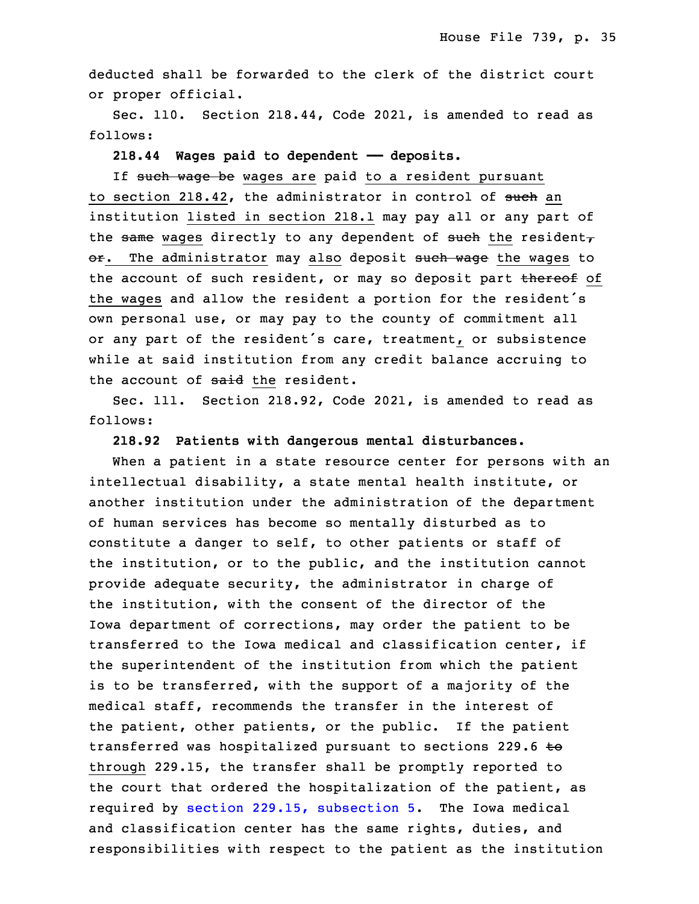deducted shall be forwarded to the clerk of the district court or proper official.

Sec. 110. Section 218.44, Code 2021, is amended to read as follows:

**218.44 Wages paid to dependent —— deposits.**

If ~~such wage be~~ wages are paid to a resident pursuant to section 218.42, the administrator in control of ~~such~~ an institution listed in section 218.1 may pay all or any part of the ~~same~~ wages directly to any dependent of ~~such~~ the resident~~, or~~. The administrator may also deposit ~~such wage~~ the wages to the account of such resident, or may so deposit part ~~thereof~~ of the wages and allow the resident a portion for the resident's own personal use, or may pay to the county of commitment all or any part of the resident's care, treatment, or subsistence while at said institution from any credit balance accruing to the account of ~~said~~ the resident.

Sec. 111. Section 218.92, Code 2021, is amended to read as follows:

**218.92 Patients with dangerous mental disturbances.**

When a patient in a state resource center for persons with an intellectual disability, a state mental health institute, or another institution under the administration of the department of human services has become so mentally disturbed as to constitute a danger to self, to other patients or staff of the institution, or to the public, and the institution cannot provide adequate security, the administrator in charge of the institution, with the consent of the director of the Iowa department of corrections, may order the patient to be transferred to the Iowa medical and classification center, if the superintendent of the institution from which the patient is to be transferred, with the support of a majority of the medical staff, recommends the transfer in the interest of the patient, other patients, or the public. If the patient transferred was hospitalized pursuant to sections 229.6 ~~to~~ through 229.15, the transfer shall be promptly reported to the court that ordered the hospitalization of the patient, as required by section 229.15, subsection 5. The Iowa medical and classification center has the same rights, duties, and responsibilities with respect to the patient as the institution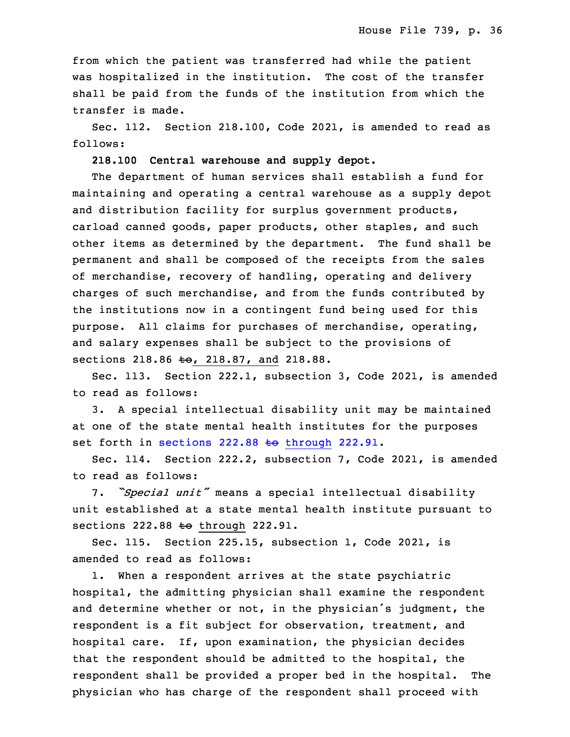from which the patient was transferred had while the patient was hospitalized in the institution. The cost of the transfer shall be paid from the funds of the institution from which the transfer is made.

Sec. 112. Section 218.100, Code 2021, is amended to read as follows:

**218.100 Central warehouse and supply depot.**

The department of human services shall establish a fund for maintaining and operating a central warehouse as a supply depot and distribution facility for surplus government products, carload canned goods, paper products, other staples, and such other items as determined by the department. The fund shall be permanent and shall be composed of the receipts from the sales of merchandise, recovery of handling, operating and delivery charges of such merchandise, and from the funds contributed by the institutions now in a contingent fund being used for this purpose. All claims for purchases of merchandise, operating, and salary expenses shall be subject to the provisions of sections 218.86 ~~to~~, 218.87, and 218.88.

Sec. 113. Section 222.1, subsection 3, Code 2021, is amended to read as follows:

3. A special intellectual disability unit may be maintained at one of the state mental health institutes for the purposes set forth in sections 222.88 ~~to~~ through 222.91.

Sec. 114. Section 222.2, subsection 7, Code 2021, is amended to read as follows:

7. *"Special unit"* means a special intellectual disability unit established at a state mental health institute pursuant to sections 222.88 ~~to~~ through 222.91.

Sec. 115. Section 225.15, subsection 1, Code 2021, is amended to read as follows:

1. When a respondent arrives at the state psychiatric hospital, the admitting physician shall examine the respondent and determine whether or not, in the physician's judgment, the respondent is a fit subject for observation, treatment, and hospital care. If, upon examination, the physician decides that the respondent should be admitted to the hospital, the respondent shall be provided a proper bed in the hospital. The physician who has charge of the respondent shall proceed with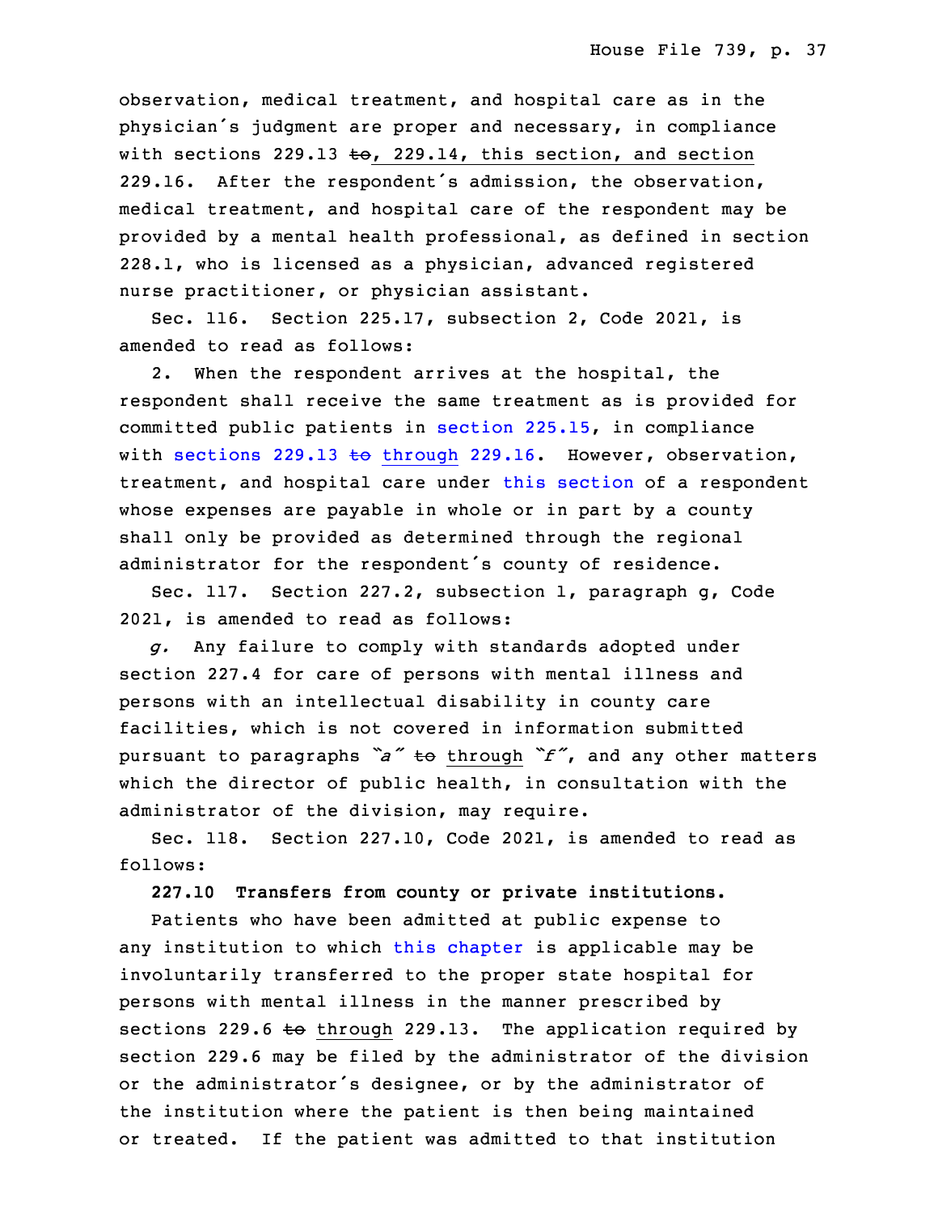observation, medical treatment, and hospital care as in the physician's judgment are proper and necessary, in compliance with sections 229.13 ~~to~~, 229.14, this section, and section 229.16. After the respondent's admission, the observation, medical treatment, and hospital care of the respondent may be provided by a mental health professional, as defined in section 228.1, who is licensed as a physician, advanced registered nurse practitioner, or physician assistant.

Sec. 116. Section 225.17, subsection 2, Code 2021, is amended to read as follows:

2. When the respondent arrives at the hospital, the respondent shall receive the same treatment as is provided for committed public patients in section 225.15, in compliance with sections 229.13 ~~to~~ through 229.16. However, observation, treatment, and hospital care under this section of a respondent whose expenses are payable in whole or in part by a county shall only be provided as determined through the regional administrator for the respondent's county of residence.

Sec. 117. Section 227.2, subsection 1, paragraph g, Code 2021, is amended to read as follows:

*g.* Any failure to comply with standards adopted under section 227.4 for care of persons with mental illness and persons with an intellectual disability in county care facilities, which is not covered in information submitted pursuant to paragraphs *"a"* ~~to~~ through *"f"*, and any other matters which the director of public health, in consultation with the administrator of the division, may require.

Sec. 118. Section 227.10, Code 2021, is amended to read as follows:

**227.10 Transfers from county or private institutions.**

Patients who have been admitted at public expense to any institution to which this chapter is applicable may be involuntarily transferred to the proper state hospital for persons with mental illness in the manner prescribed by sections 229.6 ~~to~~ through 229.13. The application required by section 229.6 may be filed by the administrator of the division or the administrator's designee, or by the administrator of the institution where the patient is then being maintained or treated. If the patient was admitted to that institution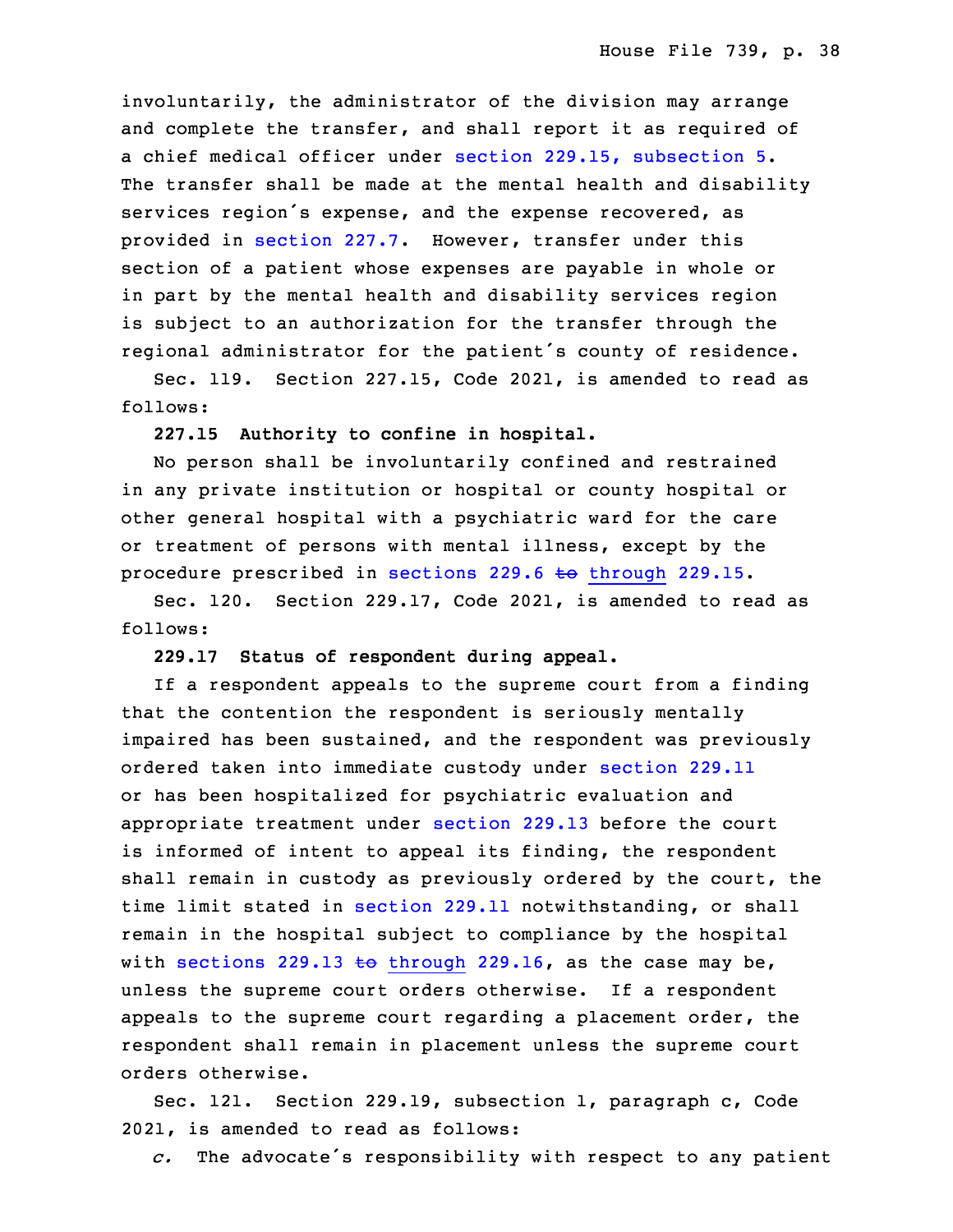involuntarily, the administrator of the division may arrange and complete the transfer, and shall report it as required of a chief medical officer under section 229.15, subsection 5. The transfer shall be made at the mental health and disability services region's expense, and the expense recovered, as provided in section 227.7. However, transfer under this section of a patient whose expenses are payable in whole or in part by the mental health and disability services region is subject to an authorization for the transfer through the regional administrator for the patient's county of residence.

Sec. 119. Section 227.15, Code 2021, is amended to read as follows:

**227.15 Authority to confine in hospital.**

No person shall be involuntarily confined and restrained in any private institution or hospital or county hospital or other general hospital with a psychiatric ward for the care or treatment of persons with mental illness, except by the procedure prescribed in sections 229.6 ~~to~~ through 229.15.

Sec. 120. Section 229.17, Code 2021, is amended to read as follows:

**229.17 Status of respondent during appeal.**

If a respondent appeals to the supreme court from a finding that the contention the respondent is seriously mentally impaired has been sustained, and the respondent was previously ordered taken into immediate custody under section 229.11 or has been hospitalized for psychiatric evaluation and appropriate treatment under section 229.13 before the court is informed of intent to appeal its finding, the respondent shall remain in custody as previously ordered by the court, the time limit stated in section 229.11 notwithstanding, or shall remain in the hospital subject to compliance by the hospital with sections 229.13 ~~to~~ through 229.16, as the case may be, unless the supreme court orders otherwise. If a respondent appeals to the supreme court regarding a placement order, the respondent shall remain in placement unless the supreme court orders otherwise.

Sec. 121. Section 229.19, subsection 1, paragraph c, Code 2021, is amended to read as follows:

*c.* The advocate's responsibility with respect to any patient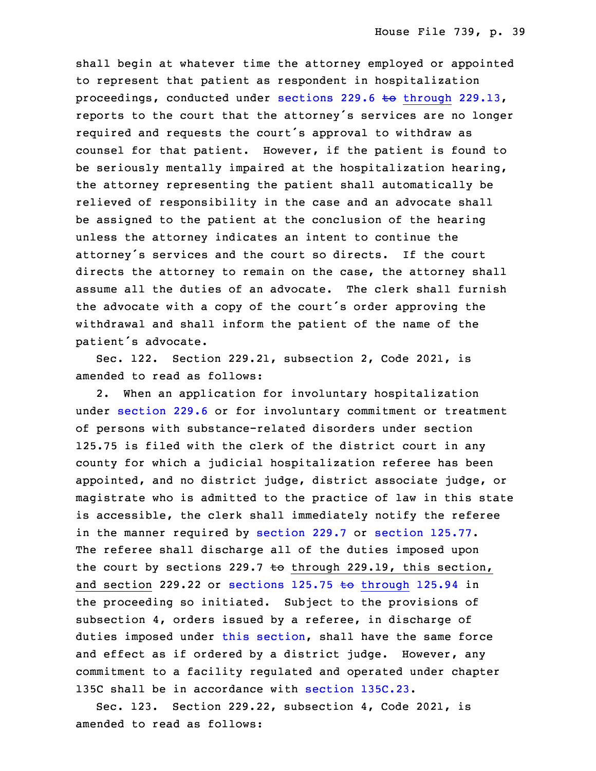shall begin at whatever time the attorney employed or appointed to represent that patient as respondent in hospitalization proceedings, conducted under sections 229.6 ~~to~~ through 229.13, reports to the court that the attorney's services are no longer required and requests the court's approval to withdraw as counsel for that patient. However, if the patient is found to be seriously mentally impaired at the hospitalization hearing, the attorney representing the patient shall automatically be relieved of responsibility in the case and an advocate shall be assigned to the patient at the conclusion of the hearing unless the attorney indicates an intent to continue the attorney's services and the court so directs. If the court directs the attorney to remain on the case, the attorney shall assume all the duties of an advocate. The clerk shall furnish the advocate with a copy of the court's order approving the withdrawal and shall inform the patient of the name of the patient's advocate.

Sec. 122. Section 229.21, subsection 2, Code 2021, is amended to read as follows:

2. When an application for involuntary hospitalization under section 229.6 or for involuntary commitment or treatment of persons with substance-related disorders under section 125.75 is filed with the clerk of the district court in any county for which a judicial hospitalization referee has been appointed, and no district judge, district associate judge, or magistrate who is admitted to the practice of law in this state is accessible, the clerk shall immediately notify the referee in the manner required by section 229.7 or section 125.77. The referee shall discharge all of the duties imposed upon the court by sections 229.7 ~~to~~ through 229.19, this section, and section 229.22 or sections 125.75 ~~to~~ through 125.94 in the proceeding so initiated. Subject to the provisions of subsection 4, orders issued by a referee, in discharge of duties imposed under this section, shall have the same force and effect as if ordered by a district judge. However, any commitment to a facility regulated and operated under chapter 135C shall be in accordance with section 135C.23.

Sec. 123. Section 229.22, subsection 4, Code 2021, is amended to read as follows: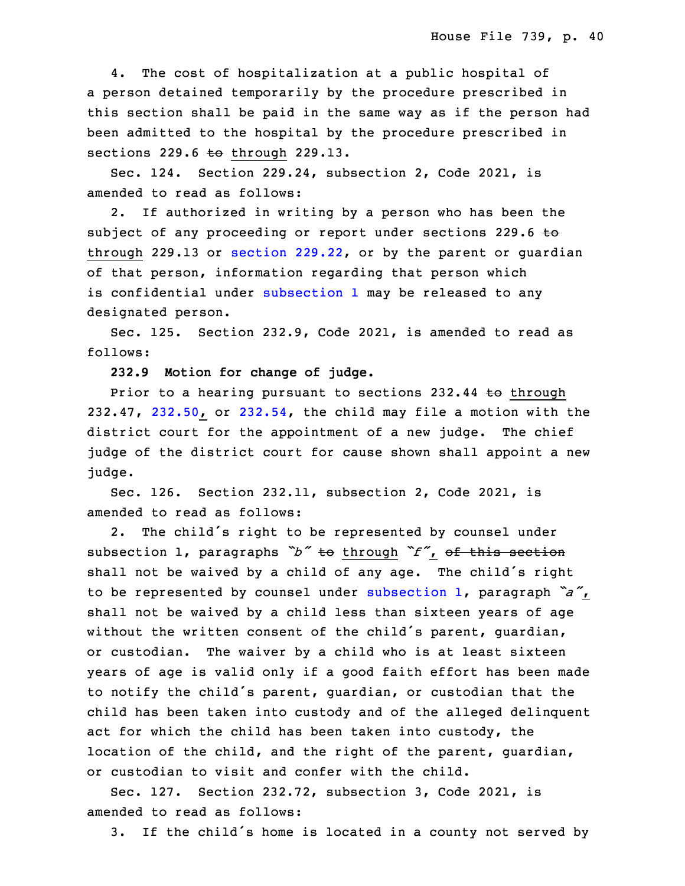4. The cost of hospitalization at a public hospital of a person detained temporarily by the procedure prescribed in this section shall be paid in the same way as if the person had been admitted to the hospital by the procedure prescribed in sections 229.6 ~~to~~ through 229.13.

Sec. 124. Section 229.24, subsection 2, Code 2021, is amended to read as follows:

2. If authorized in writing by a person who has been the subject of any proceeding or report under sections 229.6 ~~to~~ through 229.13 or section 229.22, or by the parent or guardian of that person, information regarding that person which is confidential under subsection 1 may be released to any designated person.

Sec. 125. Section 232.9, Code 2021, is amended to read as follows:

**232.9 Motion for change of judge.**

Prior to a hearing pursuant to sections 232.44 ~~to~~ through 232.47, 232.50, or 232.54, the child may file a motion with the district court for the appointment of a new judge. The chief judge of the district court for cause shown shall appoint a new judge.

Sec. 126. Section 232.11, subsection 2, Code 2021, is amended to read as follows:

2. The child's right to be represented by counsel under subsection 1, paragraphs *"b"* ~~to~~ through *"f"*, ~~of this section~~ shall not be waived by a child of any age. The child's right to be represented by counsel under subsection 1, paragraph *"a"*, shall not be waived by a child less than sixteen years of age without the written consent of the child's parent, guardian, or custodian. The waiver by a child who is at least sixteen years of age is valid only if a good faith effort has been made to notify the child's parent, guardian, or custodian that the child has been taken into custody and of the alleged delinquent act for which the child has been taken into custody, the location of the child, and the right of the parent, guardian, or custodian to visit and confer with the child.

Sec. 127. Section 232.72, subsection 3, Code 2021, is amended to read as follows:

3. If the child's home is located in a county not served by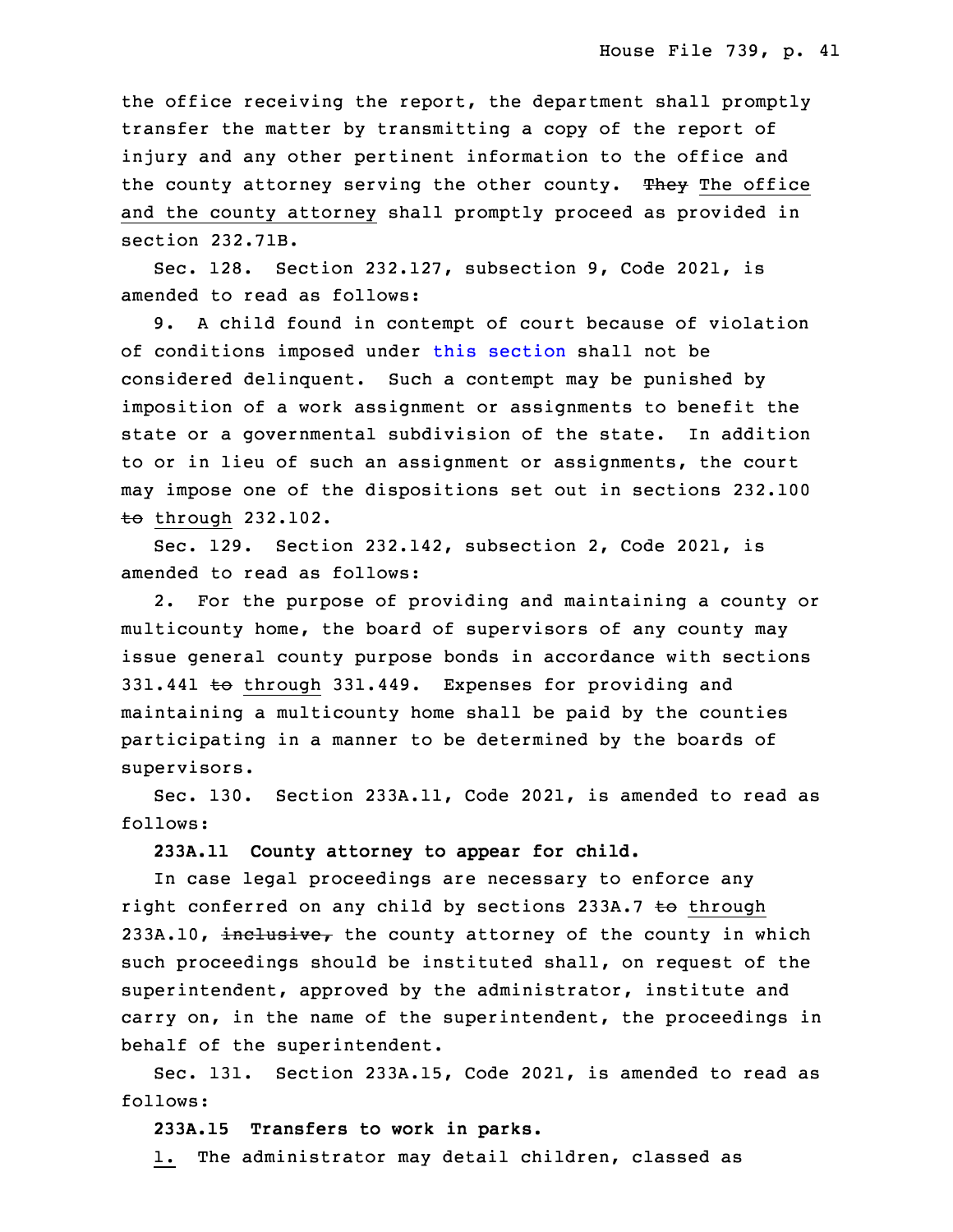the office receiving the report, the department shall promptly transfer the matter by transmitting a copy of the report of injury and any other pertinent information to the office and the county attorney serving the other county. ~~They~~ The office and the county attorney shall promptly proceed as provided in section 232.71B.

Sec. 128. Section 232.127, subsection 9, Code 2021, is amended to read as follows:

9. A child found in contempt of court because of violation of conditions imposed under this section shall not be considered delinquent. Such a contempt may be punished by imposition of a work assignment or assignments to benefit the state or a governmental subdivision of the state. In addition to or in lieu of such an assignment or assignments, the court may impose one of the dispositions set out in sections 232.100 ~~to~~ through 232.102.

Sec. 129. Section 232.142, subsection 2, Code 2021, is amended to read as follows:

2. For the purpose of providing and maintaining a county or multicounty home, the board of supervisors of any county may issue general county purpose bonds in accordance with sections 331.441 ~~to~~ through 331.449. Expenses for providing and maintaining a multicounty home shall be paid by the counties participating in a manner to be determined by the boards of supervisors.

Sec. 130. Section 233A.11, Code 2021, is amended to read as follows:

**233A.11 County attorney to appear for child.**

In case legal proceedings are necessary to enforce any right conferred on any child by sections 233A.7 ~~to~~ through 233A.10, ~~inclusive,~~ the county attorney of the county in which such proceedings should be instituted shall, on request of the superintendent, approved by the administrator, institute and carry on, in the name of the superintendent, the proceedings in behalf of the superintendent.

Sec. 131. Section 233A.15, Code 2021, is amended to read as follows:

**233A.15 Transfers to work in parks.**

1. The administrator may detail children, classed as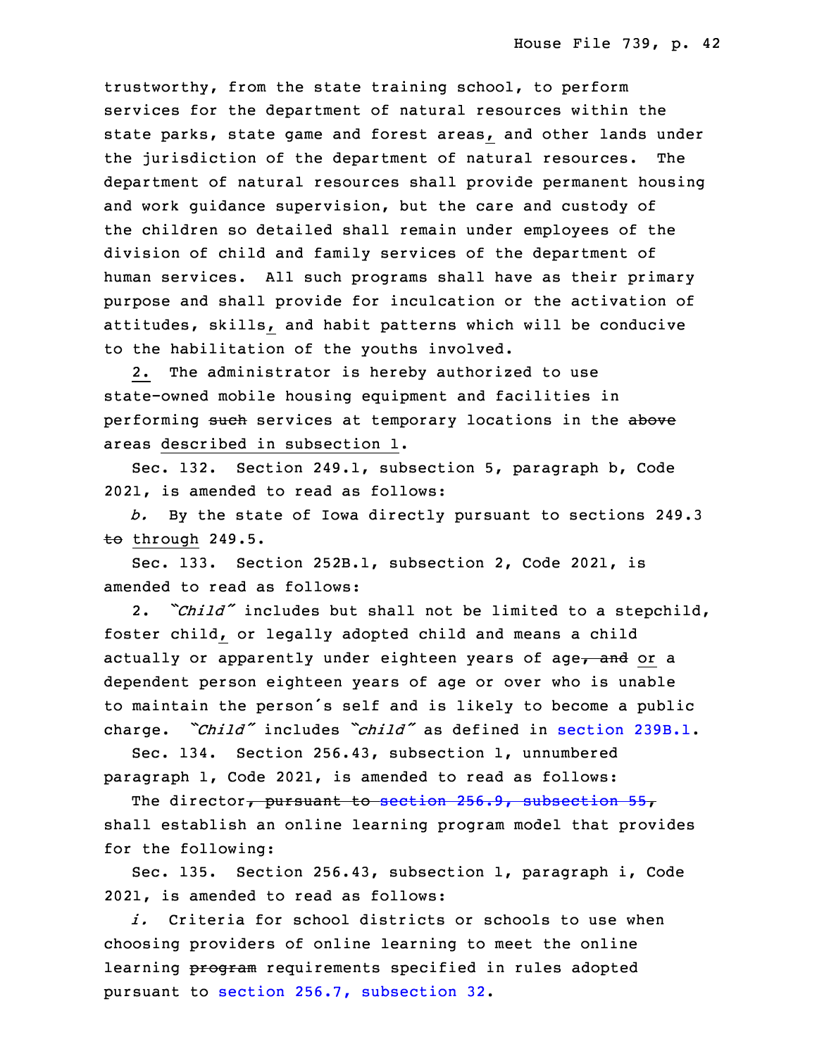trustworthy, from the state training school, to perform services for the department of natural resources within the state parks, state game and forest areas, and other lands under the jurisdiction of the department of natural resources. The department of natural resources shall provide permanent housing and work guidance supervision, but the care and custody of the children so detailed shall remain under employees of the division of child and family services of the department of human services. All such programs shall have as their primary purpose and shall provide for inculcation or the activation of attitudes, skills, and habit patterns which will be conducive to the habilitation of the youths involved.

2. The administrator is hereby authorized to use state-owned mobile housing equipment and facilities in performing ~~such~~ services at temporary locations in the ~~above~~ areas described in subsection 1.

Sec. 132. Section 249.1, subsection 5, paragraph b, Code 2021, is amended to read as follows:

*b.* By the state of Iowa directly pursuant to sections 249.3 ~~to~~ through 249.5.

Sec. 133. Section 252B.1, subsection 2, Code 2021, is amended to read as follows:

2. *"Child"* includes but shall not be limited to a stepchild, foster child, or legally adopted child and means a child actually or apparently under eighteen years of age~~, and~~ or a dependent person eighteen years of age or over who is unable to maintain the person's self and is likely to become a public charge. *"Child"* includes *"child"* as defined in section 239B.1.

Sec. 134. Section 256.43, subsection 1, unnumbered paragraph 1, Code 2021, is amended to read as follows:

The director~~, pursuant to section 256.9, subsection 55,~~ shall establish an online learning program model that provides for the following:

Sec. 135. Section 256.43, subsection 1, paragraph i, Code 2021, is amended to read as follows:

*i.* Criteria for school districts or schools to use when choosing providers of online learning to meet the online learning ~~program~~ requirements specified in rules adopted pursuant to section 256.7, subsection 32.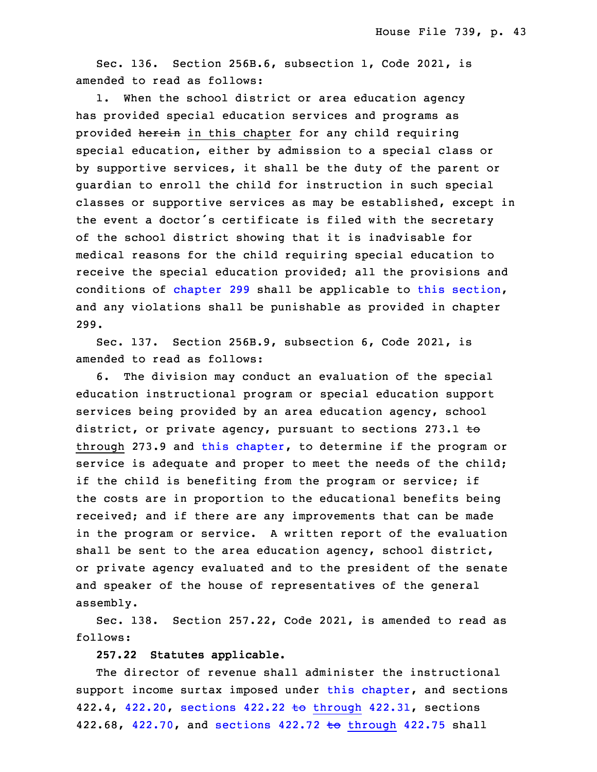Sec. 136. Section 256B.6, subsection 1, Code 2021, is amended to read as follows:

1. When the school district or area education agency has provided special education services and programs as provided ~~herein~~ in this chapter for any child requiring special education, either by admission to a special class or by supportive services, it shall be the duty of the parent or guardian to enroll the child for instruction in such special classes or supportive services as may be established, except in the event a doctor's certificate is filed with the secretary of the school district showing that it is inadvisable for medical reasons for the child requiring special education to receive the special education provided; all the provisions and conditions of chapter 299 shall be applicable to this section, and any violations shall be punishable as provided in chapter 299.

Sec. 137. Section 256B.9, subsection 6, Code 2021, is amended to read as follows:

6. The division may conduct an evaluation of the special education instructional program or special education support services being provided by an area education agency, school district, or private agency, pursuant to sections 273.1 ~~to~~ through 273.9 and this chapter, to determine if the program or service is adequate and proper to meet the needs of the child; if the child is benefiting from the program or service; if the costs are in proportion to the educational benefits being received; and if there are any improvements that can be made in the program or service. A written report of the evaluation shall be sent to the area education agency, school district, or private agency evaluated and to the president of the senate and speaker of the house of representatives of the general assembly.

Sec. 138. Section 257.22, Code 2021, is amended to read as follows:

**257.22 Statutes applicable.**

The director of revenue shall administer the instructional support income surtax imposed under this chapter, and sections 422.4, 422.20, sections 422.22 ~~to~~ through 422.31, sections 422.68, 422.70, and sections 422.72 ~~to~~ through 422.75 shall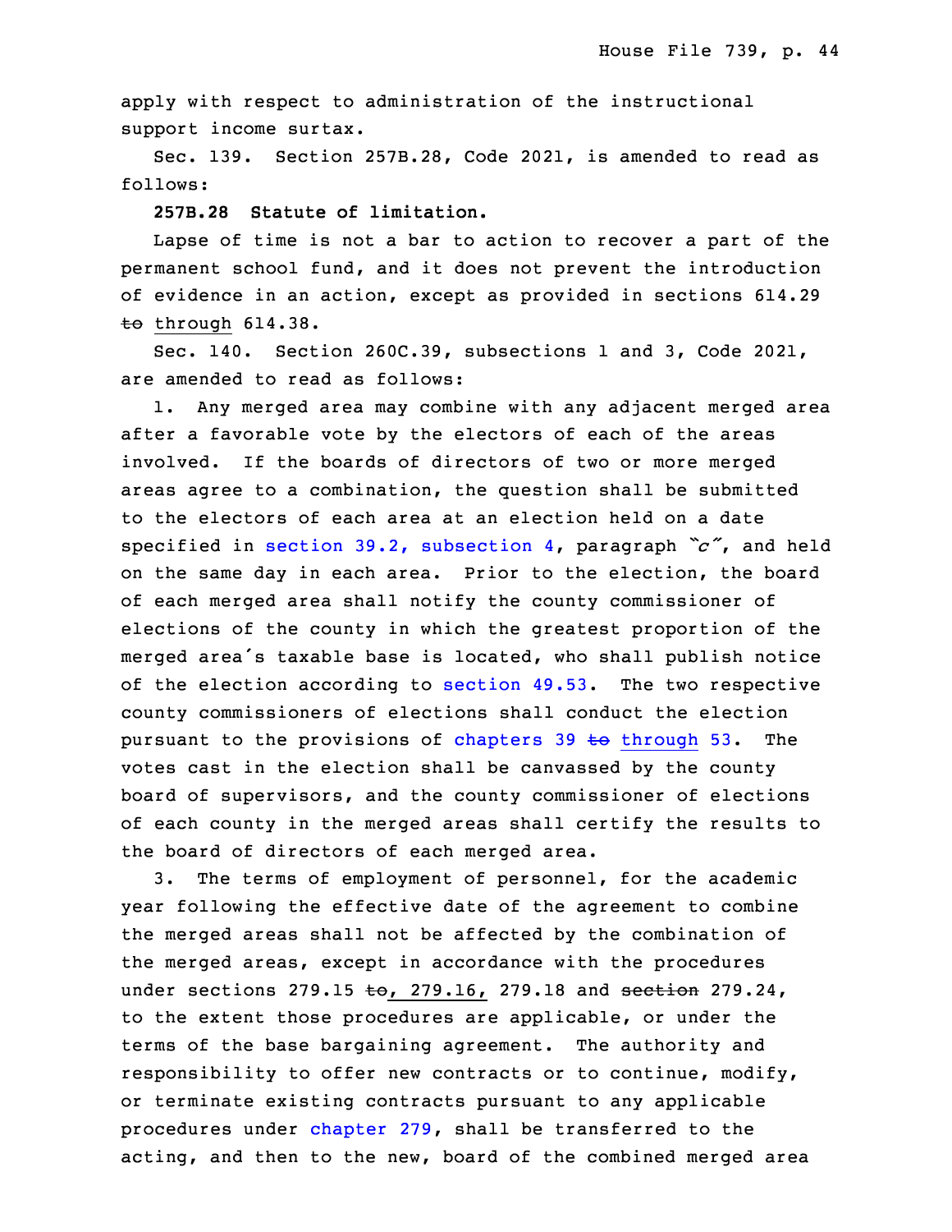apply with respect to administration of the instructional support income surtax.

Sec. 139. Section 257B.28, Code 2021, is amended to read as follows:

**257B.28 Statute of limitation.**

Lapse of time is not a bar to action to recover a part of the permanent school fund, and it does not prevent the introduction of evidence in an action, except as provided in sections 614.29 ~~to~~ through 614.38.

Sec. 140. Section 260C.39, subsections 1 and 3, Code 2021, are amended to read as follows:

1. Any merged area may combine with any adjacent merged area after a favorable vote by the electors of each of the areas involved. If the boards of directors of two or more merged areas agree to a combination, the question shall be submitted to the electors of each area at an election held on a date specified in section 39.2, subsection 4, paragraph *"c"*, and held on the same day in each area. Prior to the election, the board of each merged area shall notify the county commissioner of elections of the county in which the greatest proportion of the merged area's taxable base is located, who shall publish notice of the election according to section 49.53. The two respective county commissioners of elections shall conduct the election pursuant to the provisions of chapters 39 ~~to~~ through 53. The votes cast in the election shall be canvassed by the county board of supervisors, and the county commissioner of elections of each county in the merged areas shall certify the results to the board of directors of each merged area.

3. The terms of employment of personnel, for the academic year following the effective date of the agreement to combine the merged areas shall not be affected by the combination of the merged areas, except in accordance with the procedures under sections 279.15 ~~to~~, 279.16, 279.18 and ~~section~~ 279.24, to the extent those procedures are applicable, or under the terms of the base bargaining agreement. The authority and responsibility to offer new contracts or to continue, modify, or terminate existing contracts pursuant to any applicable procedures under chapter 279, shall be transferred to the acting, and then to the new, board of the combined merged area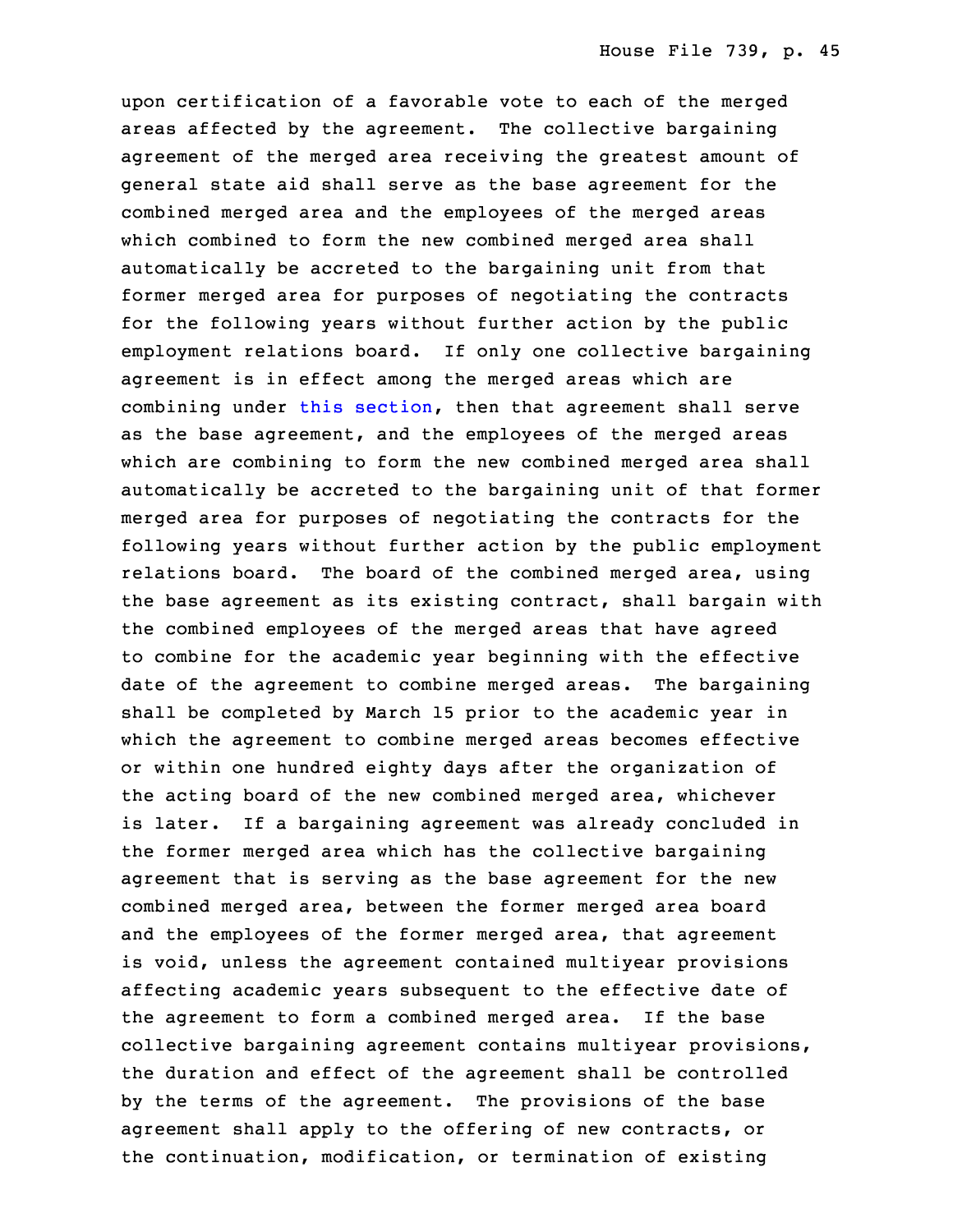upon certification of a favorable vote to each of the merged areas affected by the agreement. The collective bargaining agreement of the merged area receiving the greatest amount of general state aid shall serve as the base agreement for the combined merged area and the employees of the merged areas which combined to form the new combined merged area shall automatically be accreted to the bargaining unit from that former merged area for purposes of negotiating the contracts for the following years without further action by the public employment relations board. If only one collective bargaining agreement is in effect among the merged areas which are combining under this section, then that agreement shall serve as the base agreement, and the employees of the merged areas which are combining to form the new combined merged area shall automatically be accreted to the bargaining unit of that former merged area for purposes of negotiating the contracts for the following years without further action by the public employment relations board. The board of the combined merged area, using the base agreement as its existing contract, shall bargain with the combined employees of the merged areas that have agreed to combine for the academic year beginning with the effective date of the agreement to combine merged areas. The bargaining shall be completed by March 15 prior to the academic year in which the agreement to combine merged areas becomes effective or within one hundred eighty days after the organization of the acting board of the new combined merged area, whichever is later. If a bargaining agreement was already concluded in the former merged area which has the collective bargaining agreement that is serving as the base agreement for the new combined merged area, between the former merged area board and the employees of the former merged area, that agreement is void, unless the agreement contained multiyear provisions affecting academic years subsequent to the effective date of the agreement to form a combined merged area. If the base collective bargaining agreement contains multiyear provisions, the duration and effect of the agreement shall be controlled by the terms of the agreement. The provisions of the base agreement shall apply to the offering of new contracts, or the continuation, modification, or termination of existing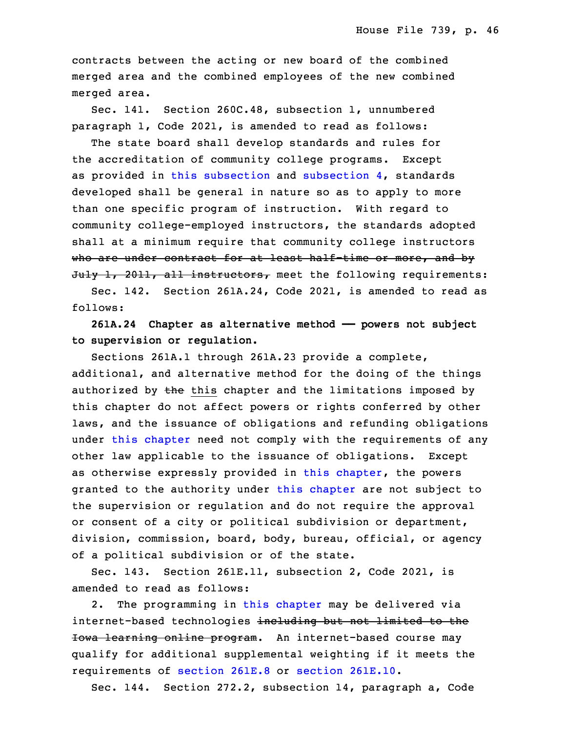contracts between the acting or new board of the combined merged area and the combined employees of the new combined merged area.

Sec. 141. Section 260C.48, subsection 1, unnumbered paragraph 1, Code 2021, is amended to read as follows:

The state board shall develop standards and rules for the accreditation of community college programs. Except as provided in this subsection and subsection 4, standards developed shall be general in nature so as to apply to more than one specific program of instruction. With regard to community college-employed instructors, the standards adopted shall at a minimum require that community college instructors ~~who are under contract for at least half-time or more, and by July 1, 2011, all instructors,~~ meet the following requirements:

Sec. 142. Section 261A.24, Code 2021, is amended to read as follows:

**261A.24 Chapter as alternative method —— powers not subject to supervision or regulation.**

Sections 261A.1 through 261A.23 provide a complete, additional, and alternative method for the doing of the things authorized by ~~the~~ this chapter and the limitations imposed by this chapter do not affect powers or rights conferred by other laws, and the issuance of obligations and refunding obligations under this chapter need not comply with the requirements of any other law applicable to the issuance of obligations. Except as otherwise expressly provided in this chapter, the powers granted to the authority under this chapter are not subject to the supervision or regulation and do not require the approval or consent of a city or political subdivision or department, division, commission, board, body, bureau, official, or agency of a political subdivision or of the state.

Sec. 143. Section 261E.11, subsection 2, Code 2021, is amended to read as follows:

2. The programming in this chapter may be delivered via internet-based technologies ~~including but not limited to the Iowa learning online program~~. An internet-based course may qualify for additional supplemental weighting if it meets the requirements of section 261E.8 or section 261E.10.

Sec. 144. Section 272.2, subsection 14, paragraph a, Code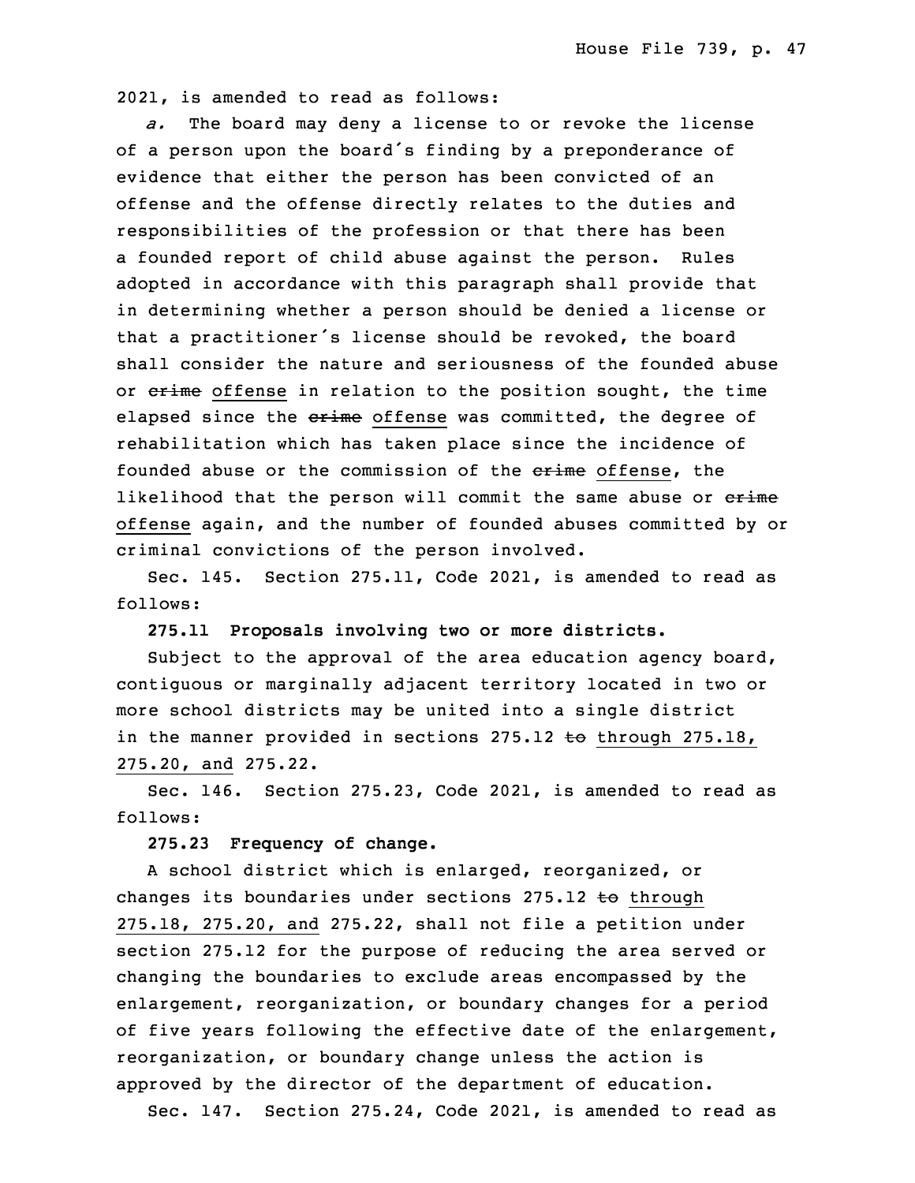2021, is amended to read as follows:

*a.* The board may deny a license to or revoke the license of a person upon the board's finding by a preponderance of evidence that either the person has been convicted of an offense and the offense directly relates to the duties and responsibilities of the profession or that there has been a founded report of child abuse against the person. Rules adopted in accordance with this paragraph shall provide that in determining whether a person should be denied a license or that a practitioner's license should be revoked, the board shall consider the nature and seriousness of the founded abuse or ~~crime~~ offense in relation to the position sought, the time elapsed since the ~~crime~~ offense was committed, the degree of rehabilitation which has taken place since the incidence of founded abuse or the commission of the ~~crime~~ offense, the likelihood that the person will commit the same abuse or ~~crime~~ offense again, and the number of founded abuses committed by or criminal convictions of the person involved.

Sec. 145. Section 275.11, Code 2021, is amended to read as follows:

**275.11 Proposals involving two or more districts.**

Subject to the approval of the area education agency board, contiguous or marginally adjacent territory located in two or more school districts may be united into a single district in the manner provided in sections 275.12 ~~to~~ through 275.18, 275.20, and 275.22.

Sec. 146. Section 275.23, Code 2021, is amended to read as follows:

**275.23 Frequency of change.**

A school district which is enlarged, reorganized, or changes its boundaries under sections 275.12 ~~to~~ through 275.18, 275.20, and 275.22, shall not file a petition under section 275.12 for the purpose of reducing the area served or changing the boundaries to exclude areas encompassed by the enlargement, reorganization, or boundary changes for a period of five years following the effective date of the enlargement, reorganization, or boundary change unless the action is approved by the director of the department of education.

Sec. 147. Section 275.24, Code 2021, is amended to read as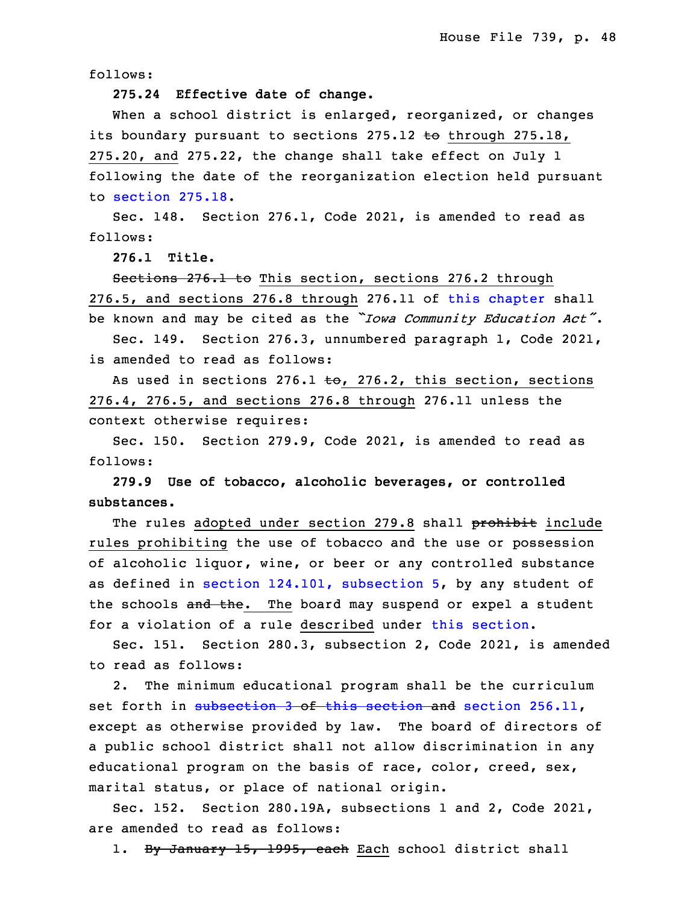follows:

**275.24 Effective date of change.**

When a school district is enlarged, reorganized, or changes its boundary pursuant to sections 275.12 ~~to~~ through 275.18, 275.20, and 275.22, the change shall take effect on July 1 following the date of the reorganization election held pursuant to section 275.18.

Sec. 148. Section 276.1, Code 2021, is amended to read as follows:

**276.1 Title.**

~~Sections 276.1 to~~ This section, sections 276.2 through 276.5, and sections 276.8 through 276.11 of this chapter shall be known and may be cited as the *"Iowa Community Education Act"*.

Sec. 149. Section 276.3, unnumbered paragraph 1, Code 2021, is amended to read as follows:

As used in sections 276.1 ~~to~~, 276.2, this section, sections 276.4, 276.5, and sections 276.8 through 276.11 unless the context otherwise requires:

Sec. 150. Section 279.9, Code 2021, is amended to read as follows:

**279.9 Use of tobacco, alcoholic beverages, or controlled substances.**

The rules adopted under section 279.8 shall ~~prohibit~~ include rules prohibiting the use of tobacco and the use or possession of alcoholic liquor, wine, or beer or any controlled substance as defined in section 124.101, subsection 5, by any student of the schools ~~and the~~. The board may suspend or expel a student for a violation of a rule described under this section.

Sec. 151. Section 280.3, subsection 2, Code 2021, is amended to read as follows:

2. The minimum educational program shall be the curriculum set forth in ~~subsection 3 of this section and~~ section 256.11, except as otherwise provided by law. The board of directors of a public school district shall not allow discrimination in any educational program on the basis of race, color, creed, sex, marital status, or place of national origin.

Sec. 152. Section 280.19A, subsections 1 and 2, Code 2021, are amended to read as follows:

1. ~~By January 15, 1995, each~~ Each school district shall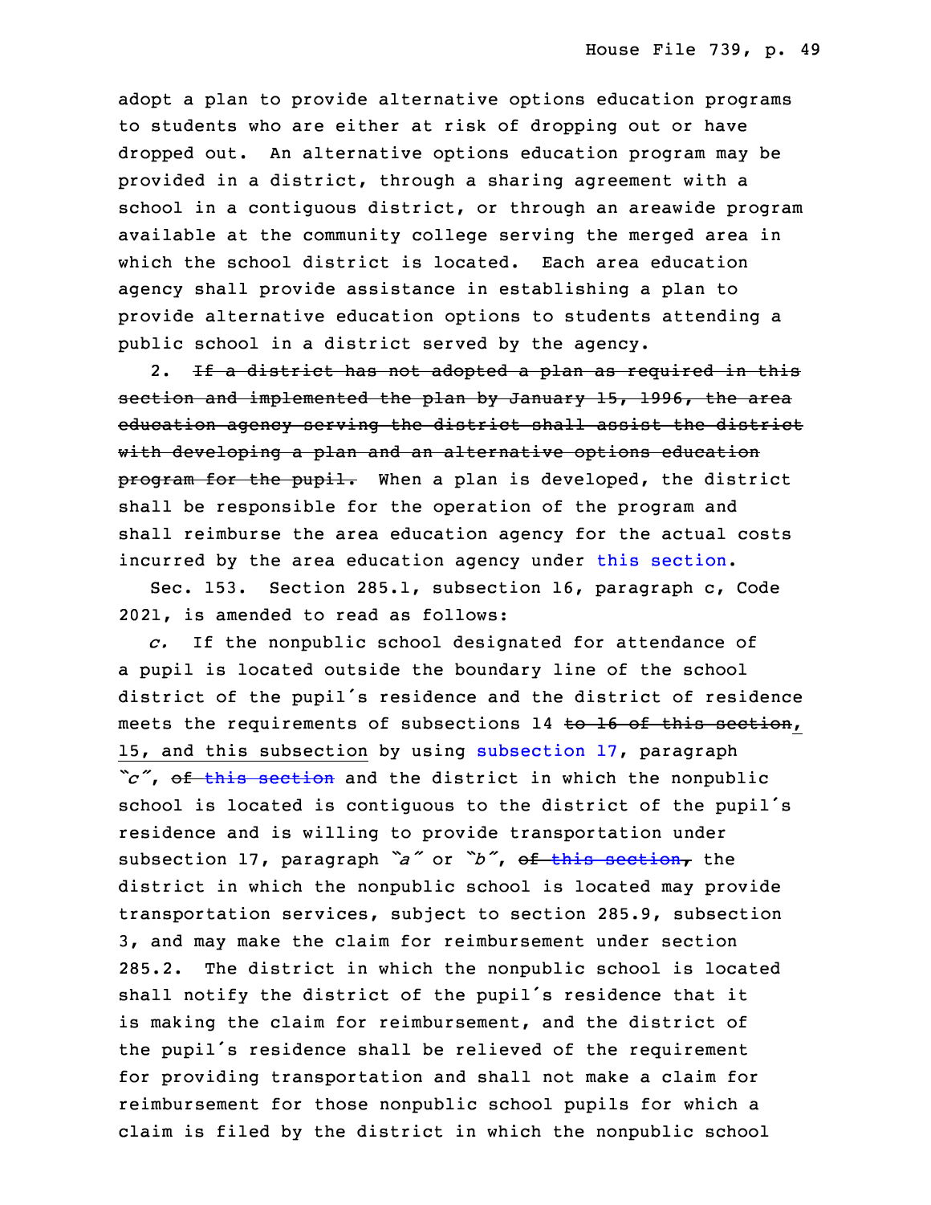adopt a plan to provide alternative options education programs to students who are either at risk of dropping out or have dropped out. An alternative options education program may be provided in a district, through a sharing agreement with a school in a contiguous district, or through an areawide program available at the community college serving the merged area in which the school district is located. Each area education agency shall provide assistance in establishing a plan to provide alternative education options to students attending a public school in a district served by the agency.

2. ~~If a district has not adopted a plan as required in this section and implemented the plan by January 15, 1996, the area education agency serving the district shall assist the district with developing a plan and an alternative options education program for the pupil.~~ When a plan is developed, the district shall be responsible for the operation of the program and shall reimburse the area education agency for the actual costs incurred by the area education agency under this section.

Sec. 153. Section 285.1, subsection 16, paragraph c, Code 2021, is amended to read as follows:

*c.* If the nonpublic school designated for attendance of a pupil is located outside the boundary line of the school district of the pupil's residence and the district of residence meets the requirements of subsections 14 ~~to 16 of this section~~, 15, and this subsection by using subsection 17, paragraph "*c*", ~~of this section~~ and the district in which the nonpublic school is located is contiguous to the district of the pupil's residence and is willing to provide transportation under subsection 17, paragraph "*a*" or "*b*", ~~of this section,~~ the district in which the nonpublic school is located may provide transportation services, subject to section 285.9, subsection 3, and may make the claim for reimbursement under section 285.2. The district in which the nonpublic school is located shall notify the district of the pupil's residence that it is making the claim for reimbursement, and the district of the pupil's residence shall be relieved of the requirement for providing transportation and shall not make a claim for reimbursement for those nonpublic school pupils for which a claim is filed by the district in which the nonpublic school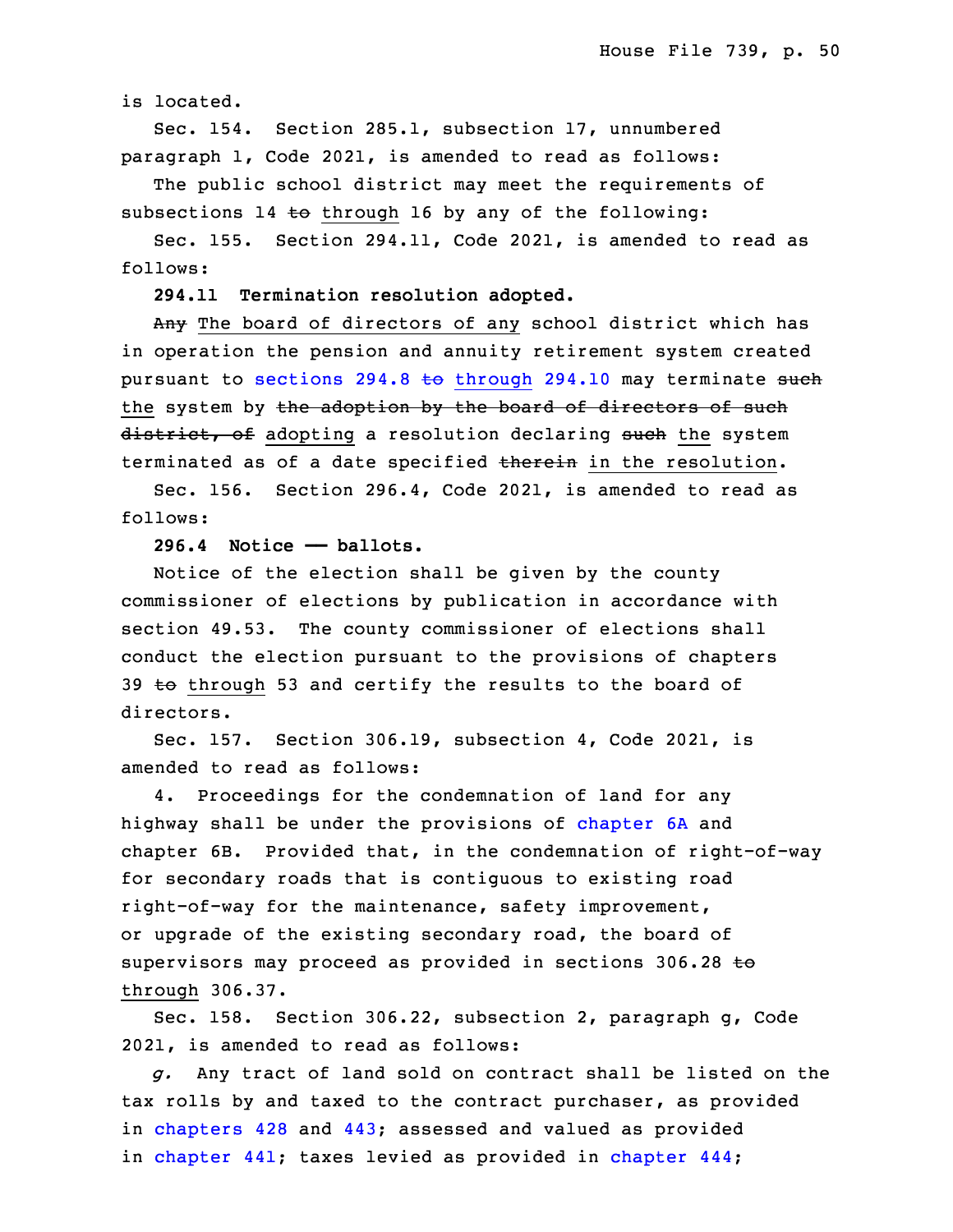is located.

Sec. 154. Section 285.1, subsection 17, unnumbered paragraph 1, Code 2021, is amended to read as follows:

The public school district may meet the requirements of subsections 14 ~~to~~ through 16 by any of the following:

Sec. 155. Section 294.11, Code 2021, is amended to read as follows:

**294.11 Termination resolution adopted.**

~~Any~~ The board of directors of any school district which has in operation the pension and annuity retirement system created pursuant to sections 294.8 ~~to~~ through 294.10 may terminate ~~such~~ the system by ~~the adoption by the board of directors of such district, of~~ adopting a resolution declaring ~~such~~ the system terminated as of a date specified ~~therein~~ in the resolution.

Sec. 156. Section 296.4, Code 2021, is amended to read as follows:

**296.4 Notice — ballots.**

Notice of the election shall be given by the county commissioner of elections by publication in accordance with section 49.53. The county commissioner of elections shall conduct the election pursuant to the provisions of chapters 39 ~~to~~ through 53 and certify the results to the board of directors.

Sec. 157. Section 306.19, subsection 4, Code 2021, is amended to read as follows:

4. Proceedings for the condemnation of land for any highway shall be under the provisions of chapter 6A and chapter 6B. Provided that, in the condemnation of right-of-way for secondary roads that is contiguous to existing road right-of-way for the maintenance, safety improvement, or upgrade of the existing secondary road, the board of supervisors may proceed as provided in sections 306.28 ~~to~~ through 306.37.

Sec. 158. Section 306.22, subsection 2, paragraph g, Code 2021, is amended to read as follows:

*g.* Any tract of land sold on contract shall be listed on the tax rolls by and taxed to the contract purchaser, as provided in chapters 428 and 443; assessed and valued as provided in chapter 441; taxes levied as provided in chapter 444;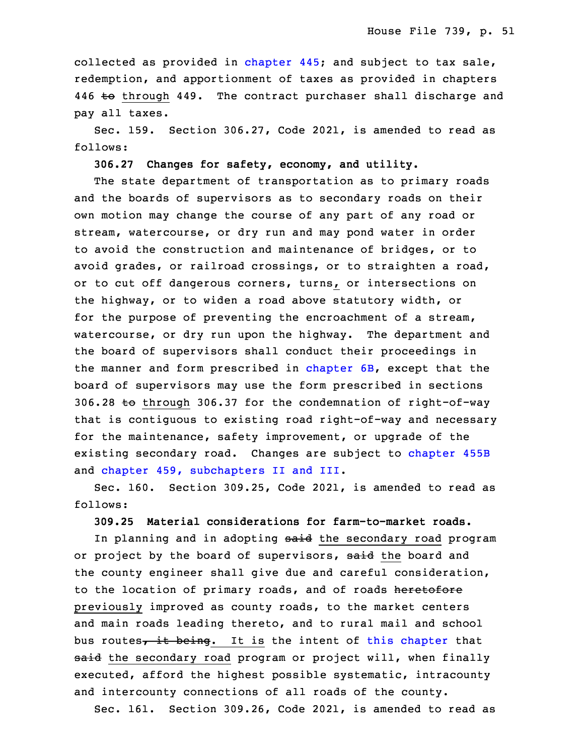collected as provided in chapter 445; and subject to tax sale, redemption, and apportionment of taxes as provided in chapters 446 ~~to~~ through 449. The contract purchaser shall discharge and pay all taxes.

Sec. 159. Section 306.27, Code 2021, is amended to read as follows:

**306.27 Changes for safety, economy, and utility.**

The state department of transportation as to primary roads and the boards of supervisors as to secondary roads on their own motion may change the course of any part of any road or stream, watercourse, or dry run and may pond water in order to avoid the construction and maintenance of bridges, or to avoid grades, or railroad crossings, or to straighten a road, or to cut off dangerous corners, turns, or intersections on the highway, or to widen a road above statutory width, or for the purpose of preventing the encroachment of a stream, watercourse, or dry run upon the highway. The department and the board of supervisors shall conduct their proceedings in the manner and form prescribed in chapter 6B, except that the board of supervisors may use the form prescribed in sections 306.28 ~~to~~ through 306.37 for the condemnation of right-of-way that is contiguous to existing road right-of-way and necessary for the maintenance, safety improvement, or upgrade of the existing secondary road. Changes are subject to chapter 455B and chapter 459, subchapters II and III.

Sec. 160. Section 309.25, Code 2021, is amended to read as follows:

**309.25 Material considerations for farm-to-market roads.**

In planning and in adopting ~~said~~ the secondary road program or project by the board of supervisors, ~~said~~ the board and the county engineer shall give due and careful consideration, to the location of primary roads, and of roads ~~heretofore~~ previously improved as county roads, to the market centers and main roads leading thereto, and to rural mail and school bus routes~~, it being~~. It is the intent of this chapter that ~~said~~ the secondary road program or project will, when finally executed, afford the highest possible systematic, intracounty and intercounty connections of all roads of the county.

Sec. 161. Section 309.26, Code 2021, is amended to read as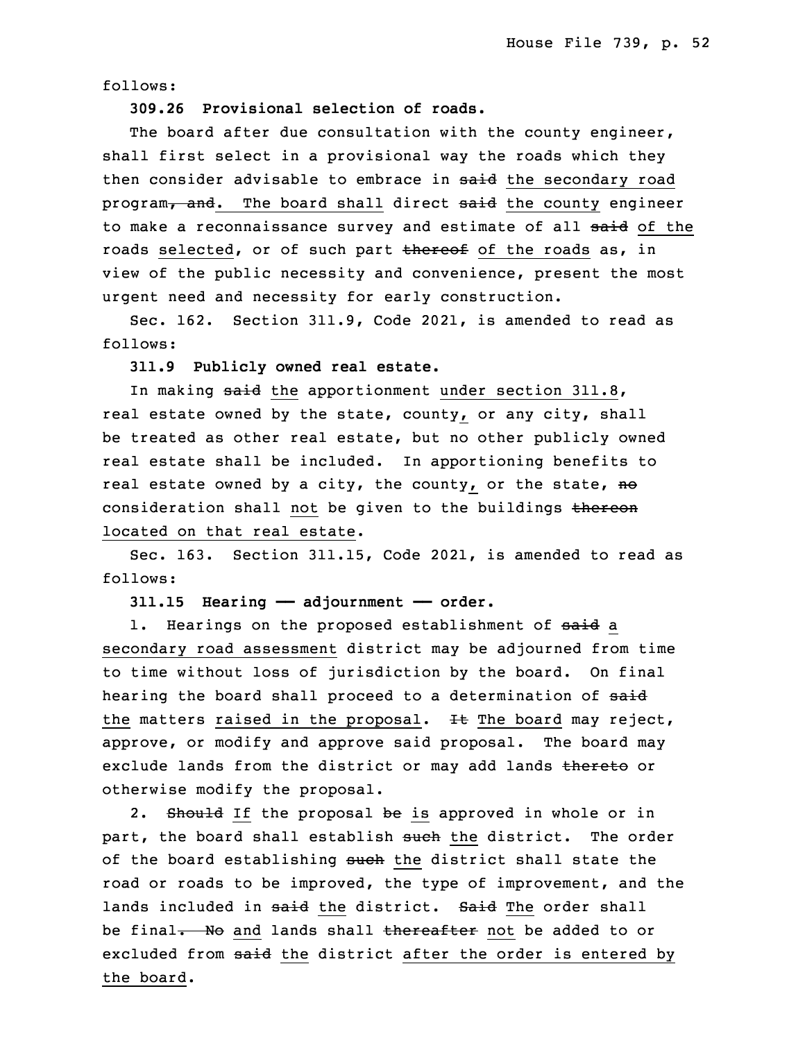follows:

**309.26 Provisional selection of roads.**

The board after due consultation with the county engineer, shall first select in a provisional way the roads which they then consider advisable to embrace in ~~said~~ the secondary road program~~, and~~. The board shall direct ~~said~~ the county engineer to make a reconnaissance survey and estimate of all ~~said~~ of the roads selected, or of such part ~~thereof~~ of the roads as, in view of the public necessity and convenience, present the most urgent need and necessity for early construction.

Sec. 162. Section 311.9, Code 2021, is amended to read as follows:

**311.9 Publicly owned real estate.**

In making ~~said~~ the apportionment under section 311.8, real estate owned by the state, county, or any city, shall be treated as other real estate, but no other publicly owned real estate shall be included. In apportioning benefits to real estate owned by a city, the county, or the state, ~~no~~ consideration shall not be given to the buildings ~~thereon~~ located on that real estate.

Sec. 163. Section 311.15, Code 2021, is amended to read as follows:

**311.15 Hearing — adjournment — order.**

1. Hearings on the proposed establishment of ~~said~~ a secondary road assessment district may be adjourned from time to time without loss of jurisdiction by the board. On final hearing the board shall proceed to a determination of ~~said~~ the matters raised in the proposal. ~~It~~ The board may reject, approve, or modify and approve said proposal. The board may exclude lands from the district or may add lands ~~thereto~~ or otherwise modify the proposal.

2. ~~Should~~ If the proposal ~~be~~ is approved in whole or in part, the board shall establish ~~such~~ the district. The order of the board establishing ~~such~~ the district shall state the road or roads to be improved, the type of improvement, and the lands included in ~~said~~ the district. ~~Said~~ The order shall be final~~. No~~ and lands shall ~~thereafter~~ not be added to or excluded from ~~said~~ the district after the order is entered by the board.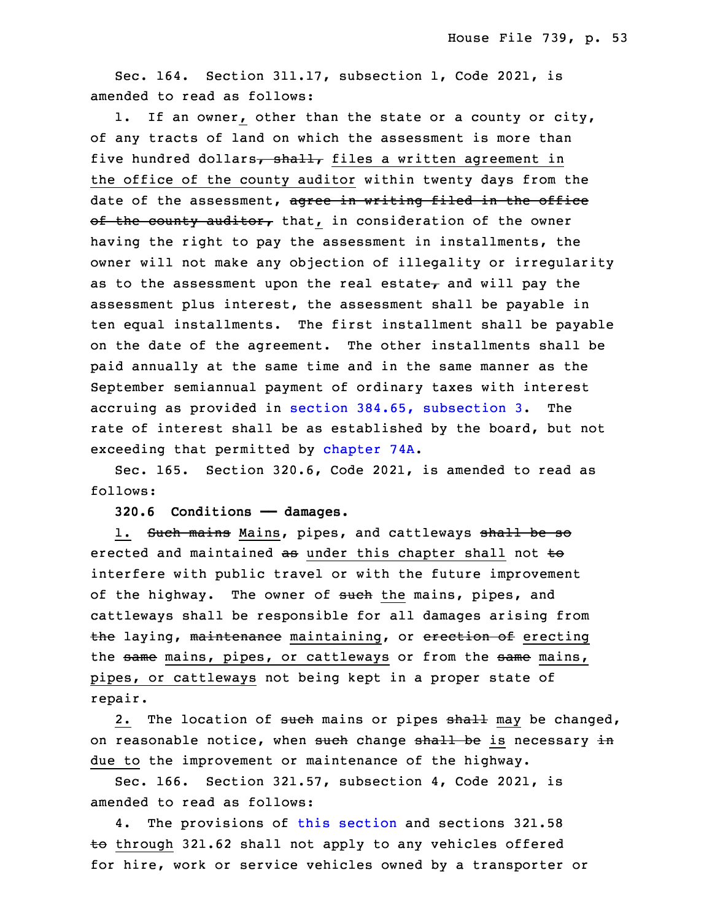Sec. 164. Section 311.17, subsection 1, Code 2021, is amended to read as follows:

1. If an owner, other than the state or a county or city, of any tracts of land on which the assessment is more than five hundred dollars, shall, files a written agreement in the office of the county auditor within twenty days from the date of the assessment, agree in writing filed in the office of the county auditor, that, in consideration of the owner having the right to pay the assessment in installments, the owner will not make any objection of illegality or irregularity as to the assessment upon the real estate, and will pay the assessment plus interest, the assessment shall be payable in ten equal installments. The first installment shall be payable on the date of the agreement. The other installments shall be paid annually at the same time and in the same manner as the September semiannual payment of ordinary taxes with interest accruing as provided in section 384.65, subsection 3. The rate of interest shall be as established by the board, but not exceeding that permitted by chapter 74A.

Sec. 165. Section 320.6, Code 2021, is amended to read as follows:

**320.6 Conditions —— damages.**

1. Such mains Mains, pipes, and cattleways shall be so erected and maintained as under this chapter shall not to interfere with public travel or with the future improvement of the highway. The owner of such the mains, pipes, and cattleways shall be responsible for all damages arising from the laying, maintenance maintaining, or erection of erecting the same mains, pipes, or cattleways or from the same mains, pipes, or cattleways not being kept in a proper state of repair.

2. The location of such mains or pipes shall may be changed, on reasonable notice, when such change shall be is necessary in due to the improvement or maintenance of the highway.

Sec. 166. Section 321.57, subsection 4, Code 2021, is amended to read as follows:

4. The provisions of this section and sections 321.58 to through 321.62 shall not apply to any vehicles offered for hire, work or service vehicles owned by a transporter or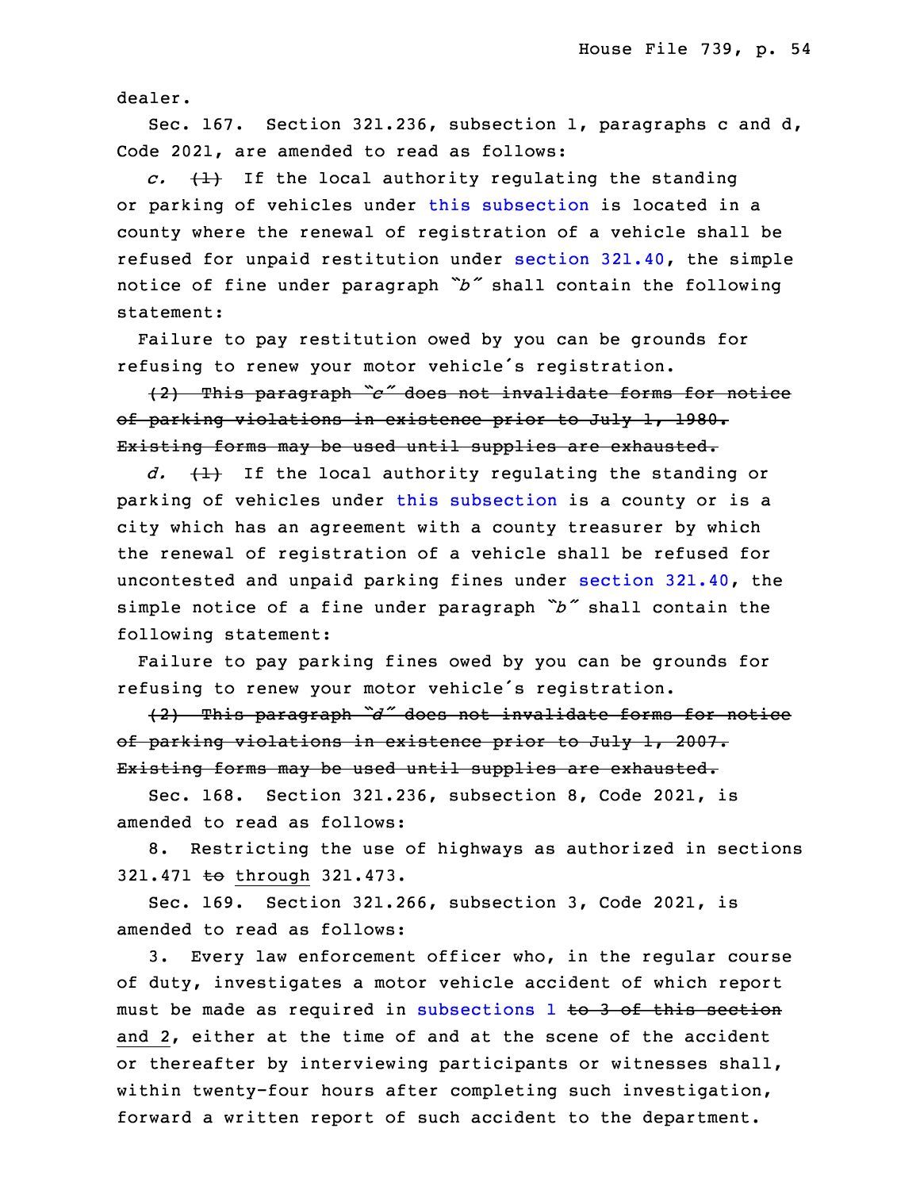dealer.

Sec. 167. Section 321.236, subsection 1, paragraphs c and d, Code 2021, are amended to read as follows:

*c.* ~~(1)~~ If the local authority regulating the standing or parking of vehicles under this subsection is located in a county where the renewal of registration of a vehicle shall be refused for unpaid restitution under section 321.40, the simple notice of fine under paragraph *"b"* shall contain the following statement:

Failure to pay restitution owed by you can be grounds for refusing to renew your motor vehicle's registration.

~~(2) This paragraph *"c"* does not invalidate forms for notice of parking violations in existence prior to July 1, 1980. Existing forms may be used until supplies are exhausted.~~

*d.* ~~(1)~~ If the local authority regulating the standing or parking of vehicles under this subsection is a county or is a city which has an agreement with a county treasurer by which the renewal of registration of a vehicle shall be refused for uncontested and unpaid parking fines under section 321.40, the simple notice of a fine under paragraph *"b"* shall contain the following statement:

Failure to pay parking fines owed by you can be grounds for refusing to renew your motor vehicle's registration.

~~(2) This paragraph *"d"* does not invalidate forms for notice of parking violations in existence prior to July 1, 2007. Existing forms may be used until supplies are exhausted.~~

Sec. 168. Section 321.236, subsection 8, Code 2021, is amended to read as follows:

8. Restricting the use of highways as authorized in sections 321.471 ~~to~~ through 321.473.

Sec. 169. Section 321.266, subsection 3, Code 2021, is amended to read as follows:

3. Every law enforcement officer who, in the regular course of duty, investigates a motor vehicle accident of which report must be made as required in subsections 1 ~~to 3 of this section~~ and 2, either at the time of and at the scene of the accident or thereafter by interviewing participants or witnesses shall, within twenty-four hours after completing such investigation, forward a written report of such accident to the department.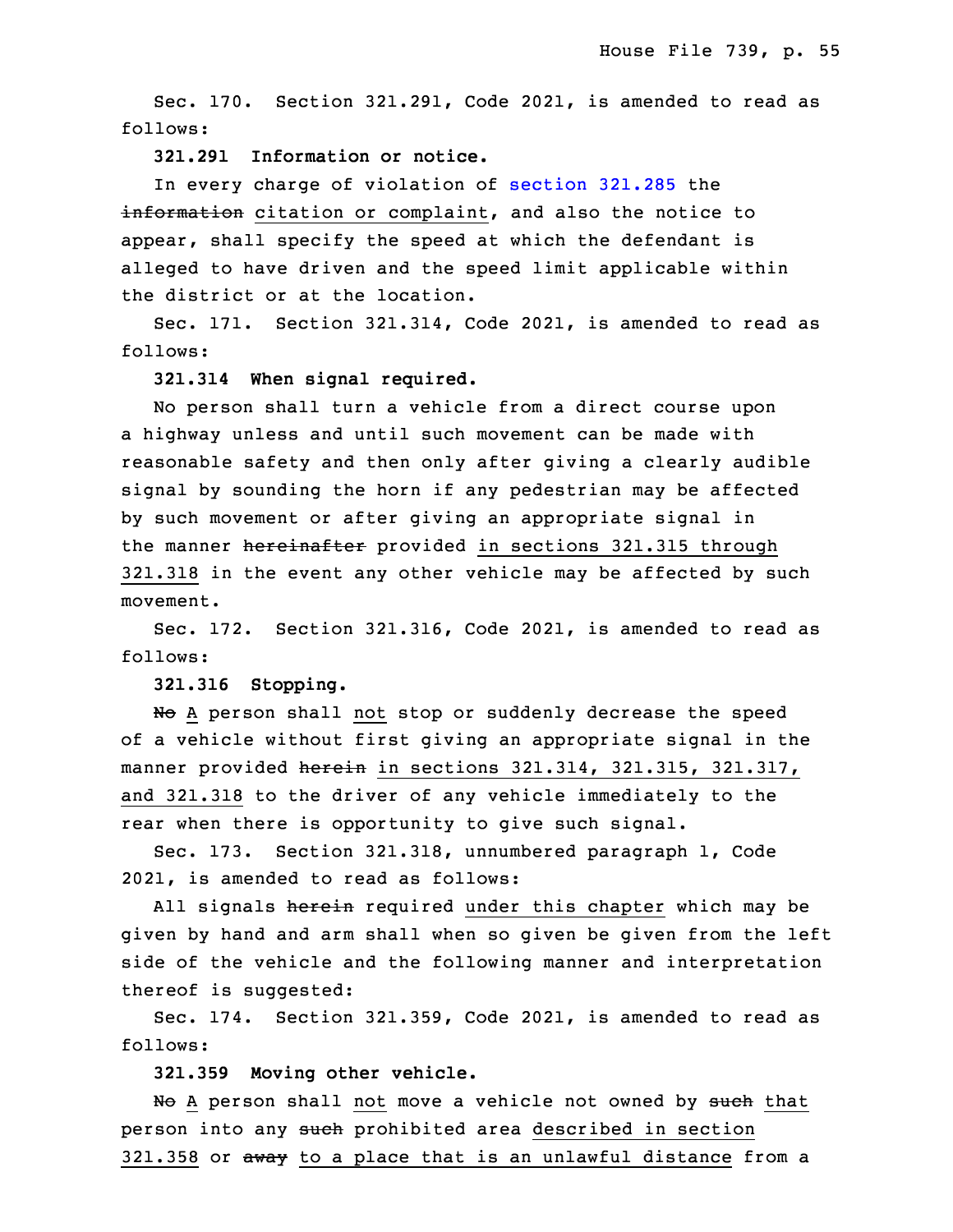Sec. 170. Section 321.291, Code 2021, is amended to read as follows:

**321.291 Information or notice.**

In every charge of violation of section 321.285 the ~~information~~ <u>citation or complaint</u>, and also the notice to appear, shall specify the speed at which the defendant is alleged to have driven and the speed limit applicable within the district or at the location.

Sec. 171. Section 321.314, Code 2021, is amended to read as follows:

**321.314 When signal required.**

No person shall turn a vehicle from a direct course upon a highway unless and until such movement can be made with reasonable safety and then only after giving a clearly audible signal by sounding the horn if any pedestrian may be affected by such movement or after giving an appropriate signal in the manner ~~hereinafter~~ provided <u>in sections 321.315 through 321.318</u> in the event any other vehicle may be affected by such movement.

Sec. 172. Section 321.316, Code 2021, is amended to read as follows:

**321.316 Stopping.**

~~No~~ <u>A</u> person shall <u>not</u> stop or suddenly decrease the speed of a vehicle without first giving an appropriate signal in the manner provided ~~herein~~ <u>in sections 321.314, 321.315, 321.317, and 321.318</u> to the driver of any vehicle immediately to the rear when there is opportunity to give such signal.

Sec. 173. Section 321.318, unnumbered paragraph 1, Code 2021, is amended to read as follows:

All signals ~~herein~~ required <u>under this chapter</u> which may be given by hand and arm shall when so given be given from the left side of the vehicle and the following manner and interpretation thereof is suggested:

Sec. 174. Section 321.359, Code 2021, is amended to read as follows:

**321.359 Moving other vehicle.**

~~No~~ <u>A</u> person shall <u>not</u> move a vehicle not owned by ~~such~~ <u>that</u> person into any ~~such~~ prohibited area <u>described in section 321.358</u> or ~~away~~ <u>to a place that is an unlawful distance</u> from a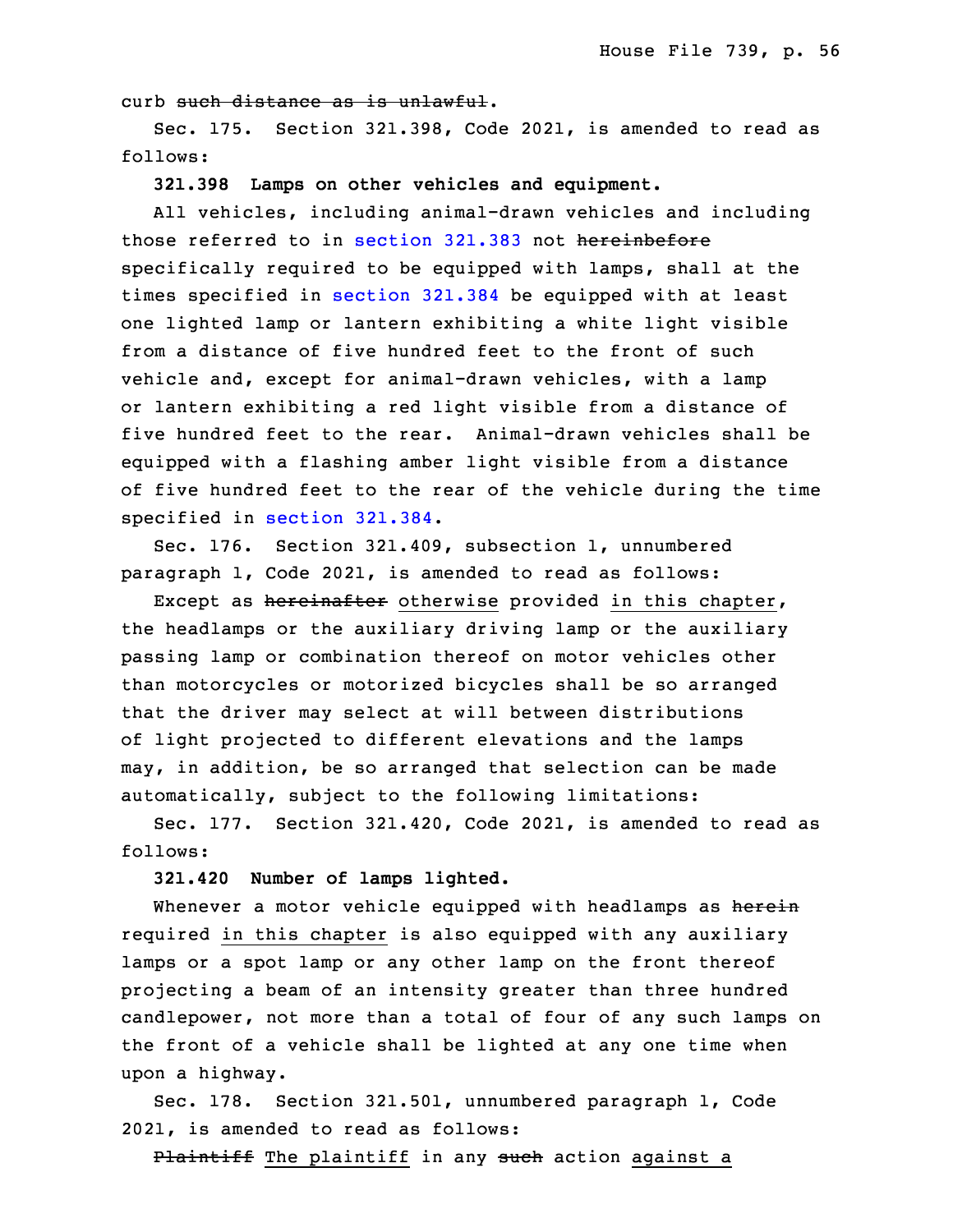curb ~~such distance as is unlawful~~.

Sec. 175. Section 321.398, Code 2021, is amended to read as follows:

**321.398 Lamps on other vehicles and equipment.**

All vehicles, including animal-drawn vehicles and including those referred to in section 321.383 not ~~hereinbefore~~ specifically required to be equipped with lamps, shall at the times specified in section 321.384 be equipped with at least one lighted lamp or lantern exhibiting a white light visible from a distance of five hundred feet to the front of such vehicle and, except for animal-drawn vehicles, with a lamp or lantern exhibiting a red light visible from a distance of five hundred feet to the rear. Animal-drawn vehicles shall be equipped with a flashing amber light visible from a distance of five hundred feet to the rear of the vehicle during the time specified in section 321.384.

Sec. 176. Section 321.409, subsection 1, unnumbered paragraph 1, Code 2021, is amended to read as follows:

Except as ~~hereinafter~~ otherwise provided in this chapter, the headlamps or the auxiliary driving lamp or the auxiliary passing lamp or combination thereof on motor vehicles other than motorcycles or motorized bicycles shall be so arranged that the driver may select at will between distributions of light projected to different elevations and the lamps may, in addition, be so arranged that selection can be made automatically, subject to the following limitations:

Sec. 177. Section 321.420, Code 2021, is amended to read as follows:

**321.420 Number of lamps lighted.**

Whenever a motor vehicle equipped with headlamps as ~~herein~~ required in this chapter is also equipped with any auxiliary lamps or a spot lamp or any other lamp on the front thereof projecting a beam of an intensity greater than three hundred candlepower, not more than a total of four of any such lamps on the front of a vehicle shall be lighted at any one time when upon a highway.

Sec. 178. Section 321.501, unnumbered paragraph 1, Code 2021, is amended to read as follows:

~~Plaintiff~~ The plaintiff in any ~~such~~ action against a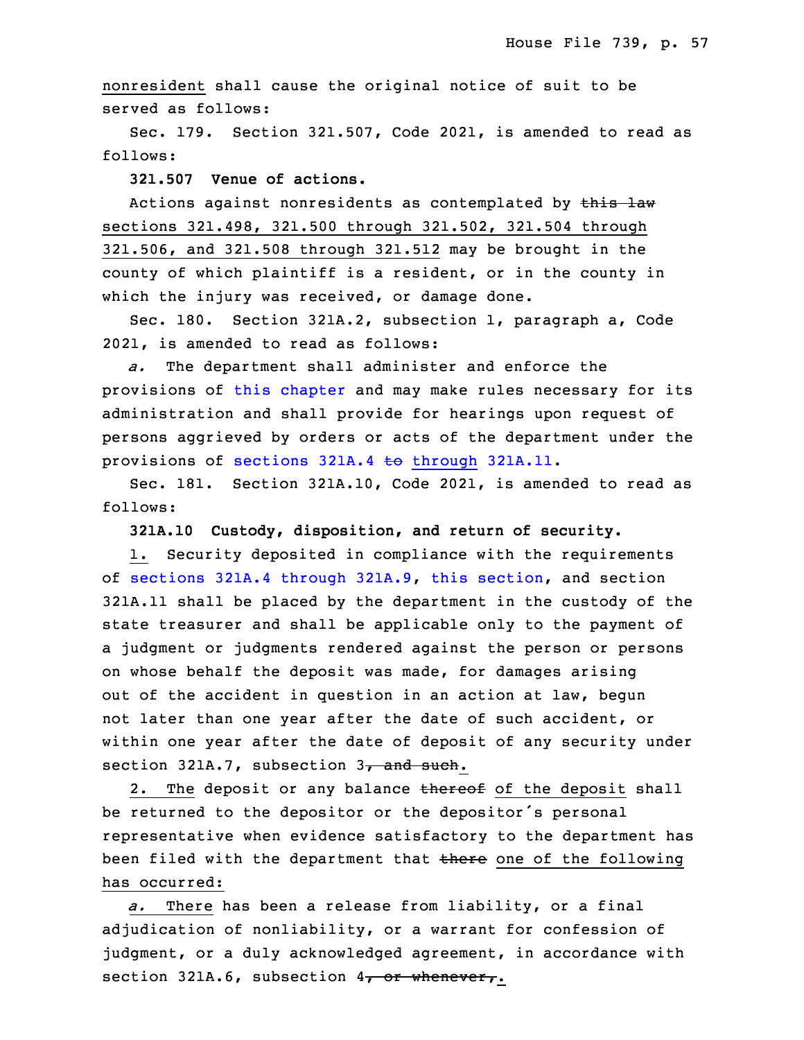nonresident shall cause the original notice of suit to be served as follows:

Sec. 179. Section 321.507, Code 2021, is amended to read as follows:

**321.507 Venue of actions.**

Actions against nonresidents as contemplated by ~~this law~~ sections 321.498, 321.500 through 321.502, 321.504 through 321.506, and 321.508 through 321.512 may be brought in the county of which plaintiff is a resident, or in the county in which the injury was received, or damage done.

Sec. 180. Section 321A.2, subsection 1, paragraph a, Code 2021, is amended to read as follows:

*a.* The department shall administer and enforce the provisions of this chapter and may make rules necessary for its administration and shall provide for hearings upon request of persons aggrieved by orders or acts of the department under the provisions of sections 321A.4 ~~to~~ through 321A.11.

Sec. 181. Section 321A.10, Code 2021, is amended to read as follows:

**321A.10 Custody, disposition, and return of security.**

1. Security deposited in compliance with the requirements of sections 321A.4 through 321A.9, this section, and section 321A.11 shall be placed by the department in the custody of the state treasurer and shall be applicable only to the payment of a judgment or judgments rendered against the person or persons on whose behalf the deposit was made, for damages arising out of the accident in question in an action at law, begun not later than one year after the date of such accident, or within one year after the date of deposit of any security under section 321A.7, subsection 3~~, and such~~.

2. The deposit or any balance ~~thereof~~ of the deposit shall be returned to the depositor or the depositor's personal representative when evidence satisfactory to the department has been filed with the department that ~~there~~ one of the following has occurred:

*a.* There has been a release from liability, or a final adjudication of nonliability, or a warrant for confession of judgment, or a duly acknowledged agreement, in accordance with section 321A.6, subsection 4~~, or whenever,~~.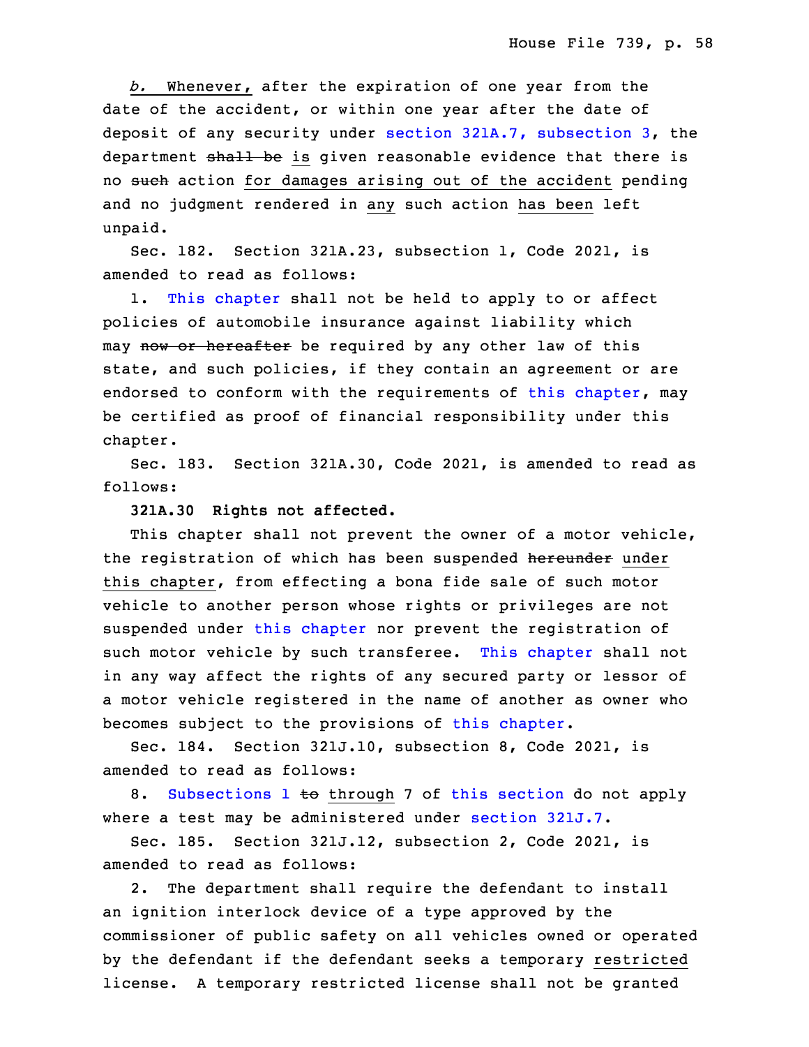*b.* Whenever, after the expiration of one year from the date of the accident, or within one year after the date of deposit of any security under section 321A.7, subsection 3, the department ~~shall be~~ is given reasonable evidence that there is no ~~such~~ action for damages arising out of the accident pending and no judgment rendered in any such action has been left unpaid.

Sec. 182. Section 321A.23, subsection 1, Code 2021, is amended to read as follows:

1. This chapter shall not be held to apply to or affect policies of automobile insurance against liability which may ~~now or hereafter~~ be required by any other law of this state, and such policies, if they contain an agreement or are endorsed to conform with the requirements of this chapter, may be certified as proof of financial responsibility under this chapter.

Sec. 183. Section 321A.30, Code 2021, is amended to read as follows:

**321A.30 Rights not affected.**

This chapter shall not prevent the owner of a motor vehicle, the registration of which has been suspended ~~hereunder~~ under this chapter, from effecting a bona fide sale of such motor vehicle to another person whose rights or privileges are not suspended under this chapter nor prevent the registration of such motor vehicle by such transferee. This chapter shall not in any way affect the rights of any secured party or lessor of a motor vehicle registered in the name of another as owner who becomes subject to the provisions of this chapter.

Sec. 184. Section 321J.10, subsection 8, Code 2021, is amended to read as follows:

8. Subsections 1 ~~to~~ through 7 of this section do not apply where a test may be administered under section 321J.7.

Sec. 185. Section 321J.12, subsection 2, Code 2021, is amended to read as follows:

2. The department shall require the defendant to install an ignition interlock device of a type approved by the commissioner of public safety on all vehicles owned or operated by the defendant if the defendant seeks a temporary restricted license. A temporary restricted license shall not be granted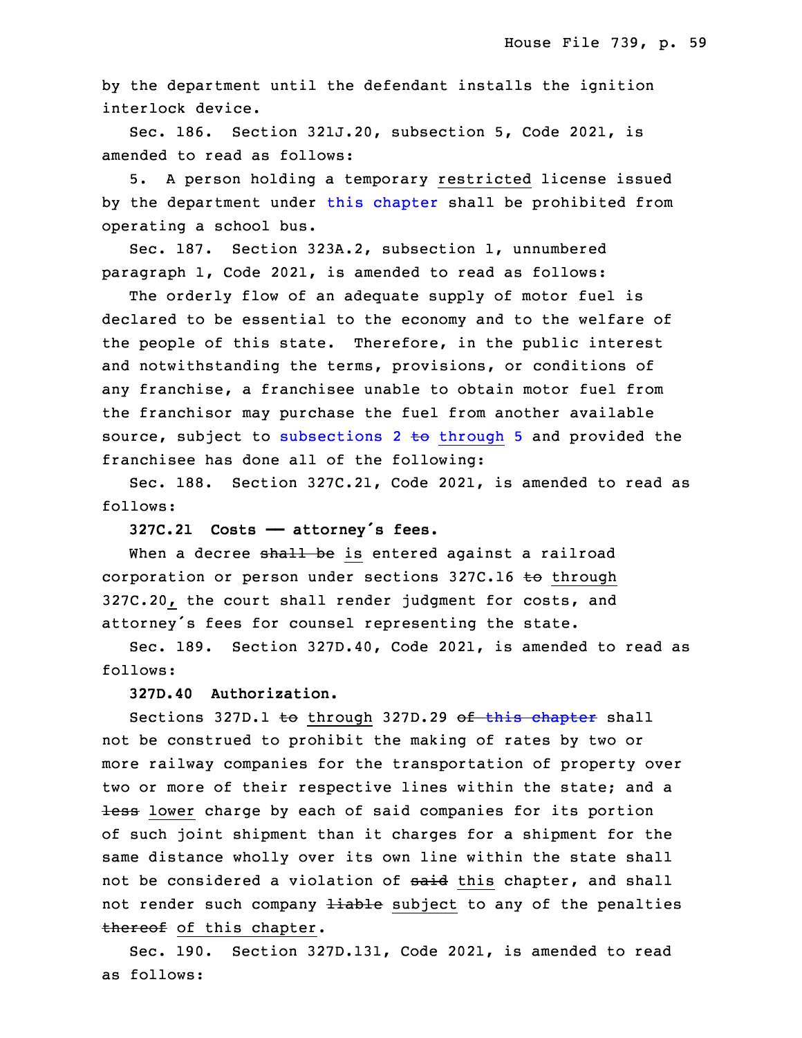by the department until the defendant installs the ignition interlock device.

Sec. 186. Section 321J.20, subsection 5, Code 2021, is amended to read as follows:

5. A person holding a temporary restricted license issued by the department under this chapter shall be prohibited from operating a school bus.

Sec. 187. Section 323A.2, subsection 1, unnumbered paragraph 1, Code 2021, is amended to read as follows:

The orderly flow of an adequate supply of motor fuel is declared to be essential to the economy and to the welfare of the people of this state. Therefore, in the public interest and notwithstanding the terms, provisions, or conditions of any franchise, a franchisee unable to obtain motor fuel from the franchisor may purchase the fuel from another available source, subject to subsections 2 ~~to~~ through 5 and provided the franchisee has done all of the following:

Sec. 188. Section 327C.21, Code 2021, is amended to read as follows:

**327C.21 Costs —— attorney's fees.**

When a decree ~~shall be~~ is entered against a railroad corporation or person under sections 327C.16 ~~to~~ through 327C.20, the court shall render judgment for costs, and attorney's fees for counsel representing the state.

Sec. 189. Section 327D.40, Code 2021, is amended to read as follows:

**327D.40 Authorization.**

Sections 327D.1 ~~to~~ through 327D.29 ~~of this chapter~~ shall not be construed to prohibit the making of rates by two or more railway companies for the transportation of property over two or more of their respective lines within the state; and a ~~less~~ lower charge by each of said companies for its portion of such joint shipment than it charges for a shipment for the same distance wholly over its own line within the state shall not be considered a violation of ~~said~~ this chapter, and shall not render such company ~~liable~~ subject to any of the penalties ~~thereof~~ of this chapter.

Sec. 190. Section 327D.131, Code 2021, is amended to read as follows: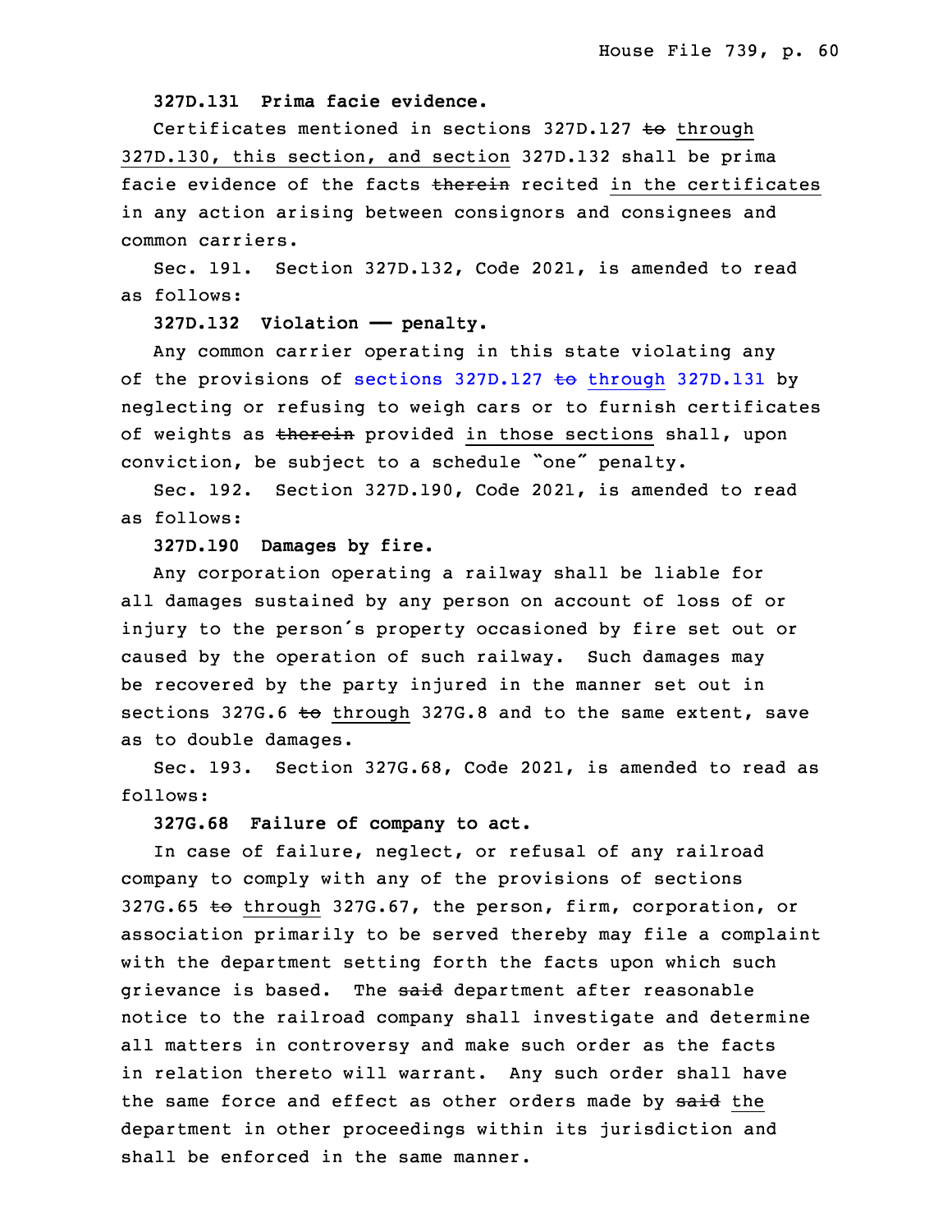**327D.131 Prima facie evidence.**

Certificates mentioned in sections 327D.127 ~~to~~ through 327D.130, this section, and section 327D.132 shall be prima facie evidence of the facts ~~therein~~ recited in the certificates in any action arising between consignors and consignees and common carriers.

Sec. 191. Section 327D.132, Code 2021, is amended to read as follows:

**327D.132 Violation —— penalty.**

Any common carrier operating in this state violating any of the provisions of sections 327D.127 ~~to~~ through 327D.131 by neglecting or refusing to weigh cars or to furnish certificates of weights as ~~therein~~ provided in those sections shall, upon conviction, be subject to a schedule "one" penalty.

Sec. 192. Section 327D.190, Code 2021, is amended to read as follows:

**327D.190 Damages by fire.**

Any corporation operating a railway shall be liable for all damages sustained by any person on account of loss of or injury to the person's property occasioned by fire set out or caused by the operation of such railway. Such damages may be recovered by the party injured in the manner set out in sections 327G.6 ~~to~~ through 327G.8 and to the same extent, save as to double damages.

Sec. 193. Section 327G.68, Code 2021, is amended to read as follows:

**327G.68 Failure of company to act.**

In case of failure, neglect, or refusal of any railroad company to comply with any of the provisions of sections 327G.65 ~~to~~ through 327G.67, the person, firm, corporation, or association primarily to be served thereby may file a complaint with the department setting forth the facts upon which such grievance is based. The ~~said~~ department after reasonable notice to the railroad company shall investigate and determine all matters in controversy and make such order as the facts in relation thereto will warrant. Any such order shall have the same force and effect as other orders made by ~~said~~ the department in other proceedings within its jurisdiction and shall be enforced in the same manner.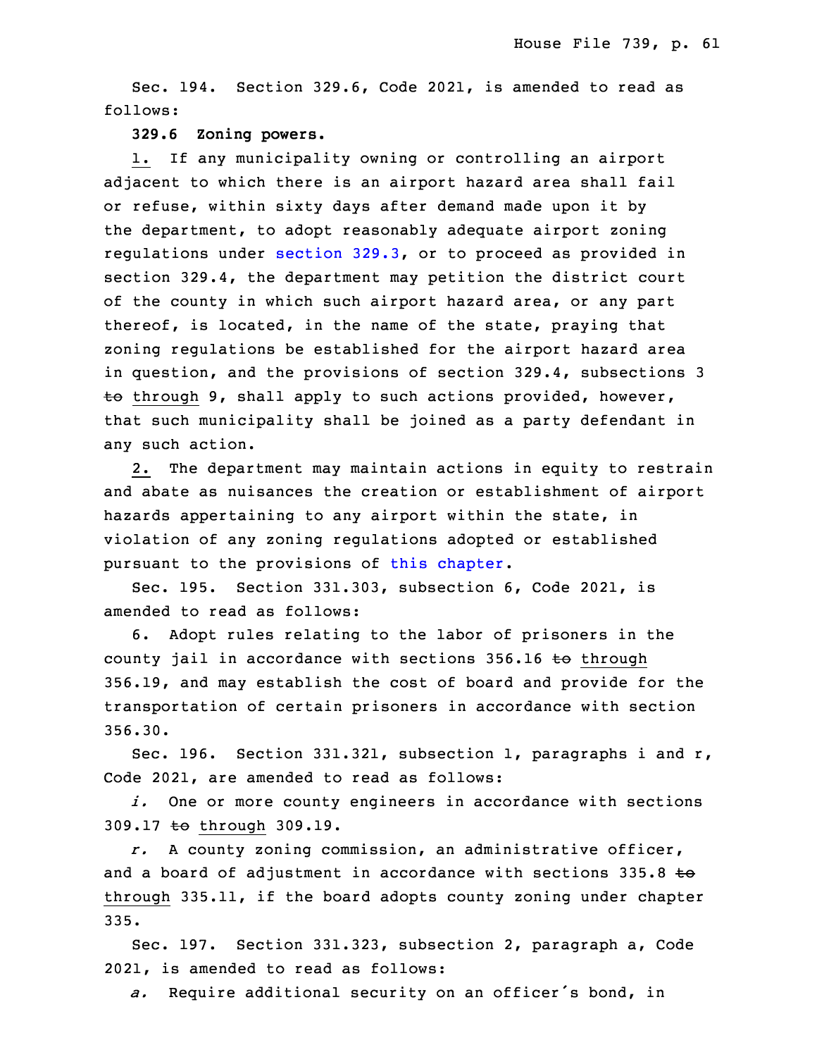Sec. 194. Section 329.6, Code 2021, is amended to read as follows:

**329.6 Zoning powers.**

1. If any municipality owning or controlling an airport adjacent to which there is an airport hazard area shall fail or refuse, within sixty days after demand made upon it by the department, to adopt reasonably adequate airport zoning regulations under section 329.3, or to proceed as provided in section 329.4, the department may petition the district court of the county in which such airport hazard area, or any part thereof, is located, in the name of the state, praying that zoning regulations be established for the airport hazard area in question, and the provisions of section 329.4, subsections 3 ~~to~~ through 9, shall apply to such actions provided, however, that such municipality shall be joined as a party defendant in any such action.

2. The department may maintain actions in equity to restrain and abate as nuisances the creation or establishment of airport hazards appertaining to any airport within the state, in violation of any zoning regulations adopted or established pursuant to the provisions of this chapter.

Sec. 195. Section 331.303, subsection 6, Code 2021, is amended to read as follows:

6. Adopt rules relating to the labor of prisoners in the county jail in accordance with sections 356.16 ~~to~~ through 356.19, and may establish the cost of board and provide for the transportation of certain prisoners in accordance with section 356.30.

Sec. 196. Section 331.321, subsection 1, paragraphs i and r, Code 2021, are amended to read as follows:

*i.* One or more county engineers in accordance with sections 309.17 ~~to~~ through 309.19.

*r.* A county zoning commission, an administrative officer, and a board of adjustment in accordance with sections 335.8 ~~to~~ through 335.11, if the board adopts county zoning under chapter 335.

Sec. 197. Section 331.323, subsection 2, paragraph a, Code 2021, is amended to read as follows:

*a.* Require additional security on an officer's bond, in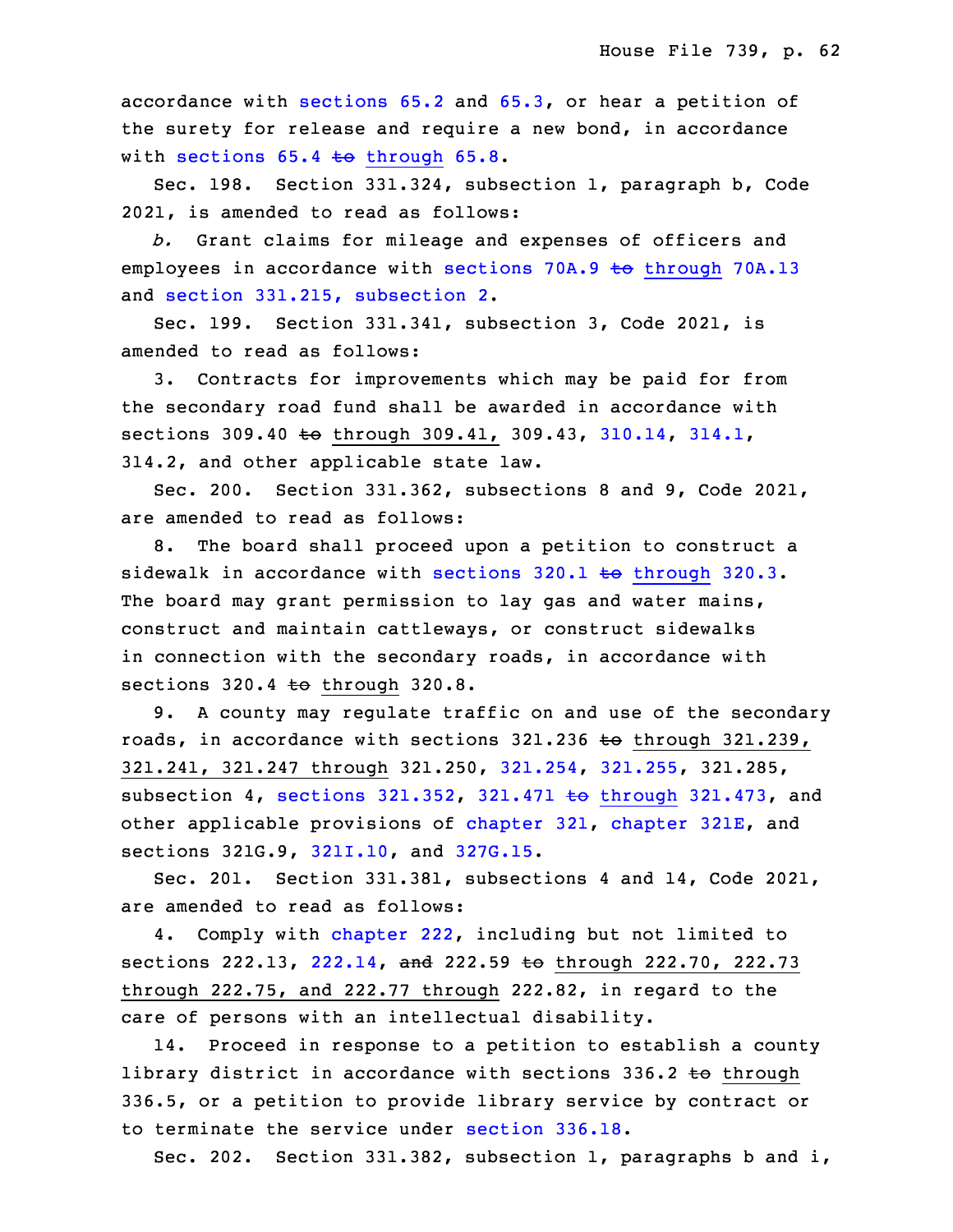accordance with sections 65.2 and 65.3, or hear a petition of the surety for release and require a new bond, in accordance with sections 65.4 ~~to~~ through 65.8.

Sec. 198. Section 331.324, subsection 1, paragraph b, Code 2021, is amended to read as follows:

*b.* Grant claims for mileage and expenses of officers and employees in accordance with sections 70A.9 ~~to~~ through 70A.13 and section 331.215, subsection 2.

Sec. 199. Section 331.341, subsection 3, Code 2021, is amended to read as follows:

3. Contracts for improvements which may be paid for from the secondary road fund shall be awarded in accordance with sections 309.40 ~~to~~ through 309.41, 309.43, 310.14, 314.1, 314.2, and other applicable state law.

Sec. 200. Section 331.362, subsections 8 and 9, Code 2021, are amended to read as follows:

8. The board shall proceed upon a petition to construct a sidewalk in accordance with sections 320.1 ~~to~~ through 320.3. The board may grant permission to lay gas and water mains, construct and maintain cattleways, or construct sidewalks in connection with the secondary roads, in accordance with sections 320.4 ~~to~~ through 320.8.

9. A county may regulate traffic on and use of the secondary roads, in accordance with sections 321.236 ~~to~~ through 321.239, 321.241, 321.247 through 321.250, 321.254, 321.255, 321.285, subsection 4, sections 321.352, 321.471 ~~to~~ through 321.473, and other applicable provisions of chapter 321, chapter 321E, and sections 321G.9, 321I.10, and 327G.15.

Sec. 201. Section 331.381, subsections 4 and 14, Code 2021, are amended to read as follows:

4. Comply with chapter 222, including but not limited to sections 222.13, 222.14, ~~and~~ 222.59 ~~to~~ through 222.70, 222.73 through 222.75, and 222.77 through 222.82, in regard to the care of persons with an intellectual disability.

14. Proceed in response to a petition to establish a county library district in accordance with sections 336.2 ~~to~~ through 336.5, or a petition to provide library service by contract or to terminate the service under section 336.18.

Sec. 202. Section 331.382, subsection 1, paragraphs b and i,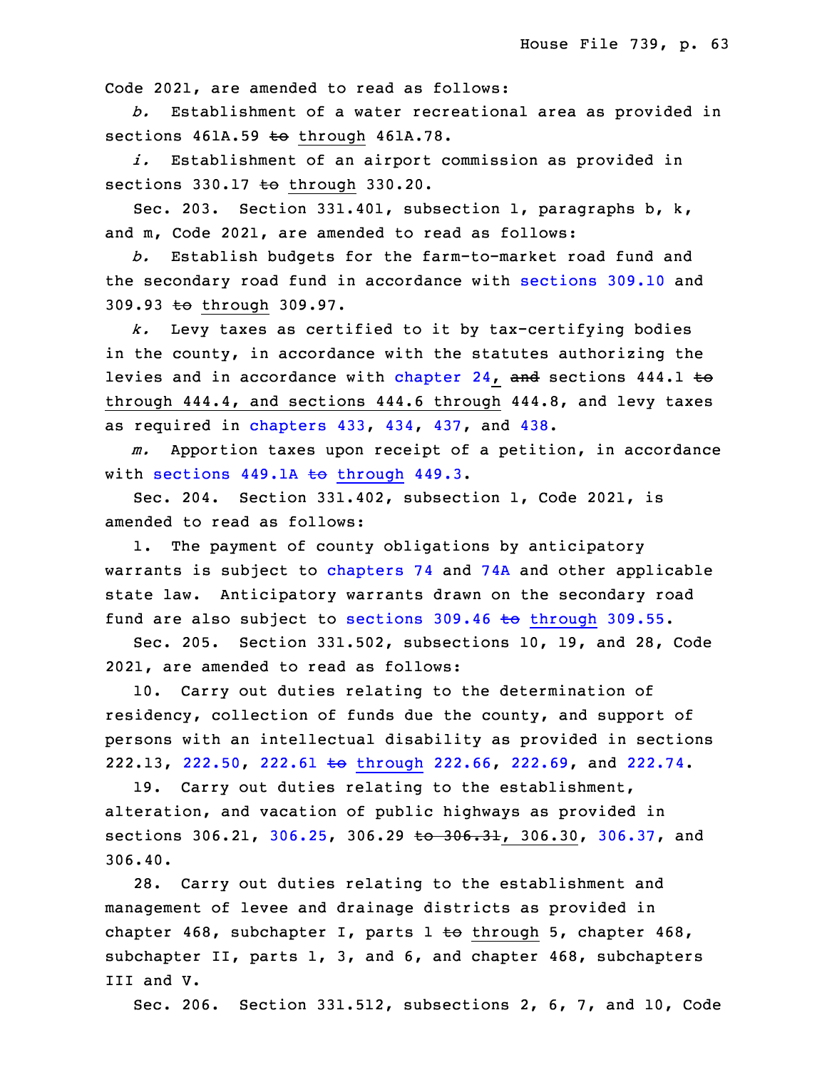Code 2021, are amended to read as follows:

*b.* Establishment of a water recreational area as provided in sections 461A.59 ~~to~~ through 461A.78.

*i.* Establishment of an airport commission as provided in sections 330.17 ~~to~~ through 330.20.

Sec. 203. Section 331.401, subsection 1, paragraphs b, k, and m, Code 2021, are amended to read as follows:

*b.* Establish budgets for the farm-to-market road fund and the secondary road fund in accordance with sections 309.10 and 309.93 ~~to~~ through 309.97.

*k.* Levy taxes as certified to it by tax-certifying bodies in the county, in accordance with the statutes authorizing the levies and in accordance with chapter 24, ~~and~~ sections 444.1 ~~to~~ through 444.4, and sections 444.6 through 444.8, and levy taxes as required in chapters 433, 434, 437, and 438.

*m.* Apportion taxes upon receipt of a petition, in accordance with sections 449.1A ~~to~~ through 449.3.

Sec. 204. Section 331.402, subsection 1, Code 2021, is amended to read as follows:

1. The payment of county obligations by anticipatory warrants is subject to chapters 74 and 74A and other applicable state law. Anticipatory warrants drawn on the secondary road fund are also subject to sections 309.46 ~~to~~ through 309.55.

Sec. 205. Section 331.502, subsections 10, 19, and 28, Code 2021, are amended to read as follows:

10. Carry out duties relating to the determination of residency, collection of funds due the county, and support of persons with an intellectual disability as provided in sections 222.13, 222.50, 222.61 ~~to~~ through 222.66, 222.69, and 222.74.

19. Carry out duties relating to the establishment, alteration, and vacation of public highways as provided in sections 306.21, 306.25, 306.29 ~~to 306.31~~, 306.30, 306.37, and 306.40.

28. Carry out duties relating to the establishment and management of levee and drainage districts as provided in chapter 468, subchapter I, parts 1 ~~to~~ through 5, chapter 468, subchapter II, parts 1, 3, and 6, and chapter 468, subchapters III and V.

Sec. 206. Section 331.512, subsections 2, 6, 7, and 10, Code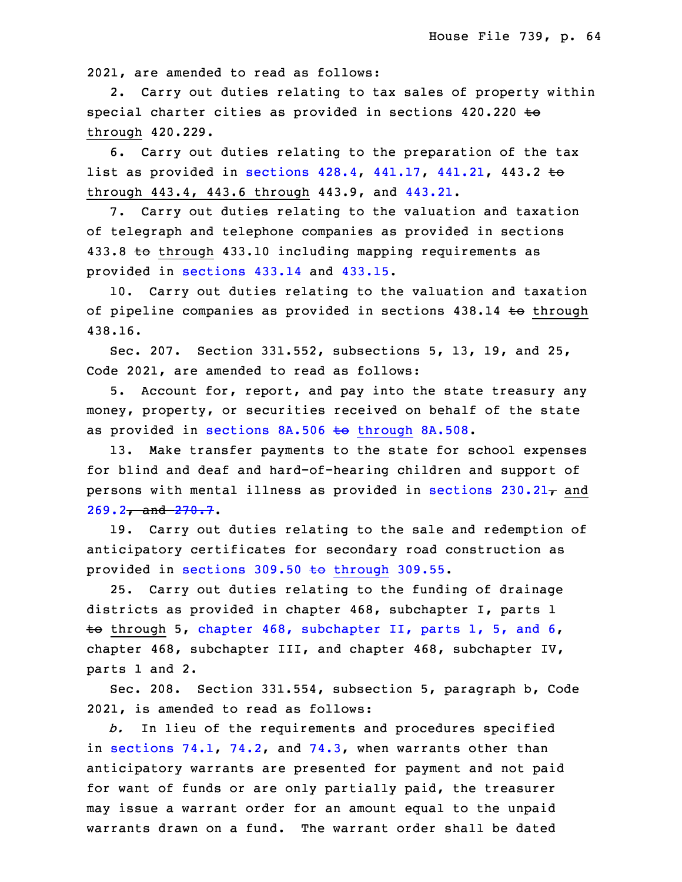2021, are amended to read as follows:

2. Carry out duties relating to tax sales of property within special charter cities as provided in sections 420.220 ~~to~~ through 420.229.

6. Carry out duties relating to the preparation of the tax list as provided in sections 428.4, 441.17, 441.21, 443.2 ~~to~~ through 443.4, 443.6 through 443.9, and 443.21.

7. Carry out duties relating to the valuation and taxation of telegraph and telephone companies as provided in sections 433.8 ~~to~~ through 433.10 including mapping requirements as provided in sections 433.14 and 433.15.

10. Carry out duties relating to the valuation and taxation of pipeline companies as provided in sections 438.14 ~~to~~ through 438.16.

Sec. 207. Section 331.552, subsections 5, 13, 19, and 25, Code 2021, are amended to read as follows:

5. Account for, report, and pay into the state treasury any money, property, or securities received on behalf of the state as provided in sections 8A.506 ~~to~~ through 8A.508.

13. Make transfer payments to the state for school expenses for blind and deaf and hard-of-hearing children and support of persons with mental illness as provided in sections 230.21~~,~~ and 269.2~~, and 270.7~~.

19. Carry out duties relating to the sale and redemption of anticipatory certificates for secondary road construction as provided in sections 309.50 ~~to~~ through 309.55.

25. Carry out duties relating to the funding of drainage districts as provided in chapter 468, subchapter I, parts 1 ~~to~~ through 5, chapter 468, subchapter II, parts 1, 5, and 6, chapter 468, subchapter III, and chapter 468, subchapter IV, parts 1 and 2.

Sec. 208. Section 331.554, subsection 5, paragraph b, Code 2021, is amended to read as follows:

*b.* In lieu of the requirements and procedures specified in sections 74.1, 74.2, and 74.3, when warrants other than anticipatory warrants are presented for payment and not paid for want of funds or are only partially paid, the treasurer may issue a warrant order for an amount equal to the unpaid warrants drawn on a fund. The warrant order shall be dated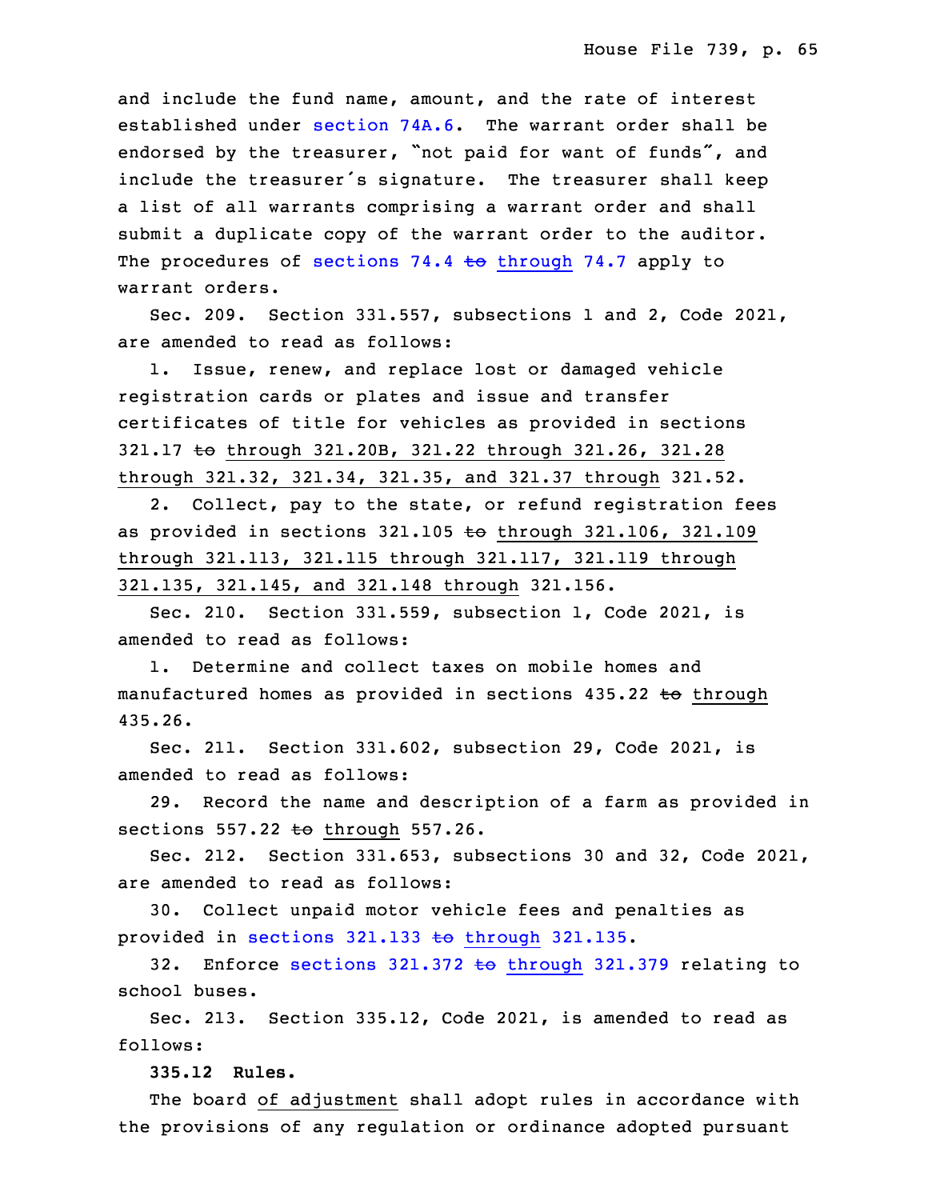and include the fund name, amount, and the rate of interest established under section 74A.6. The warrant order shall be endorsed by the treasurer, "not paid for want of funds", and include the treasurer's signature. The treasurer shall keep a list of all warrants comprising a warrant order and shall submit a duplicate copy of the warrant order to the auditor. The procedures of sections 74.4 ~~to~~ through 74.7 apply to warrant orders.

Sec. 209. Section 331.557, subsections 1 and 2, Code 2021, are amended to read as follows:

1. Issue, renew, and replace lost or damaged vehicle registration cards or plates and issue and transfer certificates of title for vehicles as provided in sections 321.17 ~~to~~ through 321.20B, 321.22 through 321.26, 321.28 through 321.32, 321.34, 321.35, and 321.37 through 321.52.

2. Collect, pay to the state, or refund registration fees as provided in sections 321.105 ~~to~~ through 321.106, 321.109 through 321.113, 321.115 through 321.117, 321.119 through 321.135, 321.145, and 321.148 through 321.156.

Sec. 210. Section 331.559, subsection 1, Code 2021, is amended to read as follows:

1. Determine and collect taxes on mobile homes and manufactured homes as provided in sections 435.22 ~~to~~ through 435.26.

Sec. 211. Section 331.602, subsection 29, Code 2021, is amended to read as follows:

29. Record the name and description of a farm as provided in sections 557.22 ~~to~~ through 557.26.

Sec. 212. Section 331.653, subsections 30 and 32, Code 2021, are amended to read as follows:

30. Collect unpaid motor vehicle fees and penalties as provided in sections 321.133 ~~to~~ through 321.135.

32. Enforce sections 321.372 ~~to~~ through 321.379 relating to school buses.

Sec. 213. Section 335.12, Code 2021, is amended to read as follows:

**335.12 Rules.**

The board of adjustment shall adopt rules in accordance with the provisions of any regulation or ordinance adopted pursuant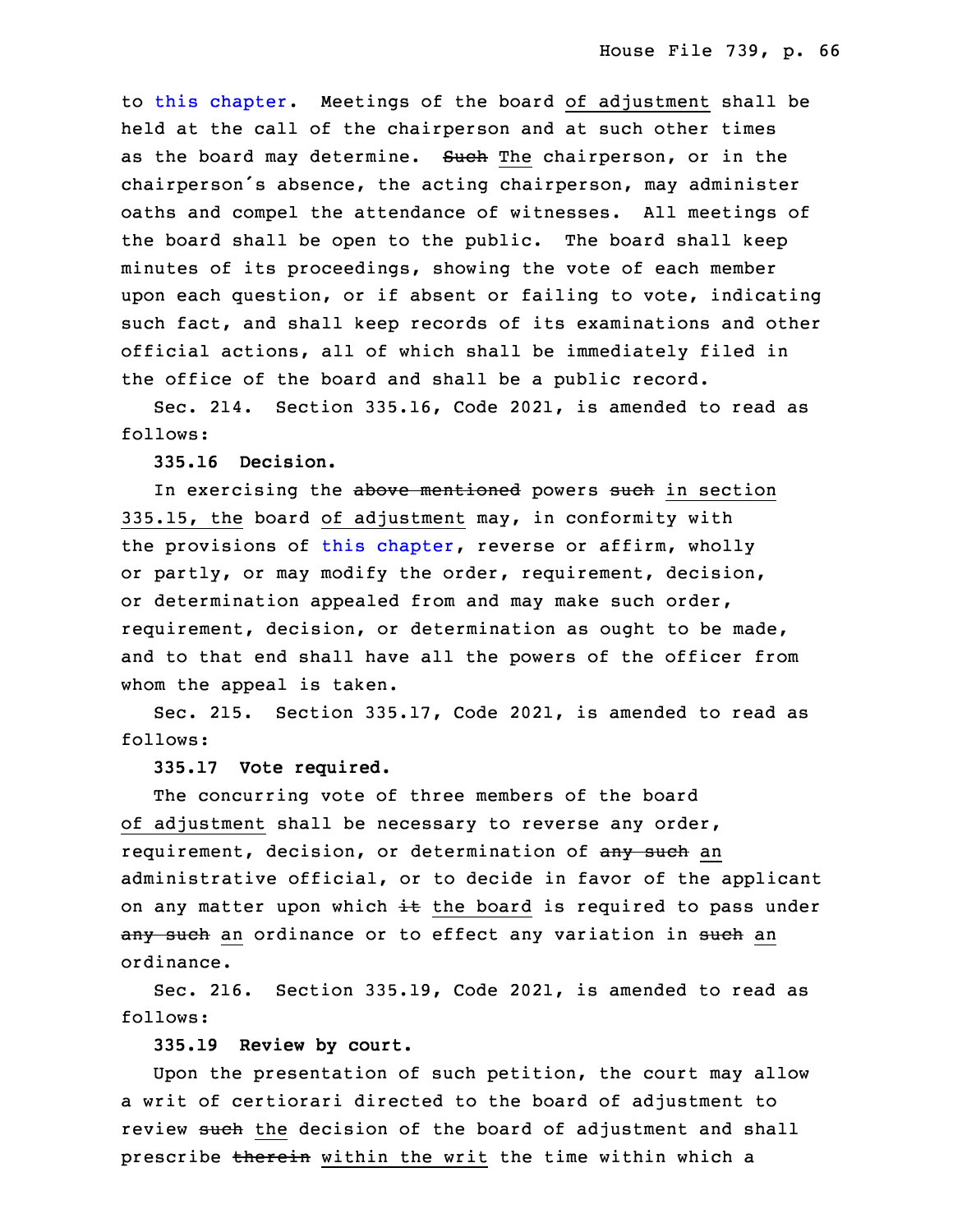to this chapter. Meetings of the board of adjustment shall be held at the call of the chairperson and at such other times as the board may determine. ~~Such~~ The chairperson, or in the chairperson's absence, the acting chairperson, may administer oaths and compel the attendance of witnesses. All meetings of the board shall be open to the public. The board shall keep minutes of its proceedings, showing the vote of each member upon each question, or if absent or failing to vote, indicating such fact, and shall keep records of its examinations and other official actions, all of which shall be immediately filed in the office of the board and shall be a public record.

Sec. 214. Section 335.16, Code 2021, is amended to read as follows:

**335.16 Decision.**

In exercising the ~~above mentioned~~ powers ~~such~~ in section 335.15, the board of adjustment may, in conformity with the provisions of this chapter, reverse or affirm, wholly or partly, or may modify the order, requirement, decision, or determination appealed from and may make such order, requirement, decision, or determination as ought to be made, and to that end shall have all the powers of the officer from whom the appeal is taken.

Sec. 215. Section 335.17, Code 2021, is amended to read as follows:

**335.17 Vote required.**

The concurring vote of three members of the board of adjustment shall be necessary to reverse any order, requirement, decision, or determination of ~~any such~~ an administrative official, or to decide in favor of the applicant on any matter upon which ~~it~~ the board is required to pass under ~~any such~~ an ordinance or to effect any variation in ~~such~~ an ordinance.

Sec. 216. Section 335.19, Code 2021, is amended to read as follows:

**335.19 Review by court.**

Upon the presentation of such petition, the court may allow a writ of certiorari directed to the board of adjustment to review ~~such~~ the decision of the board of adjustment and shall prescribe ~~therein~~ within the writ the time within which a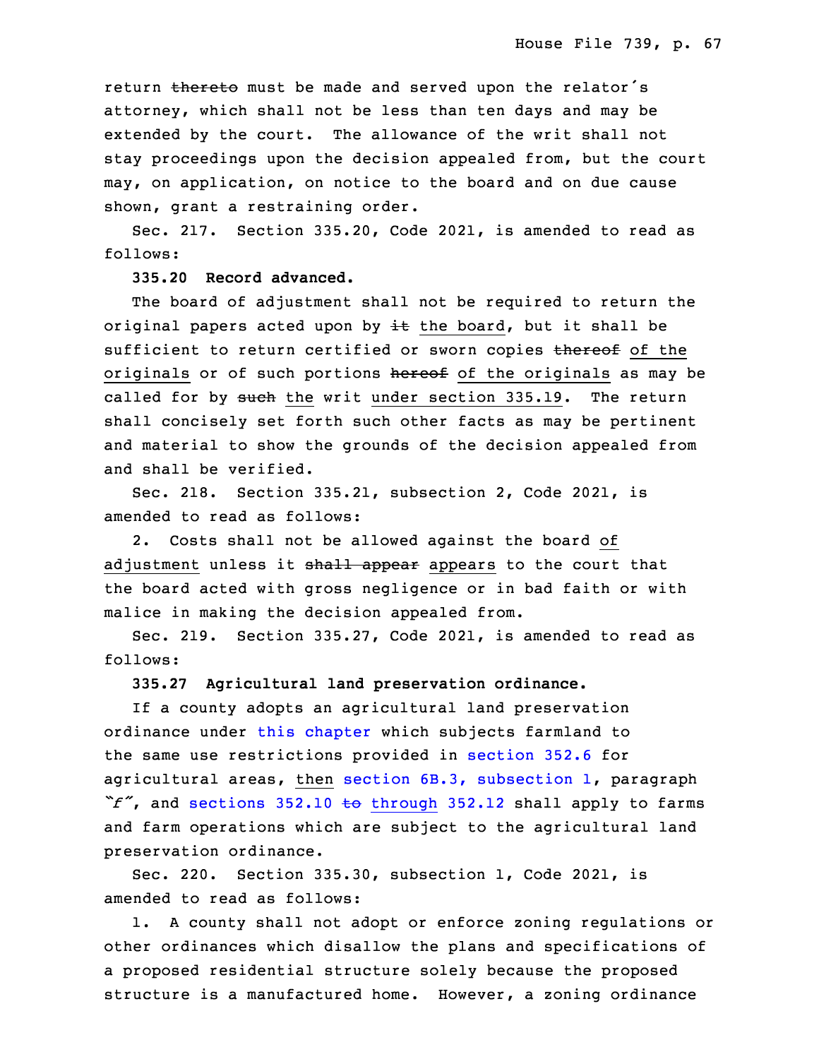return ~~thereto~~ must be made and served upon the relator's attorney, which shall not be less than ten days and may be extended by the court. The allowance of the writ shall not stay proceedings upon the decision appealed from, but the court may, on application, on notice to the board and on due cause shown, grant a restraining order.

Sec. 217. Section 335.20, Code 2021, is amended to read as follows:

**335.20 Record advanced.**

The board of adjustment shall not be required to return the original papers acted upon by ~~it~~ the board, but it shall be sufficient to return certified or sworn copies ~~thereof~~ of the originals or of such portions ~~hereof~~ of the originals as may be called for by ~~such~~ the writ under section 335.19. The return shall concisely set forth such other facts as may be pertinent and material to show the grounds of the decision appealed from and shall be verified.

Sec. 218. Section 335.21, subsection 2, Code 2021, is amended to read as follows:

2. Costs shall not be allowed against the board of adjustment unless it ~~shall appear~~ appears to the court that the board acted with gross negligence or in bad faith or with malice in making the decision appealed from.

Sec. 219. Section 335.27, Code 2021, is amended to read as follows:

**335.27 Agricultural land preservation ordinance.**

If a county adopts an agricultural land preservation ordinance under this chapter which subjects farmland to the same use restrictions provided in section 352.6 for agricultural areas, then section 6B.3, subsection 1, paragraph *"f"*, and sections 352.10 ~~to~~ through 352.12 shall apply to farms and farm operations which are subject to the agricultural land preservation ordinance.

Sec. 220. Section 335.30, subsection 1, Code 2021, is amended to read as follows:

1. A county shall not adopt or enforce zoning regulations or other ordinances which disallow the plans and specifications of a proposed residential structure solely because the proposed structure is a manufactured home. However, a zoning ordinance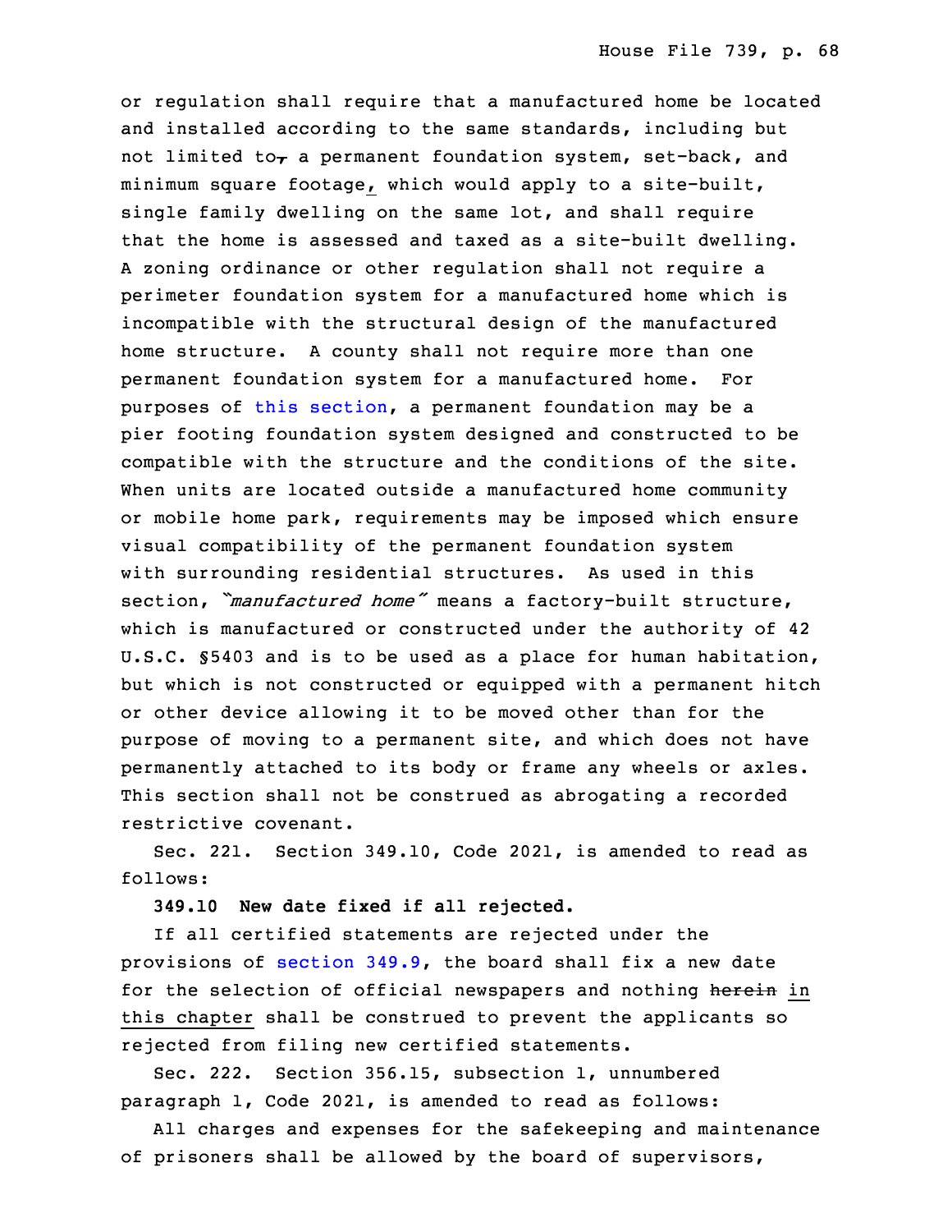or regulation shall require that a manufactured home be located and installed according to the same standards, including but not limited to~~,~~ a permanent foundation system, set-back, and minimum square footage, which would apply to a site-built, single family dwelling on the same lot, and shall require that the home is assessed and taxed as a site-built dwelling. A zoning ordinance or other regulation shall not require a perimeter foundation system for a manufactured home which is incompatible with the structural design of the manufactured home structure. A county shall not require more than one permanent foundation system for a manufactured home. For purposes of this section, a permanent foundation may be a pier footing foundation system designed and constructed to be compatible with the structure and the conditions of the site. When units are located outside a manufactured home community or mobile home park, requirements may be imposed which ensure visual compatibility of the permanent foundation system with surrounding residential structures. As used in this section, *"manufactured home"* means a factory-built structure, which is manufactured or constructed under the authority of 42 U.S.C. §5403 and is to be used as a place for human habitation, but which is not constructed or equipped with a permanent hitch or other device allowing it to be moved other than for the purpose of moving to a permanent site, and which does not have permanently attached to its body or frame any wheels or axles. This section shall not be construed as abrogating a recorded restrictive covenant.

Sec. 221. Section 349.10, Code 2021, is amended to read as follows:

**349.10 New date fixed if all rejected.**

If all certified statements are rejected under the provisions of section 349.9, the board shall fix a new date for the selection of official newspapers and nothing ~~herein~~ in this chapter shall be construed to prevent the applicants so rejected from filing new certified statements.

Sec. 222. Section 356.15, subsection 1, unnumbered paragraph 1, Code 2021, is amended to read as follows:

All charges and expenses for the safekeeping and maintenance of prisoners shall be allowed by the board of supervisors,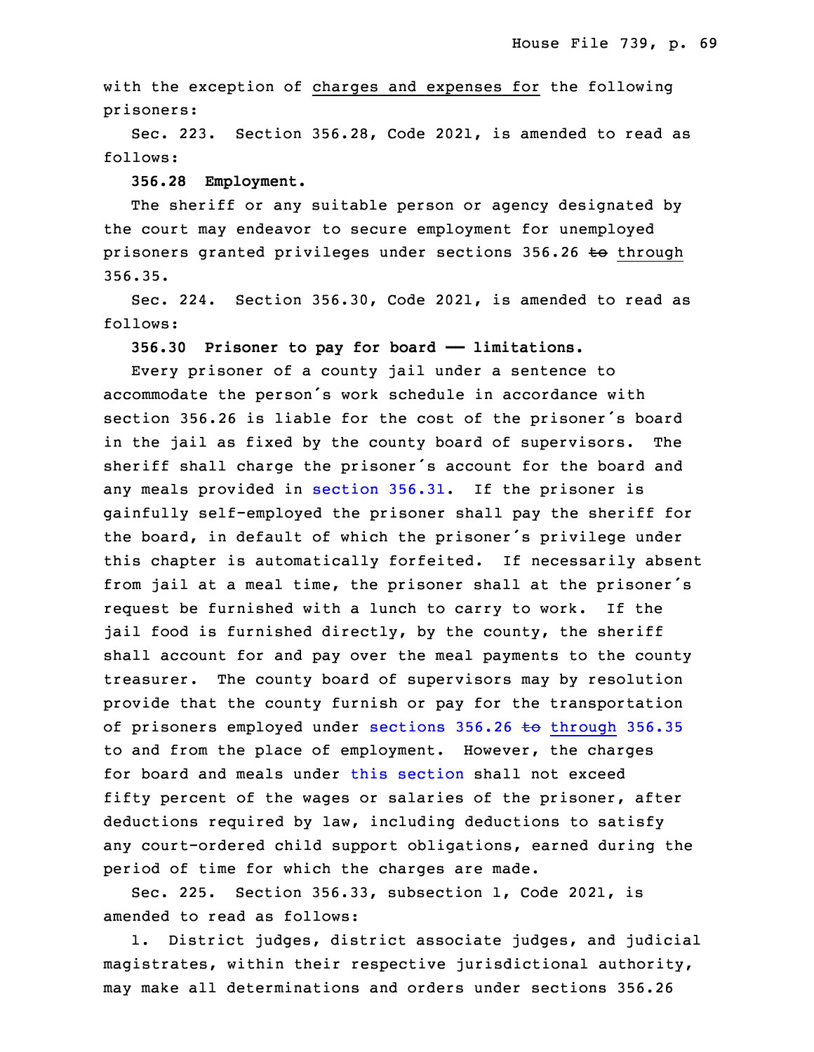with the exception of charges and expenses for the following prisoners:

Sec. 223. Section 356.28, Code 2021, is amended to read as follows:

**356.28 Employment.**

The sheriff or any suitable person or agency designated by the court may endeavor to secure employment for unemployed prisoners granted privileges under sections 356.26 ~~to~~ through 356.35.

Sec. 224. Section 356.30, Code 2021, is amended to read as follows:

**356.30 Prisoner to pay for board —— limitations.**

Every prisoner of a county jail under a sentence to accommodate the person's work schedule in accordance with section 356.26 is liable for the cost of the prisoner's board in the jail as fixed by the county board of supervisors. The sheriff shall charge the prisoner's account for the board and any meals provided in section 356.31. If the prisoner is gainfully self-employed the prisoner shall pay the sheriff for the board, in default of which the prisoner's privilege under this chapter is automatically forfeited. If necessarily absent from jail at a meal time, the prisoner shall at the prisoner's request be furnished with a lunch to carry to work. If the jail food is furnished directly, by the county, the sheriff shall account for and pay over the meal payments to the county treasurer. The county board of supervisors may by resolution provide that the county furnish or pay for the transportation of prisoners employed under sections 356.26 ~~to~~ through 356.35 to and from the place of employment. However, the charges for board and meals under this section shall not exceed fifty percent of the wages or salaries of the prisoner, after deductions required by law, including deductions to satisfy any court-ordered child support obligations, earned during the period of time for which the charges are made.

Sec. 225. Section 356.33, subsection 1, Code 2021, is amended to read as follows:

1. District judges, district associate judges, and judicial magistrates, within their respective jurisdictional authority, may make all determinations and orders under sections 356.26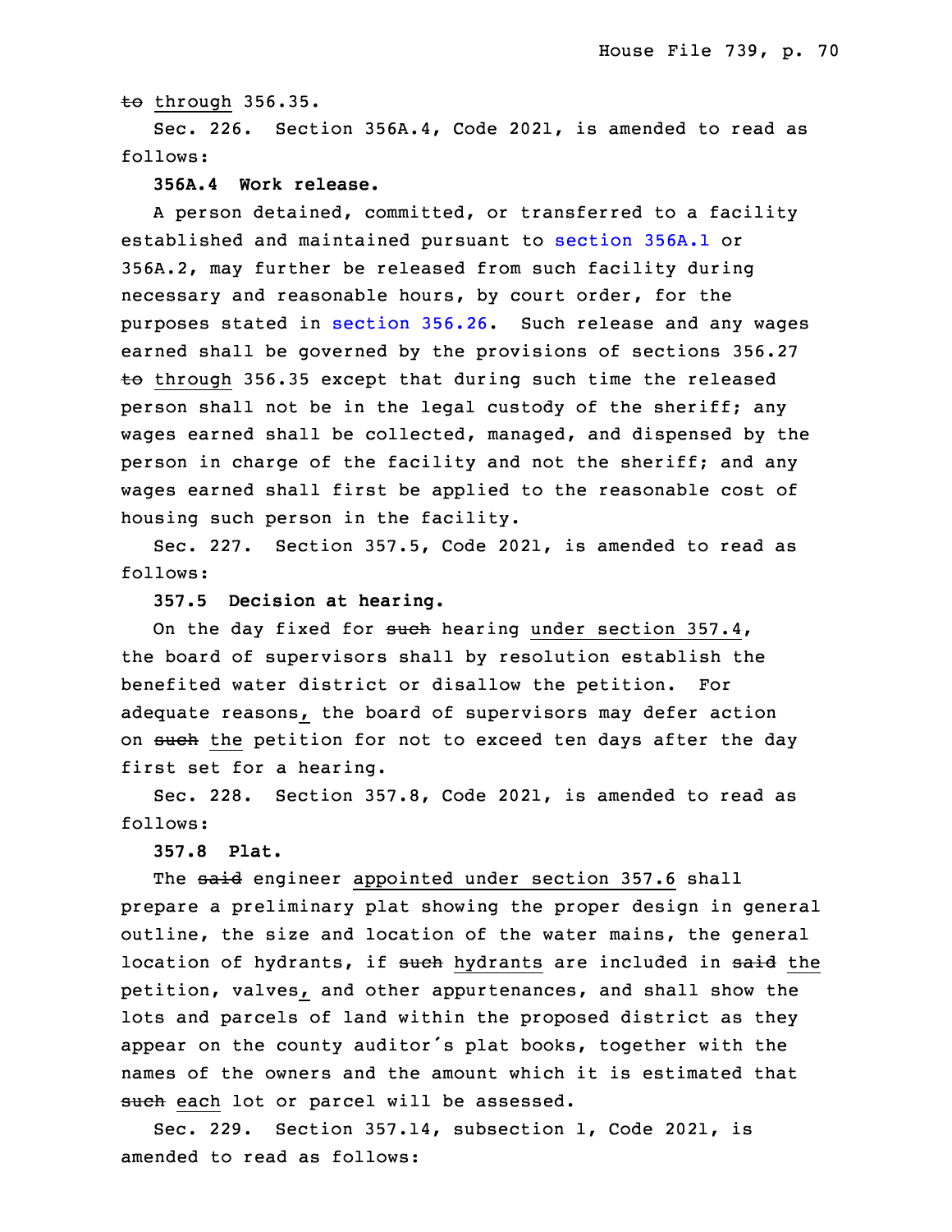~~to~~ through 356.35.

Sec. 226. Section 356A.4, Code 2021, is amended to read as follows:

**356A.4 Work release.**

A person detained, committed, or transferred to a facility established and maintained pursuant to section 356A.1 or 356A.2, may further be released from such facility during necessary and reasonable hours, by court order, for the purposes stated in section 356.26. Such release and any wages earned shall be governed by the provisions of sections 356.27 ~~to~~ through 356.35 except that during such time the released person shall not be in the legal custody of the sheriff; any wages earned shall be collected, managed, and dispensed by the person in charge of the facility and not the sheriff; and any wages earned shall first be applied to the reasonable cost of housing such person in the facility.

Sec. 227. Section 357.5, Code 2021, is amended to read as follows:

**357.5 Decision at hearing.**

On the day fixed for ~~such~~ hearing under section 357.4, the board of supervisors shall by resolution establish the benefited water district or disallow the petition. For adequate reasons, the board of supervisors may defer action on ~~such~~ the petition for not to exceed ten days after the day first set for a hearing.

Sec. 228. Section 357.8, Code 2021, is amended to read as follows:

**357.8 Plat.**

The ~~said~~ engineer appointed under section 357.6 shall prepare a preliminary plat showing the proper design in general outline, the size and location of the water mains, the general location of hydrants, if ~~such~~ hydrants are included in ~~said~~ the petition, valves, and other appurtenances, and shall show the lots and parcels of land within the proposed district as they appear on the county auditor's plat books, together with the names of the owners and the amount which it is estimated that ~~such~~ each lot or parcel will be assessed.

Sec. 229. Section 357.14, subsection 1, Code 2021, is amended to read as follows: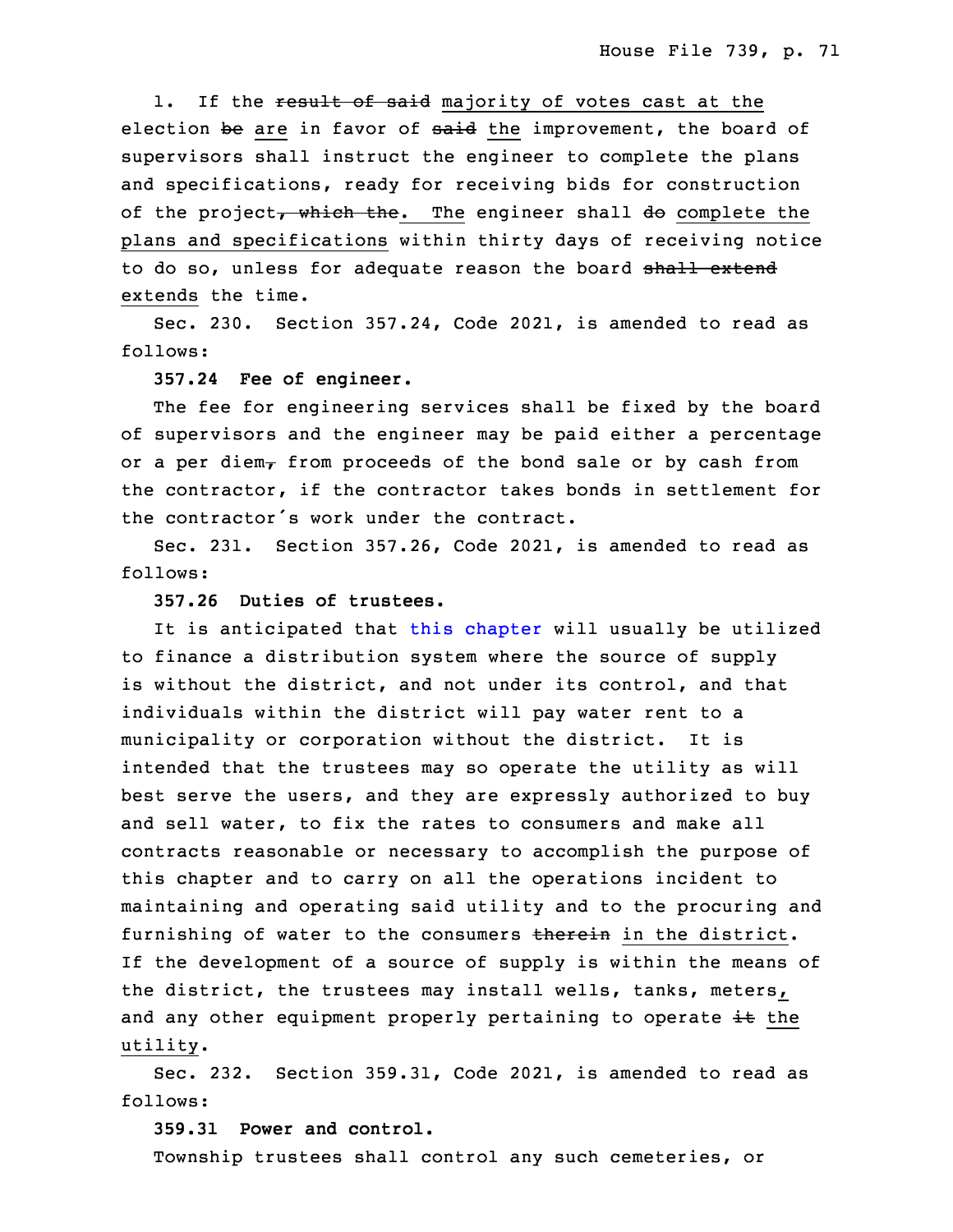1. If the ~~result of said~~ majority of votes cast at the election ~~be~~ are in favor of ~~said~~ the improvement, the board of supervisors shall instruct the engineer to complete the plans and specifications, ready for receiving bids for construction of the project~~, which the~~. The engineer shall ~~do~~ complete the plans and specifications within thirty days of receiving notice to do so, unless for adequate reason the board ~~shall extend~~ extends the time.

Sec. 230. Section 357.24, Code 2021, is amended to read as follows:

**357.24 Fee of engineer.**

The fee for engineering services shall be fixed by the board of supervisors and the engineer may be paid either a percentage or a per diem~~,~~ from proceeds of the bond sale or by cash from the contractor, if the contractor takes bonds in settlement for the contractor's work under the contract.

Sec. 231. Section 357.26, Code 2021, is amended to read as follows:

**357.26 Duties of trustees.**

It is anticipated that this chapter will usually be utilized to finance a distribution system where the source of supply is without the district, and not under its control, and that individuals within the district will pay water rent to a municipality or corporation without the district. It is intended that the trustees may so operate the utility as will best serve the users, and they are expressly authorized to buy and sell water, to fix the rates to consumers and make all contracts reasonable or necessary to accomplish the purpose of this chapter and to carry on all the operations incident to maintaining and operating said utility and to the procuring and furnishing of water to the consumers ~~therein~~ in the district. If the development of a source of supply is within the means of the district, the trustees may install wells, tanks, meters, and any other equipment properly pertaining to operate ~~it~~ the utility.

Sec. 232. Section 359.31, Code 2021, is amended to read as follows:

**359.31 Power and control.**

Township trustees shall control any such cemeteries, or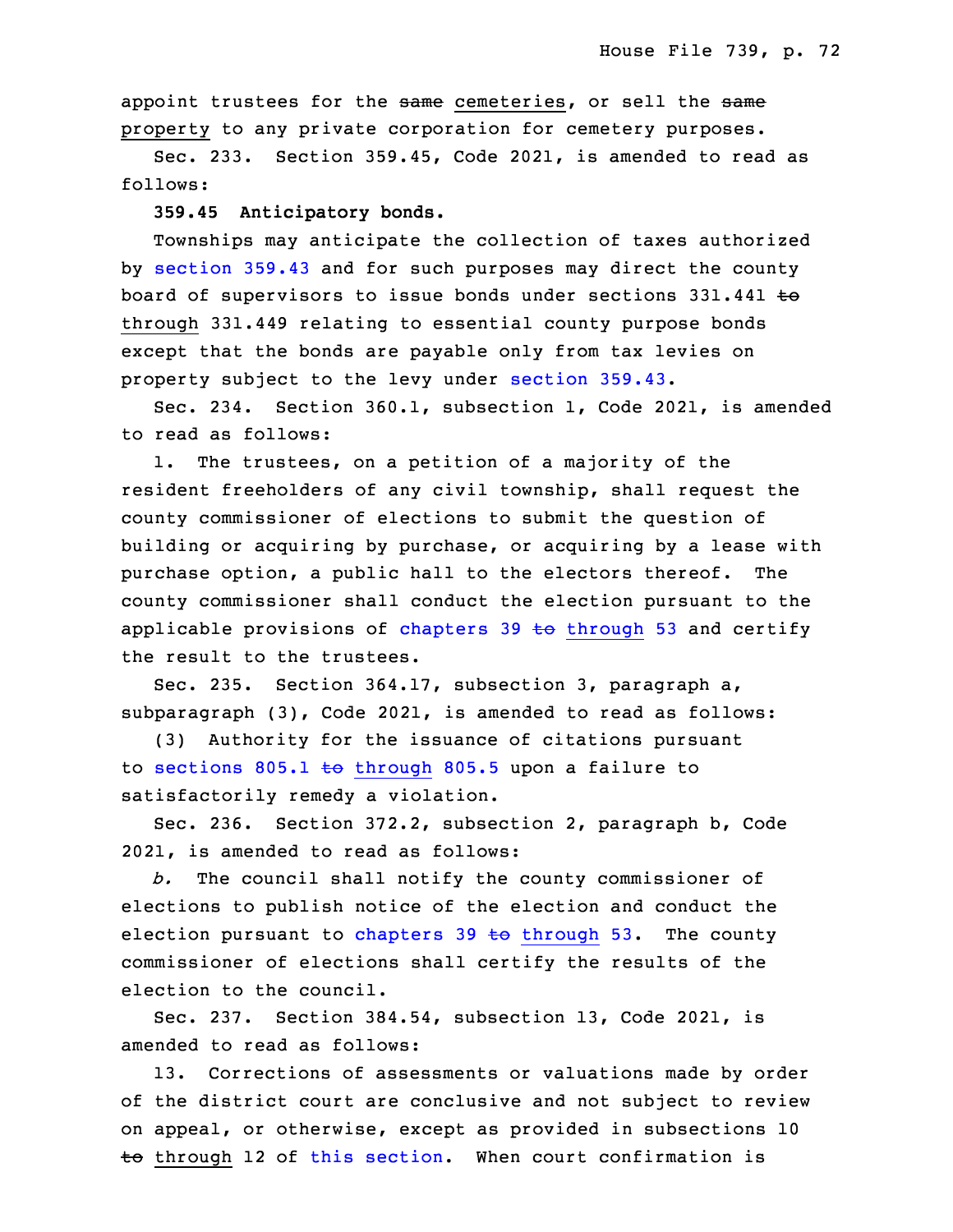appoint trustees for the ~~same~~ cemeteries, or sell the ~~same~~ property to any private corporation for cemetery purposes.

Sec. 233. Section 359.45, Code 2021, is amended to read as follows:

**359.45 Anticipatory bonds.**

Townships may anticipate the collection of taxes authorized by section 359.43 and for such purposes may direct the county board of supervisors to issue bonds under sections 331.441 ~~to~~ through 331.449 relating to essential county purpose bonds except that the bonds are payable only from tax levies on property subject to the levy under section 359.43.

Sec. 234. Section 360.1, subsection 1, Code 2021, is amended to read as follows:

1. The trustees, on a petition of a majority of the resident freeholders of any civil township, shall request the county commissioner of elections to submit the question of building or acquiring by purchase, or acquiring by a lease with purchase option, a public hall to the electors thereof. The county commissioner shall conduct the election pursuant to the applicable provisions of chapters 39 ~~to~~ through 53 and certify the result to the trustees.

Sec. 235. Section 364.17, subsection 3, paragraph a, subparagraph (3), Code 2021, is amended to read as follows:

(3) Authority for the issuance of citations pursuant to sections 805.1 ~~to~~ through 805.5 upon a failure to satisfactorily remedy a violation.

Sec. 236. Section 372.2, subsection 2, paragraph b, Code 2021, is amended to read as follows:

*b.* The council shall notify the county commissioner of elections to publish notice of the election and conduct the election pursuant to chapters 39 ~~to~~ through 53. The county commissioner of elections shall certify the results of the election to the council.

Sec. 237. Section 384.54, subsection 13, Code 2021, is amended to read as follows:

13. Corrections of assessments or valuations made by order of the district court are conclusive and not subject to review on appeal, or otherwise, except as provided in subsections 10 ~~to~~ through 12 of this section. When court confirmation is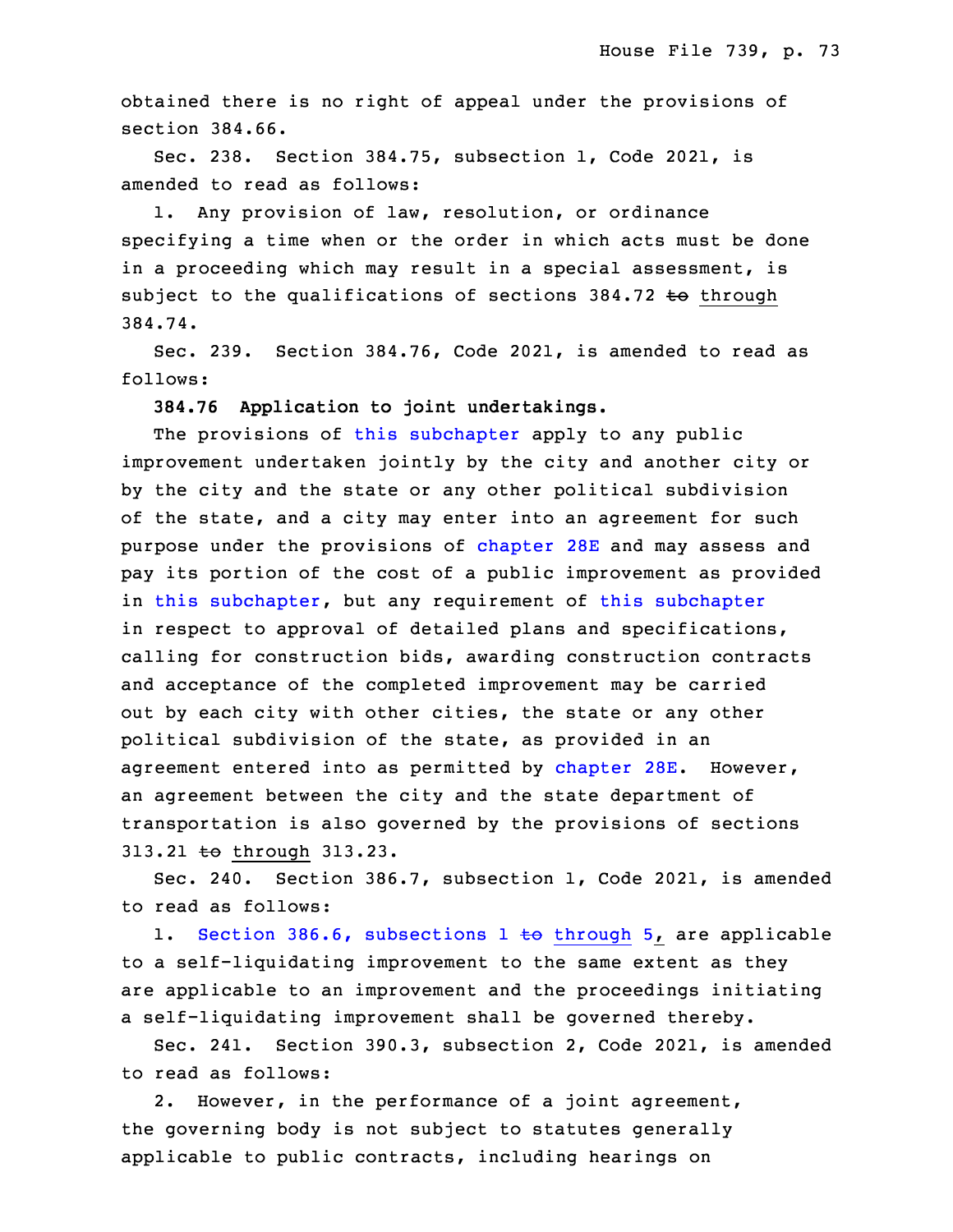obtained there is no right of appeal under the provisions of section 384.66.

Sec. 238. Section 384.75, subsection 1, Code 2021, is amended to read as follows:

1. Any provision of law, resolution, or ordinance specifying a time when or the order in which acts must be done in a proceeding which may result in a special assessment, is subject to the qualifications of sections 384.72 ~~to~~ through 384.74.

Sec. 239. Section 384.76, Code 2021, is amended to read as follows:

**384.76 Application to joint undertakings.**

The provisions of this subchapter apply to any public improvement undertaken jointly by the city and another city or by the city and the state or any other political subdivision of the state, and a city may enter into an agreement for such purpose under the provisions of chapter 28E and may assess and pay its portion of the cost of a public improvement as provided in this subchapter, but any requirement of this subchapter in respect to approval of detailed plans and specifications, calling for construction bids, awarding construction contracts and acceptance of the completed improvement may be carried out by each city with other cities, the state or any other political subdivision of the state, as provided in an agreement entered into as permitted by chapter 28E. However, an agreement between the city and the state department of transportation is also governed by the provisions of sections 313.21 ~~to~~ through 313.23.

Sec. 240. Section 386.7, subsection 1, Code 2021, is amended to read as follows:

1. Section 386.6, subsections 1 ~~to~~ through 5, are applicable to a self-liquidating improvement to the same extent as they are applicable to an improvement and the proceedings initiating a self-liquidating improvement shall be governed thereby.

Sec. 241. Section 390.3, subsection 2, Code 2021, is amended to read as follows:

2. However, in the performance of a joint agreement, the governing body is not subject to statutes generally applicable to public contracts, including hearings on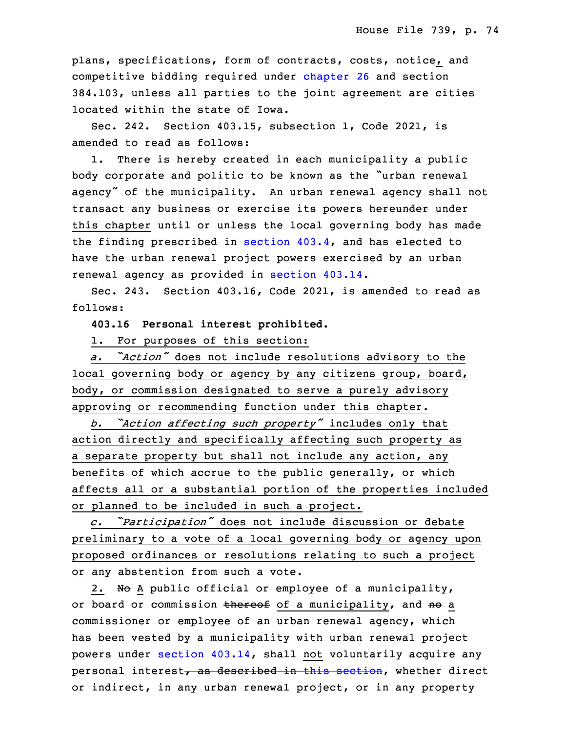plans, specifications, form of contracts, costs, notice, and competitive bidding required under chapter 26 and section 384.103, unless all parties to the joint agreement are cities located within the state of Iowa.

Sec. 242. Section 403.15, subsection 1, Code 2021, is amended to read as follows:

1. There is hereby created in each municipality a public body corporate and politic to be known as the "urban renewal agency" of the municipality. An urban renewal agency shall not transact any business or exercise its powers ~~hereunder~~ under this chapter until or unless the local governing body has made the finding prescribed in section 403.4, and has elected to have the urban renewal project powers exercised by an urban renewal agency as provided in section 403.14.

Sec. 243. Section 403.16, Code 2021, is amended to read as follows:

**403.16 Personal interest prohibited.**

1. For purposes of this section:

*a. "Action"* does not include resolutions advisory to the local governing body or agency by any citizens group, board, body, or commission designated to serve a purely advisory approving or recommending function under this chapter.

*b. "Action affecting such property"* includes only that action directly and specifically affecting such property as a separate property but shall not include any action, any benefits of which accrue to the public generally, or which affects all or a substantial portion of the properties included or planned to be included in such a project.

*c. "Participation"* does not include discussion or debate preliminary to a vote of a local governing body or agency upon proposed ordinances or resolutions relating to such a project or any abstention from such a vote.

2. ~~No~~ A public official or employee of a municipality, or board or commission ~~thereof~~ of a municipality, and ~~no~~ a commissioner or employee of an urban renewal agency, which has been vested by a municipality with urban renewal project powers under section 403.14, shall not voluntarily acquire any personal interest~~, as described in this section~~, whether direct or indirect, in any urban renewal project, or in any property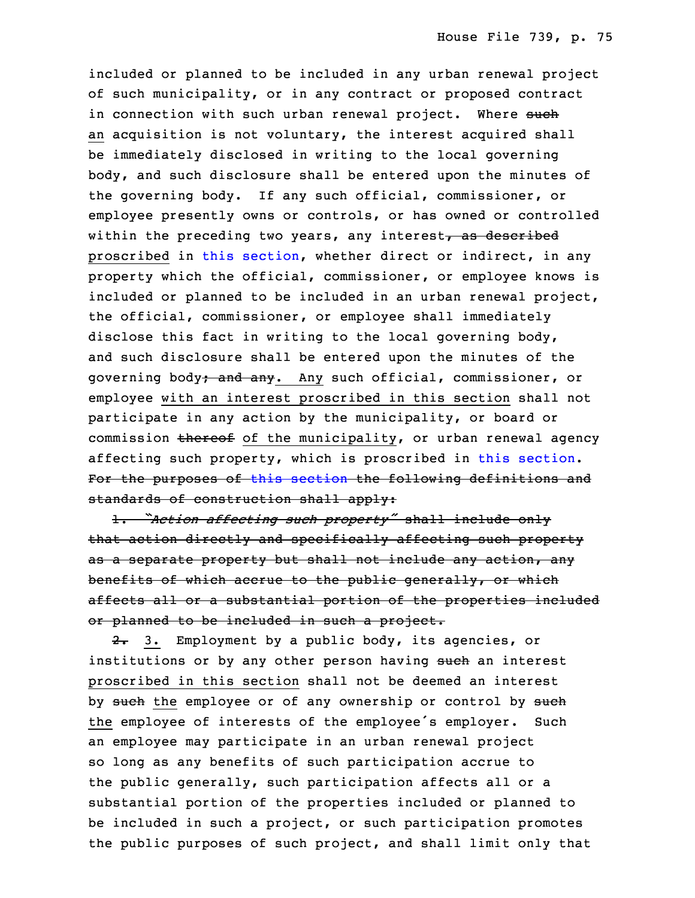included or planned to be included in any urban renewal project of such municipality, or in any contract or proposed contract in connection with such urban renewal project. Where ~~such~~ an acquisition is not voluntary, the interest acquired shall be immediately disclosed in writing to the local governing body, and such disclosure shall be entered upon the minutes of the governing body. If any such official, commissioner, or employee presently owns or controls, or has owned or controlled within the preceding two years, any interest~~, as described~~ proscribed in this section, whether direct or indirect, in any property which the official, commissioner, or employee knows is included or planned to be included in an urban renewal project, the official, commissioner, or employee shall immediately disclose this fact in writing to the local governing body, and such disclosure shall be entered upon the minutes of the governing body~~; and any~~. Any such official, commissioner, or employee with an interest proscribed in this section shall not participate in any action by the municipality, or board or commission ~~thereof~~ of the municipality, or urban renewal agency affecting such property, which is proscribed in this section. ~~For the purposes of this section the following definitions and standards of construction shall apply:~~

~~1. *"Action affecting such property"* shall include only that action directly and specifically affecting such property as a separate property but shall not include any action, any benefits of which accrue to the public generally, or which affects all or a substantial portion of the properties included or planned to be included in such a project.~~

~~2.~~ 3. Employment by a public body, its agencies, or institutions or by any other person having ~~such~~ an interest proscribed in this section shall not be deemed an interest by ~~such~~ the employee or of any ownership or control by ~~such~~ the employee of interests of the employee's employer. Such an employee may participate in an urban renewal project so long as any benefits of such participation accrue to the public generally, such participation affects all or a substantial portion of the properties included or planned to be included in such a project, or such participation promotes the public purposes of such project, and shall limit only that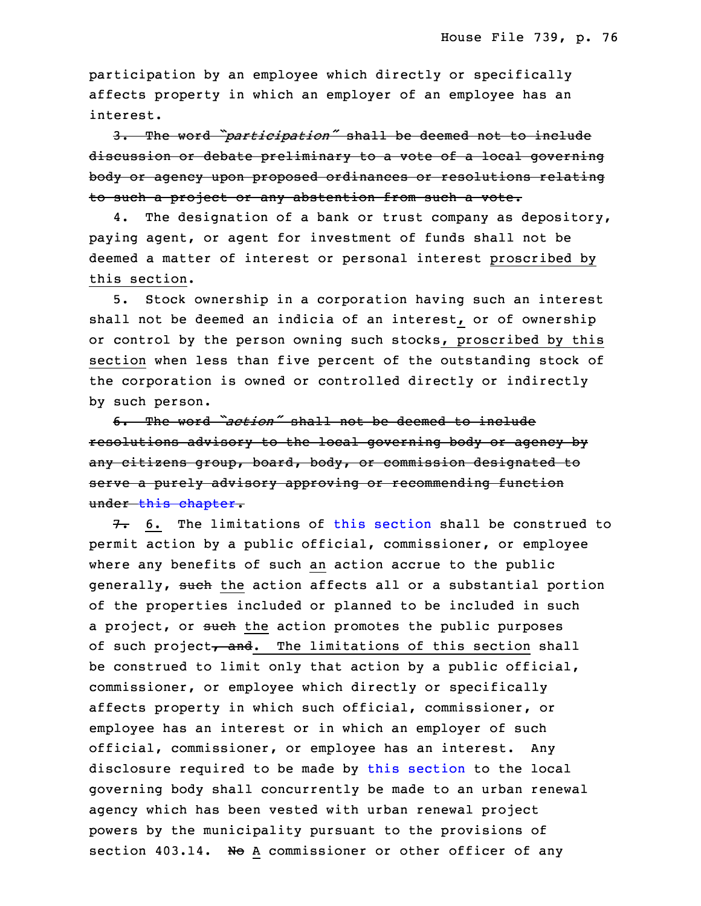participation by an employee which directly or specifically affects property in which an employer of an employee has an interest.

~~3. The word *"participation"* shall be deemed not to include discussion or debate preliminary to a vote of a local governing body or agency upon proposed ordinances or resolutions relating to such a project or any abstention from such a vote.~~

4. The designation of a bank or trust company as depository, paying agent, or agent for investment of funds shall not be deemed a matter of interest or personal interest proscribed by this section.

5. Stock ownership in a corporation having such an interest shall not be deemed an indicia of an interest, or of ownership or control by the person owning such stocks, proscribed by this section when less than five percent of the outstanding stock of the corporation is owned or controlled directly or indirectly by such person.

~~6. The word *"action"* shall not be deemed to include resolutions advisory to the local governing body or agency by any citizens group, board, body, or commission designated to serve a purely advisory approving or recommending function under this chapter.~~

~~7.~~ 6. The limitations of this section shall be construed to permit action by a public official, commissioner, or employee where any benefits of such an action accrue to the public generally, ~~such~~ the action affects all or a substantial portion of the properties included or planned to be included in such a project, or ~~such~~ the action promotes the public purposes of such project~~, and~~. The limitations of this section shall be construed to limit only that action by a public official, commissioner, or employee which directly or specifically affects property in which such official, commissioner, or employee has an interest or in which an employer of such official, commissioner, or employee has an interest. Any disclosure required to be made by this section to the local governing body shall concurrently be made to an urban renewal agency which has been vested with urban renewal project powers by the municipality pursuant to the provisions of section 403.14. ~~No~~ A commissioner or other officer of any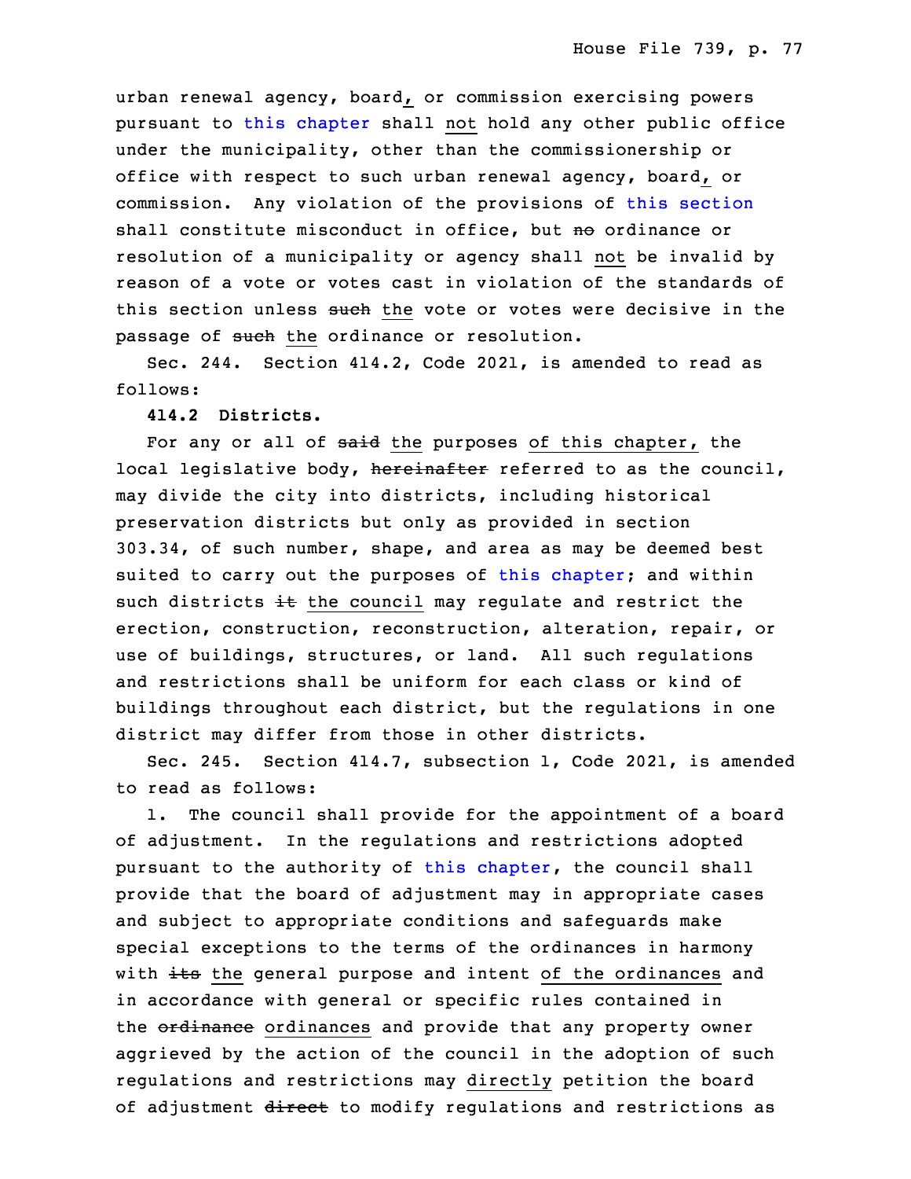urban renewal agency, board, or commission exercising powers pursuant to this chapter shall not hold any other public office under the municipality, other than the commissionership or office with respect to such urban renewal agency, board, or commission. Any violation of the provisions of this section shall constitute misconduct in office, but ~~no~~ ordinance or resolution of a municipality or agency shall not be invalid by reason of a vote or votes cast in violation of the standards of this section unless ~~such~~ the vote or votes were decisive in the passage of ~~such~~ the ordinance or resolution.

Sec. 244. Section 414.2, Code 2021, is amended to read as follows:

**414.2 Districts.**

For any or all of ~~said~~ the purposes of this chapter, the local legislative body, ~~hereinafter~~ referred to as the council, may divide the city into districts, including historical preservation districts but only as provided in section 303.34, of such number, shape, and area as may be deemed best suited to carry out the purposes of this chapter; and within such districts ~~it~~ the council may regulate and restrict the erection, construction, reconstruction, alteration, repair, or use of buildings, structures, or land. All such regulations and restrictions shall be uniform for each class or kind of buildings throughout each district, but the regulations in one district may differ from those in other districts.

Sec. 245. Section 414.7, subsection 1, Code 2021, is amended to read as follows:

1. The council shall provide for the appointment of a board of adjustment. In the regulations and restrictions adopted pursuant to the authority of this chapter, the council shall provide that the board of adjustment may in appropriate cases and subject to appropriate conditions and safeguards make special exceptions to the terms of the ordinances in harmony with ~~its~~ the general purpose and intent of the ordinances and in accordance with general or specific rules contained in the ~~ordinance~~ ordinances and provide that any property owner aggrieved by the action of the council in the adoption of such regulations and restrictions may directly petition the board of adjustment ~~direct~~ to modify regulations and restrictions as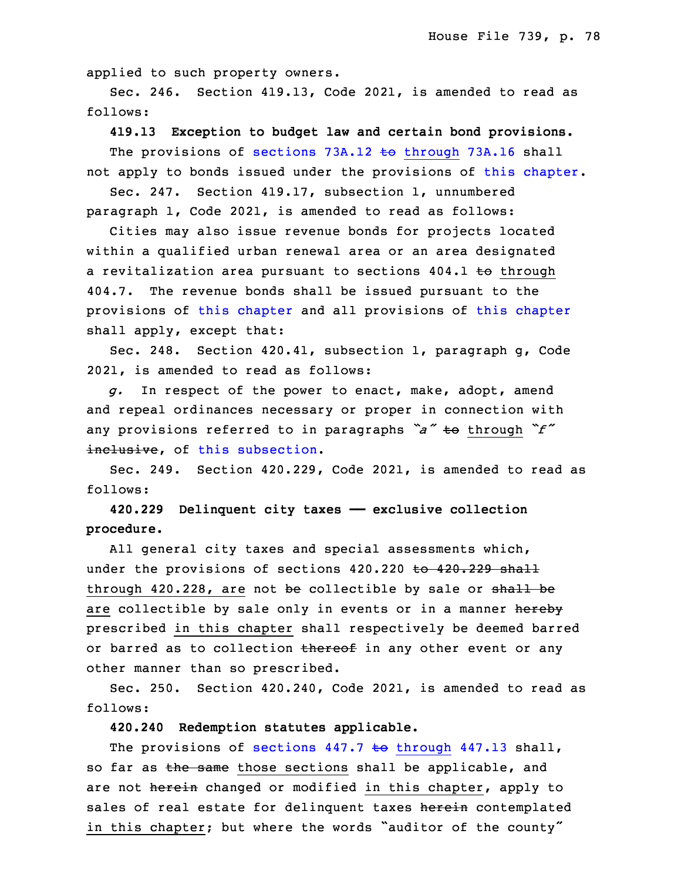applied to such property owners.

Sec. 246. Section 419.13, Code 2021, is amended to read as follows:

**419.13 Exception to budget law and certain bond provisions.**

The provisions of sections 73A.12 ~~to~~ through 73A.16 shall not apply to bonds issued under the provisions of this chapter.

Sec. 247. Section 419.17, subsection 1, unnumbered paragraph 1, Code 2021, is amended to read as follows:

Cities may also issue revenue bonds for projects located within a qualified urban renewal area or an area designated a revitalization area pursuant to sections 404.1 ~~to~~ through 404.7. The revenue bonds shall be issued pursuant to the provisions of this chapter and all provisions of this chapter shall apply, except that:

Sec. 248. Section 420.41, subsection 1, paragraph g, Code 2021, is amended to read as follows:

*g.* In respect of the power to enact, make, adopt, amend and repeal ordinances necessary or proper in connection with any provisions referred to in paragraphs "*a*" ~~to~~ through "*f*" ~~inclusive~~, of this subsection.

Sec. 249. Section 420.229, Code 2021, is amended to read as follows:

**420.229 Delinquent city taxes — exclusive collection procedure.**

All general city taxes and special assessments which, under the provisions of sections 420.220 ~~to 420.229 shall~~ through 420.228, are not ~~be~~ collectible by sale or ~~shall be~~ are collectible by sale only in events or in a manner ~~hereby~~ prescribed in this chapter shall respectively be deemed barred or barred as to collection ~~thereof~~ in any other event or any other manner than so prescribed.

Sec. 250. Section 420.240, Code 2021, is amended to read as follows:

**420.240 Redemption statutes applicable.**

The provisions of sections 447.7 ~~to~~ through 447.13 shall, so far as ~~the same~~ those sections shall be applicable, and are not ~~herein~~ changed or modified in this chapter, apply to sales of real estate for delinquent taxes ~~herein~~ contemplated in this chapter; but where the words "auditor of the county"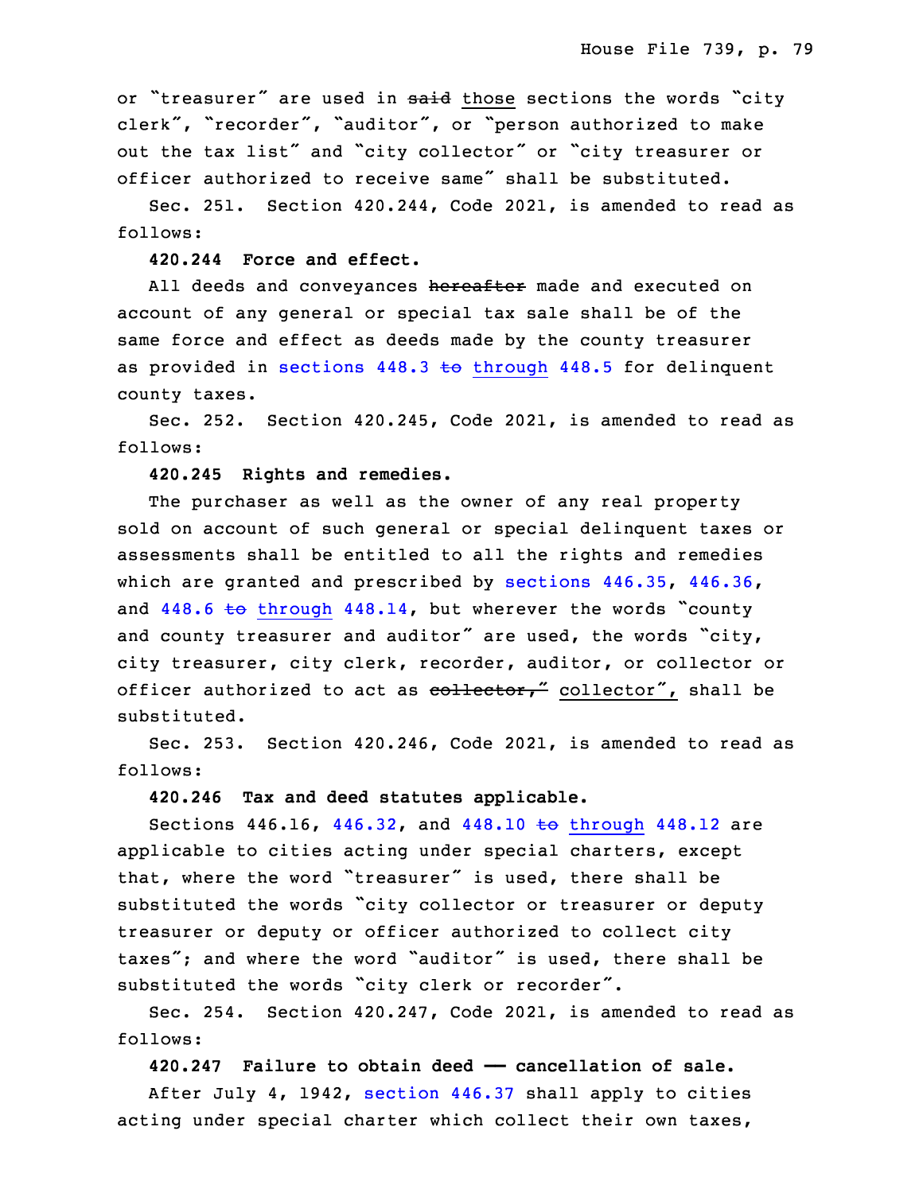or "treasurer" are used in ~~said~~ those sections the words "city clerk", "recorder", "auditor", or "person authorized to make out the tax list" and "city collector" or "city treasurer or officer authorized to receive same" shall be substituted.

Sec. 251. Section 420.244, Code 2021, is amended to read as follows:

**420.244 Force and effect.**

All deeds and conveyances ~~hereafter~~ made and executed on account of any general or special tax sale shall be of the same force and effect as deeds made by the county treasurer as provided in sections 448.3 ~~to~~ through 448.5 for delinquent county taxes.

Sec. 252. Section 420.245, Code 2021, is amended to read as follows:

**420.245 Rights and remedies.**

The purchaser as well as the owner of any real property sold on account of such general or special delinquent taxes or assessments shall be entitled to all the rights and remedies which are granted and prescribed by sections 446.35, 446.36, and 448.6 ~~to~~ through 448.14, but wherever the words "county and county treasurer and auditor" are used, the words "city, city treasurer, city clerk, recorder, auditor, or collector or officer authorized to act as ~~collector,"~~ collector", shall be substituted.

Sec. 253. Section 420.246, Code 2021, is amended to read as follows:

**420.246 Tax and deed statutes applicable.**

Sections 446.16, 446.32, and 448.10 ~~to~~ through 448.12 are applicable to cities acting under special charters, except that, where the word "treasurer" is used, there shall be substituted the words "city collector or treasurer or deputy treasurer or deputy or officer authorized to collect city taxes"; and where the word "auditor" is used, there shall be substituted the words "city clerk or recorder".

Sec. 254. Section 420.247, Code 2021, is amended to read as follows:

**420.247 Failure to obtain deed — cancellation of sale.**

After July 4, 1942, section 446.37 shall apply to cities acting under special charter which collect their own taxes,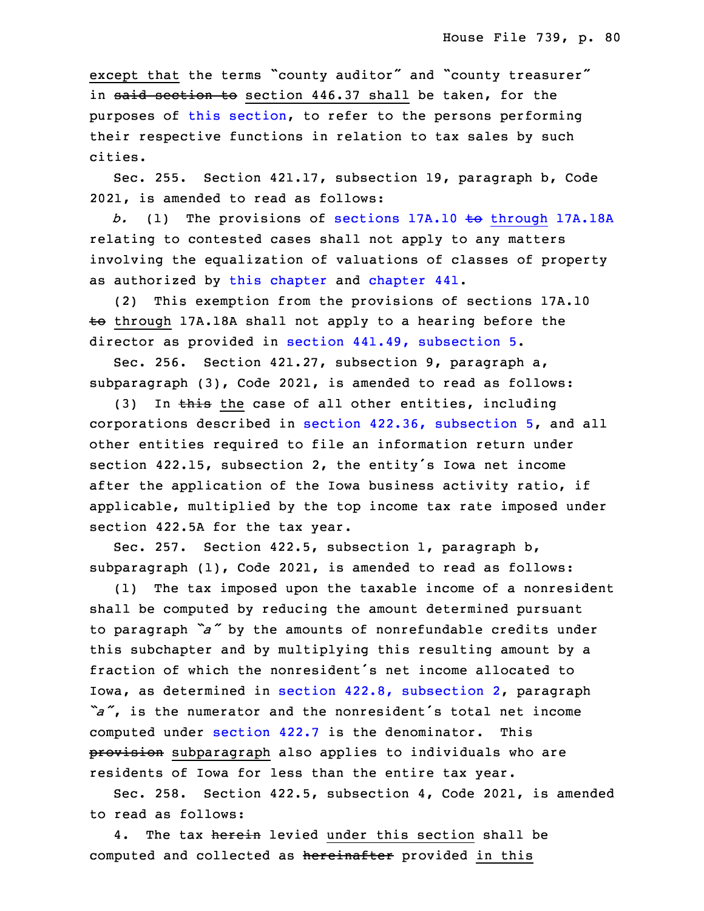except that the terms "county auditor" and "county treasurer" in ~~said section to~~ section 446.37 shall be taken, for the purposes of this section, to refer to the persons performing their respective functions in relation to tax sales by such cities.

Sec. 255. Section 421.17, subsection 19, paragraph b, Code 2021, is amended to read as follows:

*b.* (1) The provisions of sections 17A.10 ~~to~~ through 17A.18A relating to contested cases shall not apply to any matters involving the equalization of valuations of classes of property as authorized by this chapter and chapter 441.

(2) This exemption from the provisions of sections 17A.10 ~~to~~ through 17A.18A shall not apply to a hearing before the director as provided in section 441.49, subsection 5.

Sec. 256. Section 421.27, subsection 9, paragraph a, subparagraph (3), Code 2021, is amended to read as follows:

(3) In ~~this~~ the case of all other entities, including corporations described in section 422.36, subsection 5, and all other entities required to file an information return under section 422.15, subsection 2, the entity's Iowa net income after the application of the Iowa business activity ratio, if applicable, multiplied by the top income tax rate imposed under section 422.5A for the tax year.

Sec. 257. Section 422.5, subsection 1, paragraph b, subparagraph (1), Code 2021, is amended to read as follows:

(1) The tax imposed upon the taxable income of a nonresident shall be computed by reducing the amount determined pursuant to paragraph *"a"* by the amounts of nonrefundable credits under this subchapter and by multiplying this resulting amount by a fraction of which the nonresident's net income allocated to Iowa, as determined in section 422.8, subsection 2, paragraph *"a"*, is the numerator and the nonresident's total net income computed under section 422.7 is the denominator. This ~~provision~~ subparagraph also applies to individuals who are residents of Iowa for less than the entire tax year.

Sec. 258. Section 422.5, subsection 4, Code 2021, is amended to read as follows:

4. The tax ~~herein~~ levied under this section shall be computed and collected as ~~hereinafter~~ provided in this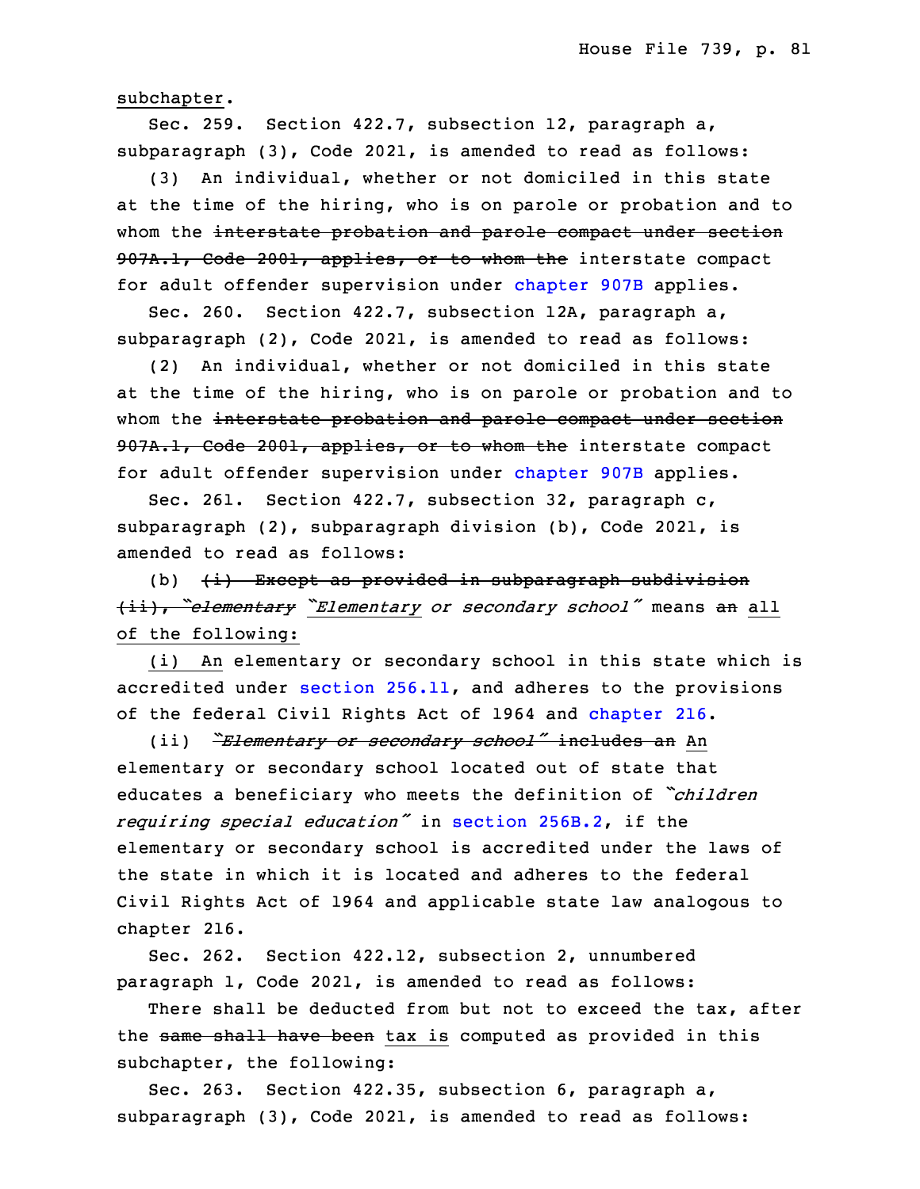subchapter.

Sec. 259. Section 422.7, subsection 12, paragraph a, subparagraph (3), Code 2021, is amended to read as follows:

(3) An individual, whether or not domiciled in this state at the time of the hiring, who is on parole or probation and to whom the ~~interstate probation and parole compact under section 907A.1, Code 2001, applies, or to whom the~~ interstate compact for adult offender supervision under chapter 907B applies.

Sec. 260. Section 422.7, subsection 12A, paragraph a, subparagraph (2), Code 2021, is amended to read as follows:

(2) An individual, whether or not domiciled in this state at the time of the hiring, who is on parole or probation and to whom the ~~interstate probation and parole compact under section 907A.1, Code 2001, applies, or to whom the~~ interstate compact for adult offender supervision under chapter 907B applies.

Sec. 261. Section 422.7, subsection 32, paragraph c, subparagraph (2), subparagraph division (b), Code 2021, is amended to read as follows:

(b) ~~(i) Except as provided in subparagraph subdivision (ii), "elementary~~ "*Elementary or secondary school*" means ~~an~~ all of the following:

(i) An elementary or secondary school in this state which is accredited under section 256.11, and adheres to the provisions of the federal Civil Rights Act of 1964 and chapter 216.

(ii) ~~"Elementary or secondary school" includes an~~ An elementary or secondary school located out of state that educates a beneficiary who meets the definition of "*children requiring special education*" in section 256B.2, if the elementary or secondary school is accredited under the laws of the state in which it is located and adheres to the federal Civil Rights Act of 1964 and applicable state law analogous to chapter 216.

Sec. 262. Section 422.12, subsection 2, unnumbered paragraph 1, Code 2021, is amended to read as follows:

There shall be deducted from but not to exceed the tax, after the ~~same shall have been~~ tax is computed as provided in this subchapter, the following:

Sec. 263. Section 422.35, subsection 6, paragraph a, subparagraph (3), Code 2021, is amended to read as follows: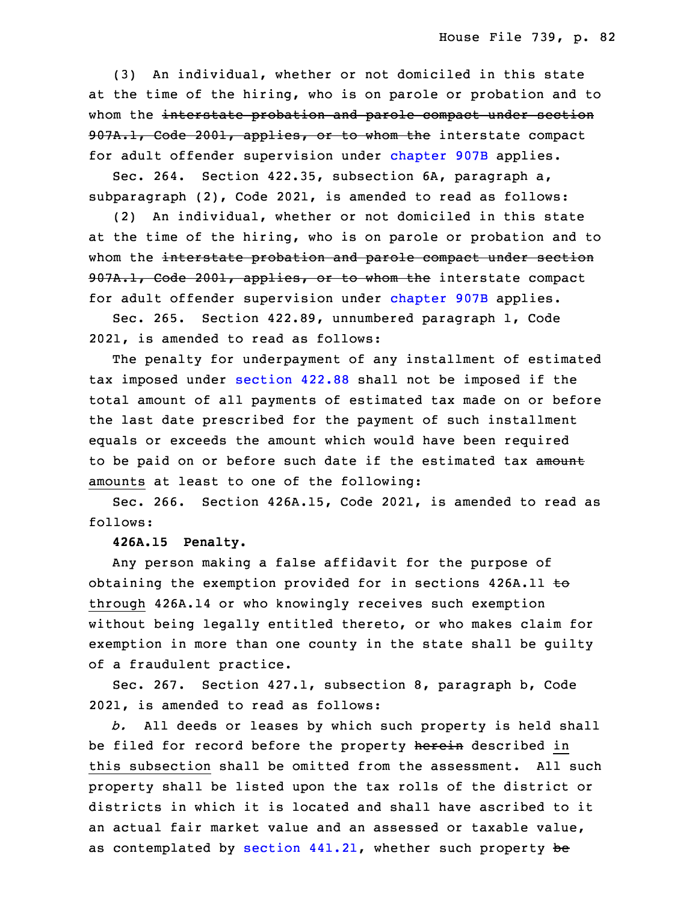(3) An individual, whether or not domiciled in this state at the time of the hiring, who is on parole or probation and to whom the ~~interstate probation and parole compact under section 907A.1, Code 2001, applies, or to whom the~~ interstate compact for adult offender supervision under chapter 907B applies.

Sec. 264. Section 422.35, subsection 6A, paragraph a, subparagraph (2), Code 2021, is amended to read as follows:

(2) An individual, whether or not domiciled in this state at the time of the hiring, who is on parole or probation and to whom the ~~interstate probation and parole compact under section 907A.1, Code 2001, applies, or to whom the~~ interstate compact for adult offender supervision under chapter 907B applies.

Sec. 265. Section 422.89, unnumbered paragraph 1, Code 2021, is amended to read as follows:

The penalty for underpayment of any installment of estimated tax imposed under section 422.88 shall not be imposed if the total amount of all payments of estimated tax made on or before the last date prescribed for the payment of such installment equals or exceeds the amount which would have been required to be paid on or before such date if the estimated tax ~~amount~~ amounts at least to one of the following:

Sec. 266. Section 426A.15, Code 2021, is amended to read as follows:

**426A.15 Penalty.**

Any person making a false affidavit for the purpose of obtaining the exemption provided for in sections 426A.11 ~~to~~ through 426A.14 or who knowingly receives such exemption without being legally entitled thereto, or who makes claim for exemption in more than one county in the state shall be guilty of a fraudulent practice.

Sec. 267. Section 427.1, subsection 8, paragraph b, Code 2021, is amended to read as follows:

*b.* All deeds or leases by which such property is held shall be filed for record before the property ~~herein~~ described in this subsection shall be omitted from the assessment. All such property shall be listed upon the tax rolls of the district or districts in which it is located and shall have ascribed to it an actual fair market value and an assessed or taxable value, as contemplated by section 441.21, whether such property ~~be~~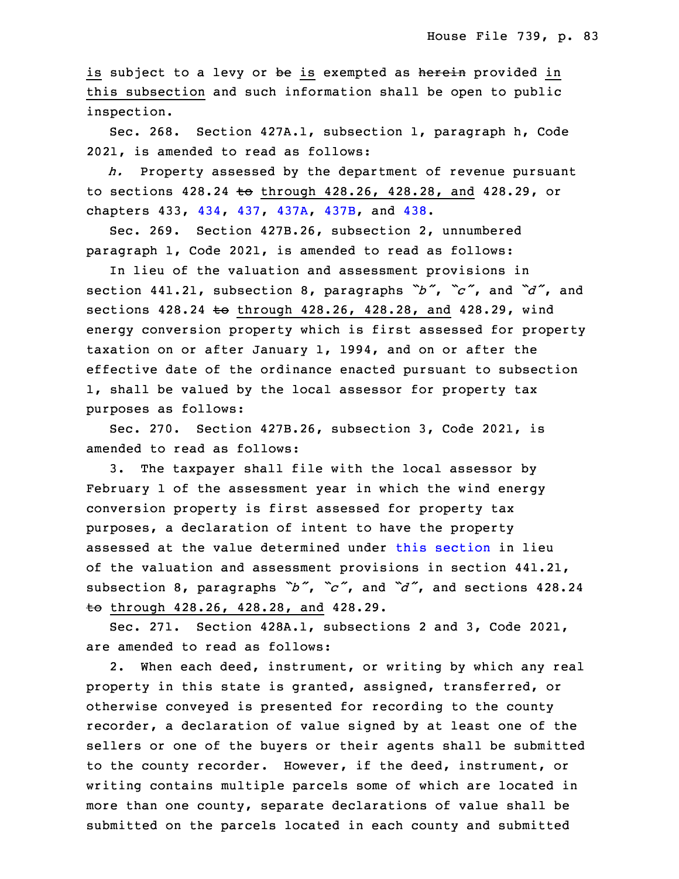is subject to a levy or ~~be~~ is exempted as ~~herein~~ provided in this subsection and such information shall be open to public inspection.

Sec. 268. Section 427A.1, subsection 1, paragraph h, Code 2021, is amended to read as follows:

*h.* Property assessed by the department of revenue pursuant to sections 428.24 ~~to~~ through 428.26, 428.28, and 428.29, or chapters 433, 434, 437, 437A, 437B, and 438.

Sec. 269. Section 427B.26, subsection 2, unnumbered paragraph 1, Code 2021, is amended to read as follows:

In lieu of the valuation and assessment provisions in section 441.21, subsection 8, paragraphs *"b"*, *"c"*, and *"d"*, and sections 428.24 ~~to~~ through 428.26, 428.28, and 428.29, wind energy conversion property which is first assessed for property taxation on or after January 1, 1994, and on or after the effective date of the ordinance enacted pursuant to subsection 1, shall be valued by the local assessor for property tax purposes as follows:

Sec. 270. Section 427B.26, subsection 3, Code 2021, is amended to read as follows:

3. The taxpayer shall file with the local assessor by February 1 of the assessment year in which the wind energy conversion property is first assessed for property tax purposes, a declaration of intent to have the property assessed at the value determined under this section in lieu of the valuation and assessment provisions in section 441.21, subsection 8, paragraphs *"b"*, *"c"*, and *"d"*, and sections 428.24 ~~to~~ through 428.26, 428.28, and 428.29.

Sec. 271. Section 428A.1, subsections 2 and 3, Code 2021, are amended to read as follows:

2. When each deed, instrument, or writing by which any real property in this state is granted, assigned, transferred, or otherwise conveyed is presented for recording to the county recorder, a declaration of value signed by at least one of the sellers or one of the buyers or their agents shall be submitted to the county recorder. However, if the deed, instrument, or writing contains multiple parcels some of which are located in more than one county, separate declarations of value shall be submitted on the parcels located in each county and submitted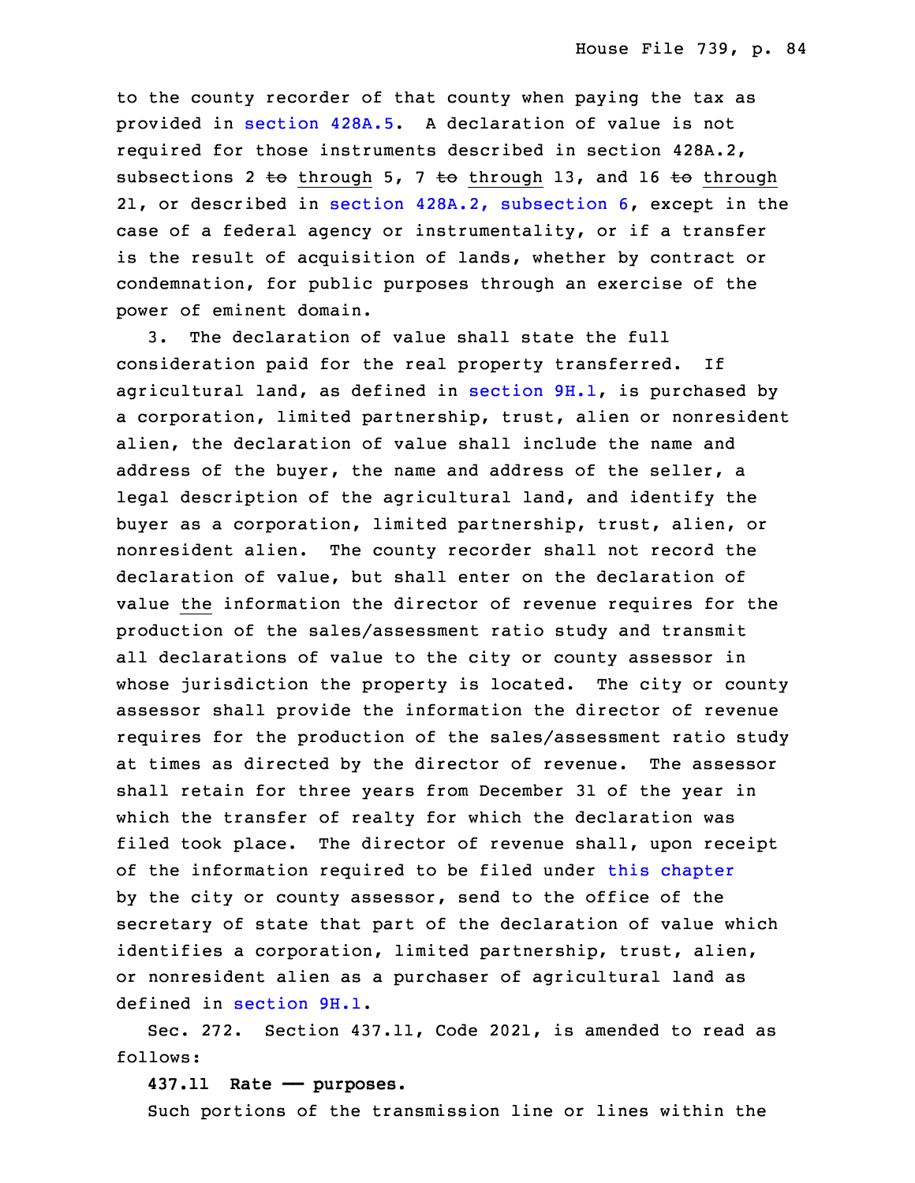to the county recorder of that county when paying the tax as provided in section 428A.5. A declaration of value is not required for those instruments described in section 428A.2, subsections 2 ~~to~~ through 5, 7 ~~to~~ through 13, and 16 ~~to~~ through 21, or described in section 428A.2, subsection 6, except in the case of a federal agency or instrumentality, or if a transfer is the result of acquisition of lands, whether by contract or condemnation, for public purposes through an exercise of the power of eminent domain.

3. The declaration of value shall state the full consideration paid for the real property transferred. If agricultural land, as defined in section 9H.1, is purchased by a corporation, limited partnership, trust, alien or nonresident alien, the declaration of value shall include the name and address of the buyer, the name and address of the seller, a legal description of the agricultural land, and identify the buyer as a corporation, limited partnership, trust, alien, or nonresident alien. The county recorder shall not record the declaration of value, but shall enter on the declaration of value the information the director of revenue requires for the production of the sales/assessment ratio study and transmit all declarations of value to the city or county assessor in whose jurisdiction the property is located. The city or county assessor shall provide the information the director of revenue requires for the production of the sales/assessment ratio study at times as directed by the director of revenue. The assessor shall retain for three years from December 31 of the year in which the transfer of realty for which the declaration was filed took place. The director of revenue shall, upon receipt of the information required to be filed under this chapter by the city or county assessor, send to the office of the secretary of state that part of the declaration of value which identifies a corporation, limited partnership, trust, alien, or nonresident alien as a purchaser of agricultural land as defined in section 9H.1.

Sec. 272. Section 437.11, Code 2021, is amended to read as follows:

**437.11 Rate —— purposes.**

Such portions of the transmission line or lines within the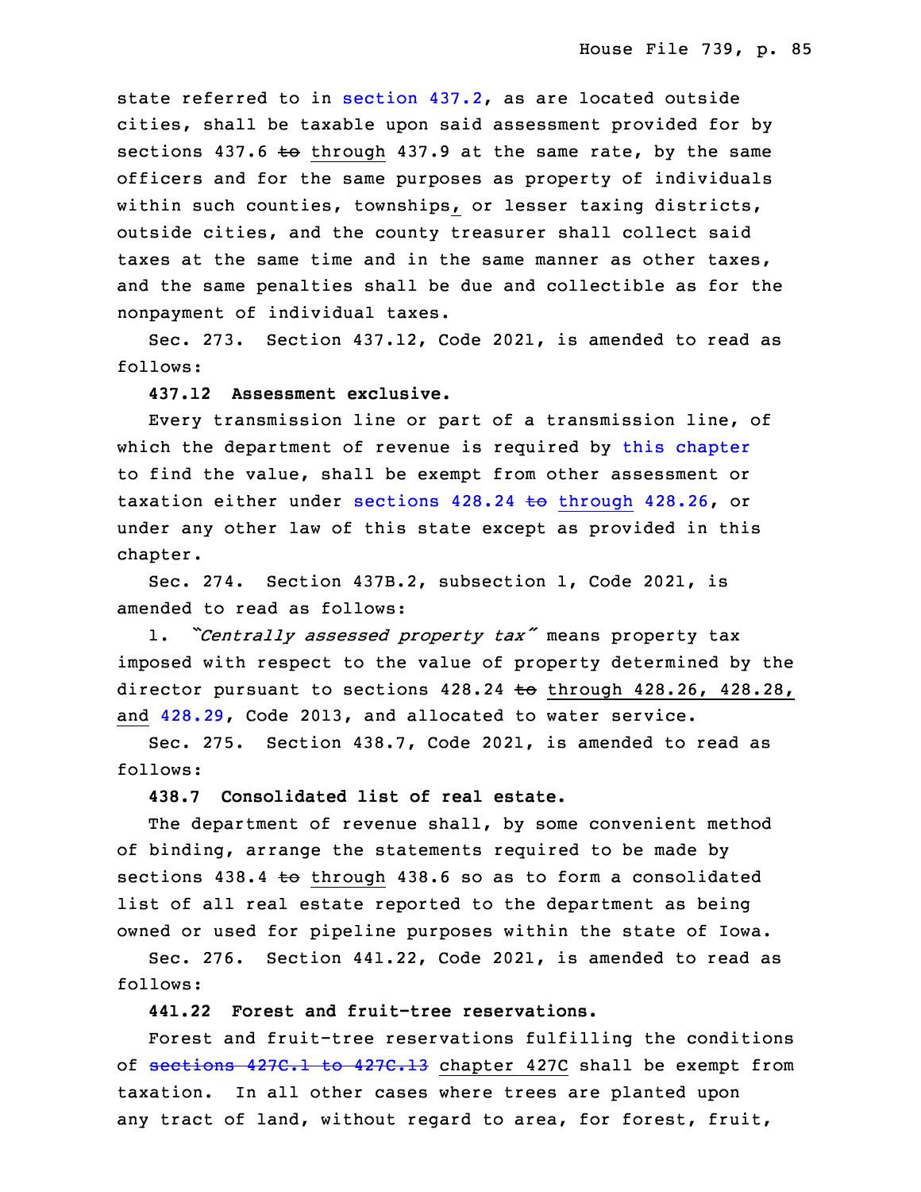state referred to in section 437.2, as are located outside cities, shall be taxable upon said assessment provided for by sections 437.6 ~~to~~ through 437.9 at the same rate, by the same officers and for the same purposes as property of individuals within such counties, townships, or lesser taxing districts, outside cities, and the county treasurer shall collect said taxes at the same time and in the same manner as other taxes, and the same penalties shall be due and collectible as for the nonpayment of individual taxes.

Sec. 273. Section 437.12, Code 2021, is amended to read as follows:

**437.12 Assessment exclusive.**

Every transmission line or part of a transmission line, of which the department of revenue is required by this chapter to find the value, shall be exempt from other assessment or taxation either under sections 428.24 ~~to~~ through 428.26, or under any other law of this state except as provided in this chapter.

Sec. 274. Section 437B.2, subsection 1, Code 2021, is amended to read as follows:

1. *"Centrally assessed property tax"* means property tax imposed with respect to the value of property determined by the director pursuant to sections 428.24 ~~to~~ through 428.26, 428.28, and 428.29, Code 2013, and allocated to water service.

Sec. 275. Section 438.7, Code 2021, is amended to read as follows:

**438.7 Consolidated list of real estate.**

The department of revenue shall, by some convenient method of binding, arrange the statements required to be made by sections 438.4 ~~to~~ through 438.6 so as to form a consolidated list of all real estate reported to the department as being owned or used for pipeline purposes within the state of Iowa.

Sec. 276. Section 441.22, Code 2021, is amended to read as follows:

**441.22 Forest and fruit-tree reservations.**

Forest and fruit-tree reservations fulfilling the conditions of ~~sections 427C.1 to 427C.13~~ chapter 427C shall be exempt from taxation. In all other cases where trees are planted upon any tract of land, without regard to area, for forest, fruit,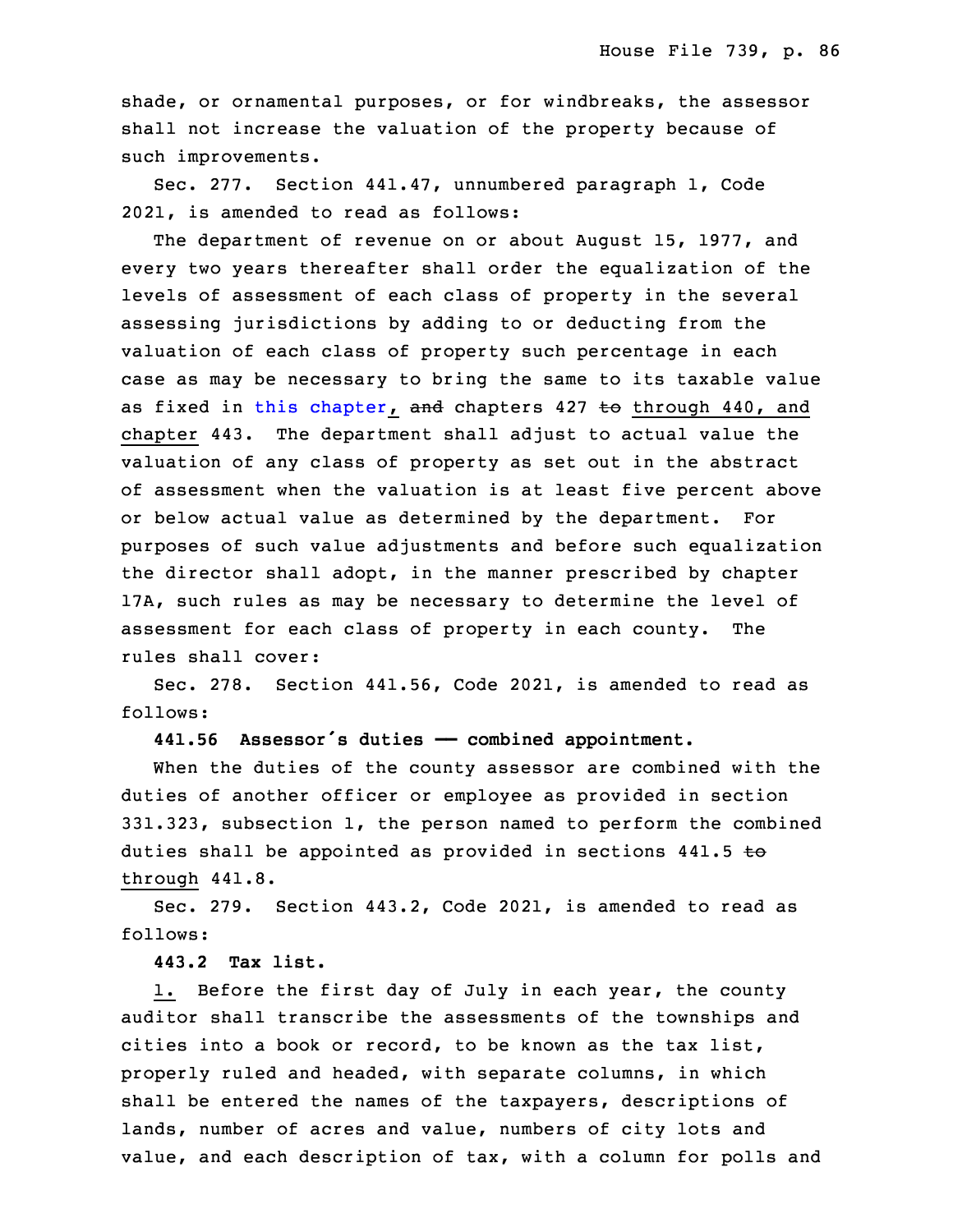shade, or ornamental purposes, or for windbreaks, the assessor shall not increase the valuation of the property because of such improvements.

Sec. 277. Section 441.47, unnumbered paragraph 1, Code 2021, is amended to read as follows:

The department of revenue on or about August 15, 1977, and every two years thereafter shall order the equalization of the levels of assessment of each class of property in the several assessing jurisdictions by adding to or deducting from the valuation of each class of property such percentage in each case as may be necessary to bring the same to its taxable value as fixed in this chapter, ~~and~~ chapters 427 ~~to~~ through 440, and chapter 443. The department shall adjust to actual value the valuation of any class of property as set out in the abstract of assessment when the valuation is at least five percent above or below actual value as determined by the department. For purposes of such value adjustments and before such equalization the director shall adopt, in the manner prescribed by chapter 17A, such rules as may be necessary to determine the level of assessment for each class of property in each county. The rules shall cover:

Sec. 278. Section 441.56, Code 2021, is amended to read as follows:

**441.56 Assessor's duties — combined appointment.**

When the duties of the county assessor are combined with the duties of another officer or employee as provided in section 331.323, subsection 1, the person named to perform the combined duties shall be appointed as provided in sections 441.5 ~~to~~ through 441.8.

Sec. 279. Section 443.2, Code 2021, is amended to read as follows:

**443.2 Tax list.**

1. Before the first day of July in each year, the county auditor shall transcribe the assessments of the townships and cities into a book or record, to be known as the tax list, properly ruled and headed, with separate columns, in which shall be entered the names of the taxpayers, descriptions of lands, number of acres and value, numbers of city lots and value, and each description of tax, with a column for polls and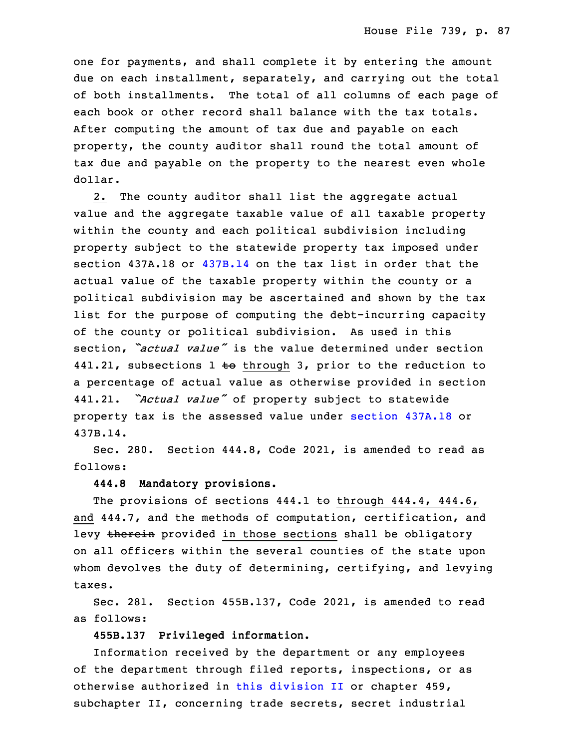one for payments, and shall complete it by entering the amount due on each installment, separately, and carrying out the total of both installments. The total of all columns of each page of each book or other record shall balance with the tax totals. After computing the amount of tax due and payable on each property, the county auditor shall round the total amount of tax due and payable on the property to the nearest even whole dollar.

2. The county auditor shall list the aggregate actual value and the aggregate taxable value of all taxable property within the county and each political subdivision including property subject to the statewide property tax imposed under section 437A.18 or 437B.14 on the tax list in order that the actual value of the taxable property within the county or a political subdivision may be ascertained and shown by the tax list for the purpose of computing the debt-incurring capacity of the county or political subdivision. As used in this section, *"actual value"* is the value determined under section 441.21, subsections 1 ~~to~~ through 3, prior to the reduction to a percentage of actual value as otherwise provided in section 441.21. *"Actual value"* of property subject to statewide property tax is the assessed value under section 437A.18 or 437B.14.

Sec. 280. Section 444.8, Code 2021, is amended to read as follows:

**444.8 Mandatory provisions.**

The provisions of sections 444.1 ~~to~~ through 444.4, 444.6, and 444.7, and the methods of computation, certification, and levy ~~therein~~ provided in those sections shall be obligatory on all officers within the several counties of the state upon whom devolves the duty of determining, certifying, and levying taxes.

Sec. 281. Section 455B.137, Code 2021, is amended to read as follows:

**455B.137 Privileged information.**

Information received by the department or any employees of the department through filed reports, inspections, or as otherwise authorized in this division II or chapter 459, subchapter II, concerning trade secrets, secret industrial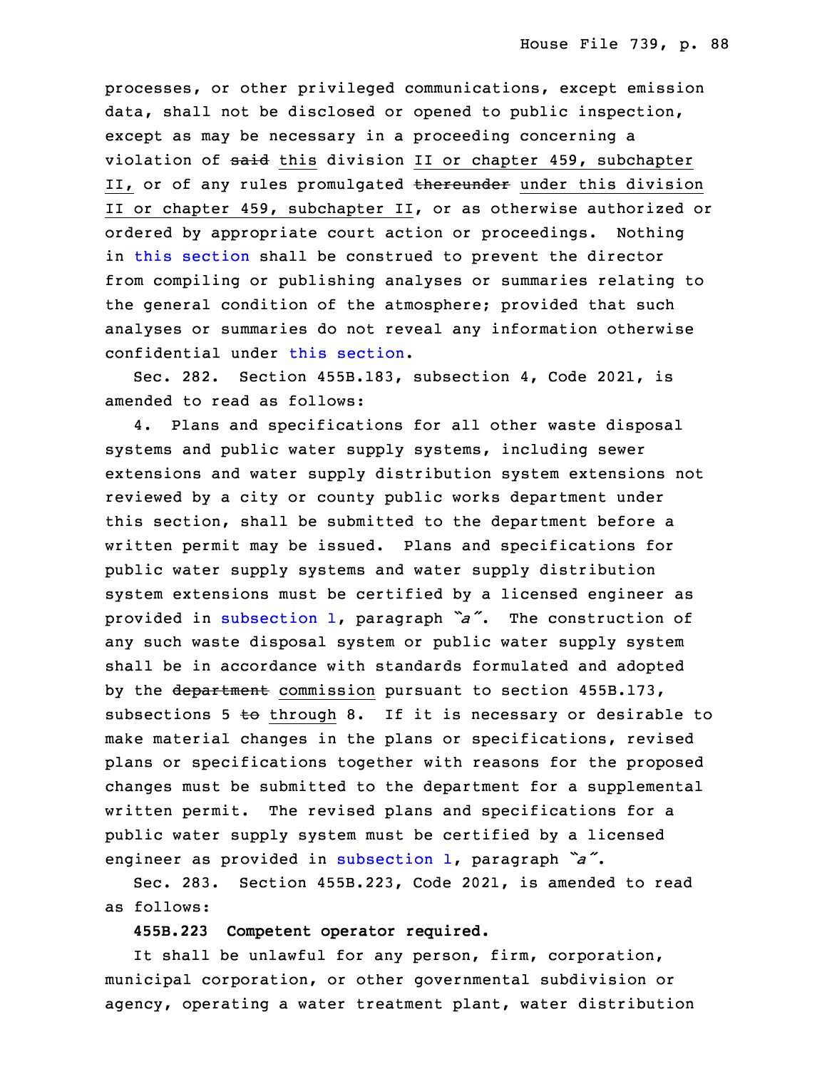processes, or other privileged communications, except emission data, shall not be disclosed or opened to public inspection, except as may be necessary in a proceeding concerning a violation of ~~said~~ this division II or chapter 459, subchapter II, or of any rules promulgated ~~thereunder~~ under this division II or chapter 459, subchapter II, or as otherwise authorized or ordered by appropriate court action or proceedings. Nothing in this section shall be construed to prevent the director from compiling or publishing analyses or summaries relating to the general condition of the atmosphere; provided that such analyses or summaries do not reveal any information otherwise confidential under this section.

Sec. 282. Section 455B.183, subsection 4, Code 2021, is amended to read as follows:

4. Plans and specifications for all other waste disposal systems and public water supply systems, including sewer extensions and water supply distribution system extensions not reviewed by a city or county public works department under this section, shall be submitted to the department before a written permit may be issued. Plans and specifications for public water supply systems and water supply distribution system extensions must be certified by a licensed engineer as provided in subsection 1, paragraph *"a"*. The construction of any such waste disposal system or public water supply system shall be in accordance with standards formulated and adopted by the ~~department~~ commission pursuant to section 455B.173, subsections 5 ~~to~~ through 8. If it is necessary or desirable to make material changes in the plans or specifications, revised plans or specifications together with reasons for the proposed changes must be submitted to the department for a supplemental written permit. The revised plans and specifications for a public water supply system must be certified by a licensed engineer as provided in subsection 1, paragraph *"a"*.

Sec. 283. Section 455B.223, Code 2021, is amended to read as follows:

**455B.223 Competent operator required.**

It shall be unlawful for any person, firm, corporation, municipal corporation, or other governmental subdivision or agency, operating a water treatment plant, water distribution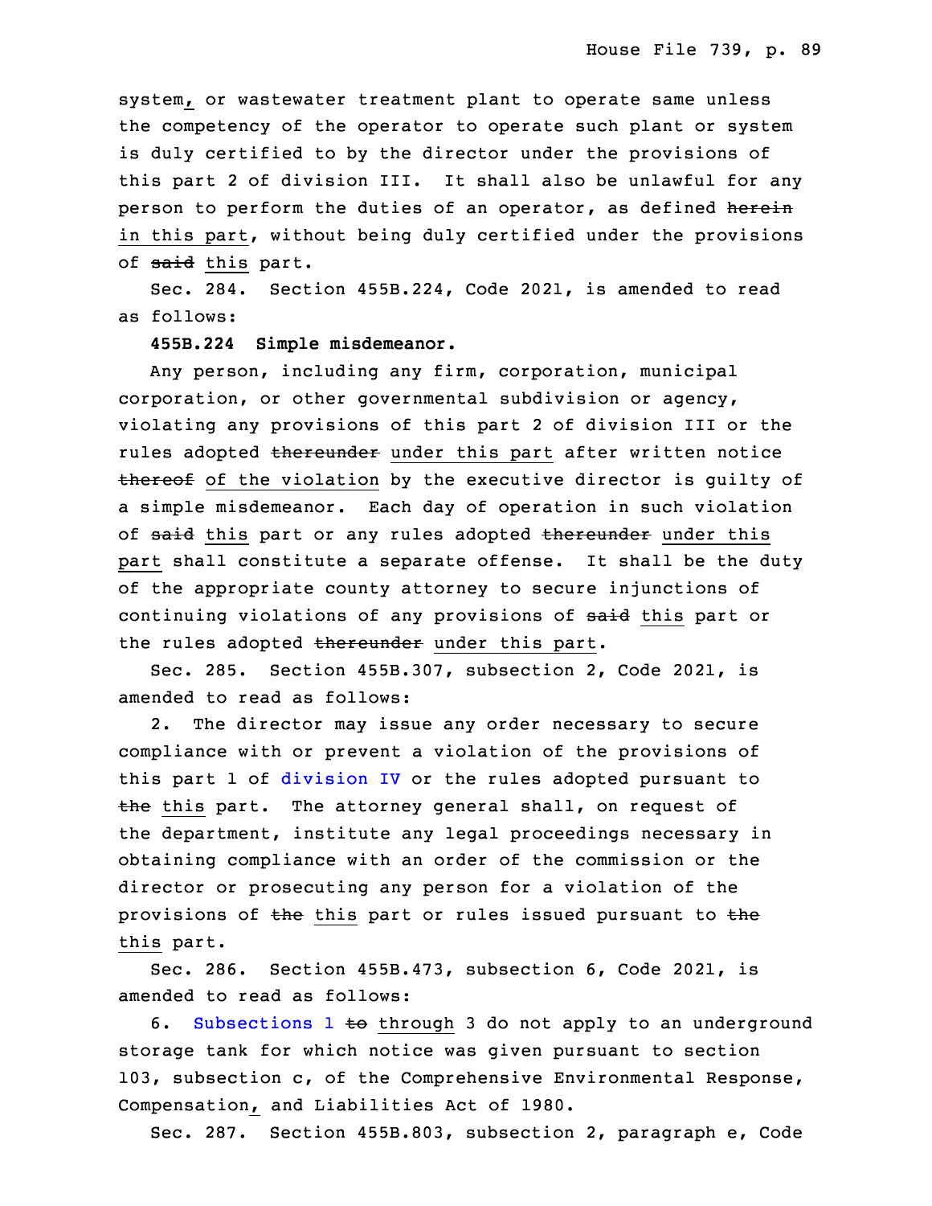system, or wastewater treatment plant to operate same unless the competency of the operator to operate such plant or system is duly certified to by the director under the provisions of this part 2 of division III. It shall also be unlawful for any person to perform the duties of an operator, as defined ~~herein~~ in this part, without being duly certified under the provisions of ~~said~~ this part.

Sec. 284. Section 455B.224, Code 2021, is amended to read as follows:

**455B.224 Simple misdemeanor.**

Any person, including any firm, corporation, municipal corporation, or other governmental subdivision or agency, violating any provisions of this part 2 of division III or the rules adopted ~~thereunder~~ under this part after written notice ~~thereof~~ of the violation by the executive director is guilty of a simple misdemeanor. Each day of operation in such violation of ~~said~~ this part or any rules adopted ~~thereunder~~ under this part shall constitute a separate offense. It shall be the duty of the appropriate county attorney to secure injunctions of continuing violations of any provisions of ~~said~~ this part or the rules adopted ~~thereunder~~ under this part.

Sec. 285. Section 455B.307, subsection 2, Code 2021, is amended to read as follows:

2. The director may issue any order necessary to secure compliance with or prevent a violation of the provisions of this part 1 of division IV or the rules adopted pursuant to ~~the~~ this part. The attorney general shall, on request of the department, institute any legal proceedings necessary in obtaining compliance with an order of the commission or the director or prosecuting any person for a violation of the provisions of ~~the~~ this part or rules issued pursuant to ~~the~~ this part.

Sec. 286. Section 455B.473, subsection 6, Code 2021, is amended to read as follows:

6. Subsections 1 ~~to~~ through 3 do not apply to an underground storage tank for which notice was given pursuant to section 103, subsection c, of the Comprehensive Environmental Response, Compensation, and Liabilities Act of 1980.

Sec. 287. Section 455B.803, subsection 2, paragraph e, Code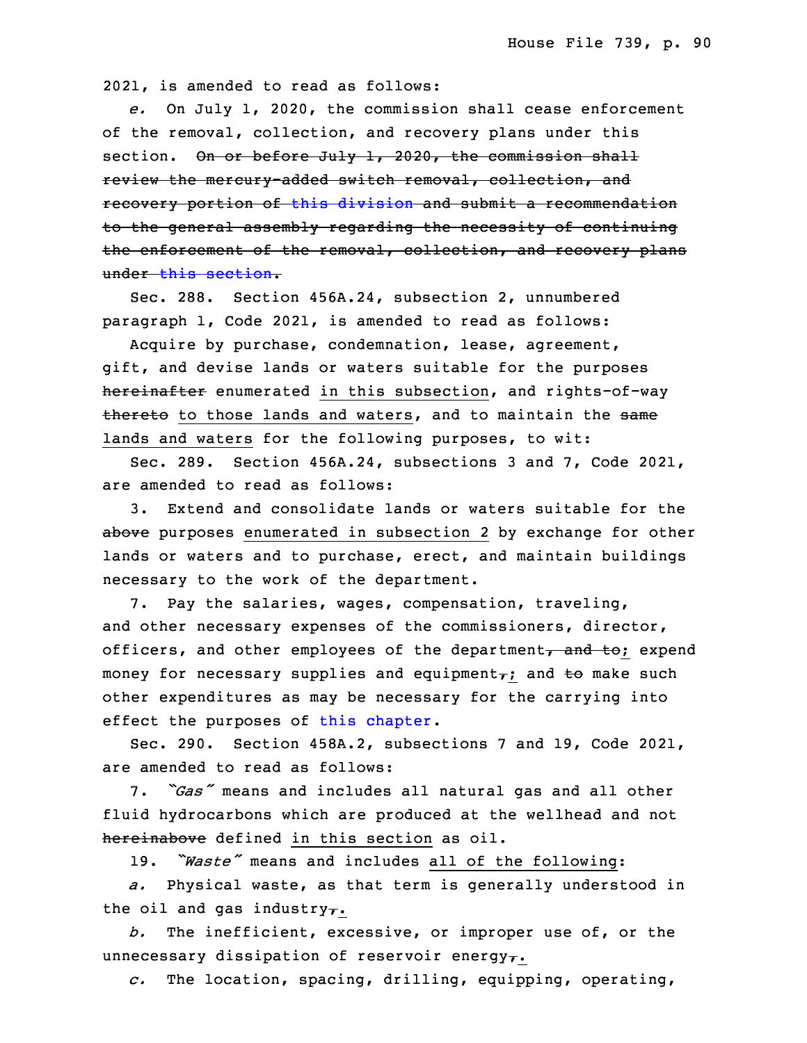2021, is amended to read as follows:

*e.* On July 1, 2020, the commission shall cease enforcement of the removal, collection, and recovery plans under this section. ~~On or before July 1, 2020, the commission shall review the mercury-added switch removal, collection, and recovery portion of this division and submit a recommendation to the general assembly regarding the necessity of continuing the enforcement of the removal, collection, and recovery plans under this section.~~

Sec. 288. Section 456A.24, subsection 2, unnumbered paragraph 1, Code 2021, is amended to read as follows:

Acquire by purchase, condemnation, lease, agreement, gift, and devise lands or waters suitable for the purposes ~~hereinafter~~ enumerated in this subsection, and rights-of-way ~~thereto~~ to those lands and waters, and to maintain the ~~same~~ lands and waters for the following purposes, to wit:

Sec. 289. Section 456A.24, subsections 3 and 7, Code 2021, are amended to read as follows:

3. Extend and consolidate lands or waters suitable for the ~~above~~ purposes enumerated in subsection 2 by exchange for other lands or waters and to purchase, erect, and maintain buildings necessary to the work of the department.

7. Pay the salaries, wages, compensation, traveling, and other necessary expenses of the commissioners, director, officers, and other employees of the department~~, and to~~; expend money for necessary supplies and equipment~~,~~; and ~~to~~ make such other expenditures as may be necessary for the carrying into effect the purposes of this chapter.

Sec. 290. Section 458A.2, subsections 7 and 19, Code 2021, are amended to read as follows:

7. *"Gas"* means and includes all natural gas and all other fluid hydrocarbons which are produced at the wellhead and not ~~hereinabove~~ defined in this section as oil.

19. *"Waste"* means and includes all of the following:

*a.* Physical waste, as that term is generally understood in the oil and gas industry~~,~~.

*b.* The inefficient, excessive, or improper use of, or the unnecessary dissipation of reservoir energy~~,~~.

*c.* The location, spacing, drilling, equipping, operating,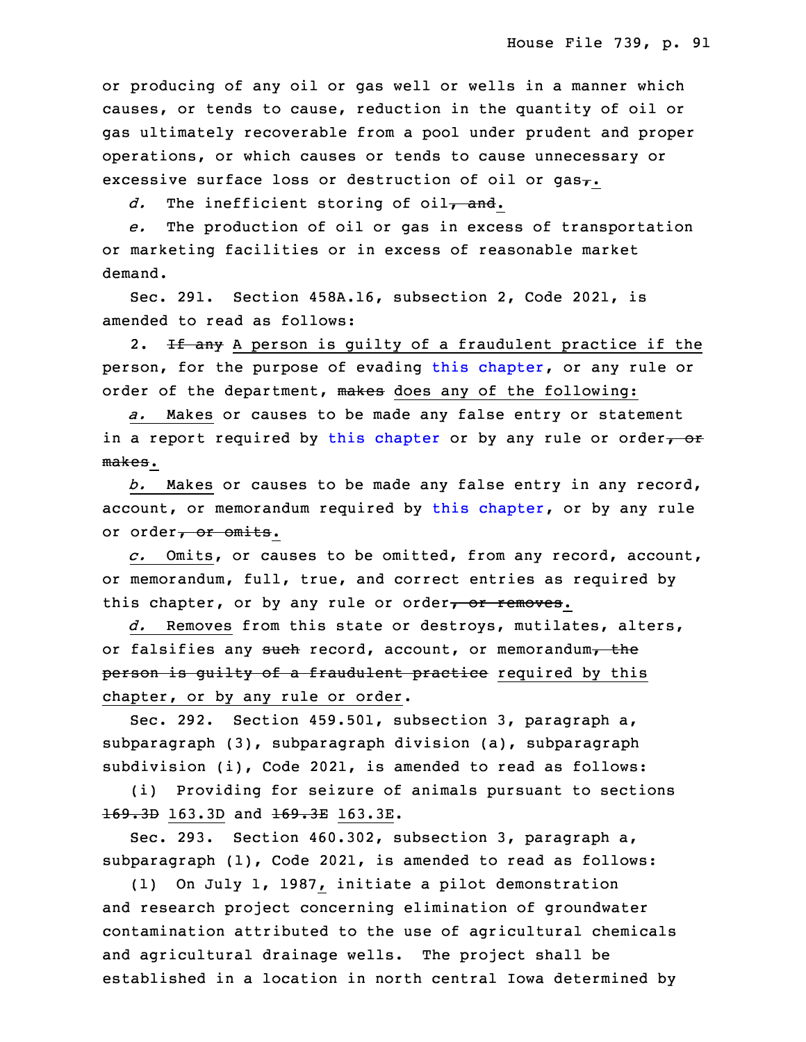or producing of any oil or gas well or wells in a manner which causes, or tends to cause, reduction in the quantity of oil or gas ultimately recoverable from a pool under prudent and proper operations, or which causes or tends to cause unnecessary or excessive surface loss or destruction of oil or gas~~,~~.

*d.* The inefficient storing of oil~~, and~~.

*e.* The production of oil or gas in excess of transportation or marketing facilities or in excess of reasonable market demand.

Sec. 291. Section 458A.16, subsection 2, Code 2021, is amended to read as follows:

2. ~~If any~~ A person is guilty of a fraudulent practice if the person, for the purpose of evading this chapter, or any rule or order of the department, ~~makes~~ does any of the following:

*a.* Makes or causes to be made any false entry or statement in a report required by this chapter or by any rule or order~~, or makes~~.

*b.* Makes or causes to be made any false entry in any record, account, or memorandum required by this chapter, or by any rule or order~~, or omits~~.

*c.* Omits, or causes to be omitted, from any record, account, or memorandum, full, true, and correct entries as required by this chapter, or by any rule or order~~, or removes~~.

*d.* Removes from this state or destroys, mutilates, alters, or falsifies any ~~such~~ record, account, or memorandum~~, the person is guilty of a fraudulent practice~~ required by this chapter, or by any rule or order.

Sec. 292. Section 459.501, subsection 3, paragraph a, subparagraph (3), subparagraph division (a), subparagraph subdivision (i), Code 2021, is amended to read as follows:

(i) Providing for seizure of animals pursuant to sections ~~169.3D~~ 163.3D and ~~169.3E~~ 163.3E.

Sec. 293. Section 460.302, subsection 3, paragraph a, subparagraph (1), Code 2021, is amended to read as follows:

(1) On July 1, 1987, initiate a pilot demonstration and research project concerning elimination of groundwater contamination attributed to the use of agricultural chemicals and agricultural drainage wells. The project shall be established in a location in north central Iowa determined by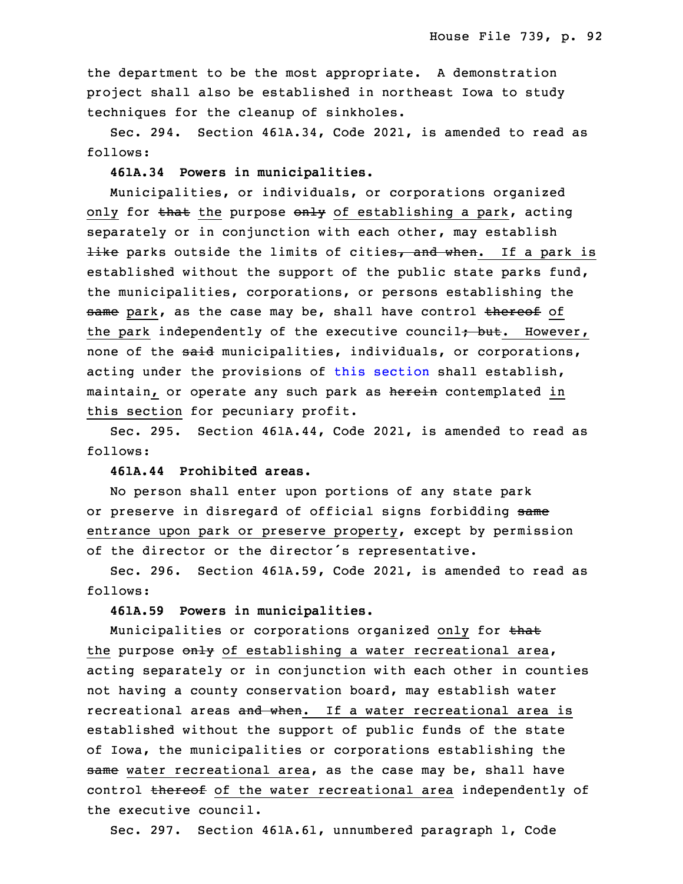the department to be the most appropriate. A demonstration project shall also be established in northeast Iowa to study techniques for the cleanup of sinkholes.

Sec. 294. Section 461A.34, Code 2021, is amended to read as follows:

**461A.34 Powers in municipalities.**

Municipalities, or individuals, or corporations organized only for ~~that~~ the purpose ~~only~~ of establishing a park, acting separately or in conjunction with each other, may establish ~~like~~ parks outside the limits of cities~~, and when~~. If a park is established without the support of the public state parks fund, the municipalities, corporations, or persons establishing the ~~same~~ park, as the case may be, shall have control ~~thereof~~ of the park independently of the executive council~~; but~~. However, none of the ~~said~~ municipalities, individuals, or corporations, acting under the provisions of this section shall establish, maintain, or operate any such park as ~~herein~~ contemplated in this section for pecuniary profit.

Sec. 295. Section 461A.44, Code 2021, is amended to read as follows:

**461A.44 Prohibited areas.**

No person shall enter upon portions of any state park or preserve in disregard of official signs forbidding ~~same~~ entrance upon park or preserve property, except by permission of the director or the director's representative.

Sec. 296. Section 461A.59, Code 2021, is amended to read as follows:

**461A.59 Powers in municipalities.**

Municipalities or corporations organized only for ~~that~~ the purpose ~~only~~ of establishing a water recreational area, acting separately or in conjunction with each other in counties not having a county conservation board, may establish water recreational areas ~~and when~~. If a water recreational area is established without the support of public funds of the state of Iowa, the municipalities or corporations establishing the ~~same~~ water recreational area, as the case may be, shall have control ~~thereof~~ of the water recreational area independently of the executive council.

Sec. 297. Section 461A.61, unnumbered paragraph 1, Code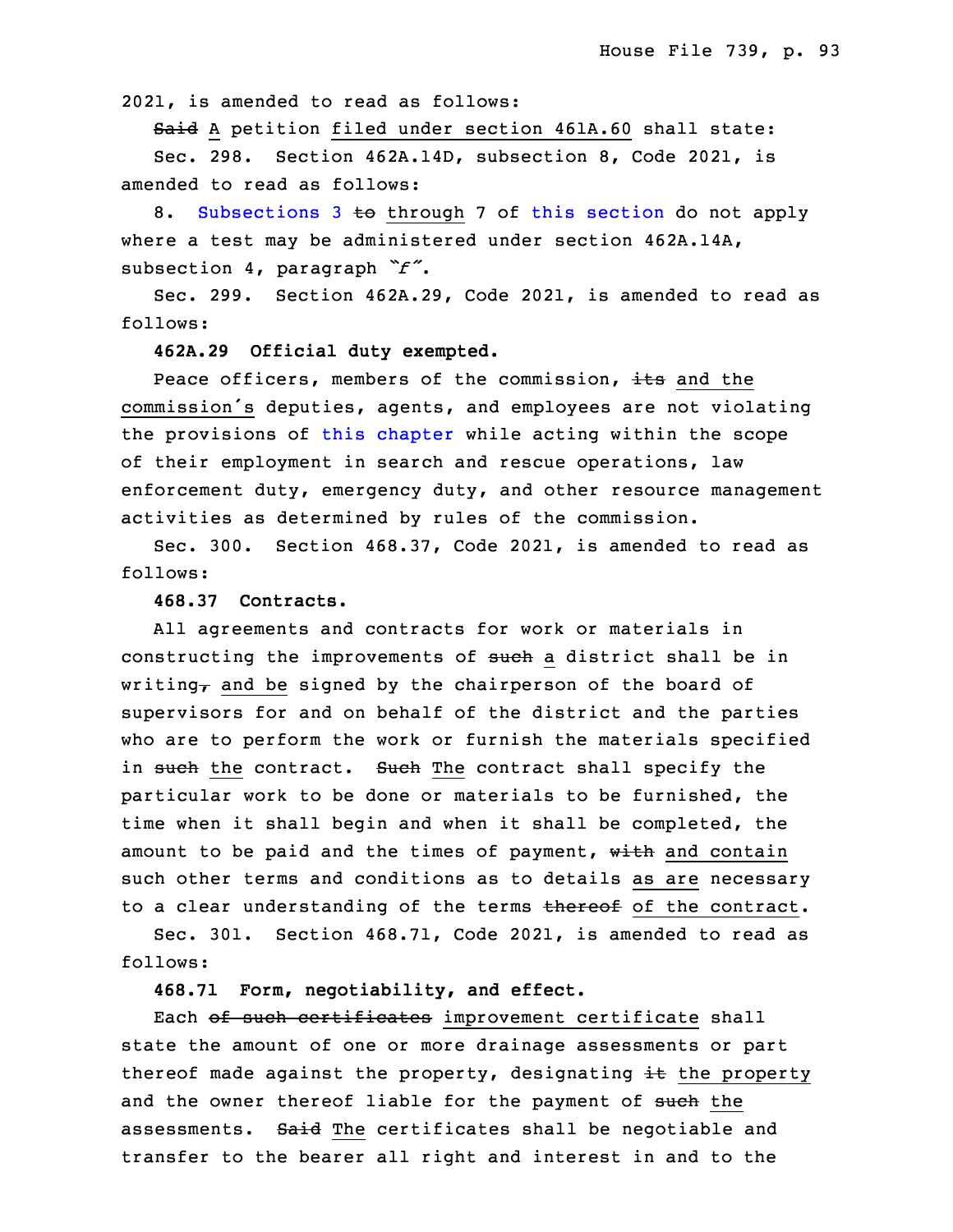2021, is amended to read as follows:

~~Said~~ A petition filed under section 461A.60 shall state:

Sec. 298. Section 462A.14D, subsection 8, Code 2021, is amended to read as follows:

8. Subsections 3 ~~to~~ through 7 of this section do not apply where a test may be administered under section 462A.14A, subsection 4, paragraph *"f"*.

Sec. 299. Section 462A.29, Code 2021, is amended to read as follows:

**462A.29 Official duty exempted.**

Peace officers, members of the commission, ~~its~~ and the commission's deputies, agents, and employees are not violating the provisions of this chapter while acting within the scope of their employment in search and rescue operations, law enforcement duty, emergency duty, and other resource management activities as determined by rules of the commission.

Sec. 300. Section 468.37, Code 2021, is amended to read as follows:

**468.37 Contracts.**

All agreements and contracts for work or materials in constructing the improvements of ~~such~~ a district shall be in writing~~,~~ and be signed by the chairperson of the board of supervisors for and on behalf of the district and the parties who are to perform the work or furnish the materials specified in ~~such~~ the contract. ~~Such~~ The contract shall specify the particular work to be done or materials to be furnished, the time when it shall begin and when it shall be completed, the amount to be paid and the times of payment, ~~with~~ and contain such other terms and conditions as to details as are necessary to a clear understanding of the terms ~~thereof~~ of the contract.

Sec. 301. Section 468.71, Code 2021, is amended to read as follows:

**468.71 Form, negotiability, and effect.**

Each ~~of such certificates~~ improvement certificate shall state the amount of one or more drainage assessments or part thereof made against the property, designating ~~it~~ the property and the owner thereof liable for the payment of ~~such~~ the assessments. ~~Said~~ The certificates shall be negotiable and transfer to the bearer all right and interest in and to the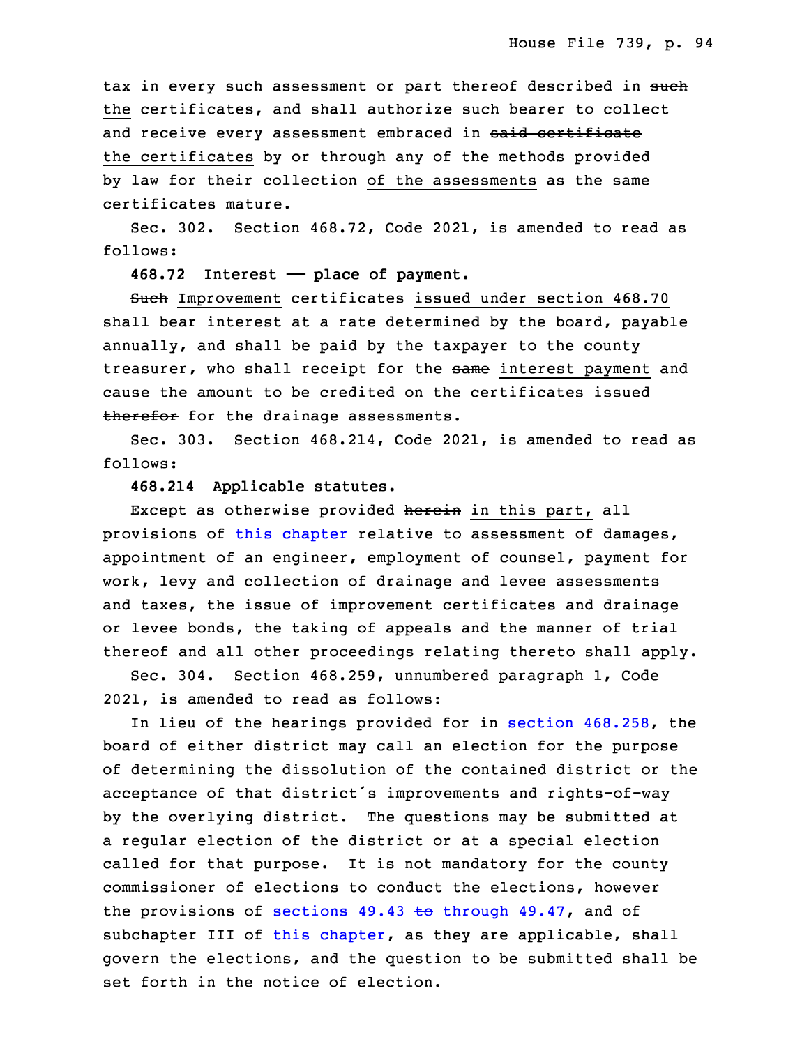tax in every such assessment or part thereof described in ~~such~~ the certificates, and shall authorize such bearer to collect and receive every assessment embraced in ~~said certificate~~ the certificates by or through any of the methods provided by law for ~~their~~ collection of the assessments as the ~~same~~ certificates mature.

Sec. 302. Section 468.72, Code 2021, is amended to read as follows:

**468.72 Interest —— place of payment.**

~~Such~~ Improvement certificates issued under section 468.70 shall bear interest at a rate determined by the board, payable annually, and shall be paid by the taxpayer to the county treasurer, who shall receipt for the ~~same~~ interest payment and cause the amount to be credited on the certificates issued ~~therefor~~ for the drainage assessments.

Sec. 303. Section 468.214, Code 2021, is amended to read as follows:

**468.214 Applicable statutes.**

Except as otherwise provided ~~herein~~ in this part, all provisions of this chapter relative to assessment of damages, appointment of an engineer, employment of counsel, payment for work, levy and collection of drainage and levee assessments and taxes, the issue of improvement certificates and drainage or levee bonds, the taking of appeals and the manner of trial thereof and all other proceedings relating thereto shall apply.

Sec. 304. Section 468.259, unnumbered paragraph 1, Code 2021, is amended to read as follows:

In lieu of the hearings provided for in section 468.258, the board of either district may call an election for the purpose of determining the dissolution of the contained district or the acceptance of that district's improvements and rights-of-way by the overlying district. The questions may be submitted at a regular election of the district or at a special election called for that purpose. It is not mandatory for the county commissioner of elections to conduct the elections, however the provisions of sections 49.43 ~~to~~ through 49.47, and of subchapter III of this chapter, as they are applicable, shall govern the elections, and the question to be submitted shall be set forth in the notice of election.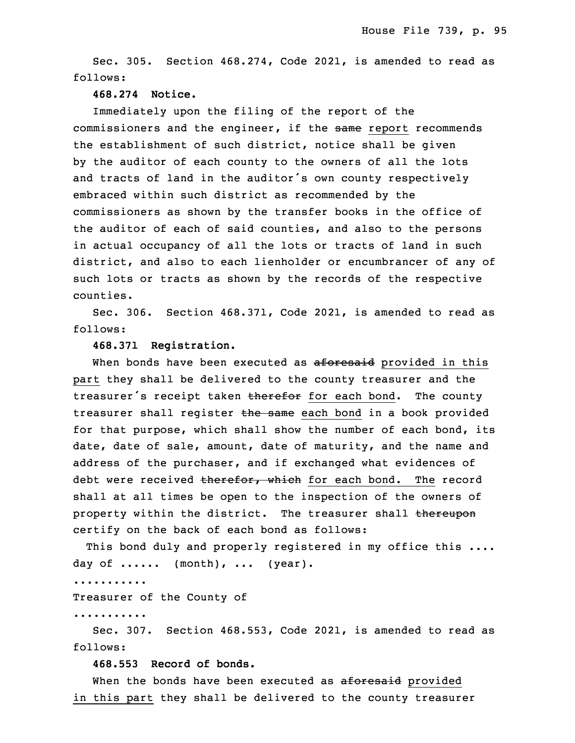Sec. 305. Section 468.274, Code 2021, is amended to read as follows:

**468.274 Notice.**

Immediately upon the filing of the report of the commissioners and the engineer, if the ~~same~~ report recommends the establishment of such district, notice shall be given by the auditor of each county to the owners of all the lots and tracts of land in the auditor's own county respectively embraced within such district as recommended by the commissioners as shown by the transfer books in the office of the auditor of each of said counties, and also to the persons in actual occupancy of all the lots or tracts of land in such district, and also to each lienholder or encumbrancer of any of such lots or tracts as shown by the records of the respective counties.

Sec. 306. Section 468.371, Code 2021, is amended to read as follows:

**468.371 Registration.**

When bonds have been executed as ~~aforesaid~~ <u>provided in this part</u> they shall be delivered to the county treasurer and the treasurer's receipt taken ~~therefor~~ <u>for each bond</u>. The county treasurer shall register ~~the same~~ <u>each bond</u> in a book provided for that purpose, which shall show the number of each bond, its date, date of sale, amount, date of maturity, and the name and address of the purchaser, and if exchanged what evidences of debt were received ~~therefor, which~~ <u>for each bond. The</u> record shall at all times be open to the inspection of the owners of property within the district. The treasurer shall ~~thereupon~~ certify on the back of each bond as follows:

This bond duly and properly registered in my office this .... day of ...... (month), ... (year).

...........

Treasurer of the County of

...........

Sec. 307. Section 468.553, Code 2021, is amended to read as follows:

**468.553 Record of bonds.**

When the bonds have been executed as ~~aforesaid~~ <u>provided in this part</u> they shall be delivered to the county treasurer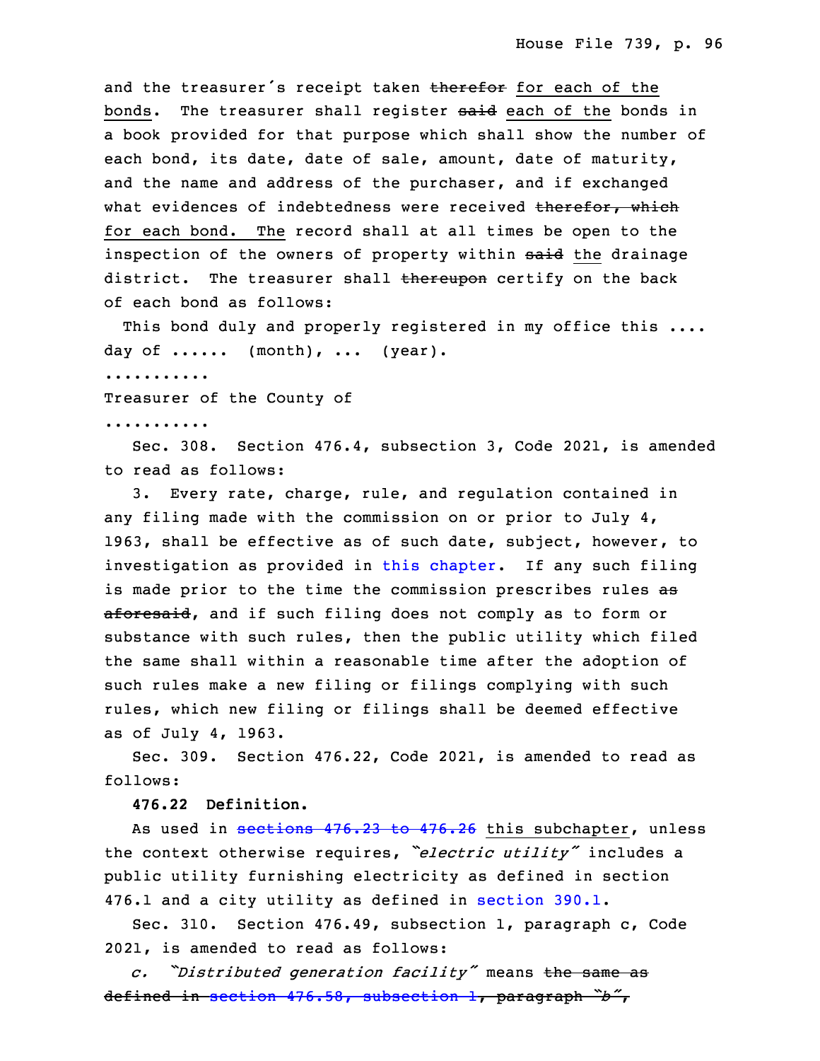and the treasurer's receipt taken ~~therefor~~ for each of the bonds. The treasurer shall register ~~said~~ each of the bonds in a book provided for that purpose which shall show the number of each bond, its date, date of sale, amount, date of maturity, and the name and address of the purchaser, and if exchanged what evidences of indebtedness were received ~~therefor, which~~ for each bond. The record shall at all times be open to the inspection of the owners of property within ~~said~~ the drainage district. The treasurer shall ~~thereupon~~ certify on the back of each bond as follows:

This bond duly and properly registered in my office this .... day of ...... (month), ... (year).

...........

Treasurer of the County of

...........

Sec. 308. Section 476.4, subsection 3, Code 2021, is amended to read as follows:

3. Every rate, charge, rule, and regulation contained in any filing made with the commission on or prior to July 4, 1963, shall be effective as of such date, subject, however, to investigation as provided in this chapter. If any such filing is made prior to the time the commission prescribes rules ~~as aforesaid~~, and if such filing does not comply as to form or substance with such rules, then the public utility which filed the same shall within a reasonable time after the adoption of such rules make a new filing or filings complying with such rules, which new filing or filings shall be deemed effective as of July 4, 1963.

Sec. 309. Section 476.22, Code 2021, is amended to read as follows:

**476.22 Definition.**

As used in ~~sections 476.23 to 476.26~~ this subchapter, unless the context otherwise requires, *"electric utility"* includes a public utility furnishing electricity as defined in section 476.1 and a city utility as defined in section 390.1.

Sec. 310. Section 476.49, subsection 1, paragraph c, Code 2021, is amended to read as follows:

*c. "Distributed generation facility"* means ~~the same as defined in section 476.58, subsection 1, paragraph "b",~~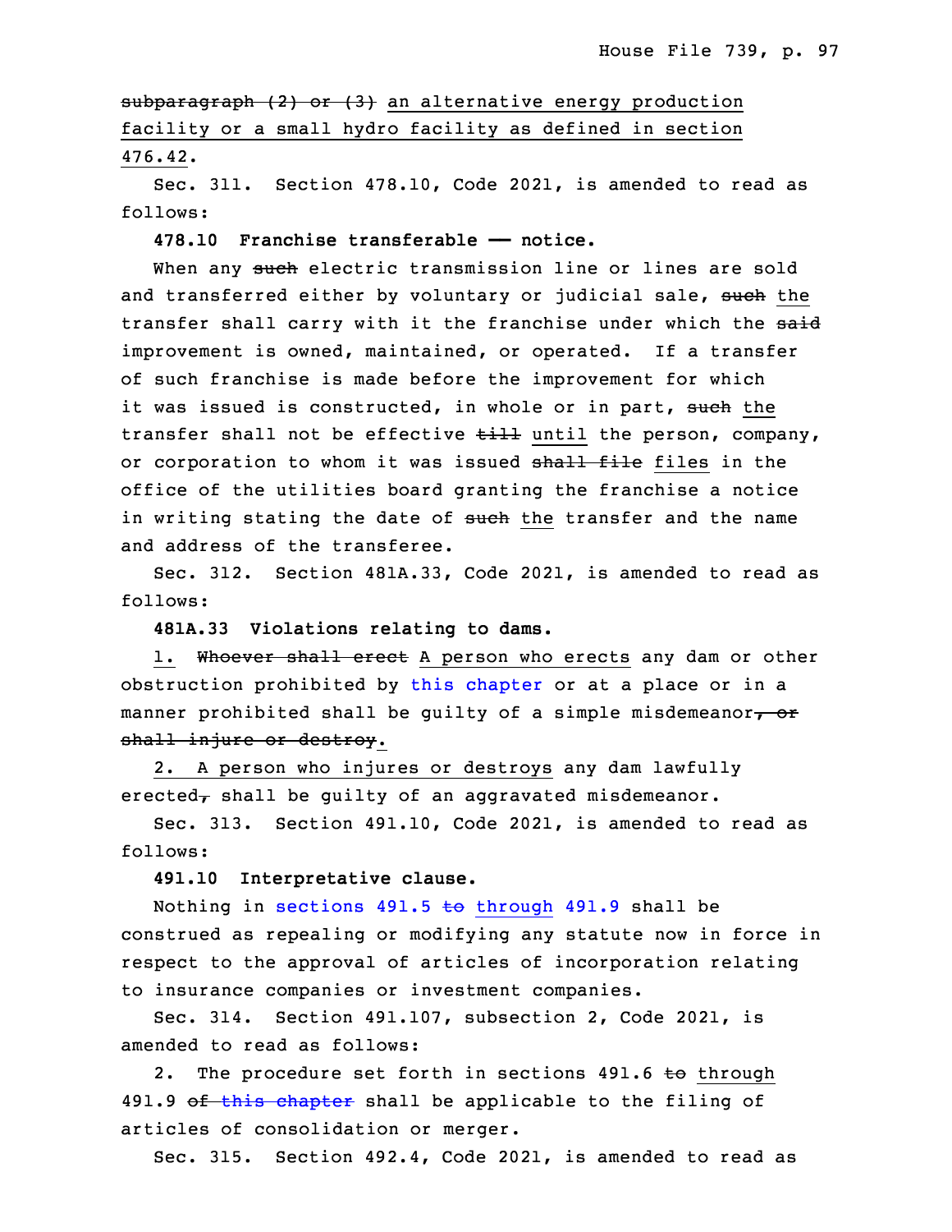~~subparagraph (2) or (3)~~ an alternative energy production facility or a small hydro facility as defined in section 476.42.

Sec. 311. Section 478.10, Code 2021, is amended to read as follows:

**478.10 Franchise transferable —— notice.**

When any ~~such~~ electric transmission line or lines are sold and transferred either by voluntary or judicial sale, ~~such~~ the transfer shall carry with it the franchise under which the ~~said~~ improvement is owned, maintained, or operated. If a transfer of such franchise is made before the improvement for which it was issued is constructed, in whole or in part, ~~such~~ the transfer shall not be effective ~~till~~ until the person, company, or corporation to whom it was issued ~~shall file~~ files in the office of the utilities board granting the franchise a notice in writing stating the date of ~~such~~ the transfer and the name and address of the transferee.

Sec. 312. Section 481A.33, Code 2021, is amended to read as follows:

**481A.33 Violations relating to dams.**

1. ~~Whoever shall erect~~ A person who erects any dam or other obstruction prohibited by this chapter or at a place or in a manner prohibited shall be guilty of a simple misdemeanor~~, or shall injure or destroy~~.

2. A person who injures or destroys any dam lawfully erected~~,~~ shall be guilty of an aggravated misdemeanor.

Sec. 313. Section 491.10, Code 2021, is amended to read as follows:

**491.10 Interpretative clause.**

Nothing in sections 491.5 ~~to~~ through 491.9 shall be construed as repealing or modifying any statute now in force in respect to the approval of articles of incorporation relating to insurance companies or investment companies.

Sec. 314. Section 491.107, subsection 2, Code 2021, is amended to read as follows:

2. The procedure set forth in sections 491.6 ~~to~~ through 491.9 ~~of this chapter~~ shall be applicable to the filing of articles of consolidation or merger.

Sec. 315. Section 492.4, Code 2021, is amended to read as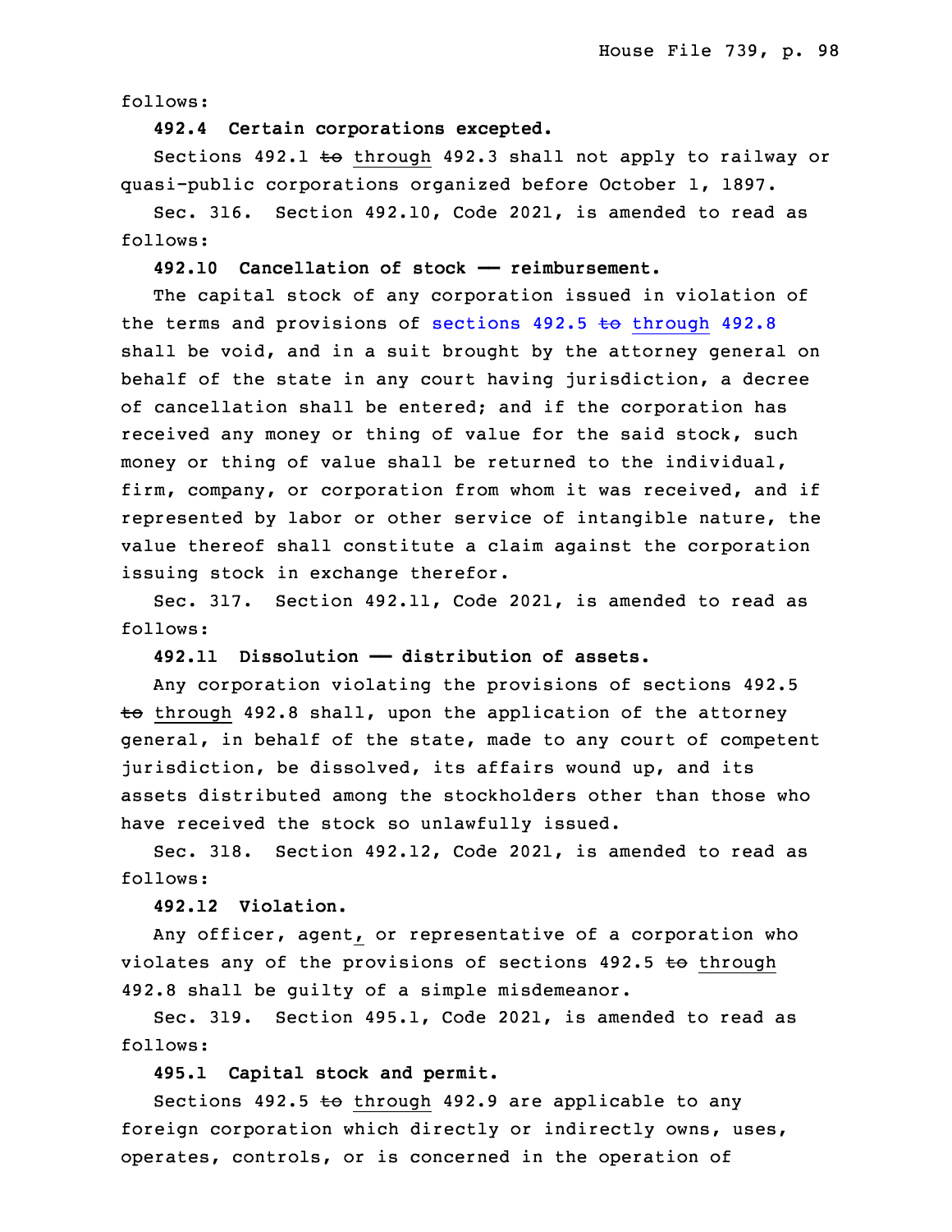follows:

**492.4 Certain corporations excepted.**

Sections 492.1 ~~to~~ through 492.3 shall not apply to railway or quasi-public corporations organized before October 1, 1897.

Sec. 316. Section 492.10, Code 2021, is amended to read as follows:

**492.10 Cancellation of stock —— reimbursement.**

The capital stock of any corporation issued in violation of the terms and provisions of sections 492.5 ~~to~~ through 492.8 shall be void, and in a suit brought by the attorney general on behalf of the state in any court having jurisdiction, a decree of cancellation shall be entered; and if the corporation has received any money or thing of value for the said stock, such money or thing of value shall be returned to the individual, firm, company, or corporation from whom it was received, and if represented by labor or other service of intangible nature, the value thereof shall constitute a claim against the corporation issuing stock in exchange therefor.

Sec. 317. Section 492.11, Code 2021, is amended to read as follows:

**492.11 Dissolution —— distribution of assets.**

Any corporation violating the provisions of sections 492.5 ~~to~~ through 492.8 shall, upon the application of the attorney general, in behalf of the state, made to any court of competent jurisdiction, be dissolved, its affairs wound up, and its assets distributed among the stockholders other than those who have received the stock so unlawfully issued.

Sec. 318. Section 492.12, Code 2021, is amended to read as follows:

**492.12 Violation.**

Any officer, agent, or representative of a corporation who violates any of the provisions of sections 492.5 ~~to~~ through 492.8 shall be guilty of a simple misdemeanor.

Sec. 319. Section 495.1, Code 2021, is amended to read as follows:

**495.1 Capital stock and permit.**

Sections 492.5 ~~to~~ through 492.9 are applicable to any foreign corporation which directly or indirectly owns, uses, operates, controls, or is concerned in the operation of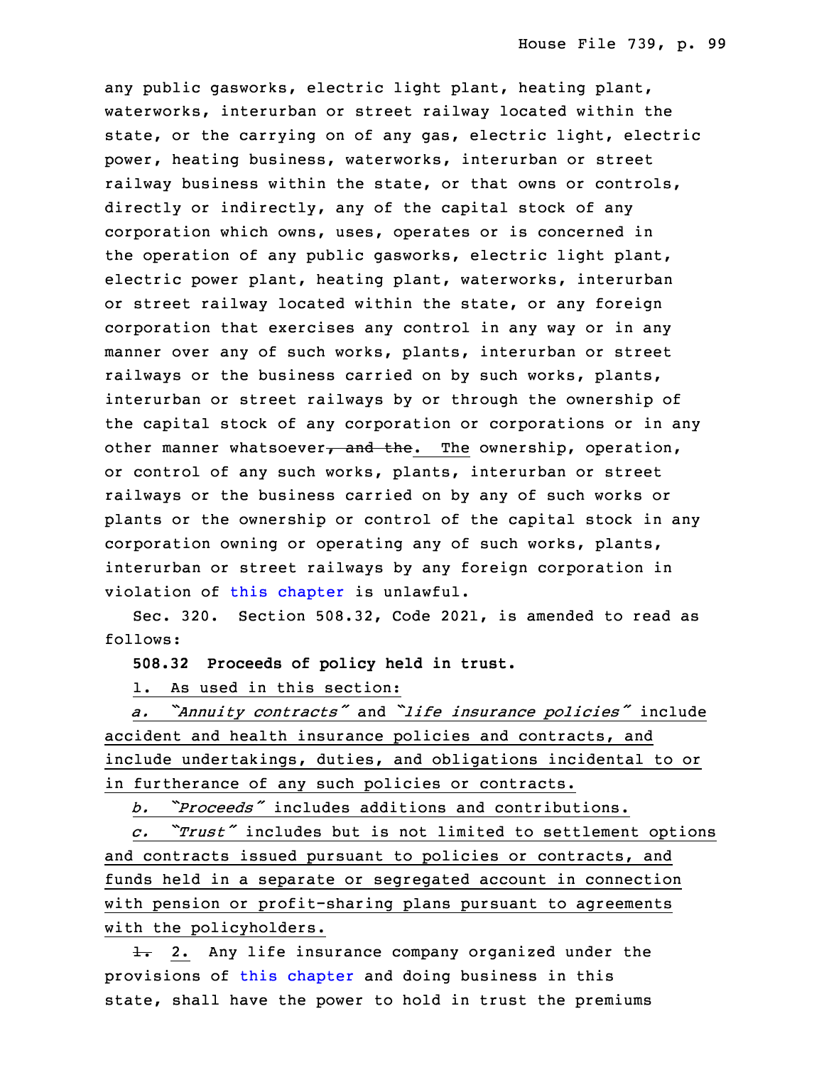any public gasworks, electric light plant, heating plant, waterworks, interurban or street railway located within the state, or the carrying on of any gas, electric light, electric power, heating business, waterworks, interurban or street railway business within the state, or that owns or controls, directly or indirectly, any of the capital stock of any corporation which owns, uses, operates or is concerned in the operation of any public gasworks, electric light plant, electric power plant, heating plant, waterworks, interurban or street railway located within the state, or any foreign corporation that exercises any control in any way or in any manner over any of such works, plants, interurban or street railways or the business carried on by such works, plants, interurban or street railways by or through the ownership of the capital stock of any corporation or corporations or in any other manner whatsoever~~, and the~~. The ownership, operation, or control of any such works, plants, interurban or street railways or the business carried on by any of such works or plants or the ownership or control of the capital stock in any corporation owning or operating any of such works, plants, interurban or street railways by any foreign corporation in violation of this chapter is unlawful.

Sec. 320. Section 508.32, Code 2021, is amended to read as follows:

**508.32 Proceeds of policy held in trust.**

1. As used in this section:

*a. "Annuity contracts"* and *"life insurance policies"* include accident and health insurance policies and contracts, and include undertakings, duties, and obligations incidental to or in furtherance of any such policies or contracts.

*b. "Proceeds"* includes additions and contributions.

*c. "Trust"* includes but is not limited to settlement options and contracts issued pursuant to policies or contracts, and funds held in a separate or segregated account in connection with pension or profit-sharing plans pursuant to agreements with the policyholders.

~~1.~~ 2. Any life insurance company organized under the provisions of this chapter and doing business in this state, shall have the power to hold in trust the premiums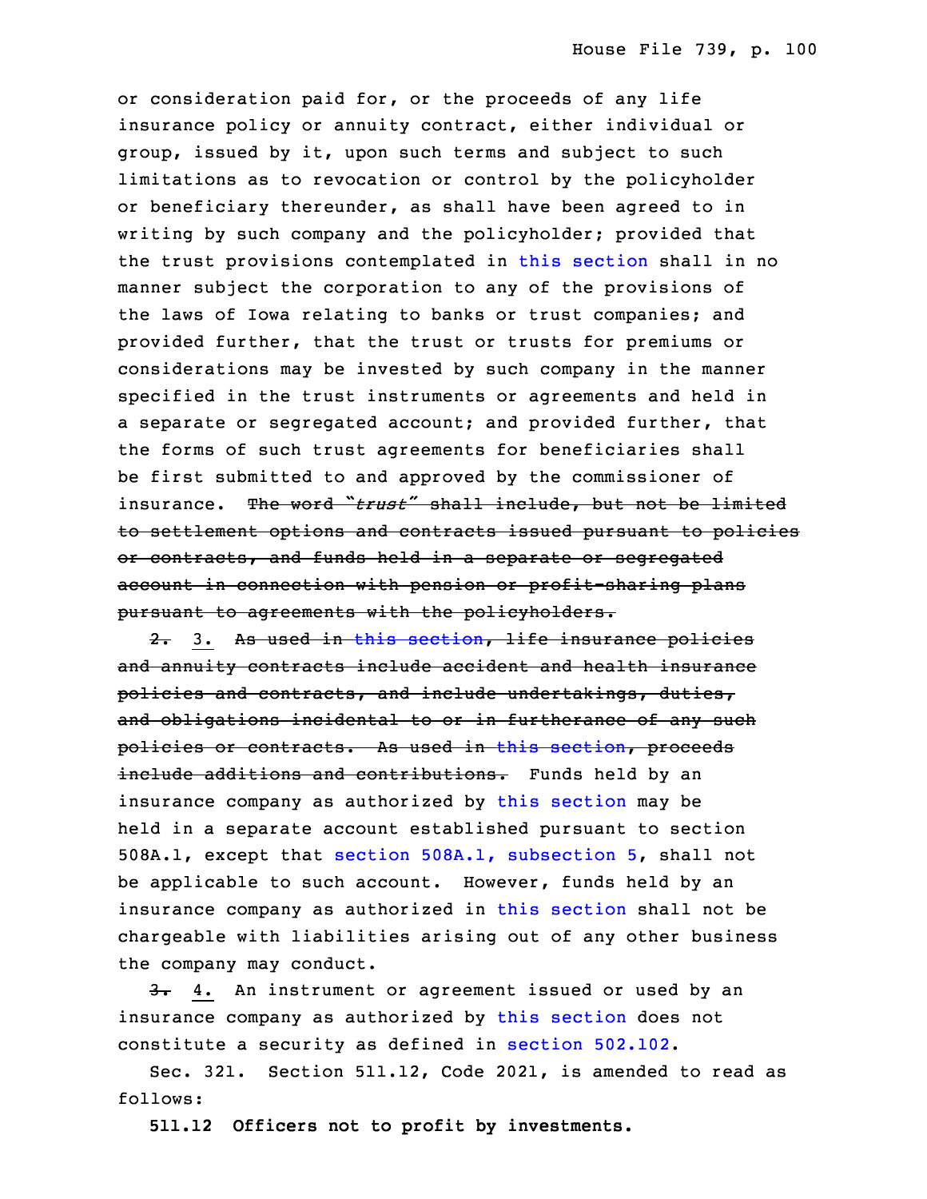or consideration paid for, or the proceeds of any life insurance policy or annuity contract, either individual or group, issued by it, upon such terms and subject to such limitations as to revocation or control by the policyholder or beneficiary thereunder, as shall have been agreed to in writing by such company and the policyholder; provided that the trust provisions contemplated in this section shall in no manner subject the corporation to any of the provisions of the laws of Iowa relating to banks or trust companies; and provided further, that the trust or trusts for premiums or considerations may be invested by such company in the manner specified in the trust instruments or agreements and held in a separate or segregated account; and provided further, that the forms of such trust agreements for beneficiaries shall be first submitted to and approved by the commissioner of insurance. ~~The word "*trust*" shall include, but not be limited to settlement options and contracts issued pursuant to policies or contracts, and funds held in a separate or segregated account in connection with pension or profit-sharing plans pursuant to agreements with the policyholders.~~

~~2.~~ 3. ~~As used in this section, life insurance policies and annuity contracts include accident and health insurance policies and contracts, and include undertakings, duties, and obligations incidental to or in furtherance of any such policies or contracts. As used in this section, proceeds include additions and contributions.~~ Funds held by an insurance company as authorized by this section may be held in a separate account established pursuant to section 508A.1, except that section 508A.1, subsection 5, shall not be applicable to such account. However, funds held by an insurance company as authorized in this section shall not be chargeable with liabilities arising out of any other business the company may conduct.

~~3.~~ 4. An instrument or agreement issued or used by an insurance company as authorized by this section does not constitute a security as defined in section 502.102.

Sec. 321. Section 511.12, Code 2021, is amended to read as follows:

**511.12 Officers not to profit by investments.**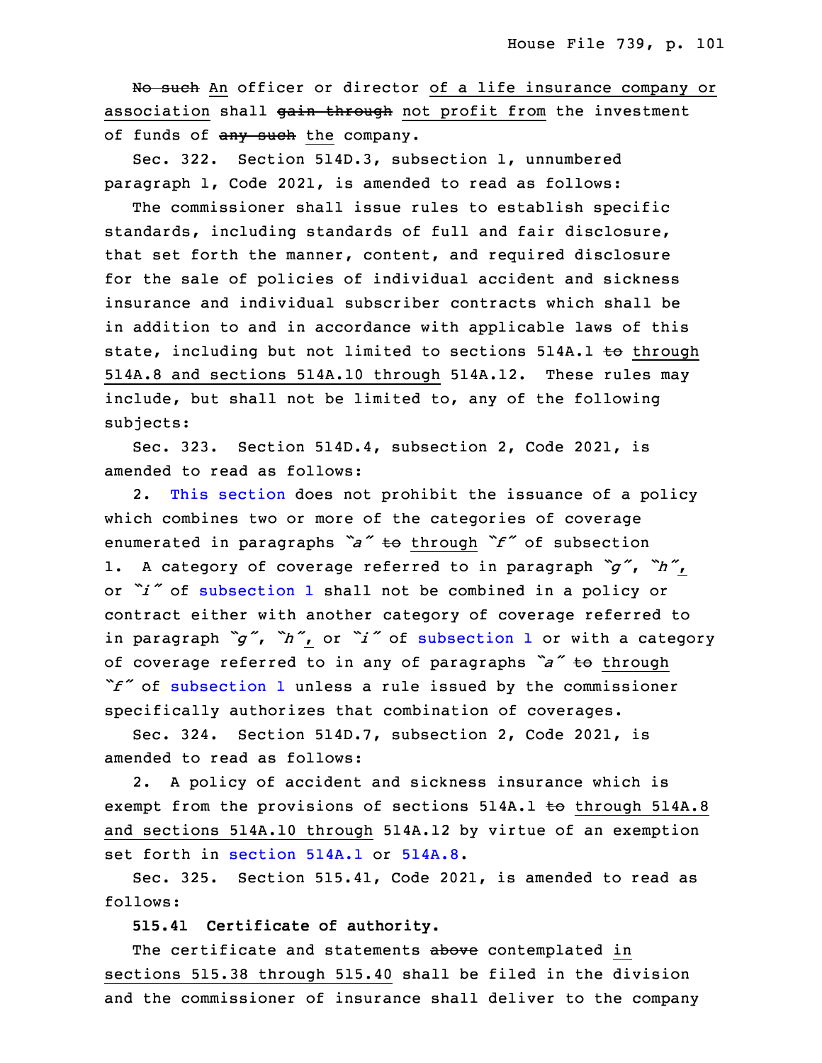~~No such~~ An officer or director of a life insurance company or association shall ~~gain through~~ not profit from the investment of funds of ~~any such~~ the company.

Sec. 322. Section 514D.3, subsection 1, unnumbered paragraph 1, Code 2021, is amended to read as follows:

The commissioner shall issue rules to establish specific standards, including standards of full and fair disclosure, that set forth the manner, content, and required disclosure for the sale of policies of individual accident and sickness insurance and individual subscriber contracts which shall be in addition to and in accordance with applicable laws of this state, including but not limited to sections 514A.1 ~~to~~ through 514A.8 and sections 514A.10 through 514A.12. These rules may include, but shall not be limited to, any of the following subjects:

Sec. 323. Section 514D.4, subsection 2, Code 2021, is amended to read as follows:

2. This section does not prohibit the issuance of a policy which combines two or more of the categories of coverage enumerated in paragraphs *"a"* ~~to~~ through *"f"* of subsection 1. A category of coverage referred to in paragraph *"g"*, *"h"*, or *"i"* of subsection 1 shall not be combined in a policy or contract either with another category of coverage referred to in paragraph *"g"*, *"h"*, or *"i"* of subsection 1 or with a category of coverage referred to in any of paragraphs *"a"* ~~to~~ through *"f"* of subsection 1 unless a rule issued by the commissioner specifically authorizes that combination of coverages.

Sec. 324. Section 514D.7, subsection 2, Code 2021, is amended to read as follows:

2. A policy of accident and sickness insurance which is exempt from the provisions of sections 514A.1 ~~to~~ through 514A.8 and sections 514A.10 through 514A.12 by virtue of an exemption set forth in section 514A.1 or 514A.8.

Sec. 325. Section 515.41, Code 2021, is amended to read as follows:

**515.41 Certificate of authority.**

The certificate and statements ~~above~~ contemplated in sections 515.38 through 515.40 shall be filed in the division and the commissioner of insurance shall deliver to the company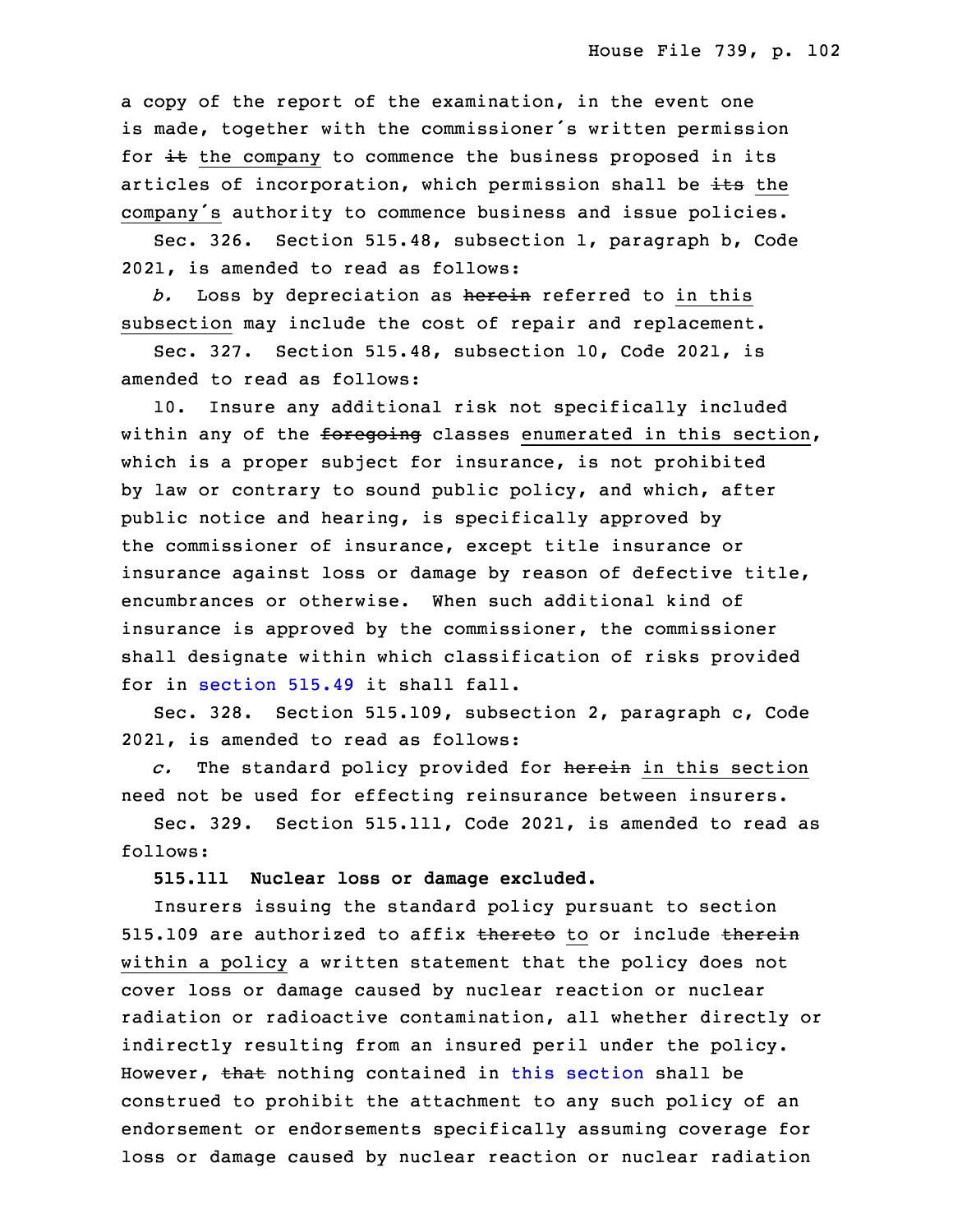a copy of the report of the examination, in the event one is made, together with the commissioner's written permission for ~~it~~ the company to commence the business proposed in its articles of incorporation, which permission shall be ~~its~~ the company's authority to commence business and issue policies.

Sec. 326. Section 515.48, subsection 1, paragraph b, Code 2021, is amended to read as follows:

*b.* Loss by depreciation as ~~herein~~ referred to in this subsection may include the cost of repair and replacement.

Sec. 327. Section 515.48, subsection 10, Code 2021, is amended to read as follows:

10. Insure any additional risk not specifically included within any of the ~~foregoing~~ classes enumerated in this section, which is a proper subject for insurance, is not prohibited by law or contrary to sound public policy, and which, after public notice and hearing, is specifically approved by the commissioner of insurance, except title insurance or insurance against loss or damage by reason of defective title, encumbrances or otherwise. When such additional kind of insurance is approved by the commissioner, the commissioner shall designate within which classification of risks provided for in section 515.49 it shall fall.

Sec. 328. Section 515.109, subsection 2, paragraph c, Code 2021, is amended to read as follows:

*c.* The standard policy provided for ~~herein~~ in this section need not be used for effecting reinsurance between insurers.

Sec. 329. Section 515.111, Code 2021, is amended to read as follows:

**515.111 Nuclear loss or damage excluded.**

Insurers issuing the standard policy pursuant to section 515.109 are authorized to affix ~~thereto~~ to or include ~~therein~~ within a policy a written statement that the policy does not cover loss or damage caused by nuclear reaction or nuclear radiation or radioactive contamination, all whether directly or indirectly resulting from an insured peril under the policy. However, ~~that~~ nothing contained in this section shall be construed to prohibit the attachment to any such policy of an endorsement or endorsements specifically assuming coverage for loss or damage caused by nuclear reaction or nuclear radiation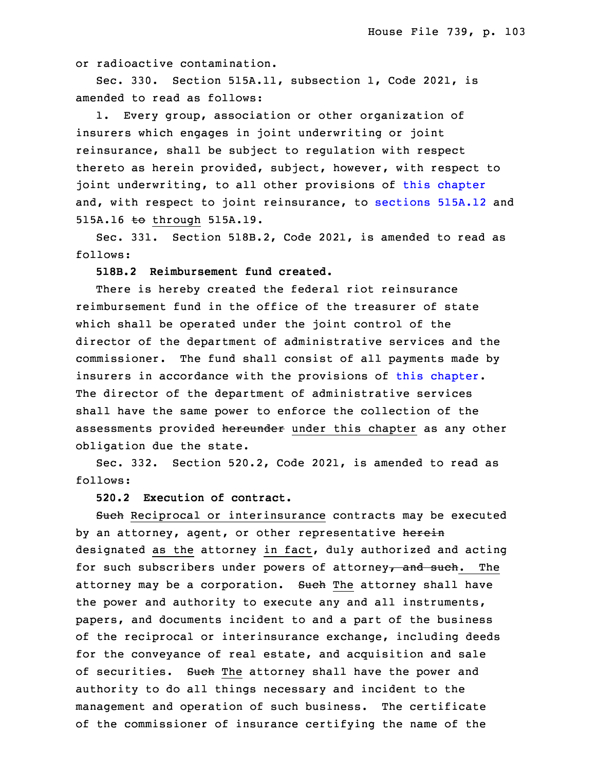or radioactive contamination.

Sec. 330. Section 515A.11, subsection 1, Code 2021, is amended to read as follows:

1. Every group, association or other organization of insurers which engages in joint underwriting or joint reinsurance, shall be subject to regulation with respect thereto as herein provided, subject, however, with respect to joint underwriting, to all other provisions of this chapter and, with respect to joint reinsurance, to sections 515A.12 and 515A.16 ~~to~~ through 515A.19.

Sec. 331. Section 518B.2, Code 2021, is amended to read as follows:

**518B.2 Reimbursement fund created.**

There is hereby created the federal riot reinsurance reimbursement fund in the office of the treasurer of state which shall be operated under the joint control of the director of the department of administrative services and the commissioner. The fund shall consist of all payments made by insurers in accordance with the provisions of this chapter. The director of the department of administrative services shall have the same power to enforce the collection of the assessments provided ~~hereunder~~ under this chapter as any other obligation due the state.

Sec. 332. Section 520.2, Code 2021, is amended to read as follows:

**520.2 Execution of contract.**

~~Such~~ Reciprocal or interinsurance contracts may be executed by an attorney, agent, or other representative ~~herein~~ designated as the attorney in fact, duly authorized and acting for such subscribers under powers of attorney~~, and such~~. The attorney may be a corporation. ~~Such~~ The attorney shall have the power and authority to execute any and all instruments, papers, and documents incident to and a part of the business of the reciprocal or interinsurance exchange, including deeds for the conveyance of real estate, and acquisition and sale of securities. ~~Such~~ The attorney shall have the power and authority to do all things necessary and incident to the management and operation of such business. The certificate of the commissioner of insurance certifying the name of the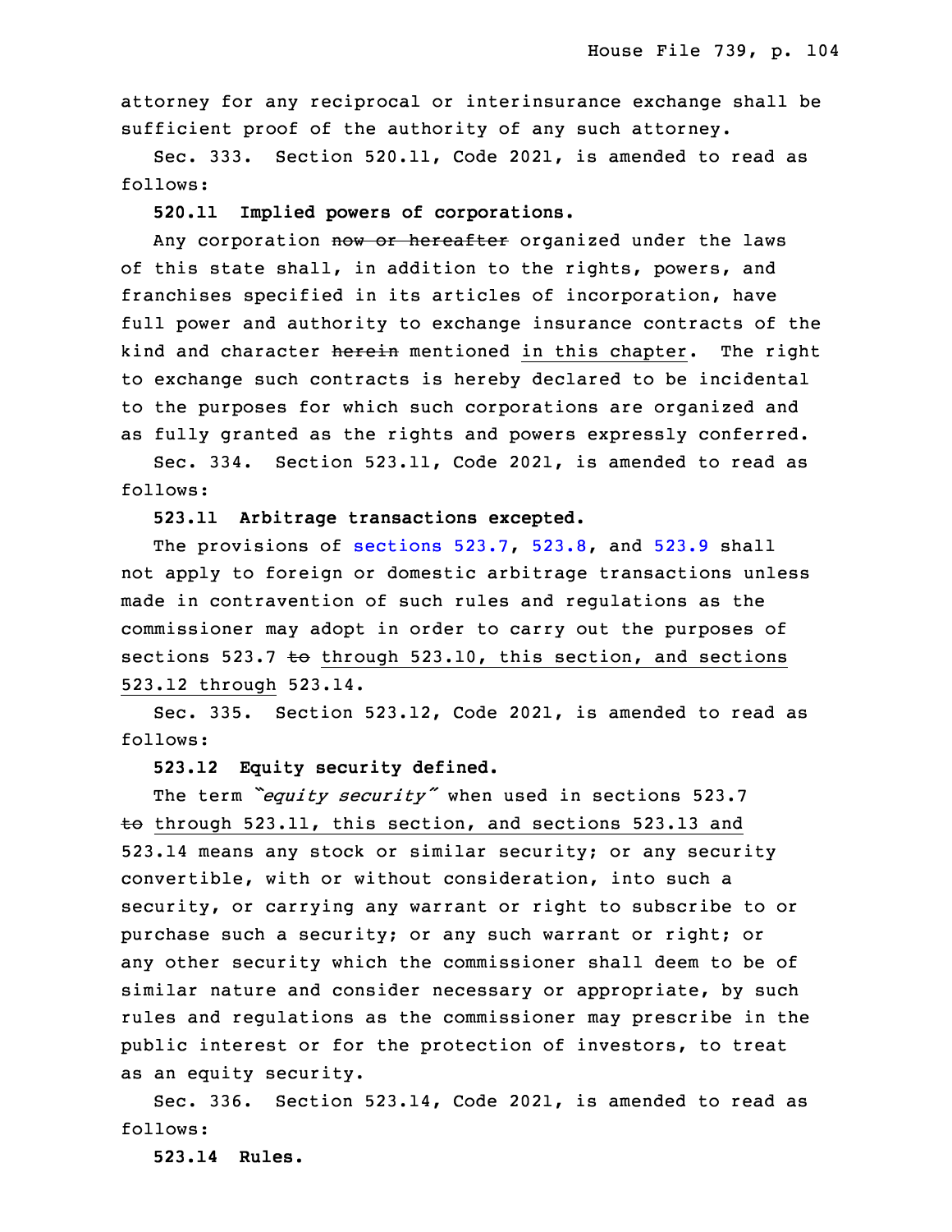attorney for any reciprocal or interinsurance exchange shall be sufficient proof of the authority of any such attorney.

Sec. 333. Section 520.11, Code 2021, is amended to read as follows:

**520.11 Implied powers of corporations.**

Any corporation ~~now or hereafter~~ organized under the laws of this state shall, in addition to the rights, powers, and franchises specified in its articles of incorporation, have full power and authority to exchange insurance contracts of the kind and character ~~herein~~ mentioned <u>in this chapter</u>. The right to exchange such contracts is hereby declared to be incidental to the purposes for which such corporations are organized and as fully granted as the rights and powers expressly conferred.

Sec. 334. Section 523.11, Code 2021, is amended to read as follows:

**523.11 Arbitrage transactions excepted.**

The provisions of sections 523.7, 523.8, and 523.9 shall not apply to foreign or domestic arbitrage transactions unless made in contravention of such rules and regulations as the commissioner may adopt in order to carry out the purposes of sections 523.7 ~~to~~ <u>through 523.10, this section, and sections 523.12 through</u> 523.14.

Sec. 335. Section 523.12, Code 2021, is amended to read as follows:

**523.12 Equity security defined.**

The term *"equity security"* when used in sections 523.7 ~~to~~ <u>through 523.11, this section, and sections 523.13 and</u> 523.14 means any stock or similar security; or any security convertible, with or without consideration, into such a security, or carrying any warrant or right to subscribe to or purchase such a security; or any such warrant or right; or any other security which the commissioner shall deem to be of similar nature and consider necessary or appropriate, by such rules and regulations as the commissioner may prescribe in the public interest or for the protection of investors, to treat as an equity security.

Sec. 336. Section 523.14, Code 2021, is amended to read as follows:

**523.14 Rules.**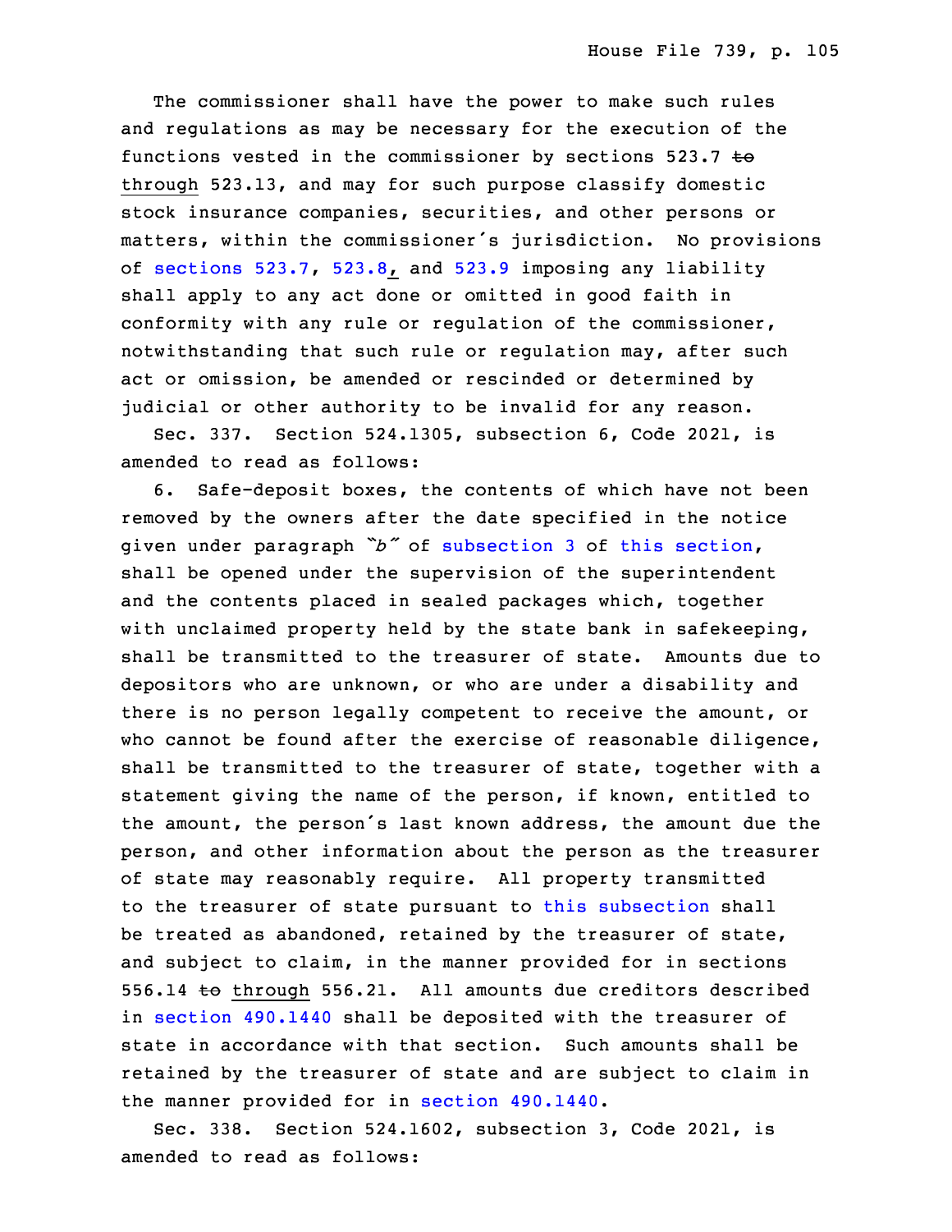The commissioner shall have the power to make such rules and regulations as may be necessary for the execution of the functions vested in the commissioner by sections 523.7 ~~to~~ through 523.13, and may for such purpose classify domestic stock insurance companies, securities, and other persons or matters, within the commissioner's jurisdiction. No provisions of sections 523.7, 523.8, and 523.9 imposing any liability shall apply to any act done or omitted in good faith in conformity with any rule or regulation of the commissioner, notwithstanding that such rule or regulation may, after such act or omission, be amended or rescinded or determined by judicial or other authority to be invalid for any reason.

Sec. 337. Section 524.1305, subsection 6, Code 2021, is amended to read as follows:

6. Safe-deposit boxes, the contents of which have not been removed by the owners after the date specified in the notice given under paragraph *"b"* of subsection 3 of this section, shall be opened under the supervision of the superintendent and the contents placed in sealed packages which, together with unclaimed property held by the state bank in safekeeping, shall be transmitted to the treasurer of state. Amounts due to depositors who are unknown, or who are under a disability and there is no person legally competent to receive the amount, or who cannot be found after the exercise of reasonable diligence, shall be transmitted to the treasurer of state, together with a statement giving the name of the person, if known, entitled to the amount, the person's last known address, the amount due the person, and other information about the person as the treasurer of state may reasonably require. All property transmitted to the treasurer of state pursuant to this subsection shall be treated as abandoned, retained by the treasurer of state, and subject to claim, in the manner provided for in sections 556.14 ~~to~~ through 556.21. All amounts due creditors described in section 490.1440 shall be deposited with the treasurer of state in accordance with that section. Such amounts shall be retained by the treasurer of state and are subject to claim in the manner provided for in section 490.1440.

Sec. 338. Section 524.1602, subsection 3, Code 2021, is amended to read as follows: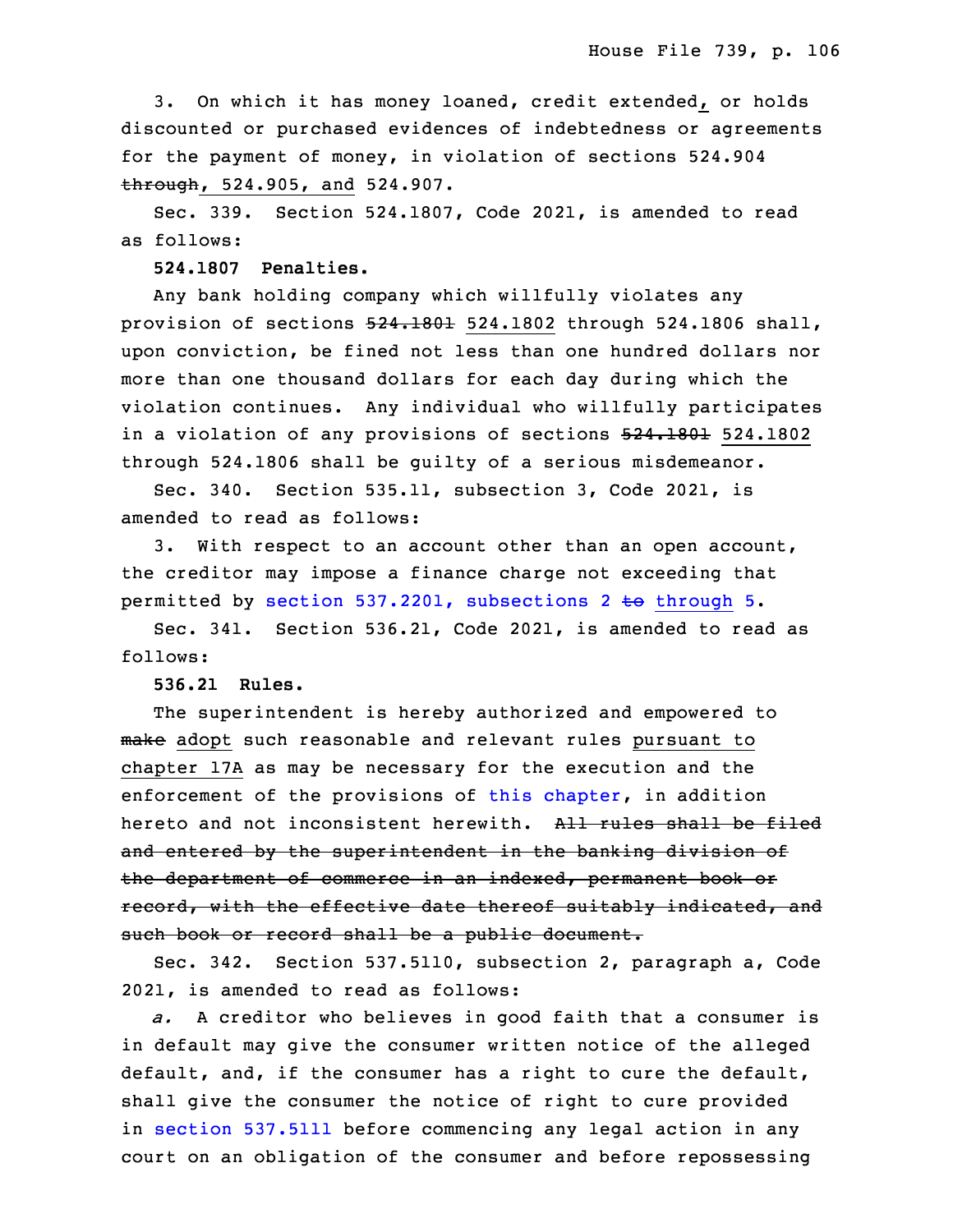3. On which it has money loaned, credit extended, or holds discounted or purchased evidences of indebtedness or agreements for the payment of money, in violation of sections 524.904 ~~through~~, 524.905, and 524.907.

Sec. 339. Section 524.1807, Code 2021, is amended to read as follows:

**524.1807 Penalties.**

Any bank holding company which willfully violates any provision of sections ~~524.1801~~ 524.1802 through 524.1806 shall, upon conviction, be fined not less than one hundred dollars nor more than one thousand dollars for each day during which the violation continues. Any individual who willfully participates in a violation of any provisions of sections ~~524.1801~~ 524.1802 through 524.1806 shall be guilty of a serious misdemeanor.

Sec. 340. Section 535.11, subsection 3, Code 2021, is amended to read as follows:

3. With respect to an account other than an open account, the creditor may impose a finance charge not exceeding that permitted by section 537.2201, subsections 2 ~~to~~ through 5.

Sec. 341. Section 536.21, Code 2021, is amended to read as follows:

**536.21 Rules.**

The superintendent is hereby authorized and empowered to ~~make~~ adopt such reasonable and relevant rules pursuant to chapter 17A as may be necessary for the execution and the enforcement of the provisions of this chapter, in addition hereto and not inconsistent herewith. ~~All rules shall be filed and entered by the superintendent in the banking division of the department of commerce in an indexed, permanent book or record, with the effective date thereof suitably indicated, and such book or record shall be a public document.~~

Sec. 342. Section 537.5110, subsection 2, paragraph a, Code 2021, is amended to read as follows:

*a.* A creditor who believes in good faith that a consumer is in default may give the consumer written notice of the alleged default, and, if the consumer has a right to cure the default, shall give the consumer the notice of right to cure provided in section 537.5111 before commencing any legal action in any court on an obligation of the consumer and before repossessing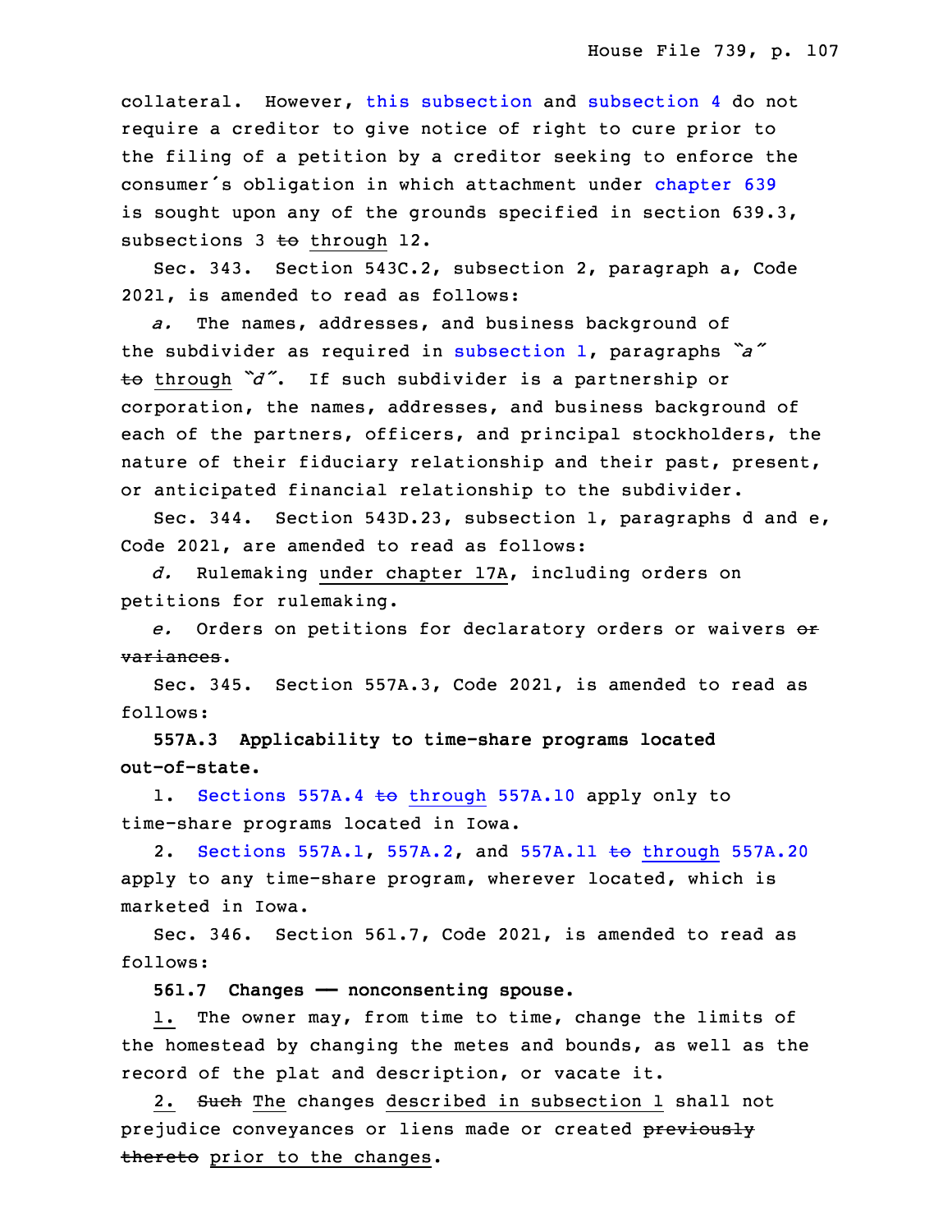collateral. However, this subsection and subsection 4 do not require a creditor to give notice of right to cure prior to the filing of a petition by a creditor seeking to enforce the consumer's obligation in which attachment under chapter 639 is sought upon any of the grounds specified in section 639.3, subsections 3 ~~to~~ through 12.

Sec. 343. Section 543C.2, subsection 2, paragraph a, Code 2021, is amended to read as follows:

*a.* The names, addresses, and business background of the subdivider as required in subsection 1, paragraphs *"a"* ~~to~~ through *"d"*. If such subdivider is a partnership or corporation, the names, addresses, and business background of each of the partners, officers, and principal stockholders, the nature of their fiduciary relationship and their past, present, or anticipated financial relationship to the subdivider.

Sec. 344. Section 543D.23, subsection 1, paragraphs d and e, Code 2021, are amended to read as follows:

*d.* Rulemaking under chapter 17A, including orders on petitions for rulemaking.

*e.* Orders on petitions for declaratory orders or waivers ~~or variances~~.

Sec. 345. Section 557A.3, Code 2021, is amended to read as follows:

**557A.3 Applicability to time-share programs located out-of-state.**

1. Sections 557A.4 ~~to~~ through 557A.10 apply only to time-share programs located in Iowa.

2. Sections 557A.1, 557A.2, and 557A.11 ~~to~~ through 557A.20 apply to any time-share program, wherever located, which is marketed in Iowa.

Sec. 346. Section 561.7, Code 2021, is amended to read as follows:

**561.7 Changes —— nonconsenting spouse.**

1. The owner may, from time to time, change the limits of the homestead by changing the metes and bounds, as well as the record of the plat and description, or vacate it.

2. ~~Such~~ The changes described in subsection 1 shall not prejudice conveyances or liens made or created ~~previously thereto~~ prior to the changes.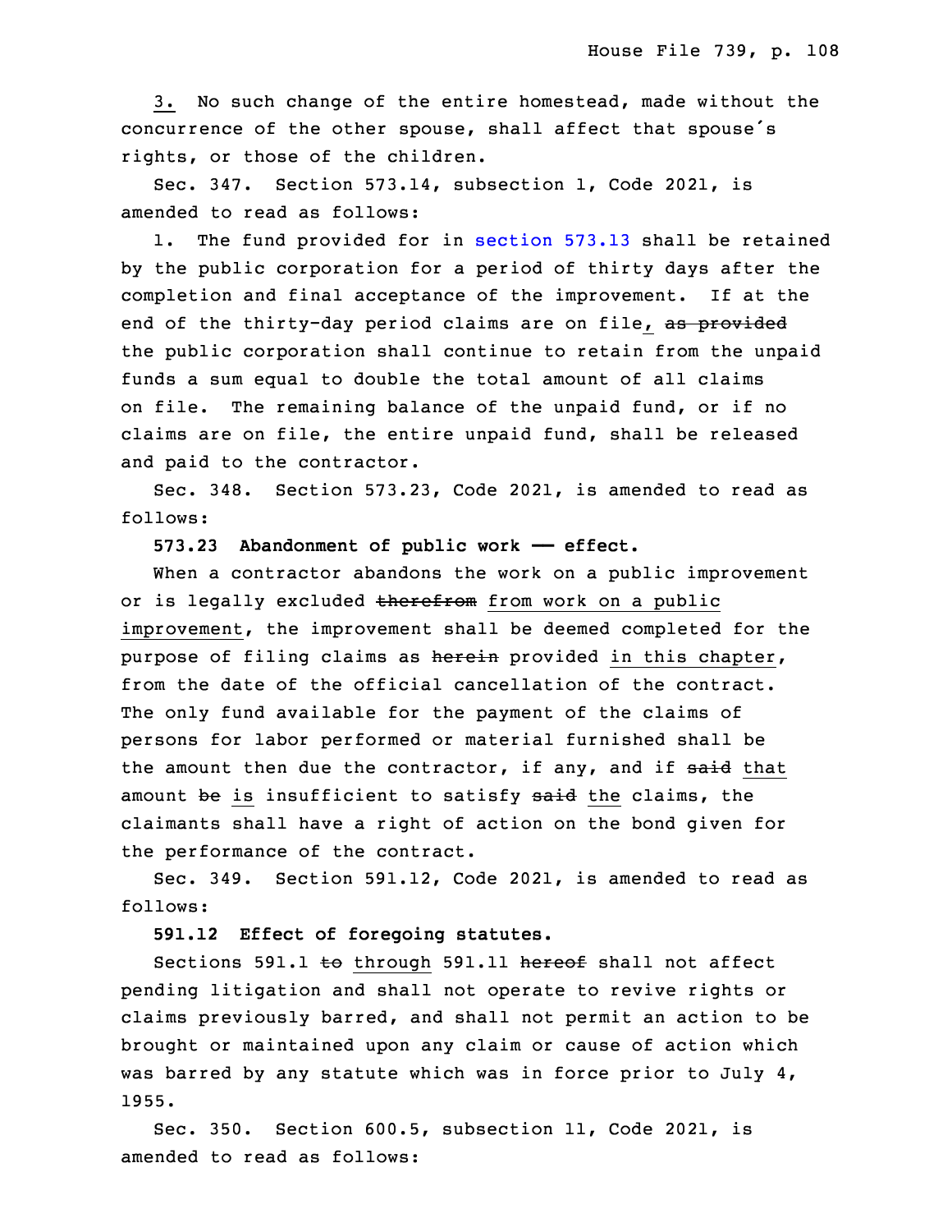3. No such change of the entire homestead, made without the concurrence of the other spouse, shall affect that spouse's rights, or those of the children.

Sec. 347. Section 573.14, subsection 1, Code 2021, is amended to read as follows:

1. The fund provided for in section 573.13 shall be retained by the public corporation for a period of thirty days after the completion and final acceptance of the improvement. If at the end of the thirty-day period claims are on file, ~~as provided~~ the public corporation shall continue to retain from the unpaid funds a sum equal to double the total amount of all claims on file. The remaining balance of the unpaid fund, or if no claims are on file, the entire unpaid fund, shall be released and paid to the contractor.

Sec. 348. Section 573.23, Code 2021, is amended to read as follows:

**573.23 Abandonment of public work — effect.**

When a contractor abandons the work on a public improvement or is legally excluded ~~therefrom~~ from work on a public improvement, the improvement shall be deemed completed for the purpose of filing claims as ~~herein~~ provided in this chapter, from the date of the official cancellation of the contract. The only fund available for the payment of the claims of persons for labor performed or material furnished shall be the amount then due the contractor, if any, and if ~~said~~ that amount ~~be~~ is insufficient to satisfy ~~said~~ the claims, the claimants shall have a right of action on the bond given for the performance of the contract.

Sec. 349. Section 591.12, Code 2021, is amended to read as follows:

**591.12 Effect of foregoing statutes.**

Sections 591.1 ~~to~~ through 591.11 ~~hereof~~ shall not affect pending litigation and shall not operate to revive rights or claims previously barred, and shall not permit an action to be brought or maintained upon any claim or cause of action which was barred by any statute which was in force prior to July 4, 1955.

Sec. 350. Section 600.5, subsection 11, Code 2021, is amended to read as follows: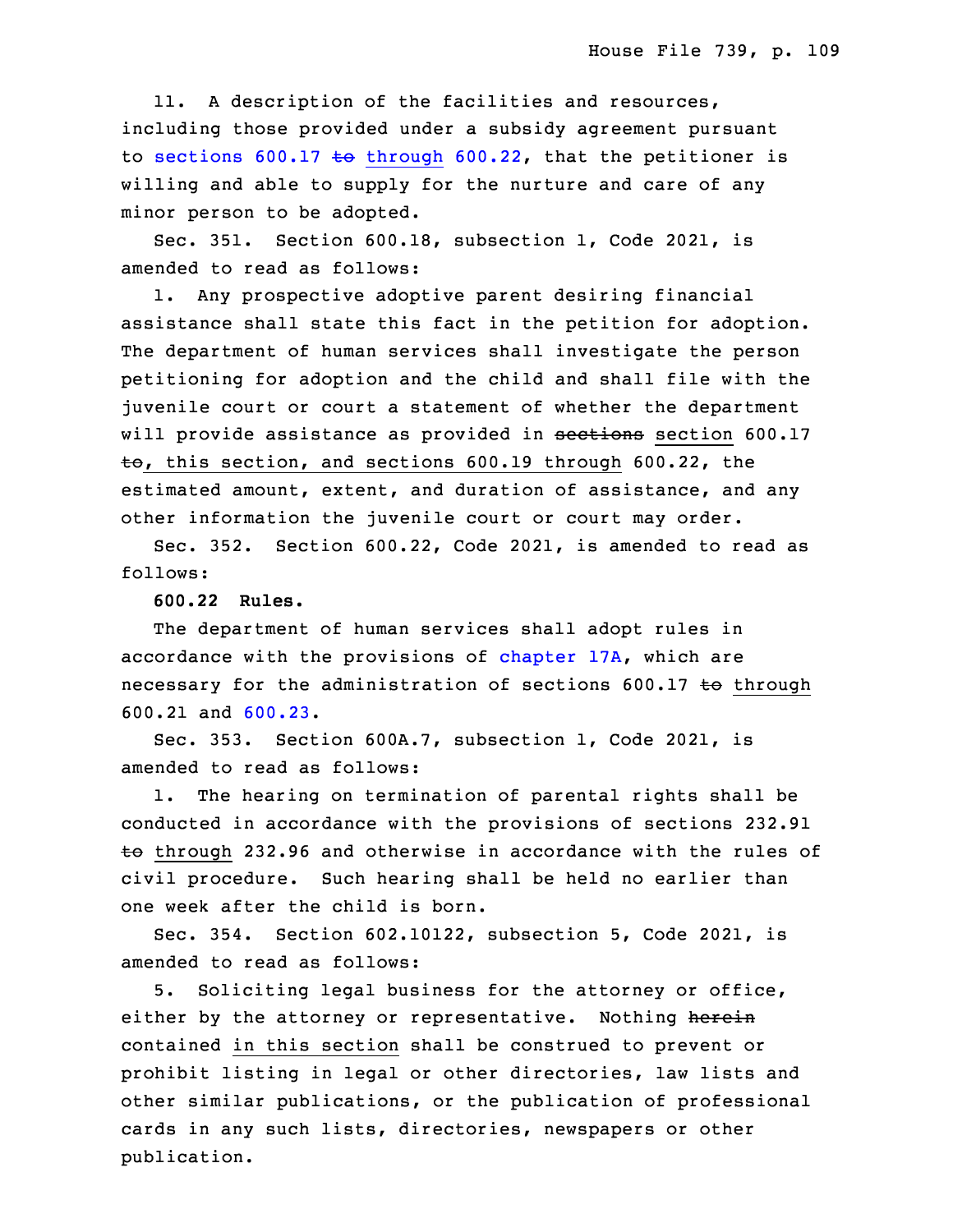11. A description of the facilities and resources, including those provided under a subsidy agreement pursuant to sections 600.17 ~~to~~ through 600.22, that the petitioner is willing and able to supply for the nurture and care of any minor person to be adopted.

Sec. 351. Section 600.18, subsection 1, Code 2021, is amended to read as follows:

1. Any prospective adoptive parent desiring financial assistance shall state this fact in the petition for adoption. The department of human services shall investigate the person petitioning for adoption and the child and shall file with the juvenile court or court a statement of whether the department will provide assistance as provided in ~~sections~~ section 600.17 ~~to~~, this section, and sections 600.19 through 600.22, the estimated amount, extent, and duration of assistance, and any other information the juvenile court or court may order.

Sec. 352. Section 600.22, Code 2021, is amended to read as follows:

**600.22 Rules.**

The department of human services shall adopt rules in accordance with the provisions of chapter 17A, which are necessary for the administration of sections 600.17 ~~to~~ through 600.21 and 600.23.

Sec. 353. Section 600A.7, subsection 1, Code 2021, is amended to read as follows:

1. The hearing on termination of parental rights shall be conducted in accordance with the provisions of sections 232.91 ~~to~~ through 232.96 and otherwise in accordance with the rules of civil procedure. Such hearing shall be held no earlier than one week after the child is born.

Sec. 354. Section 602.10122, subsection 5, Code 2021, is amended to read as follows:

5. Soliciting legal business for the attorney or office, either by the attorney or representative. Nothing ~~herein~~ contained in this section shall be construed to prevent or prohibit listing in legal or other directories, law lists and other similar publications, or the publication of professional cards in any such lists, directories, newspapers or other publication.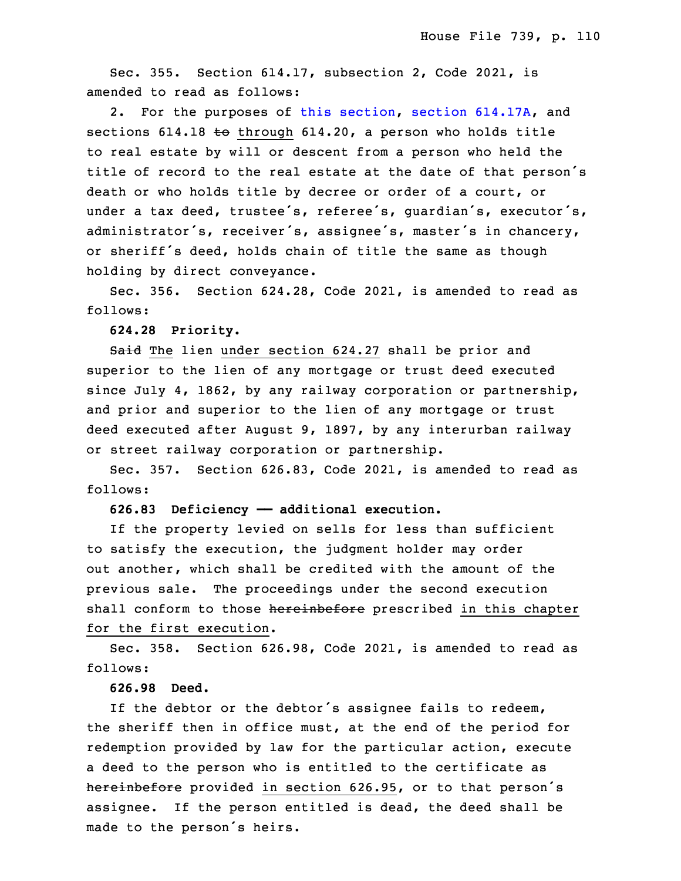Sec. 355. Section 614.17, subsection 2, Code 2021, is amended to read as follows:

2. For the purposes of this section, section 614.17A, and sections 614.18 ~~to~~ through 614.20, a person who holds title to real estate by will or descent from a person who held the title of record to the real estate at the date of that person's death or who holds title by decree or order of a court, or under a tax deed, trustee's, referee's, guardian's, executor's, administrator's, receiver's, assignee's, master's in chancery, or sheriff's deed, holds chain of title the same as though holding by direct conveyance.

Sec. 356. Section 624.28, Code 2021, is amended to read as follows:

**624.28 Priority.**

~~Said~~ The lien under section 624.27 shall be prior and superior to the lien of any mortgage or trust deed executed since July 4, 1862, by any railway corporation or partnership, and prior and superior to the lien of any mortgage or trust deed executed after August 9, 1897, by any interurban railway or street railway corporation or partnership.

Sec. 357. Section 626.83, Code 2021, is amended to read as follows:

**626.83 Deficiency — additional execution.**

If the property levied on sells for less than sufficient to satisfy the execution, the judgment holder may order out another, which shall be credited with the amount of the previous sale. The proceedings under the second execution shall conform to those ~~hereinbefore~~ prescribed in this chapter for the first execution.

Sec. 358. Section 626.98, Code 2021, is amended to read as follows:

**626.98 Deed.**

If the debtor or the debtor's assignee fails to redeem, the sheriff then in office must, at the end of the period for redemption provided by law for the particular action, execute a deed to the person who is entitled to the certificate as ~~hereinbefore~~ provided in section 626.95, or to that person's assignee. If the person entitled is dead, the deed shall be made to the person's heirs.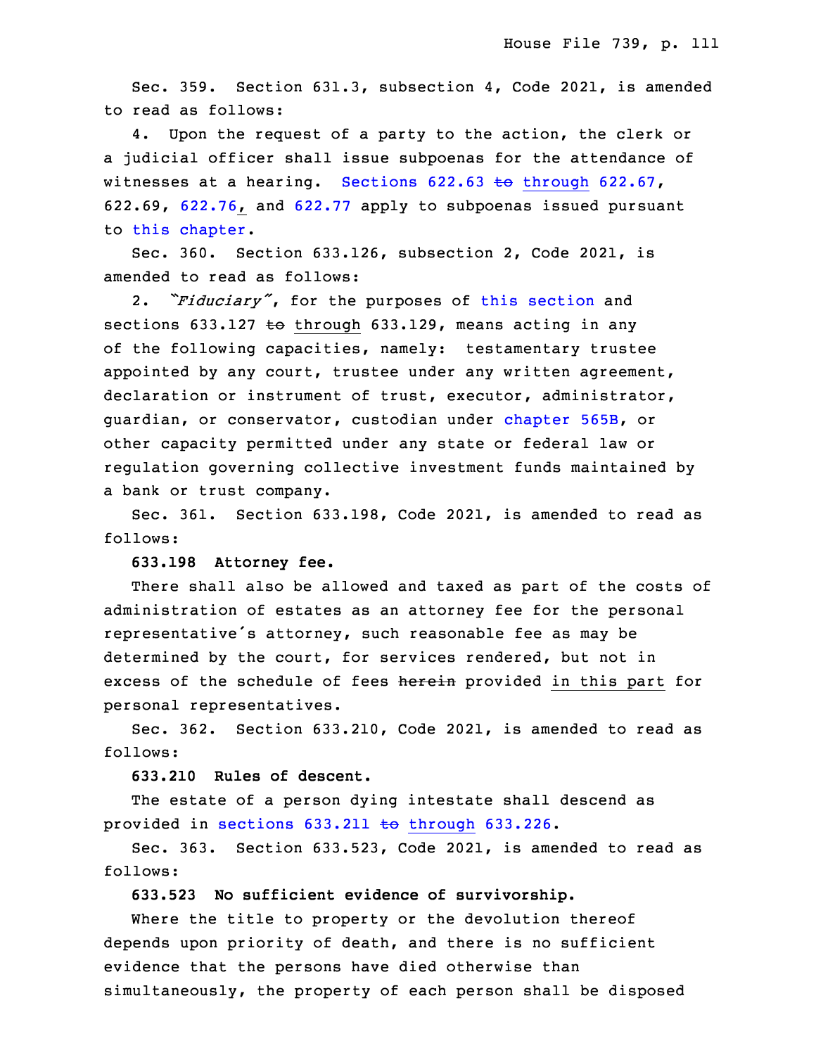Sec. 359. Section 631.3, subsection 4, Code 2021, is amended to read as follows:

4. Upon the request of a party to the action, the clerk or a judicial officer shall issue subpoenas for the attendance of witnesses at a hearing. Sections 622.63 ~~to~~ through 622.67, 622.69, 622.76, and 622.77 apply to subpoenas issued pursuant to this chapter.

Sec. 360. Section 633.126, subsection 2, Code 2021, is amended to read as follows:

2. *"Fiduciary"*, for the purposes of this section and sections 633.127 ~~to~~ through 633.129, means acting in any of the following capacities, namely: testamentary trustee appointed by any court, trustee under any written agreement, declaration or instrument of trust, executor, administrator, guardian, or conservator, custodian under chapter 565B, or other capacity permitted under any state or federal law or regulation governing collective investment funds maintained by a bank or trust company.

Sec. 361. Section 633.198, Code 2021, is amended to read as follows:

**633.198 Attorney fee.**

There shall also be allowed and taxed as part of the costs of administration of estates as an attorney fee for the personal representative's attorney, such reasonable fee as may be determined by the court, for services rendered, but not in excess of the schedule of fees ~~herein~~ provided in this part for personal representatives.

Sec. 362. Section 633.210, Code 2021, is amended to read as follows:

**633.210 Rules of descent.**

The estate of a person dying intestate shall descend as provided in sections 633.211 ~~to~~ through 633.226.

Sec. 363. Section 633.523, Code 2021, is amended to read as follows:

**633.523 No sufficient evidence of survivorship.**

Where the title to property or the devolution thereof depends upon priority of death, and there is no sufficient evidence that the persons have died otherwise than simultaneously, the property of each person shall be disposed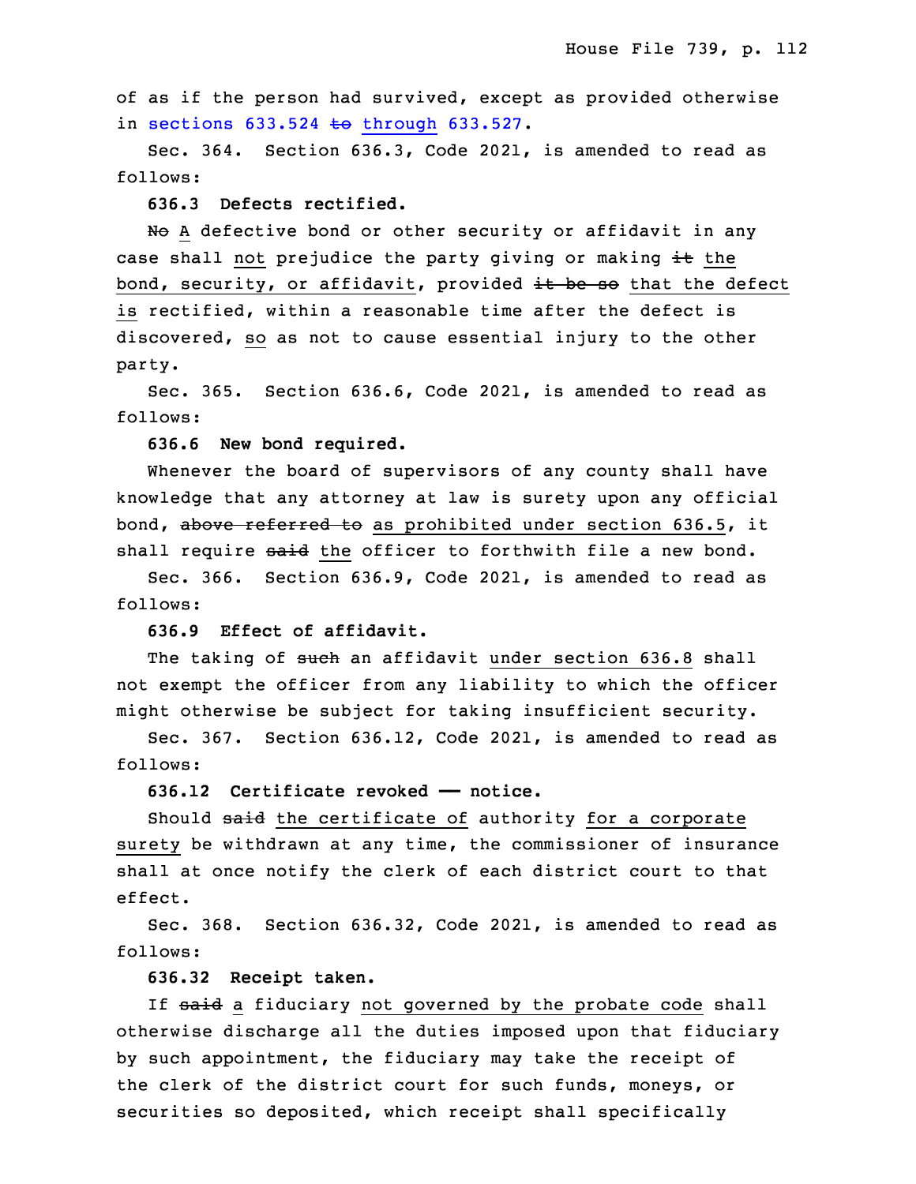of as if the person had survived, except as provided otherwise in sections 633.524 ~~to~~ through 633.527.

Sec. 364. Section 636.3, Code 2021, is amended to read as follows:

**636.3 Defects rectified.**

~~No~~ A defective bond or other security or affidavit in any case shall not prejudice the party giving or making ~~it~~ the bond, security, or affidavit, provided ~~it be so~~ that the defect is rectified, within a reasonable time after the defect is discovered, so as not to cause essential injury to the other party.

Sec. 365. Section 636.6, Code 2021, is amended to read as follows:

**636.6 New bond required.**

Whenever the board of supervisors of any county shall have knowledge that any attorney at law is surety upon any official bond, ~~above referred to~~ as prohibited under section 636.5, it shall require ~~said~~ the officer to forthwith file a new bond.

Sec. 366. Section 636.9, Code 2021, is amended to read as follows:

**636.9 Effect of affidavit.**

The taking of ~~such~~ an affidavit under section 636.8 shall not exempt the officer from any liability to which the officer might otherwise be subject for taking insufficient security.

Sec. 367. Section 636.12, Code 2021, is amended to read as follows:

**636.12 Certificate revoked —— notice.**

Should ~~said~~ the certificate of authority for a corporate surety be withdrawn at any time, the commissioner of insurance shall at once notify the clerk of each district court to that effect.

Sec. 368. Section 636.32, Code 2021, is amended to read as follows:

**636.32 Receipt taken.**

If ~~said~~ a fiduciary not governed by the probate code shall otherwise discharge all the duties imposed upon that fiduciary by such appointment, the fiduciary may take the receipt of the clerk of the district court for such funds, moneys, or securities so deposited, which receipt shall specifically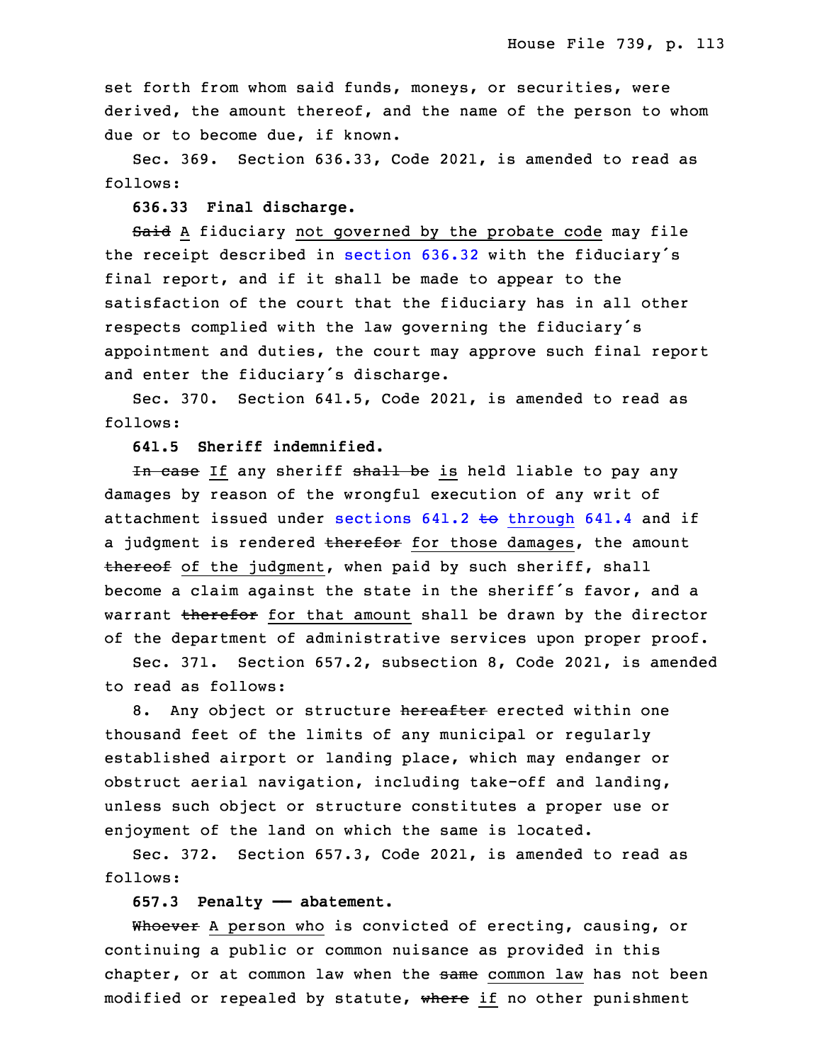set forth from whom said funds, moneys, or securities, were derived, the amount thereof, and the name of the person to whom due or to become due, if known.

Sec. 369. Section 636.33, Code 2021, is amended to read as follows:

**636.33 Final discharge.**

~~Said~~ A fiduciary not governed by the probate code may file the receipt described in section 636.32 with the fiduciary's final report, and if it shall be made to appear to the satisfaction of the court that the fiduciary has in all other respects complied with the law governing the fiduciary's appointment and duties, the court may approve such final report and enter the fiduciary's discharge.

Sec. 370. Section 641.5, Code 2021, is amended to read as follows:

**641.5 Sheriff indemnified.**

~~In case~~ If any sheriff ~~shall be~~ is held liable to pay any damages by reason of the wrongful execution of any writ of attachment issued under sections 641.2 ~~to~~ through 641.4 and if a judgment is rendered ~~therefor~~ for those damages, the amount ~~thereof~~ of the judgment, when paid by such sheriff, shall become a claim against the state in the sheriff's favor, and a warrant ~~therefor~~ for that amount shall be drawn by the director of the department of administrative services upon proper proof.

Sec. 371. Section 657.2, subsection 8, Code 2021, is amended to read as follows:

8. Any object or structure ~~hereafter~~ erected within one thousand feet of the limits of any municipal or regularly established airport or landing place, which may endanger or obstruct aerial navigation, including take-off and landing, unless such object or structure constitutes a proper use or enjoyment of the land on which the same is located.

Sec. 372. Section 657.3, Code 2021, is amended to read as follows:

**657.3 Penalty —— abatement.**

~~Whoever~~ A person who is convicted of erecting, causing, or continuing a public or common nuisance as provided in this chapter, or at common law when the ~~same~~ common law has not been modified or repealed by statute, ~~where~~ if no other punishment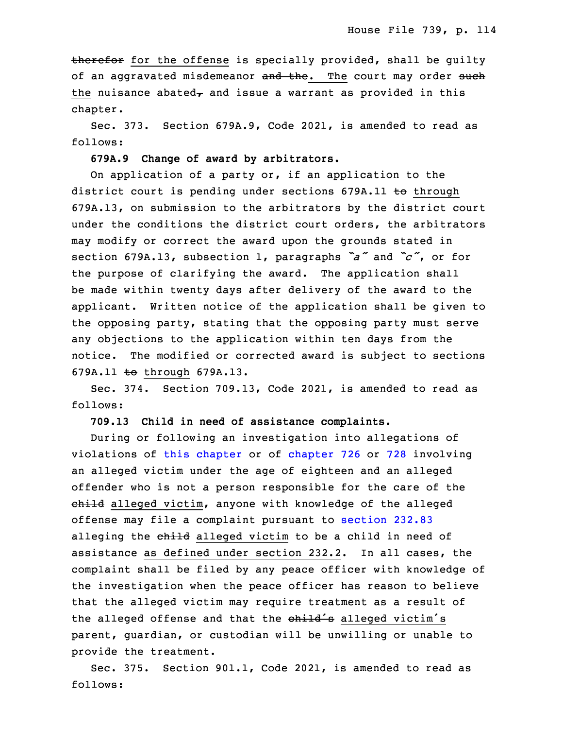~~therefor~~ for the offense is specially provided, shall be guilty of an aggravated misdemeanor ~~and the~~. The court may order ~~such~~ the nuisance abated~~,~~ and issue a warrant as provided in this chapter.

Sec. 373. Section 679A.9, Code 2021, is amended to read as follows:

**679A.9 Change of award by arbitrators.**

On application of a party or, if an application to the district court is pending under sections 679A.11 ~~to~~ through 679A.13, on submission to the arbitrators by the district court under the conditions the district court orders, the arbitrators may modify or correct the award upon the grounds stated in section 679A.13, subsection 1, paragraphs *"a"* and *"c"*, or for the purpose of clarifying the award. The application shall be made within twenty days after delivery of the award to the applicant. Written notice of the application shall be given to the opposing party, stating that the opposing party must serve any objections to the application within ten days from the notice. The modified or corrected award is subject to sections 679A.11 ~~to~~ through 679A.13.

Sec. 374. Section 709.13, Code 2021, is amended to read as follows:

**709.13 Child in need of assistance complaints.**

During or following an investigation into allegations of violations of this chapter or of chapter 726 or 728 involving an alleged victim under the age of eighteen and an alleged offender who is not a person responsible for the care of the ~~child~~ alleged victim, anyone with knowledge of the alleged offense may file a complaint pursuant to section 232.83 alleging the ~~child~~ alleged victim to be a child in need of assistance as defined under section 232.2. In all cases, the complaint shall be filed by any peace officer with knowledge of the investigation when the peace officer has reason to believe that the alleged victim may require treatment as a result of the alleged offense and that the ~~child's~~ alleged victim's parent, guardian, or custodian will be unwilling or unable to provide the treatment.

Sec. 375. Section 901.1, Code 2021, is amended to read as follows: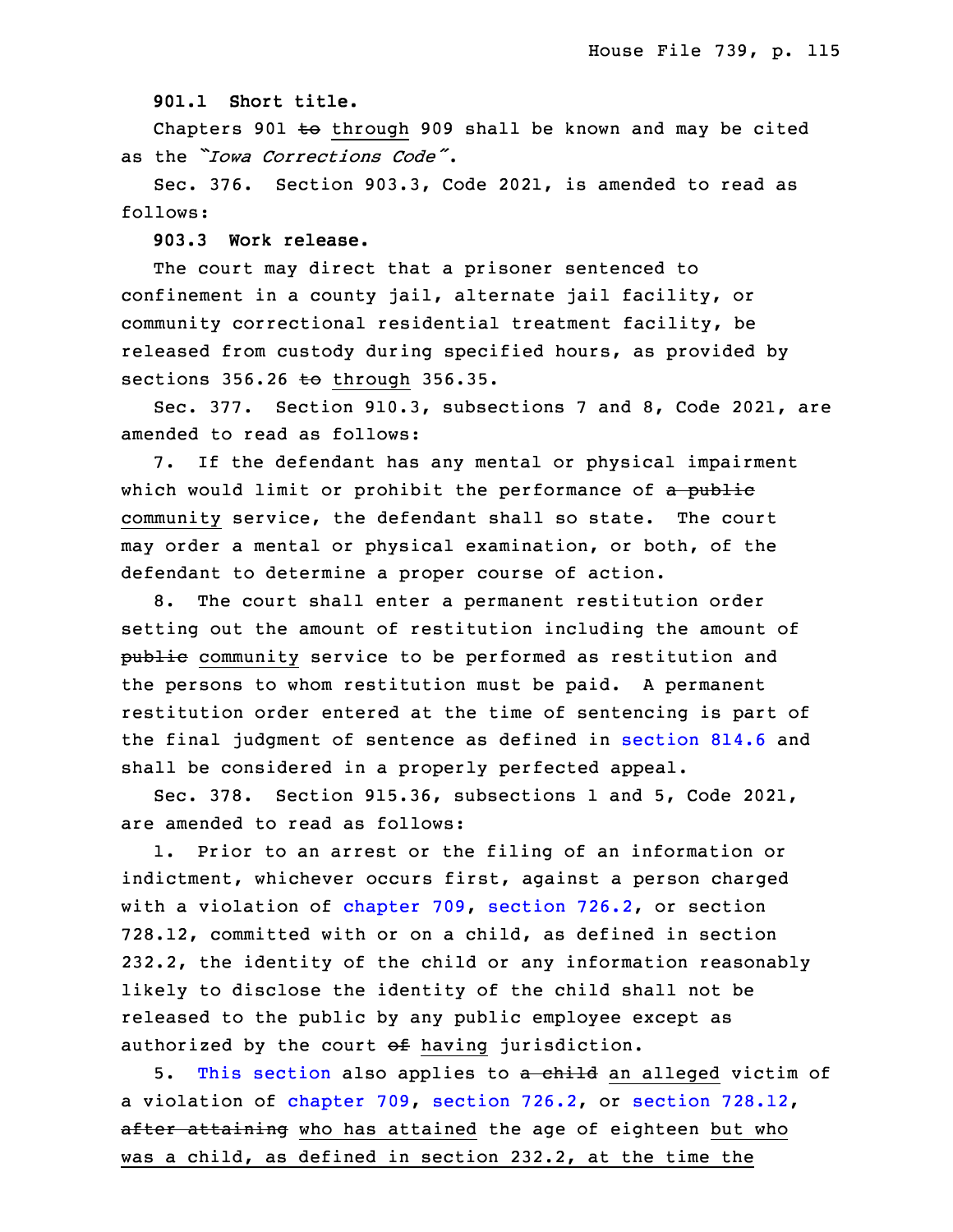**901.1 Short title.**

Chapters 901 ~~to~~ through 909 shall be known and may be cited as the *"Iowa Corrections Code"*.

Sec. 376. Section 903.3, Code 2021, is amended to read as follows:

**903.3 Work release.**

The court may direct that a prisoner sentenced to confinement in a county jail, alternate jail facility, or community correctional residential treatment facility, be released from custody during specified hours, as provided by sections 356.26 ~~to~~ through 356.35.

Sec. 377. Section 910.3, subsections 7 and 8, Code 2021, are amended to read as follows:

7. If the defendant has any mental or physical impairment which would limit or prohibit the performance of ~~a public~~ community service, the defendant shall so state. The court may order a mental or physical examination, or both, of the defendant to determine a proper course of action.

8. The court shall enter a permanent restitution order setting out the amount of restitution including the amount of ~~public~~ community service to be performed as restitution and the persons to whom restitution must be paid. A permanent restitution order entered at the time of sentencing is part of the final judgment of sentence as defined in section 814.6 and shall be considered in a properly perfected appeal.

Sec. 378. Section 915.36, subsections 1 and 5, Code 2021, are amended to read as follows:

1. Prior to an arrest or the filing of an information or indictment, whichever occurs first, against a person charged with a violation of chapter 709, section 726.2, or section 728.12, committed with or on a child, as defined in section 232.2, the identity of the child or any information reasonably likely to disclose the identity of the child shall not be released to the public by any public employee except as authorized by the court ~~of~~ having jurisdiction.

5. This section also applies to ~~a child~~ an alleged victim of a violation of chapter 709, section 726.2, or section 728.12, ~~after attaining~~ who has attained the age of eighteen but who was a child, as defined in section 232.2, at the time the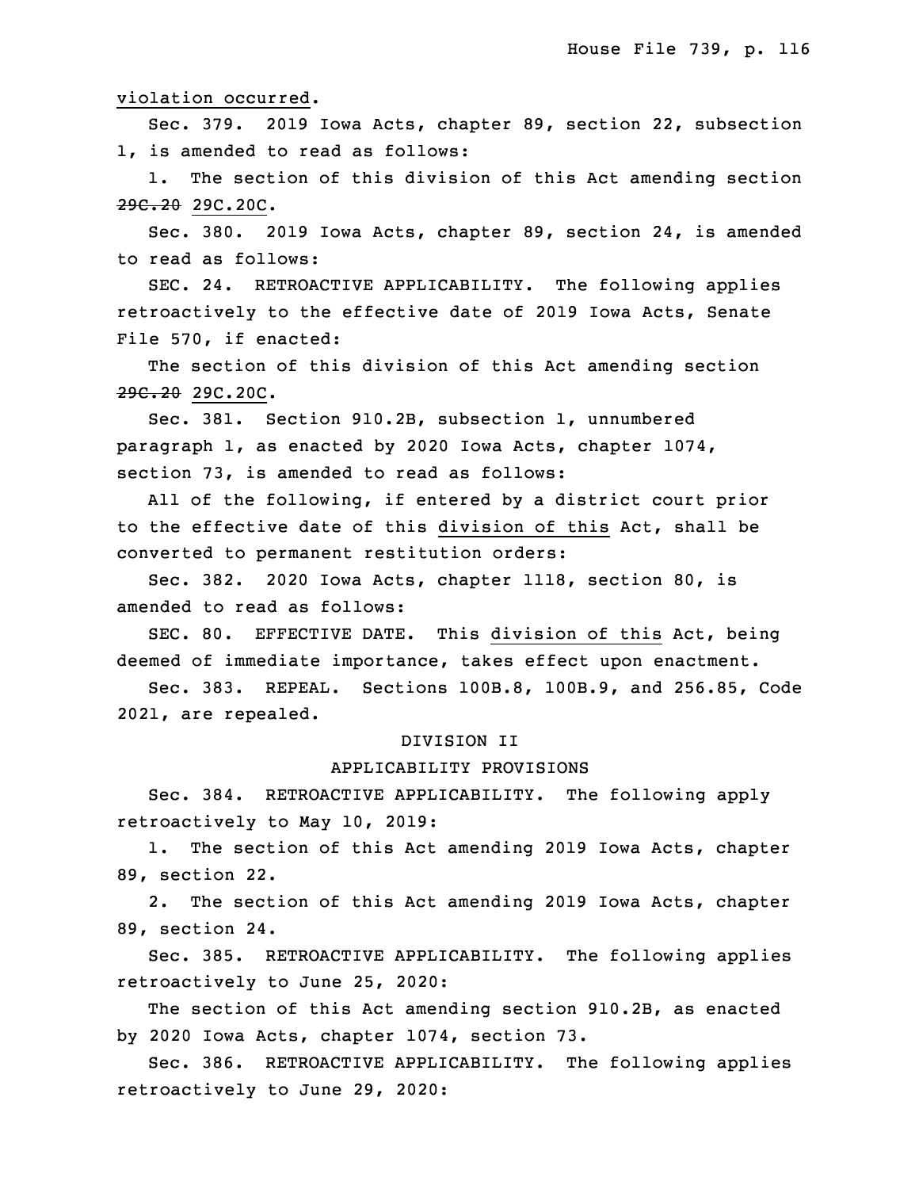violation occurred.

Sec. 379. 2019 Iowa Acts, chapter 89, section 22, subsection 1, is amended to read as follows:

1. The section of this division of this Act amending section ~~29C.20~~ 29C.20C.

Sec. 380. 2019 Iowa Acts, chapter 89, section 24, is amended to read as follows:

SEC. 24. RETROACTIVE APPLICABILITY. The following applies retroactively to the effective date of 2019 Iowa Acts, Senate File 570, if enacted:

The section of this division of this Act amending section ~~29C.20~~ 29C.20C.

Sec. 381. Section 910.2B, subsection 1, unnumbered paragraph 1, as enacted by 2020 Iowa Acts, chapter 1074, section 73, is amended to read as follows:

All of the following, if entered by a district court prior to the effective date of this division of this Act, shall be converted to permanent restitution orders:

Sec. 382. 2020 Iowa Acts, chapter 1118, section 80, is amended to read as follows:

SEC. 80. EFFECTIVE DATE. This division of this Act, being deemed of immediate importance, takes effect upon enactment.

Sec. 383. REPEAL. Sections 100B.8, 100B.9, and 256.85, Code 2021, are repealed.

DIVISION II

APPLICABILITY PROVISIONS

Sec. 384. RETROACTIVE APPLICABILITY. The following apply retroactively to May 10, 2019:

1. The section of this Act amending 2019 Iowa Acts, chapter 89, section 22.

2. The section of this Act amending 2019 Iowa Acts, chapter 89, section 24.

Sec. 385. RETROACTIVE APPLICABILITY. The following applies retroactively to June 25, 2020:

The section of this Act amending section 910.2B, as enacted by 2020 Iowa Acts, chapter 1074, section 73.

Sec. 386. RETROACTIVE APPLICABILITY. The following applies retroactively to June 29, 2020: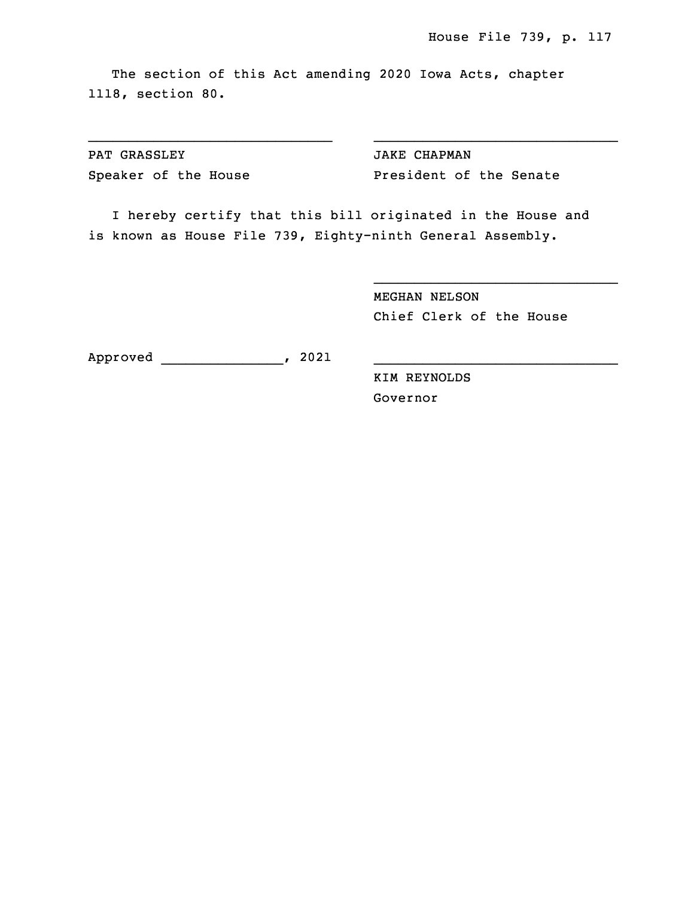The section of this Act amending 2020 Iowa Acts, chapter 1118, section 80.

______________________________ ______________________________

PAT GRASSLEY  
Speaker of the House

JAKE CHAPMAN  
President of the Senate

I hereby certify that this bill originated in the House and is known as House File 739, Eighty-ninth General Assembly.

______________________________

MEGHAN NELSON  
Chief Clerk of the House

Approved _______________, 2021

______________________________

KIM REYNOLDS  
Governor